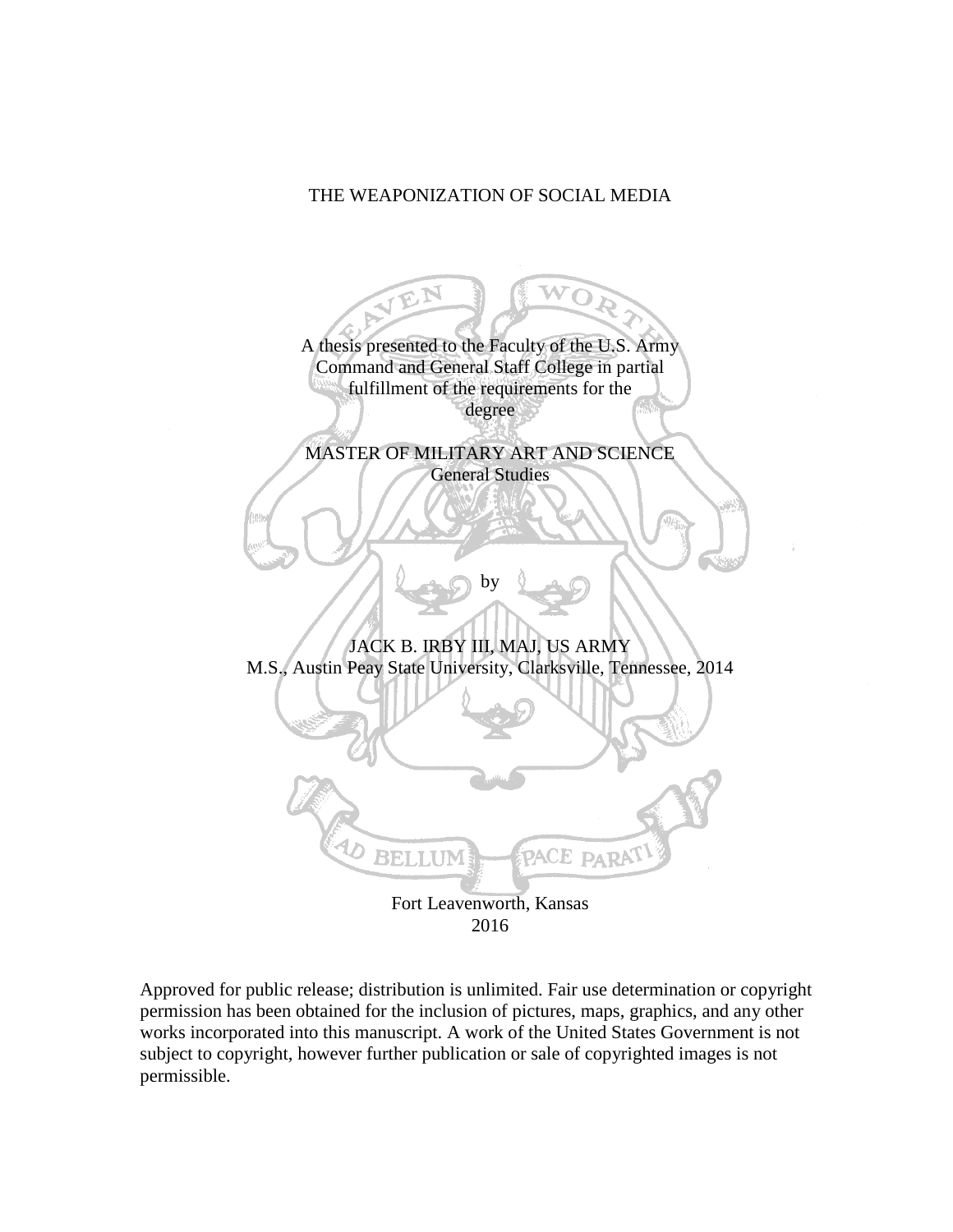# THE WEAPONIZATION OF SOCIAL MEDIA

A thesis presented to the Faculty of the U.S. Army Command and General Staff College in partial fulfillment of the requirements for the degree

MASTER OF MILITARY ART AND SCIENCE
General Studies

by

JACK B. IRBY III, MAJ, US ARMY
M.S., Austin Peay State University, Clarksville, Tennessee, 2014

Fort Leavenworth, Kansas
2016

Approved for public release; distribution is unlimited. Fair use determination or copyright permission has been obtained for the inclusion of pictures, maps, graphics, and any other works incorporated into this manuscript. A work of the United States Government is not subject to copyright, however further publication or sale of copyrighted images is not permissible.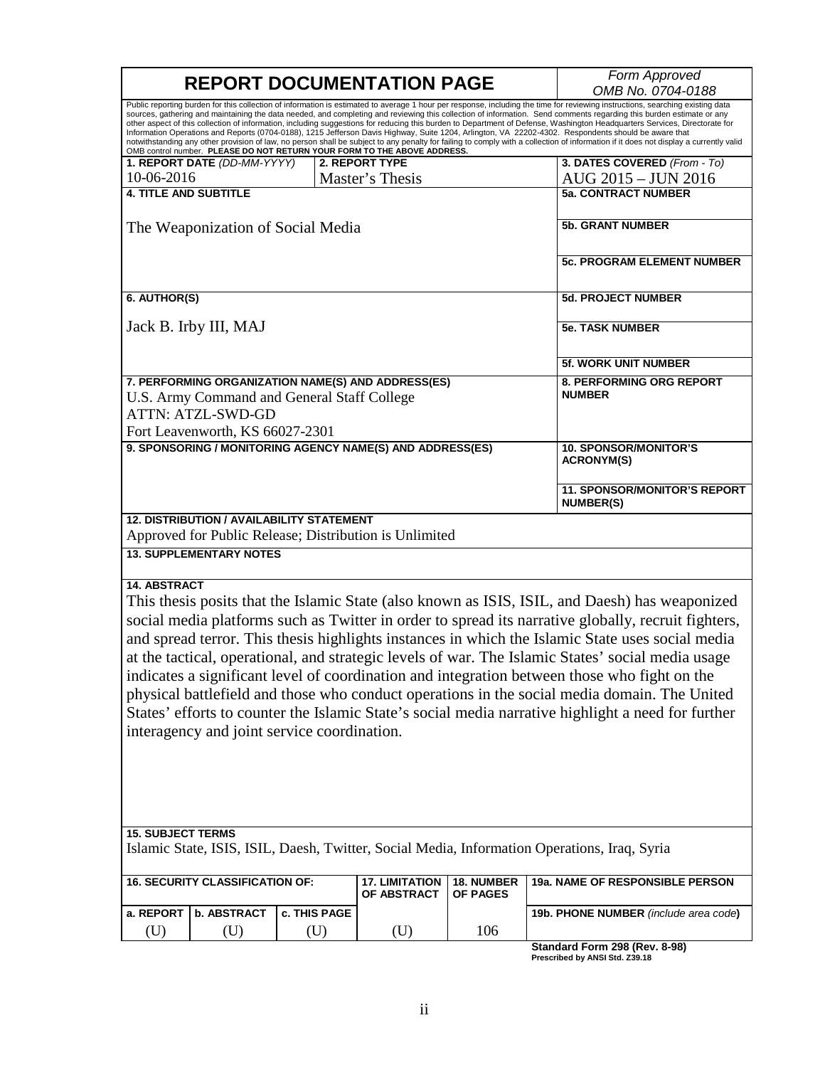# REPORT DOCUMENTATION PAGE

*Form Approved*
*OMB No. 0704-0188*

Public reporting burden for this collection of information is estimated to average 1 hour per response, including the time for reviewing instructions, searching existing data sources, gathering and maintaining the data needed, and completing and reviewing this collection of information. Send comments regarding this burden estimate or any other aspect of this collection of information, including suggestions for reducing this burden to Department of Defense, Washington Headquarters Services, Directorate for Information Operations and Reports (0704-0188), 1215 Jefferson Davis Highway, Suite 1204, Arlington, VA 22202-4302. Respondents should be aware that notwithstanding any other provision of law, no person shall be subject to any penalty for failing to comply with a collection of information if it does not display a currently valid OMB control number. **PLEASE DO NOT RETURN YOUR FORM TO THE ABOVE ADDRESS.**

| **1. REPORT DATE** *(DD-MM-YYYY)* | **2. REPORT TYPE** | **3. DATES COVERED** *(From - To)* |
|---|---|---|
| 10-06-2016 | Master's Thesis | AUG 2015 – JUN 2016 |

**4. TITLE AND SUBTITLE**

The Weaponization of Social Media

**5a. CONTRACT NUMBER**

**5b. GRANT NUMBER**

**5c. PROGRAM ELEMENT NUMBER**

**6. AUTHOR(S)**

Jack B. Irby III, MAJ

**5d. PROJECT NUMBER**

**5e. TASK NUMBER**

**5f. WORK UNIT NUMBER**

**7. PERFORMING ORGANIZATION NAME(S) AND ADDRESS(ES)**

U.S. Army Command and General Staff College
ATTN: ATZL-SWD-GD
Fort Leavenworth, KS 66027-2301

**8. PERFORMING ORG REPORT NUMBER**

**9. SPONSORING / MONITORING AGENCY NAME(S) AND ADDRESS(ES)**

**10. SPONSOR/MONITOR'S ACRONYM(S)**

**11. SPONSOR/MONITOR'S REPORT NUMBER(S)**

**12. DISTRIBUTION / AVAILABILITY STATEMENT**

Approved for Public Release; Distribution is Unlimited

**13. SUPPLEMENTARY NOTES**

**14. ABSTRACT**

This thesis posits that the Islamic State (also known as ISIS, ISIL, and Daesh) has weaponized social media platforms such as Twitter in order to spread its narrative globally, recruit fighters, and spread terror. This thesis highlights instances in which the Islamic State uses social media at the tactical, operational, and strategic levels of war. The Islamic States' social media usage indicates a significant level of coordination and integration between those who fight on the physical battlefield and those who conduct operations in the social media domain. The United States' efforts to counter the Islamic State's social media narrative highlight a need for further interagency and joint service coordination.

**15. SUBJECT TERMS**

Islamic State, ISIS, ISIL, Daesh, Twitter, Social Media, Information Operations, Iraq, Syria

| **16. SECURITY CLASSIFICATION OF:** | | | **17. LIMITATION OF ABSTRACT** | **18. NUMBER OF PAGES** | **19a. NAME OF RESPONSIBLE PERSON** |
|---|---|---|---|---|---|
| **a. REPORT** | **b. ABSTRACT** | **c. THIS PAGE** | | | **19b. PHONE NUMBER** *(include area code)* |
| (U) | (U) | (U) | (U) | 106 | |

**Standard Form 298 (Rev. 8-98)**
**Prescribed by ANSI Std. Z39.18**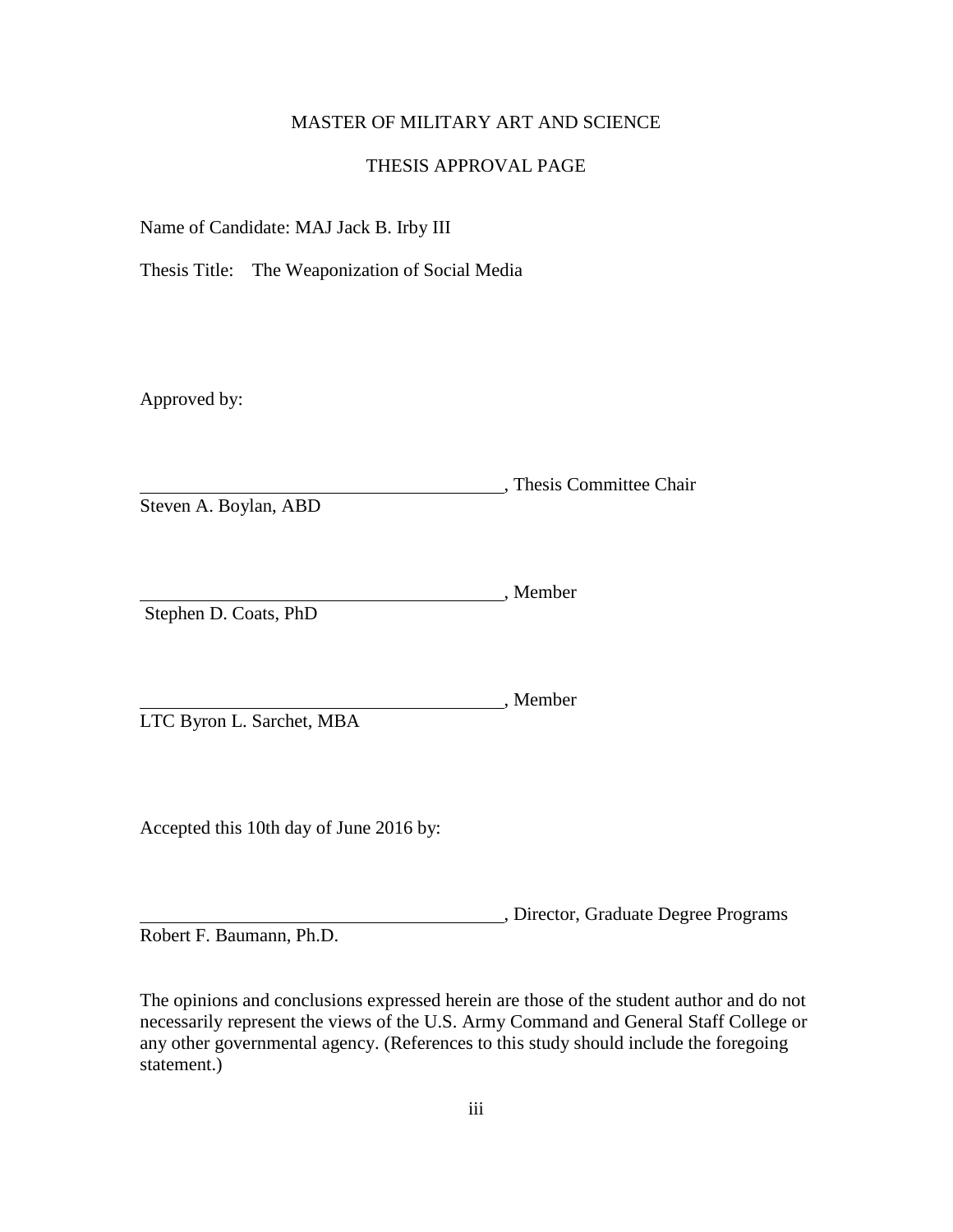MASTER OF MILITARY ART AND SCIENCE

THESIS APPROVAL PAGE

Name of Candidate: MAJ Jack B. Irby III

Thesis Title: The Weaponization of Social Media

Approved by:

_________________________________________, Thesis Committee Chair
Steven A. Boylan, ABD

_________________________________________, Member
Stephen D. Coats, PhD

_________________________________________, Member
LTC Byron L. Sarchet, MBA

Accepted this 10th day of June 2016 by:

_________________________________________, Director, Graduate Degree Programs
Robert F. Baumann, Ph.D.

The opinions and conclusions expressed herein are those of the student author and do not necessarily represent the views of the U.S. Army Command and General Staff College or any other governmental agency. (References to this study should include the foregoing statement.)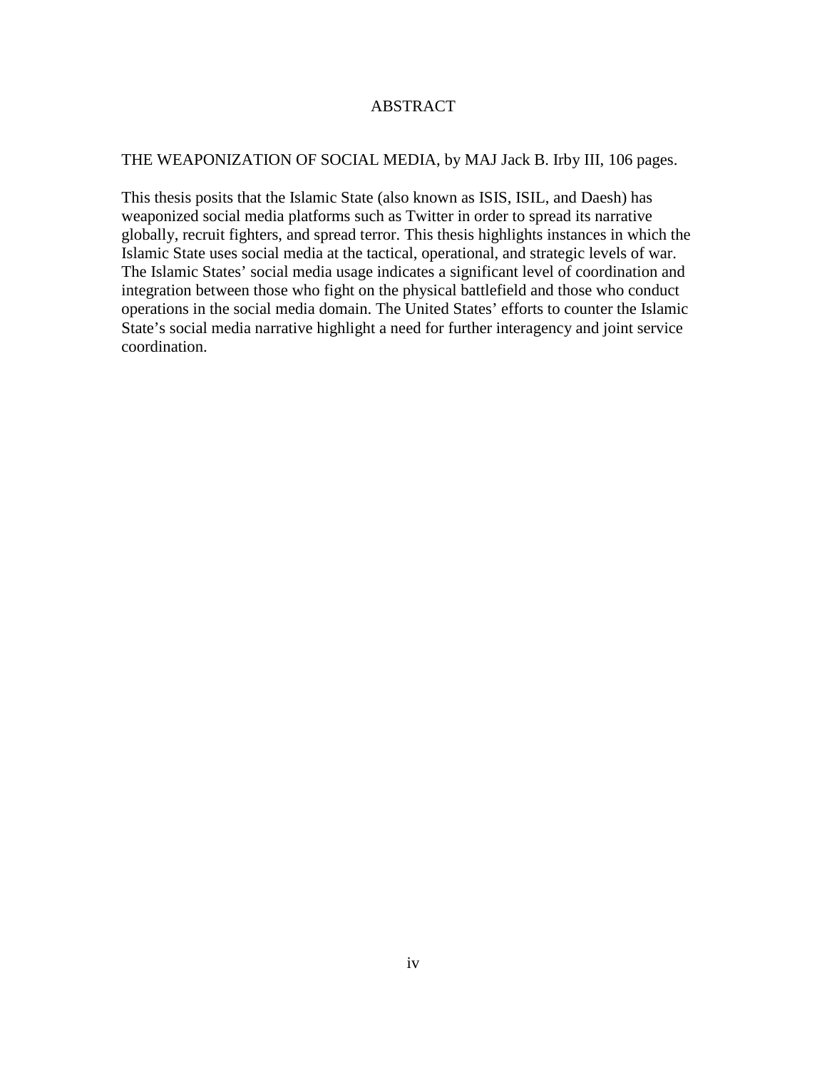# ABSTRACT

THE WEAPONIZATION OF SOCIAL MEDIA, by MAJ Jack B. Irby III, 106 pages.

This thesis posits that the Islamic State (also known as ISIS, ISIL, and Daesh) has weaponized social media platforms such as Twitter in order to spread its narrative globally, recruit fighters, and spread terror. This thesis highlights instances in which the Islamic State uses social media at the tactical, operational, and strategic levels of war. The Islamic States' social media usage indicates a significant level of coordination and integration between those who fight on the physical battlefield and those who conduct operations in the social media domain. The United States' efforts to counter the Islamic State's social media narrative highlight a need for further interagency and joint service coordination.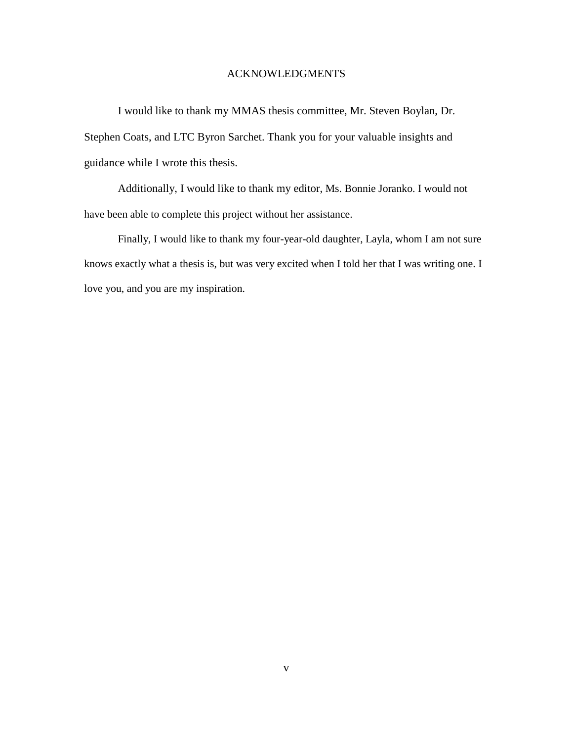# ACKNOWLEDGMENTS

I would like to thank my MMAS thesis committee, Mr. Steven Boylan, Dr. Stephen Coats, and LTC Byron Sarchet. Thank you for your valuable insights and guidance while I wrote this thesis.

Additionally, I would like to thank my editor, Ms. Bonnie Joranko. I would not have been able to complete this project without her assistance.

Finally, I would like to thank my four-year-old daughter, Layla, whom I am not sure knows exactly what a thesis is, but was very excited when I told her that I was writing one. I love you, and you are my inspiration.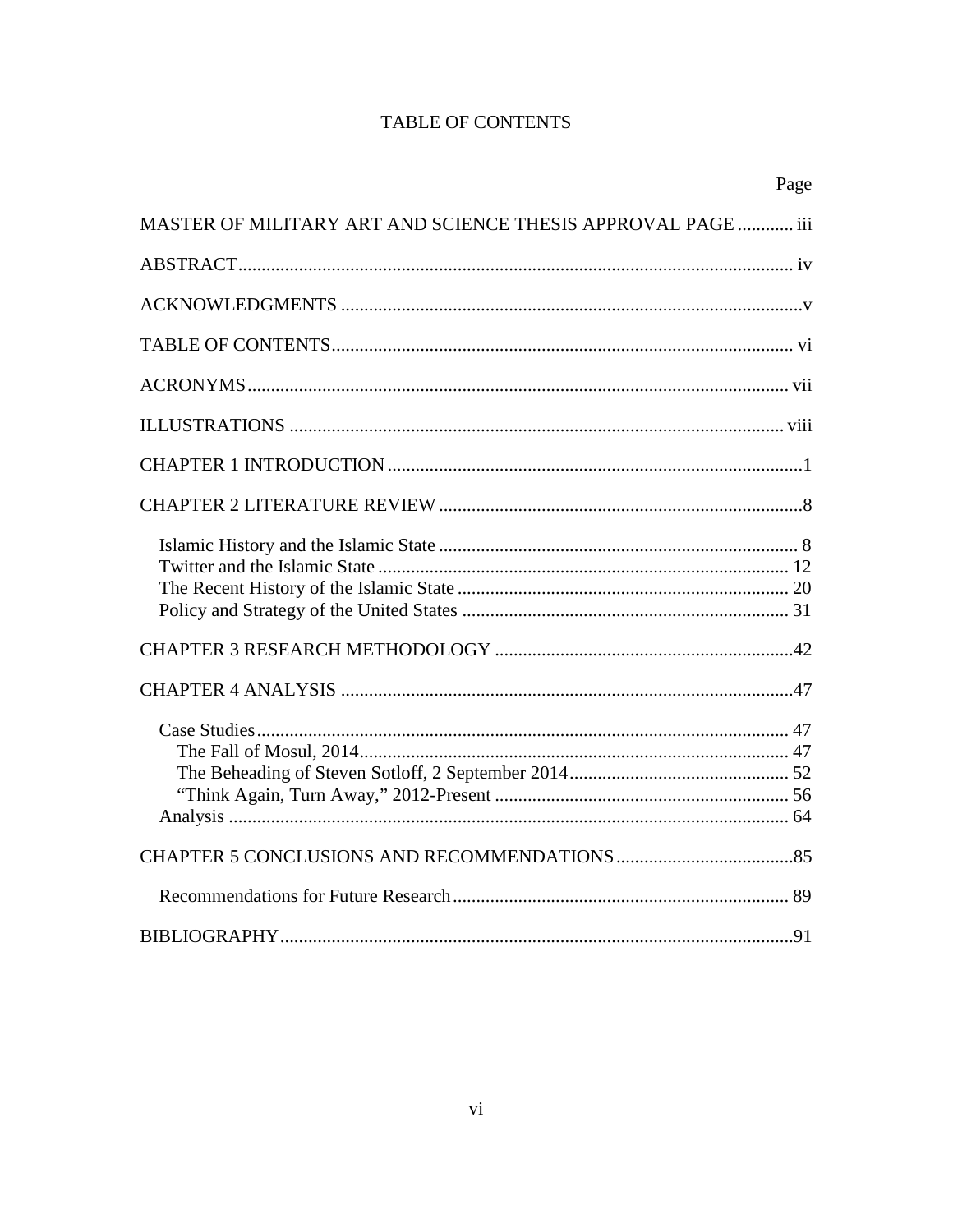# TABLE OF CONTENTS

Page

MASTER OF MILITARY ART AND SCIENCE THESIS APPROVAL PAGE ............ iii

ABSTRACT ...................................................................................................................... iv

ACKNOWLEDGMENTS ..................................................................................................v

TABLE OF CONTENTS ................................................................................................... vi

ACRONYMS .................................................................................................................... vii

ILLUSTRATIONS .......................................................................................................... viii

CHAPTER 1 INTRODUCTION .........................................................................................1

CHAPTER 2 LITERATURE REVIEW ..............................................................................8

- Islamic History and the Islamic State ............................................................................. 8
- Twitter and the Islamic State ........................................................................................ 12
- The Recent History of the Islamic State ....................................................................... 20
- Policy and Strategy of the United States ...................................................................... 31

CHAPTER 3 RESEARCH METHODOLOGY ................................................................42

CHAPTER 4 ANALYSIS .................................................................................................47

- Case Studies .................................................................................................................. 47
  - The Fall of Mosul, 2014 ............................................................................................ 47
  - The Beheading of Steven Sotloff, 2 September 2014 ............................................... 52
  - "Think Again, Turn Away," 2012-Present ............................................................... 56
- Analysis ........................................................................................................................ 64

CHAPTER 5 CONCLUSIONS AND RECOMMENDATIONS ......................................85

- Recommendations for Future Research ........................................................................ 89

BIBLIOGRAPHY ..............................................................................................................91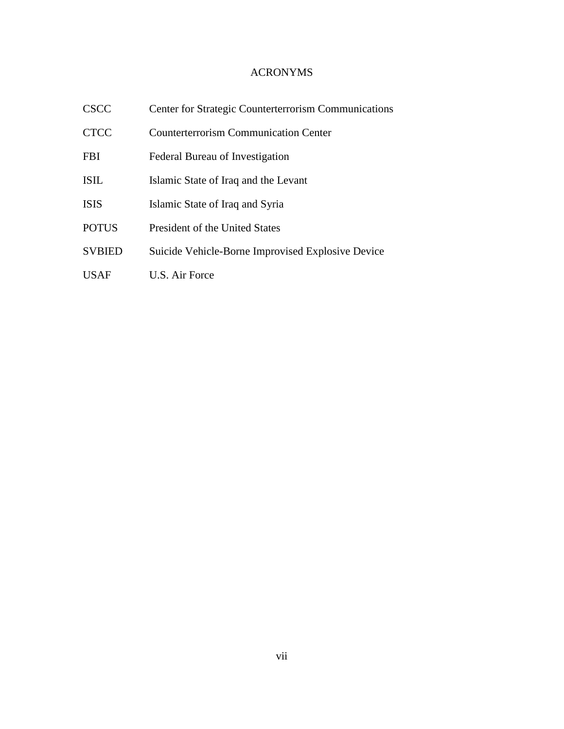# ACRONYMS

| | |
|---|---|
| CSCC | Center for Strategic Counterterrorism Communications |
| CTCC | Counterterrorism Communication Center |
| FBI | Federal Bureau of Investigation |
| ISIL | Islamic State of Iraq and the Levant |
| ISIS | Islamic State of Iraq and Syria |
| POTUS | President of the United States |
| SVBIED | Suicide Vehicle-Borne Improvised Explosive Device |
| USAF | U.S. Air Force |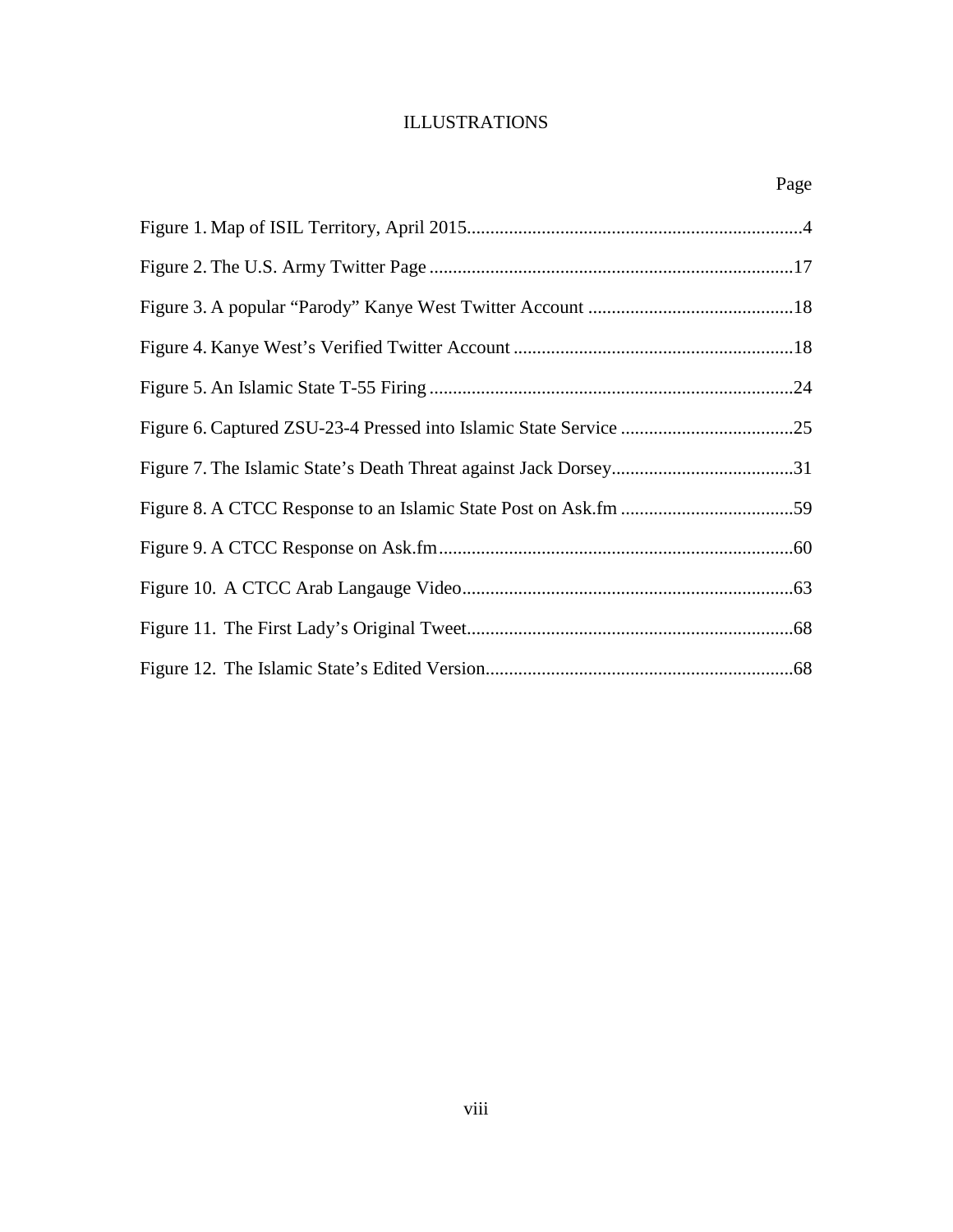# ILLUSTRATIONS

| | Page |
|---|---|
| Figure 1. Map of ISIL Territory, April 2015 | 4 |
| Figure 2. The U.S. Army Twitter Page | 17 |
| Figure 3. A popular "Parody" Kanye West Twitter Account | 18 |
| Figure 4. Kanye West's Verified Twitter Account | 18 |
| Figure 5. An Islamic State T-55 Firing | 24 |
| Figure 6. Captured ZSU-23-4 Pressed into Islamic State Service | 25 |
| Figure 7. The Islamic State's Death Threat against Jack Dorsey | 31 |
| Figure 8. A CTCC Response to an Islamic State Post on Ask.fm | 59 |
| Figure 9. A CTCC Response on Ask.fm | 60 |
| Figure 10. A CTCC Arab Langauge Video | 63 |
| Figure 11. The First Lady's Original Tweet | 68 |
| Figure 12. The Islamic State's Edited Version | 68 |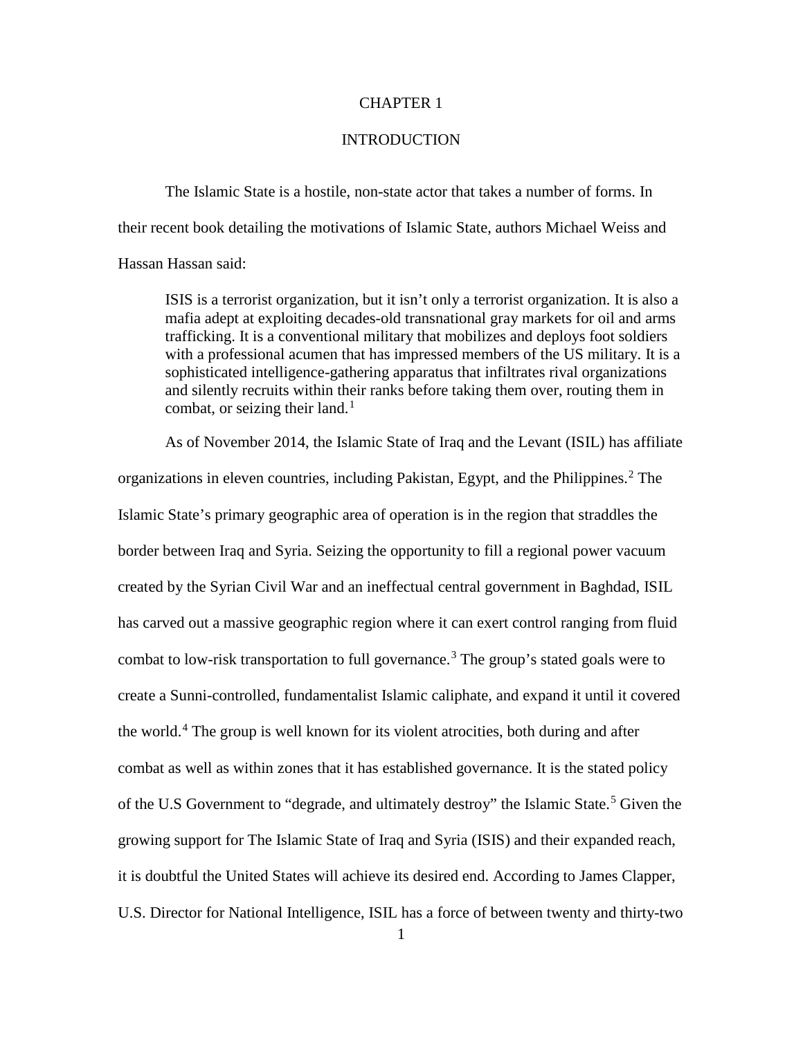# CHAPTER 1

# INTRODUCTION

The Islamic State is a hostile, non-state actor that takes a number of forms. In their recent book detailing the motivations of Islamic State, authors Michael Weiss and Hassan Hassan said:

> ISIS is a terrorist organization, but it isn't only a terrorist organization. It is also a mafia adept at exploiting decades-old transnational gray markets for oil and arms trafficking. It is a conventional military that mobilizes and deploys foot soldiers with a professional acumen that has impressed members of the US military. It is a sophisticated intelligence-gathering apparatus that infiltrates rival organizations and silently recruits within their ranks before taking them over, routing them in combat, or seizing their land.[1]

As of November 2014, the Islamic State of Iraq and the Levant (ISIL) has affiliate organizations in eleven countries, including Pakistan, Egypt, and the Philippines.[2] The Islamic State's primary geographic area of operation is in the region that straddles the border between Iraq and Syria. Seizing the opportunity to fill a regional power vacuum created by the Syrian Civil War and an ineffectual central government in Baghdad, ISIL has carved out a massive geographic region where it can exert control ranging from fluid combat to low-risk transportation to full governance.[3] The group's stated goals were to create a Sunni-controlled, fundamentalist Islamic caliphate, and expand it until it covered the world.[4] The group is well known for its violent atrocities, both during and after combat as well as within zones that it has established governance. It is the stated policy of the U.S Government to "degrade, and ultimately destroy" the Islamic State.[5] Given the growing support for The Islamic State of Iraq and Syria (ISIS) and their expanded reach, it is doubtful the United States will achieve its desired end. According to James Clapper, U.S. Director for National Intelligence, ISIL has a force of between twenty and thirty-two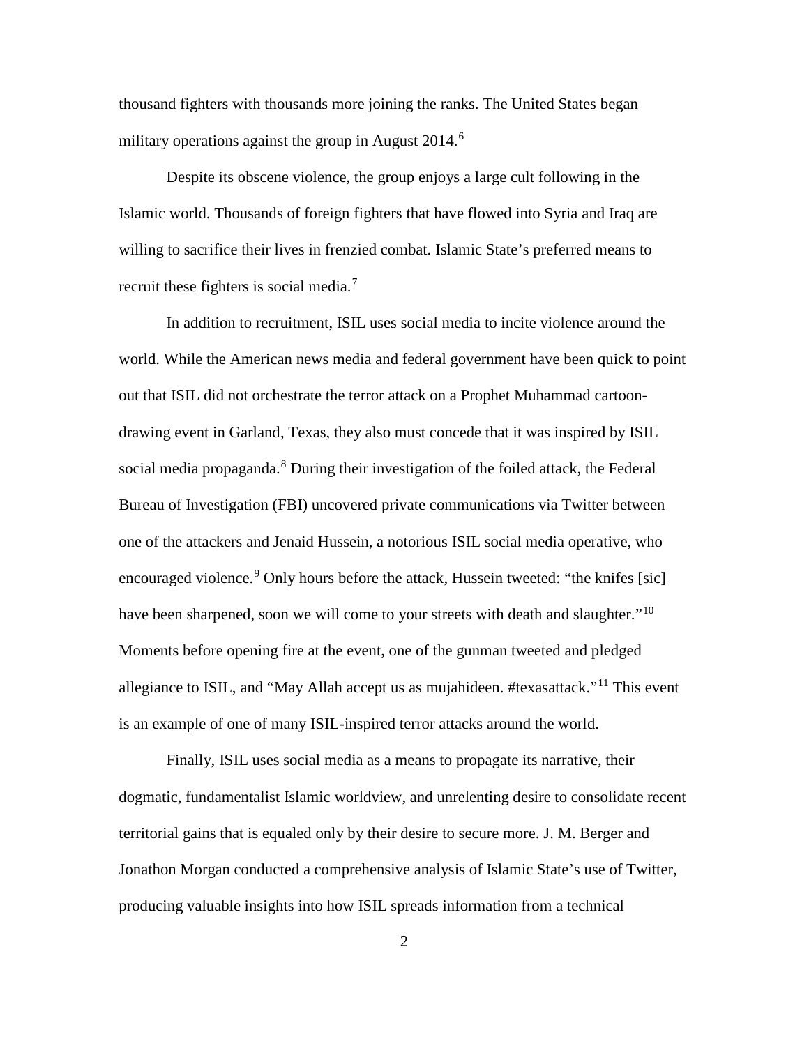thousand fighters with thousands more joining the ranks. The United States began military operations against the group in August 2014.[6]

Despite its obscene violence, the group enjoys a large cult following in the Islamic world. Thousands of foreign fighters that have flowed into Syria and Iraq are willing to sacrifice their lives in frenzied combat. Islamic State's preferred means to recruit these fighters is social media.[7]

In addition to recruitment, ISIL uses social media to incite violence around the world. While the American news media and federal government have been quick to point out that ISIL did not orchestrate the terror attack on a Prophet Muhammad cartoon-drawing event in Garland, Texas, they also must concede that it was inspired by ISIL social media propaganda.[8] During their investigation of the foiled attack, the Federal Bureau of Investigation (FBI) uncovered private communications via Twitter between one of the attackers and Jenaid Hussein, a notorious ISIL social media operative, who encouraged violence.[9] Only hours before the attack, Hussein tweeted: "the knifes [sic] have been sharpened, soon we will come to your streets with death and slaughter."[10] Moments before opening fire at the event, one of the gunman tweeted and pledged allegiance to ISIL, and "May Allah accept us as mujahideen. #texasattack."[11] This event is an example of one of many ISIL-inspired terror attacks around the world.

Finally, ISIL uses social media as a means to propagate its narrative, their dogmatic, fundamentalist Islamic worldview, and unrelenting desire to consolidate recent territorial gains that is equaled only by their desire to secure more. J. M. Berger and Jonathon Morgan conducted a comprehensive analysis of Islamic State's use of Twitter, producing valuable insights into how ISIL spreads information from a technical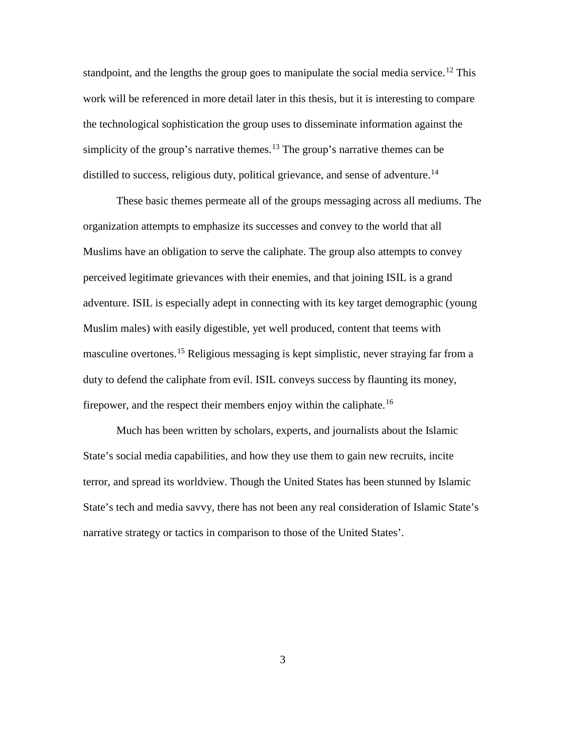standpoint, and the lengths the group goes to manipulate the social media service.[12] This work will be referenced in more detail later in this thesis, but it is interesting to compare the technological sophistication the group uses to disseminate information against the simplicity of the group's narrative themes.[13] The group's narrative themes can be distilled to success, religious duty, political grievance, and sense of adventure.[14]

These basic themes permeate all of the groups messaging across all mediums. The organization attempts to emphasize its successes and convey to the world that all Muslims have an obligation to serve the caliphate. The group also attempts to convey perceived legitimate grievances with their enemies, and that joining ISIL is a grand adventure. ISIL is especially adept in connecting with its key target demographic (young Muslim males) with easily digestible, yet well produced, content that teems with masculine overtones.[15] Religious messaging is kept simplistic, never straying far from a duty to defend the caliphate from evil. ISIL conveys success by flaunting its money, firepower, and the respect their members enjoy within the caliphate.[16]

Much has been written by scholars, experts, and journalists about the Islamic State's social media capabilities, and how they use them to gain new recruits, incite terror, and spread its worldview. Though the United States has been stunned by Islamic State's tech and media savvy, there has not been any real consideration of Islamic State's narrative strategy or tactics in comparison to those of the United States'.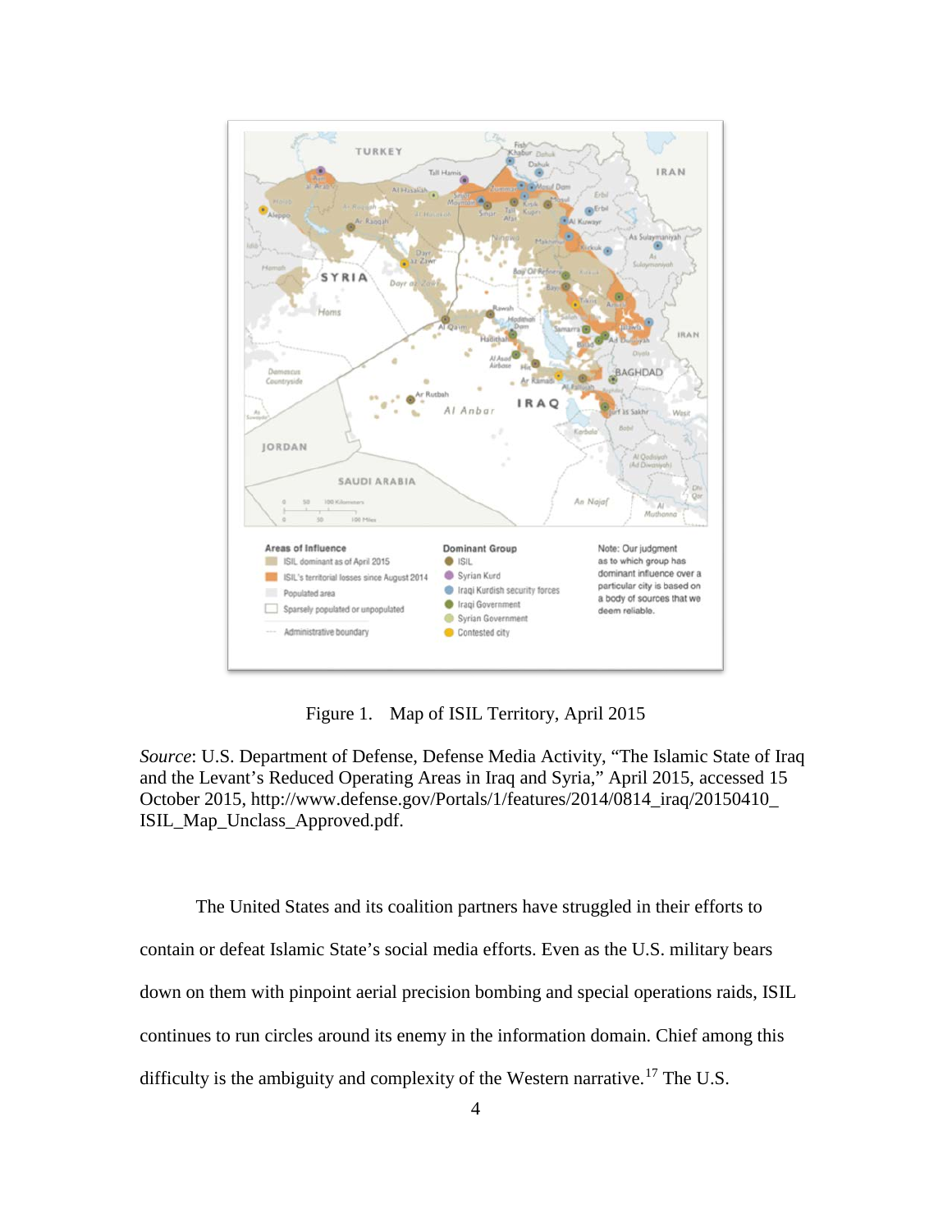Figure 1. Map of ISIL Territory, April 2015

*Source*: U.S. Department of Defense, Defense Media Activity, "The Islamic State of Iraq and the Levant's Reduced Operating Areas in Iraq and Syria," April 2015, accessed 15 October 2015, http://www.defense.gov/Portals/1/features/2014/0814_iraq/20150410_ISIL_Map_Unclass_Approved.pdf.

The United States and its coalition partners have struggled in their efforts to contain or defeat Islamic State's social media efforts. Even as the U.S. military bears down on them with pinpoint aerial precision bombing and special operations raids, ISIL continues to run circles around its enemy in the information domain. Chief among this difficulty is the ambiguity and complexity of the Western narrative.[17] The U.S.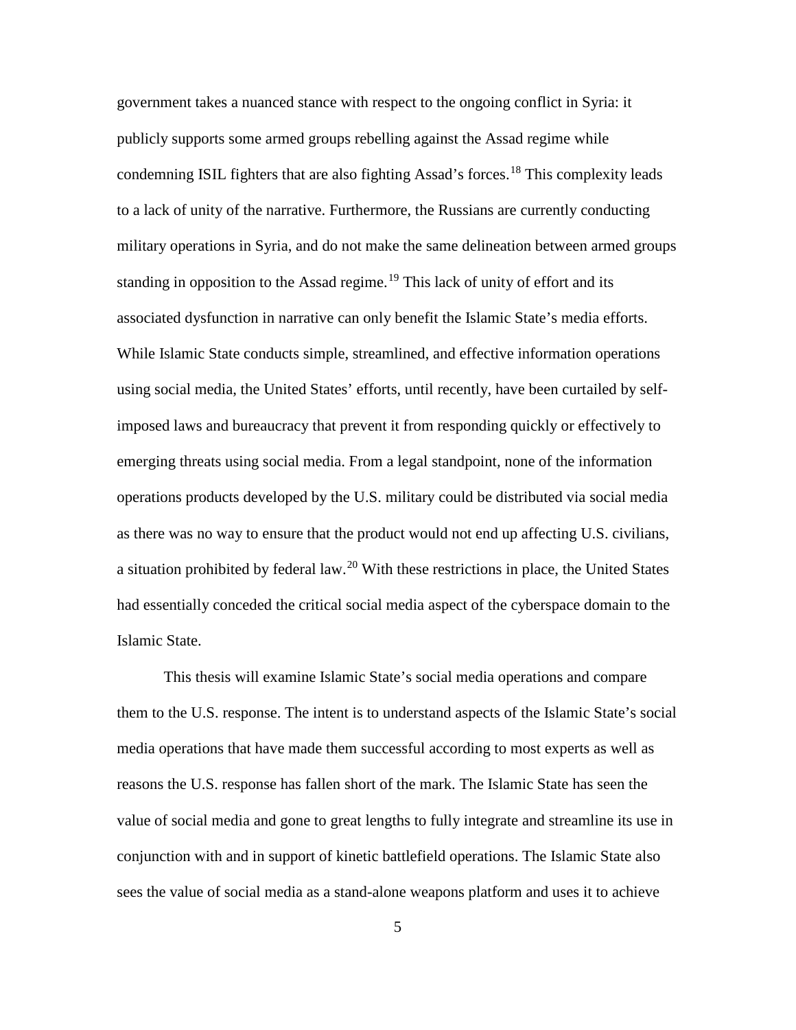government takes a nuanced stance with respect to the ongoing conflict in Syria: it publicly supports some armed groups rebelling against the Assad regime while condemning ISIL fighters that are also fighting Assad's forces.[18] This complexity leads to a lack of unity of the narrative. Furthermore, the Russians are currently conducting military operations in Syria, and do not make the same delineation between armed groups standing in opposition to the Assad regime.[19] This lack of unity of effort and its associated dysfunction in narrative can only benefit the Islamic State's media efforts. While Islamic State conducts simple, streamlined, and effective information operations using social media, the United States' efforts, until recently, have been curtailed by self-imposed laws and bureaucracy that prevent it from responding quickly or effectively to emerging threats using social media. From a legal standpoint, none of the information operations products developed by the U.S. military could be distributed via social media as there was no way to ensure that the product would not end up affecting U.S. civilians, a situation prohibited by federal law.[20] With these restrictions in place, the United States had essentially conceded the critical social media aspect of the cyberspace domain to the Islamic State.

This thesis will examine Islamic State's social media operations and compare them to the U.S. response. The intent is to understand aspects of the Islamic State's social media operations that have made them successful according to most experts as well as reasons the U.S. response has fallen short of the mark. The Islamic State has seen the value of social media and gone to great lengths to fully integrate and streamline its use in conjunction with and in support of kinetic battlefield operations. The Islamic State also sees the value of social media as a stand-alone weapons platform and uses it to achieve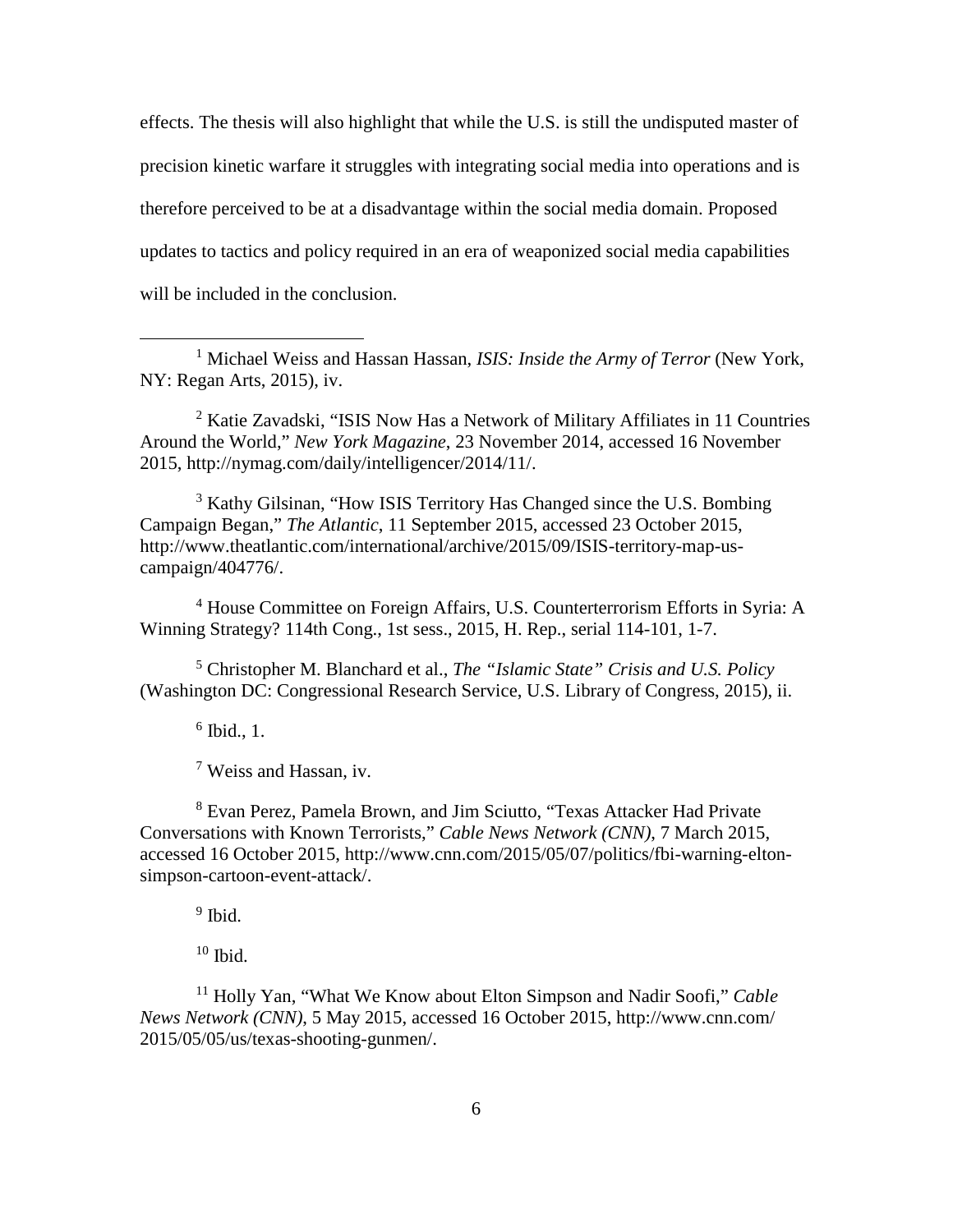effects. The thesis will also highlight that while the U.S. is still the undisputed master of precision kinetic warfare it struggles with integrating social media into operations and is therefore perceived to be at a disadvantage within the social media domain. Proposed updates to tactics and policy required in an era of weaponized social media capabilities will be included in the conclusion.

---

[1] Michael Weiss and Hassan Hassan, *ISIS: Inside the Army of Terror* (New York, NY: Regan Arts, 2015), iv.

[2] Katie Zavadski, "ISIS Now Has a Network of Military Affiliates in 11 Countries Around the World," *New York Magazine*, 23 November 2014, accessed 16 November 2015, http://nymag.com/daily/intelligencer/2014/11/.

[3] Kathy Gilsinan, "How ISIS Territory Has Changed since the U.S. Bombing Campaign Began," *The Atlantic*, 11 September 2015, accessed 23 October 2015, http://www.theatlantic.com/international/archive/2015/09/ISIS-territory-map-us-campaign/404776/.

[4] House Committee on Foreign Affairs, U.S. Counterterrorism Efforts in Syria: A Winning Strategy? 114th Cong., 1st sess., 2015, H. Rep., serial 114-101, 1-7.

[5] Christopher M. Blanchard et al., *The "Islamic State" Crisis and U.S. Policy* (Washington DC: Congressional Research Service, U.S. Library of Congress, 2015), ii.

[6] Ibid., 1.

[7] Weiss and Hassan, iv.

[8] Evan Perez, Pamela Brown, and Jim Sciutto, "Texas Attacker Had Private Conversations with Known Terrorists," *Cable News Network (CNN)*, 7 March 2015, accessed 16 October 2015, http://www.cnn.com/2015/05/07/politics/fbi-warning-elton-simpson-cartoon-event-attack/.

[9] Ibid.

[10] Ibid.

[11] Holly Yan, "What We Know about Elton Simpson and Nadir Soofi," *Cable News Network (CNN)*, 5 May 2015, accessed 16 October 2015, http://www.cnn.com/2015/05/05/us/texas-shooting-gunmen/.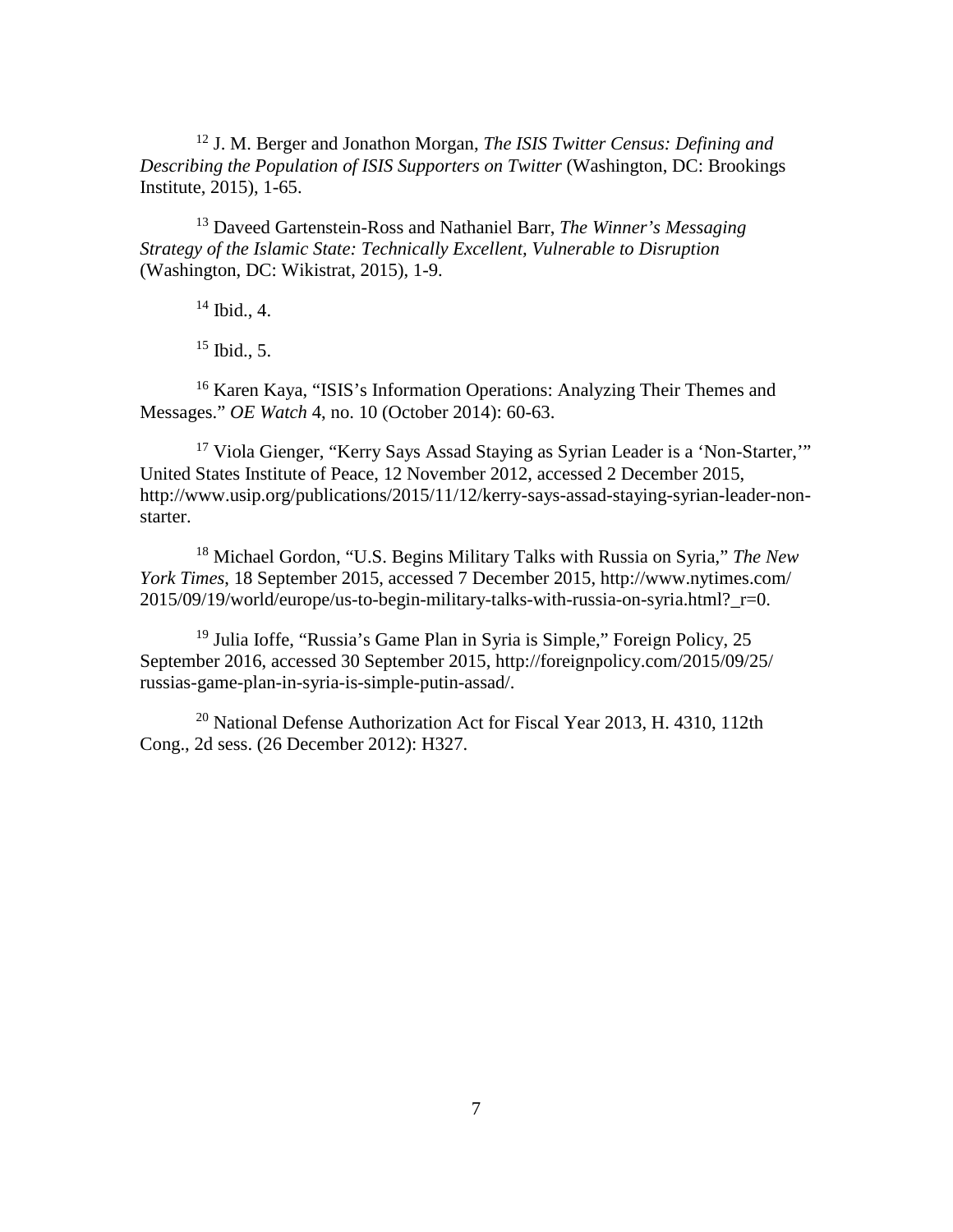[12] J. M. Berger and Jonathon Morgan, *The ISIS Twitter Census: Defining and Describing the Population of ISIS Supporters on Twitter* (Washington, DC: Brookings Institute, 2015), 1-65.

[13] Daveed Gartenstein-Ross and Nathaniel Barr, *The Winner's Messaging Strategy of the Islamic State: Technically Excellent, Vulnerable to Disruption* (Washington, DC: Wikistrat, 2015), 1-9.

[14] Ibid., 4.

[15] Ibid., 5.

[16] Karen Kaya, "ISIS's Information Operations: Analyzing Their Themes and Messages." *OE Watch* 4, no. 10 (October 2014): 60-63.

[17] Viola Gienger, "Kerry Says Assad Staying as Syrian Leader is a 'Non-Starter,'" United States Institute of Peace, 12 November 2012, accessed 2 December 2015, http://www.usip.org/publications/2015/11/12/kerry-says-assad-staying-syrian-leader-non-starter.

[18] Michael Gordon, "U.S. Begins Military Talks with Russia on Syria," *The New York Times*, 18 September 2015, accessed 7 December 2015, http://www.nytimes.com/2015/09/19/world/europe/us-to-begin-military-talks-with-russia-on-syria.html?_r=0.

[19] Julia Ioffe, "Russia's Game Plan in Syria is Simple," Foreign Policy, 25 September 2016, accessed 30 September 2015, http://foreignpolicy.com/2015/09/25/russias-game-plan-in-syria-is-simple-putin-assad/.

[20] National Defense Authorization Act for Fiscal Year 2013, H. 4310, 112th Cong., 2d sess. (26 December 2012): H327.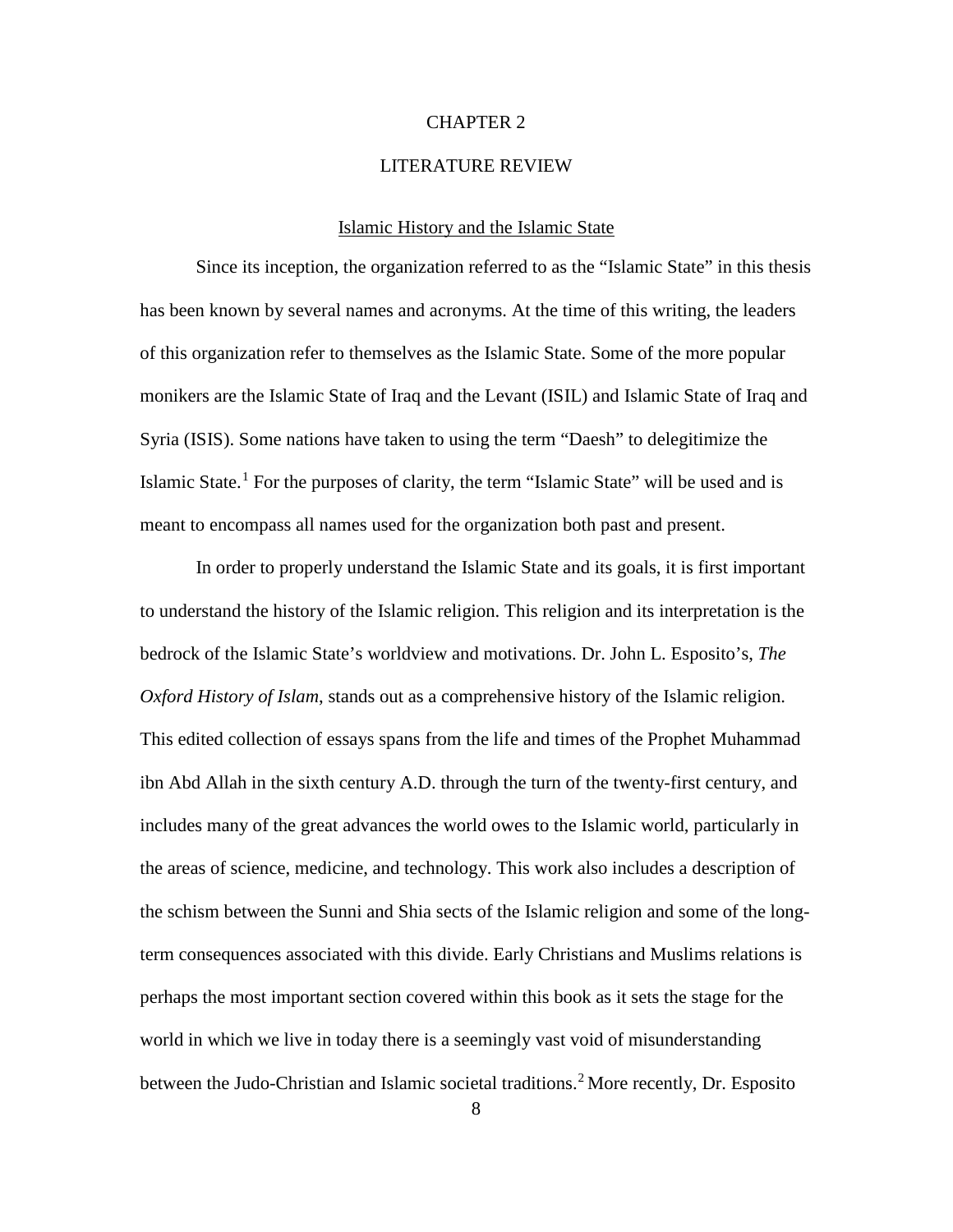# CHAPTER 2

# LITERATURE REVIEW

## Islamic History and the Islamic State

Since its inception, the organization referred to as the "Islamic State" in this thesis has been known by several names and acronyms. At the time of this writing, the leaders of this organization refer to themselves as the Islamic State. Some of the more popular monikers are the Islamic State of Iraq and the Levant (ISIL) and Islamic State of Iraq and Syria (ISIS). Some nations have taken to using the term "Daesh" to delegitimize the Islamic State.[1] For the purposes of clarity, the term "Islamic State" will be used and is meant to encompass all names used for the organization both past and present.

In order to properly understand the Islamic State and its goals, it is first important to understand the history of the Islamic religion. This religion and its interpretation is the bedrock of the Islamic State's worldview and motivations. Dr. John L. Esposito's, *The Oxford History of Islam*, stands out as a comprehensive history of the Islamic religion. This edited collection of essays spans from the life and times of the Prophet Muhammad ibn Abd Allah in the sixth century A.D. through the turn of the twenty-first century, and includes many of the great advances the world owes to the Islamic world, particularly in the areas of science, medicine, and technology. This work also includes a description of the schism between the Sunni and Shia sects of the Islamic religion and some of the long-term consequences associated with this divide. Early Christians and Muslims relations is perhaps the most important section covered within this book as it sets the stage for the world in which we live in today there is a seemingly vast void of misunderstanding between the Judo-Christian and Islamic societal traditions.[2] More recently, Dr. Esposito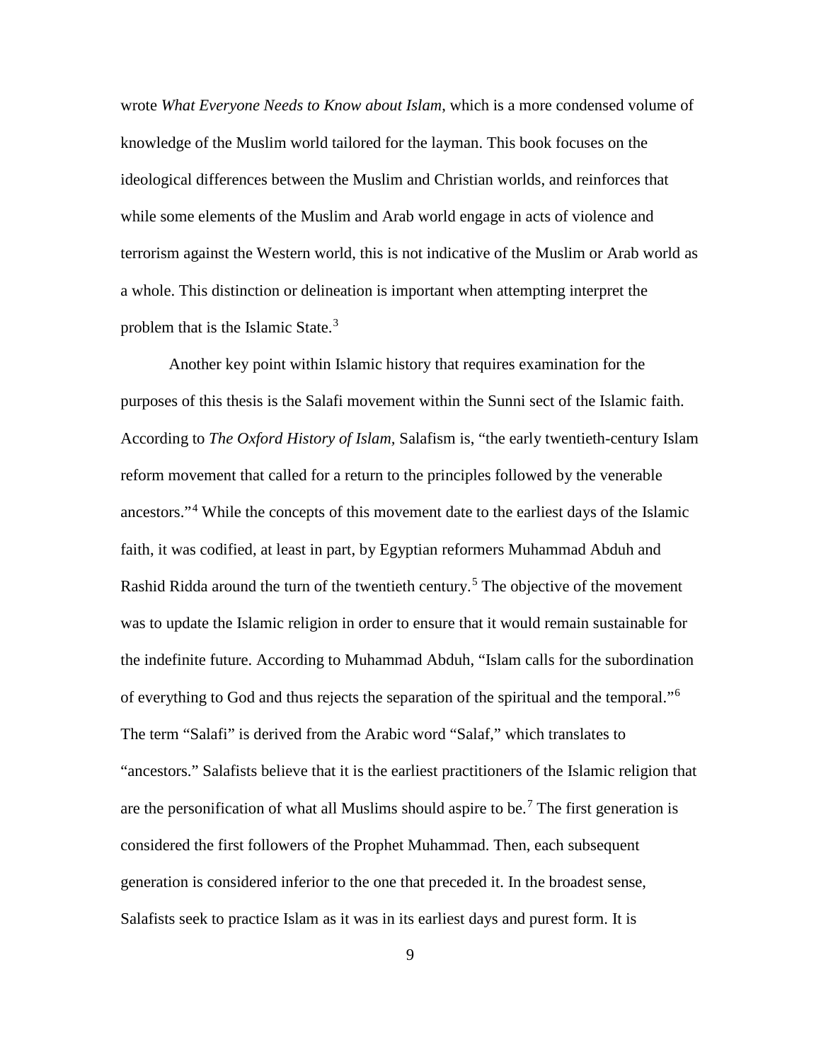wrote *What Everyone Needs to Know about Islam*, which is a more condensed volume of knowledge of the Muslim world tailored for the layman. This book focuses on the ideological differences between the Muslim and Christian worlds, and reinforces that while some elements of the Muslim and Arab world engage in acts of violence and terrorism against the Western world, this is not indicative of the Muslim or Arab world as a whole. This distinction or delineation is important when attempting interpret the problem that is the Islamic State.[3]

Another key point within Islamic history that requires examination for the purposes of this thesis is the Salafi movement within the Sunni sect of the Islamic faith. According to *The Oxford History of Islam,* Salafism is, "the early twentieth-century Islam reform movement that called for a return to the principles followed by the venerable ancestors."[4] While the concepts of this movement date to the earliest days of the Islamic faith, it was codified, at least in part, by Egyptian reformers Muhammad Abduh and Rashid Ridda around the turn of the twentieth century.[5] The objective of the movement was to update the Islamic religion in order to ensure that it would remain sustainable for the indefinite future. According to Muhammad Abduh, "Islam calls for the subordination of everything to God and thus rejects the separation of the spiritual and the temporal."[6] The term "Salafi" is derived from the Arabic word "Salaf," which translates to "ancestors." Salafists believe that it is the earliest practitioners of the Islamic religion that are the personification of what all Muslims should aspire to be.[7] The first generation is considered the first followers of the Prophet Muhammad. Then, each subsequent generation is considered inferior to the one that preceded it. In the broadest sense, Salafists seek to practice Islam as it was in its earliest days and purest form. It is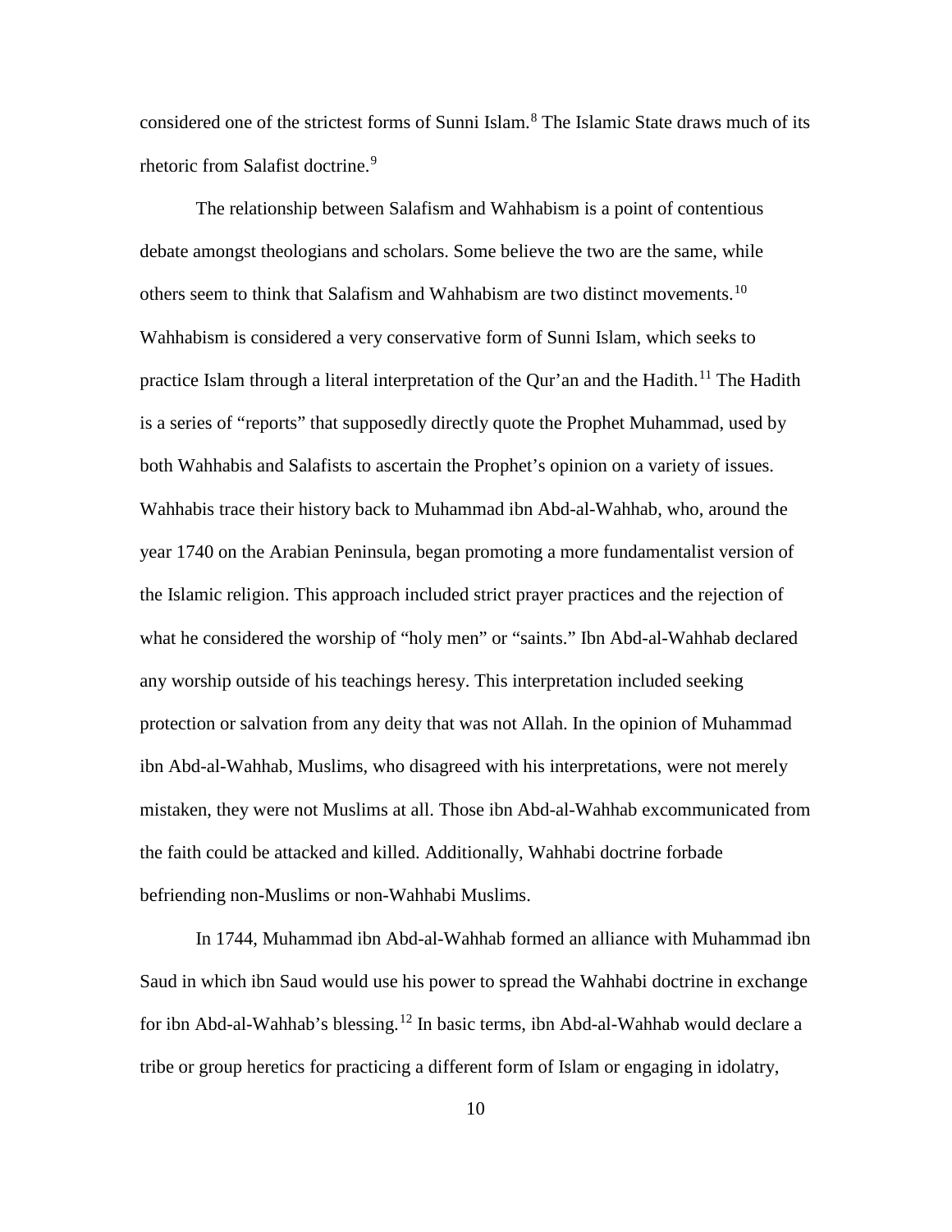considered one of the strictest forms of Sunni Islam.[8] The Islamic State draws much of its rhetoric from Salafist doctrine.[9]

The relationship between Salafism and Wahhabism is a point of contentious debate amongst theologians and scholars. Some believe the two are the same, while others seem to think that Salafism and Wahhabism are two distinct movements.[10] Wahhabism is considered a very conservative form of Sunni Islam, which seeks to practice Islam through a literal interpretation of the Qur'an and the Hadith.[11] The Hadith is a series of "reports" that supposedly directly quote the Prophet Muhammad, used by both Wahhabis and Salafists to ascertain the Prophet's opinion on a variety of issues. Wahhabis trace their history back to Muhammad ibn Abd-al-Wahhab, who, around the year 1740 on the Arabian Peninsula, began promoting a more fundamentalist version of the Islamic religion. This approach included strict prayer practices and the rejection of what he considered the worship of "holy men" or "saints." Ibn Abd-al-Wahhab declared any worship outside of his teachings heresy. This interpretation included seeking protection or salvation from any deity that was not Allah. In the opinion of Muhammad ibn Abd-al-Wahhab, Muslims, who disagreed with his interpretations, were not merely mistaken, they were not Muslims at all. Those ibn Abd-al-Wahhab excommunicated from the faith could be attacked and killed. Additionally, Wahhabi doctrine forbade befriending non-Muslims or non-Wahhabi Muslims.

In 1744, Muhammad ibn Abd-al-Wahhab formed an alliance with Muhammad ibn Saud in which ibn Saud would use his power to spread the Wahhabi doctrine in exchange for ibn Abd-al-Wahhab's blessing.[12] In basic terms, ibn Abd-al-Wahhab would declare a tribe or group heretics for practicing a different form of Islam or engaging in idolatry,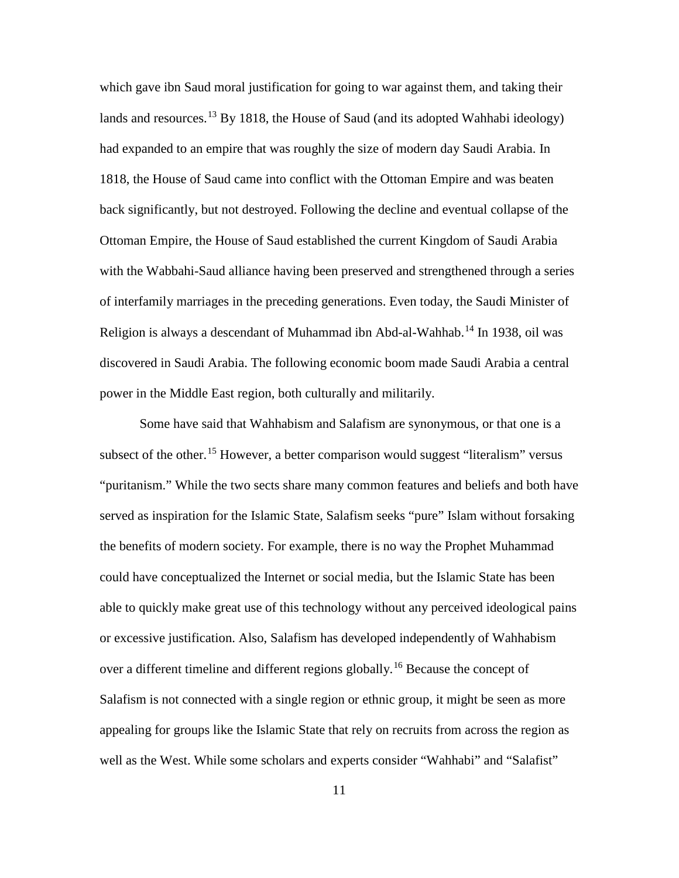which gave ibn Saud moral justification for going to war against them, and taking their lands and resources.[13] By 1818, the House of Saud (and its adopted Wahhabi ideology) had expanded to an empire that was roughly the size of modern day Saudi Arabia. In 1818, the House of Saud came into conflict with the Ottoman Empire and was beaten back significantly, but not destroyed. Following the decline and eventual collapse of the Ottoman Empire, the House of Saud established the current Kingdom of Saudi Arabia with the Wabbahi-Saud alliance having been preserved and strengthened through a series of interfamily marriages in the preceding generations. Even today, the Saudi Minister of Religion is always a descendant of Muhammad ibn Abd-al-Wahhab.[14] In 1938, oil was discovered in Saudi Arabia. The following economic boom made Saudi Arabia a central power in the Middle East region, both culturally and militarily.

Some have said that Wahhabism and Salafism are synonymous, or that one is a subsect of the other.[15] However, a better comparison would suggest "literalism" versus "puritanism." While the two sects share many common features and beliefs and both have served as inspiration for the Islamic State, Salafism seeks "pure" Islam without forsaking the benefits of modern society. For example, there is no way the Prophet Muhammad could have conceptualized the Internet or social media, but the Islamic State has been able to quickly make great use of this technology without any perceived ideological pains or excessive justification. Also, Salafism has developed independently of Wahhabism over a different timeline and different regions globally.[16] Because the concept of Salafism is not connected with a single region or ethnic group, it might be seen as more appealing for groups like the Islamic State that rely on recruits from across the region as well as the West. While some scholars and experts consider "Wahhabi" and "Salafist"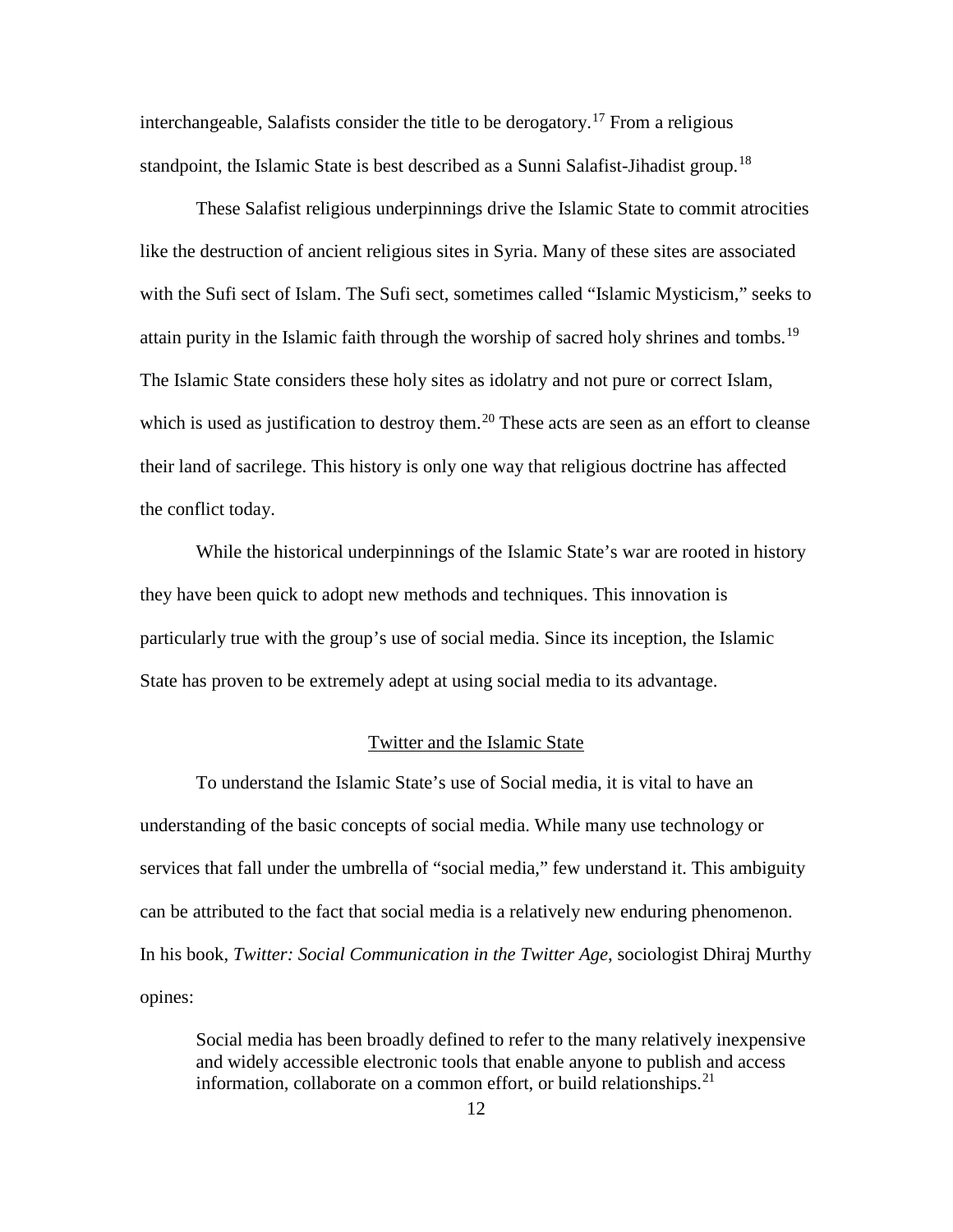interchangeable, Salafists consider the title to be derogatory.[17] From a religious standpoint, the Islamic State is best described as a Sunni Salafist-Jihadist group.[18]

These Salafist religious underpinnings drive the Islamic State to commit atrocities like the destruction of ancient religious sites in Syria. Many of these sites are associated with the Sufi sect of Islam. The Sufi sect, sometimes called “Islamic Mysticism,” seeks to attain purity in the Islamic faith through the worship of sacred holy shrines and tombs.[19] The Islamic State considers these holy sites as idolatry and not pure or correct Islam, which is used as justification to destroy them.[20] These acts are seen as an effort to cleanse their land of sacrilege. This history is only one way that religious doctrine has affected the conflict today.

While the historical underpinnings of the Islamic State’s war are rooted in history they have been quick to adopt new methods and techniques. This innovation is particularly true with the group’s use of social media. Since its inception, the Islamic State has proven to be extremely adept at using social media to its advantage.

## Twitter and the Islamic State

To understand the Islamic State’s use of Social media, it is vital to have an understanding of the basic concepts of social media. While many use technology or services that fall under the umbrella of “social media,” few understand it. This ambiguity can be attributed to the fact that social media is a relatively new enduring phenomenon. In his book, *Twitter: Social Communication in the Twitter Age*, sociologist Dhiraj Murthy opines:

> Social media has been broadly defined to refer to the many relatively inexpensive and widely accessible electronic tools that enable anyone to publish and access information, collaborate on a common effort, or build relationships.[21]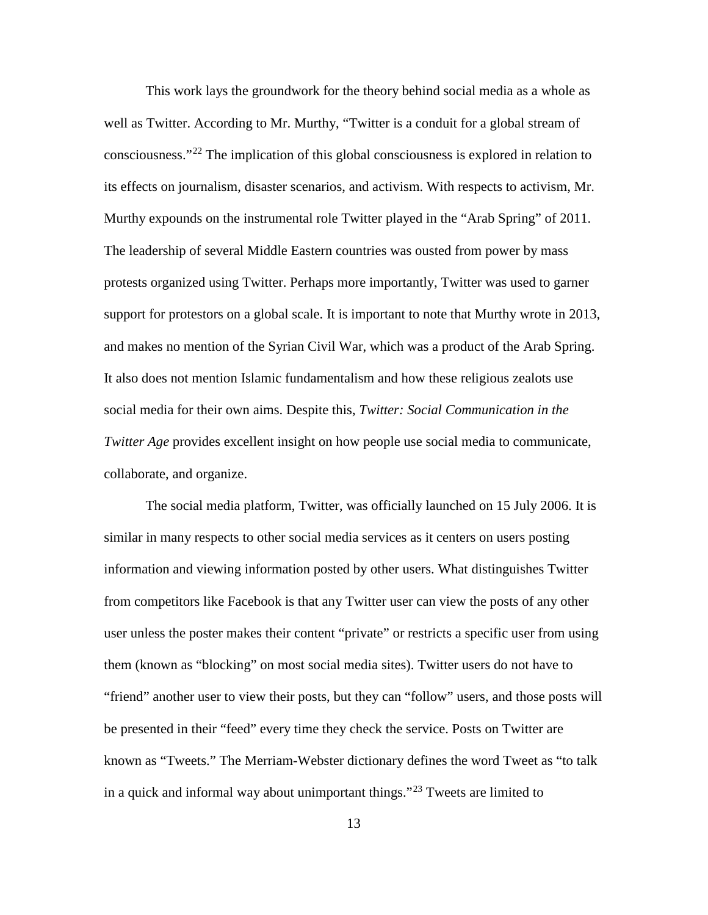This work lays the groundwork for the theory behind social media as a whole as well as Twitter. According to Mr. Murthy, "Twitter is a conduit for a global stream of consciousness."[22] The implication of this global consciousness is explored in relation to its effects on journalism, disaster scenarios, and activism. With respects to activism, Mr. Murthy expounds on the instrumental role Twitter played in the "Arab Spring" of 2011. The leadership of several Middle Eastern countries was ousted from power by mass protests organized using Twitter. Perhaps more importantly, Twitter was used to garner support for protestors on a global scale. It is important to note that Murthy wrote in 2013, and makes no mention of the Syrian Civil War, which was a product of the Arab Spring. It also does not mention Islamic fundamentalism and how these religious zealots use social media for their own aims. Despite this, *Twitter: Social Communication in the Twitter Age* provides excellent insight on how people use social media to communicate, collaborate, and organize.

The social media platform, Twitter, was officially launched on 15 July 2006. It is similar in many respects to other social media services as it centers on users posting information and viewing information posted by other users. What distinguishes Twitter from competitors like Facebook is that any Twitter user can view the posts of any other user unless the poster makes their content "private" or restricts a specific user from using them (known as "blocking" on most social media sites). Twitter users do not have to "friend" another user to view their posts, but they can "follow" users, and those posts will be presented in their "feed" every time they check the service. Posts on Twitter are known as "Tweets." The Merriam-Webster dictionary defines the word Tweet as "to talk in a quick and informal way about unimportant things."[23] Tweets are limited to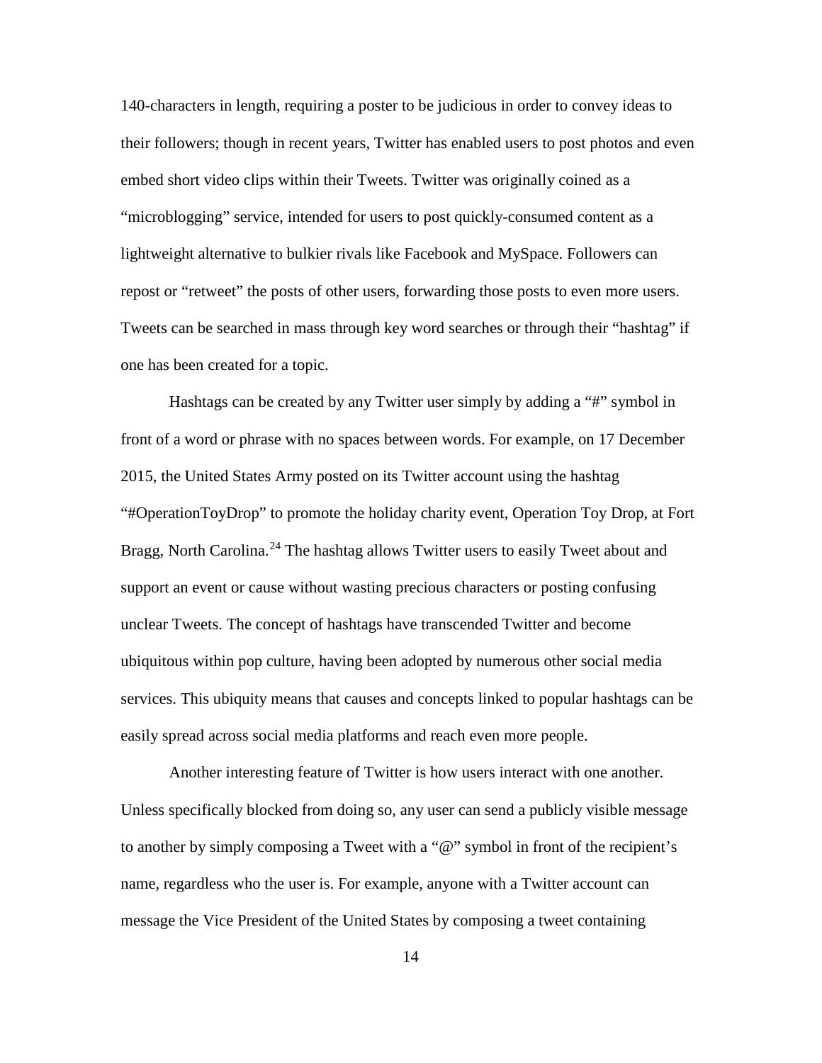140-characters in length, requiring a poster to be judicious in order to convey ideas to their followers; though in recent years, Twitter has enabled users to post photos and even embed short video clips within their Tweets. Twitter was originally coined as a "microblogging" service, intended for users to post quickly-consumed content as a lightweight alternative to bulkier rivals like Facebook and MySpace. Followers can repost or "retweet" the posts of other users, forwarding those posts to even more users. Tweets can be searched in mass through key word searches or through their "hashtag" if one has been created for a topic.

Hashtags can be created by any Twitter user simply by adding a "#" symbol in front of a word or phrase with no spaces between words. For example, on 17 December 2015, the United States Army posted on its Twitter account using the hashtag "#OperationToyDrop" to promote the holiday charity event, Operation Toy Drop, at Fort Bragg, North Carolina.[24] The hashtag allows Twitter users to easily Tweet about and support an event or cause without wasting precious characters or posting confusing unclear Tweets. The concept of hashtags have transcended Twitter and become ubiquitous within pop culture, having been adopted by numerous other social media services. This ubiquity means that causes and concepts linked to popular hashtags can be easily spread across social media platforms and reach even more people.

Another interesting feature of Twitter is how users interact with one another. Unless specifically blocked from doing so, any user can send a publicly visible message to another by simply composing a Tweet with a "@" symbol in front of the recipient's name, regardless who the user is. For example, anyone with a Twitter account can message the Vice President of the United States by composing a tweet containing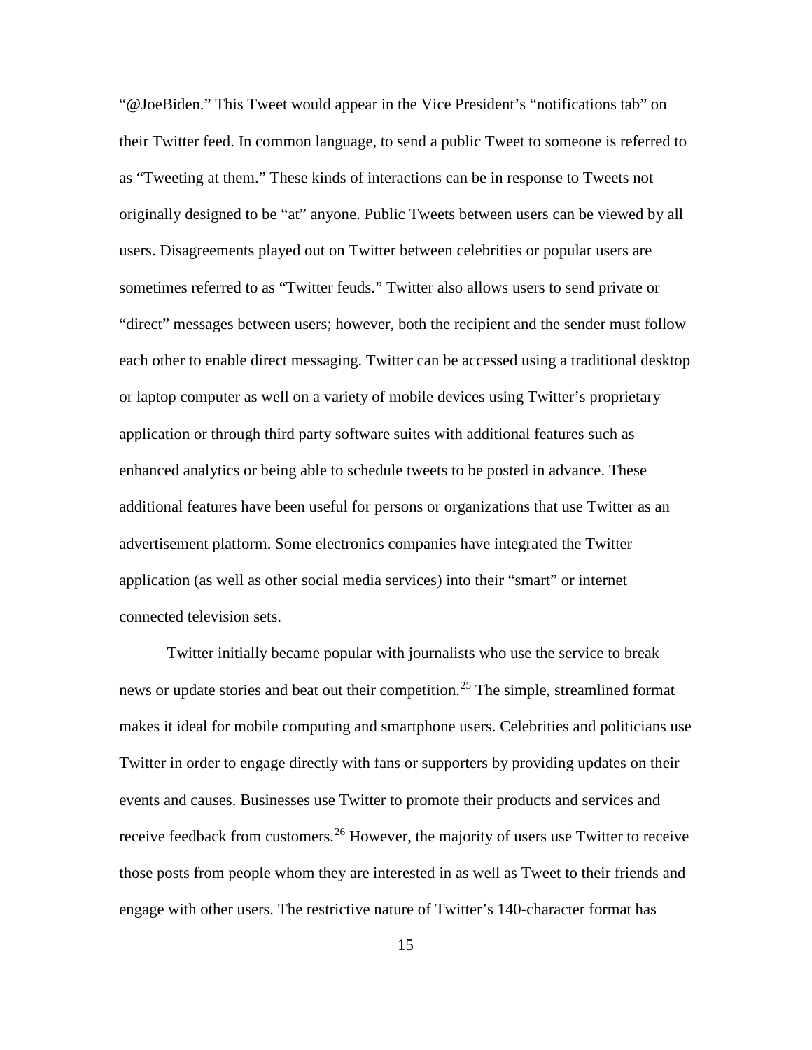"@JoeBiden." This Tweet would appear in the Vice President's "notifications tab" on their Twitter feed. In common language, to send a public Tweet to someone is referred to as "Tweeting at them." These kinds of interactions can be in response to Tweets not originally designed to be "at" anyone. Public Tweets between users can be viewed by all users. Disagreements played out on Twitter between celebrities or popular users are sometimes referred to as "Twitter feuds." Twitter also allows users to send private or "direct" messages between users; however, both the recipient and the sender must follow each other to enable direct messaging. Twitter can be accessed using a traditional desktop or laptop computer as well on a variety of mobile devices using Twitter's proprietary application or through third party software suites with additional features such as enhanced analytics or being able to schedule tweets to be posted in advance. These additional features have been useful for persons or organizations that use Twitter as an advertisement platform. Some electronics companies have integrated the Twitter application (as well as other social media services) into their "smart" or internet connected television sets.

Twitter initially became popular with journalists who use the service to break news or update stories and beat out their competition.[25] The simple, streamlined format makes it ideal for mobile computing and smartphone users. Celebrities and politicians use Twitter in order to engage directly with fans or supporters by providing updates on their events and causes. Businesses use Twitter to promote their products and services and receive feedback from customers.[26] However, the majority of users use Twitter to receive those posts from people whom they are interested in as well as Tweet to their friends and engage with other users. The restrictive nature of Twitter's 140-character format has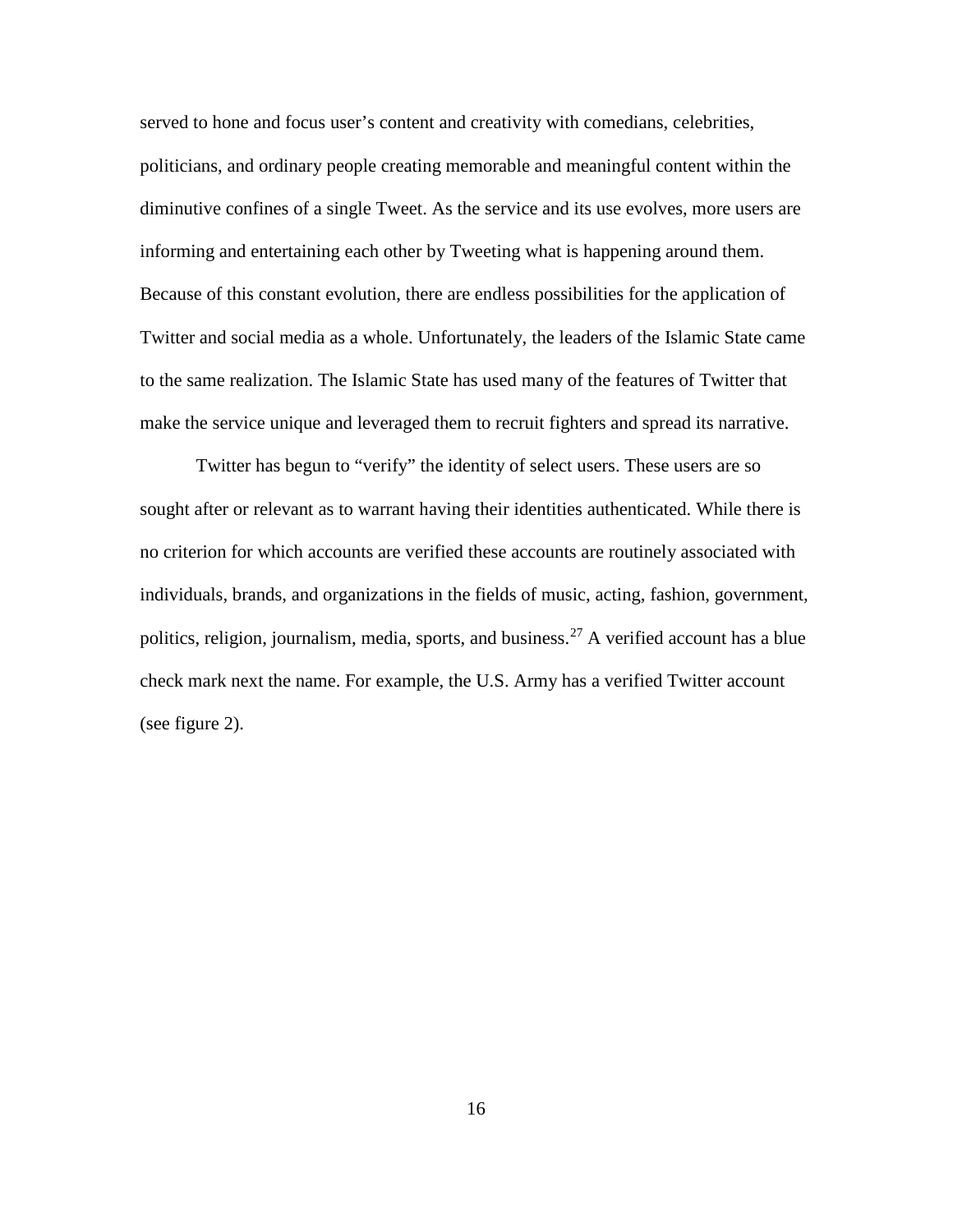served to hone and focus user's content and creativity with comedians, celebrities, politicians, and ordinary people creating memorable and meaningful content within the diminutive confines of a single Tweet. As the service and its use evolves, more users are informing and entertaining each other by Tweeting what is happening around them. Because of this constant evolution, there are endless possibilities for the application of Twitter and social media as a whole. Unfortunately, the leaders of the Islamic State came to the same realization. The Islamic State has used many of the features of Twitter that make the service unique and leveraged them to recruit fighters and spread its narrative.

Twitter has begun to "verify" the identity of select users. These users are so sought after or relevant as to warrant having their identities authenticated. While there is no criterion for which accounts are verified these accounts are routinely associated with individuals, brands, and organizations in the fields of music, acting, fashion, government, politics, religion, journalism, media, sports, and business.[27] A verified account has a blue check mark next the name. For example, the U.S. Army has a verified Twitter account (see figure 2).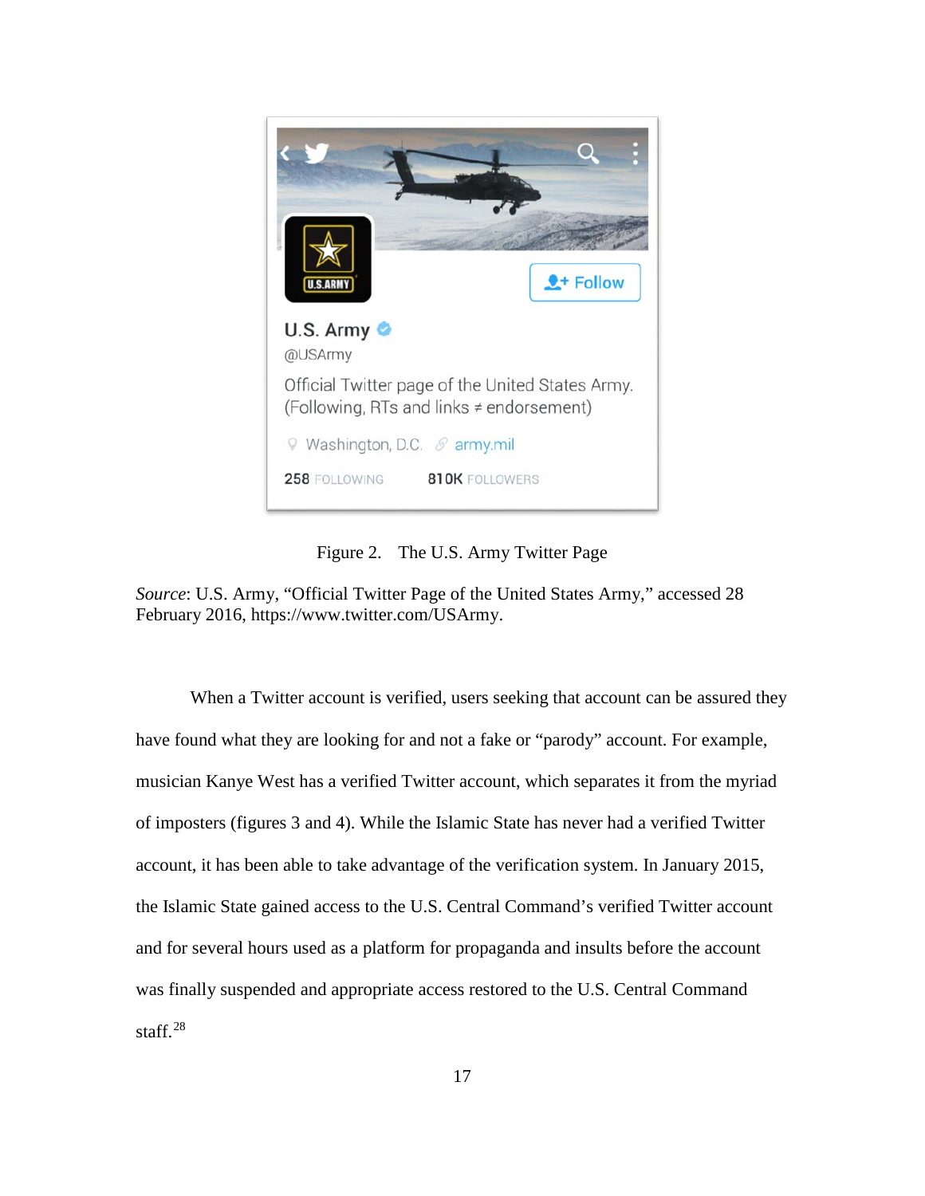Figure 2. The U.S. Army Twitter Page

*Source*: U.S. Army, "Official Twitter Page of the United States Army," accessed 28 February 2016, https://www.twitter.com/USArmy.

When a Twitter account is verified, users seeking that account can be assured they have found what they are looking for and not a fake or "parody" account. For example, musician Kanye West has a verified Twitter account, which separates it from the myriad of imposters (figures 3 and 4). While the Islamic State has never had a verified Twitter account, it has been able to take advantage of the verification system. In January 2015, the Islamic State gained access to the U.S. Central Command's verified Twitter account and for several hours used as a platform for propaganda and insults before the account was finally suspended and appropriate access restored to the U.S. Central Command staff.[28]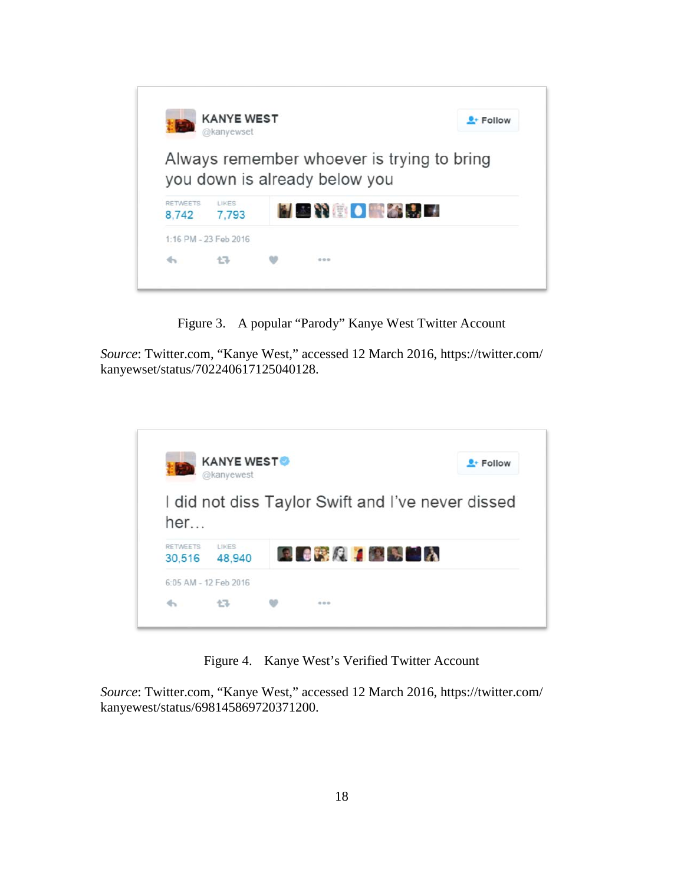KANYE WEST
@kanyewset

Always remember whoever is trying to bring you down is already below you

RETWEETS 8,742 LIKES 7,793

1:16 PM - 23 Feb 2016

Figure 3. A popular "Parody" Kanye West Twitter Account

*Source*: Twitter.com, "Kanye West," accessed 12 March 2016, https://twitter.com/kanyewset/status/702240617125040128.

KANYE WEST
@kanyewest

I did not diss Taylor Swift and I've never dissed her…

RETWEETS 30,516 LIKES 48,940

6:05 AM - 12 Feb 2016

Figure 4. Kanye West's Verified Twitter Account

*Source*: Twitter.com, "Kanye West," accessed 12 March 2016, https://twitter.com/kanyewest/status/698145869720371200.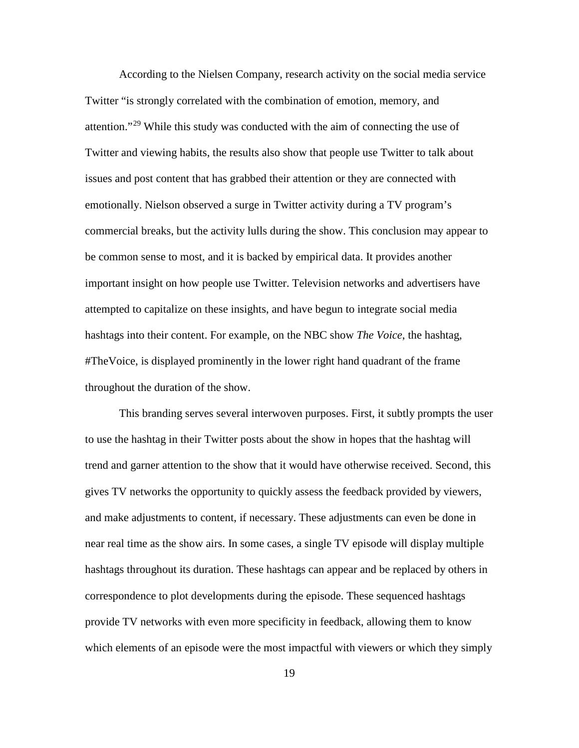According to the Nielsen Company, research activity on the social media service Twitter "is strongly correlated with the combination of emotion, memory, and attention."[29] While this study was conducted with the aim of connecting the use of Twitter and viewing habits, the results also show that people use Twitter to talk about issues and post content that has grabbed their attention or they are connected with emotionally. Nielson observed a surge in Twitter activity during a TV program's commercial breaks, but the activity lulls during the show. This conclusion may appear to be common sense to most, and it is backed by empirical data. It provides another important insight on how people use Twitter. Television networks and advertisers have attempted to capitalize on these insights, and have begun to integrate social media hashtags into their content. For example, on the NBC show *The Voice*, the hashtag, #TheVoice, is displayed prominently in the lower right hand quadrant of the frame throughout the duration of the show.

This branding serves several interwoven purposes. First, it subtly prompts the user to use the hashtag in their Twitter posts about the show in hopes that the hashtag will trend and garner attention to the show that it would have otherwise received. Second, this gives TV networks the opportunity to quickly assess the feedback provided by viewers, and make adjustments to content, if necessary. These adjustments can even be done in near real time as the show airs. In some cases, a single TV episode will display multiple hashtags throughout its duration. These hashtags can appear and be replaced by others in correspondence to plot developments during the episode. These sequenced hashtags provide TV networks with even more specificity in feedback, allowing them to know which elements of an episode were the most impactful with viewers or which they simply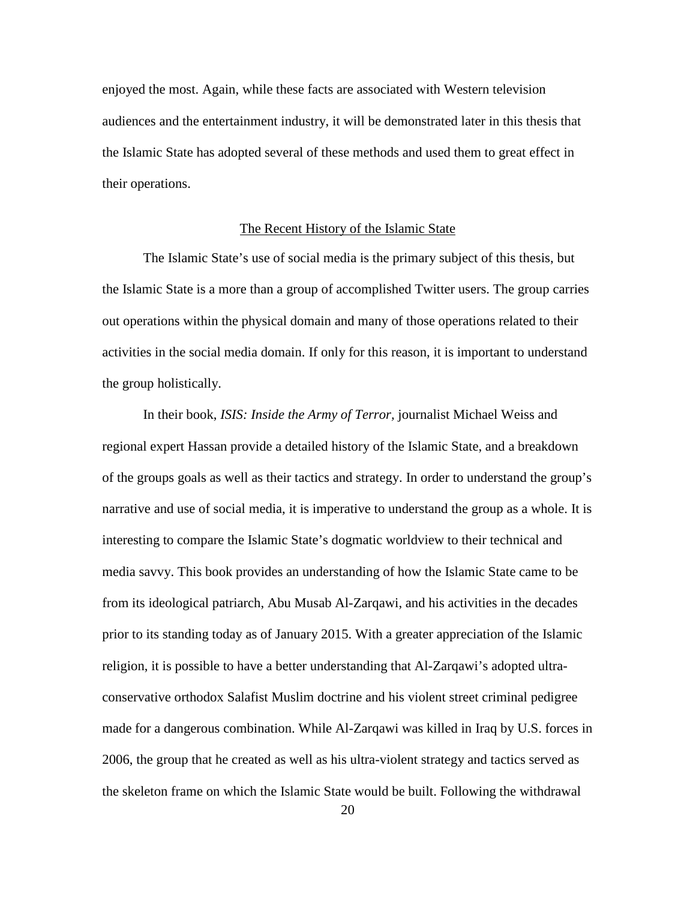enjoyed the most. Again, while these facts are associated with Western television audiences and the entertainment industry, it will be demonstrated later in this thesis that the Islamic State has adopted several of these methods and used them to great effect in their operations.

## The Recent History of the Islamic State

The Islamic State's use of social media is the primary subject of this thesis, but the Islamic State is a more than a group of accomplished Twitter users. The group carries out operations within the physical domain and many of those operations related to their activities in the social media domain. If only for this reason, it is important to understand the group holistically.

In their book, *ISIS: Inside the Army of Terror*, journalist Michael Weiss and regional expert Hassan provide a detailed history of the Islamic State, and a breakdown of the groups goals as well as their tactics and strategy. In order to understand the group's narrative and use of social media, it is imperative to understand the group as a whole. It is interesting to compare the Islamic State's dogmatic worldview to their technical and media savvy. This book provides an understanding of how the Islamic State came to be from its ideological patriarch, Abu Musab Al-Zarqawi, and his activities in the decades prior to its standing today as of January 2015. With a greater appreciation of the Islamic religion, it is possible to have a better understanding that Al-Zarqawi's adopted ultra-conservative orthodox Salafist Muslim doctrine and his violent street criminal pedigree made for a dangerous combination. While Al-Zarqawi was killed in Iraq by U.S. forces in 2006, the group that he created as well as his ultra-violent strategy and tactics served as the skeleton frame on which the Islamic State would be built. Following the withdrawal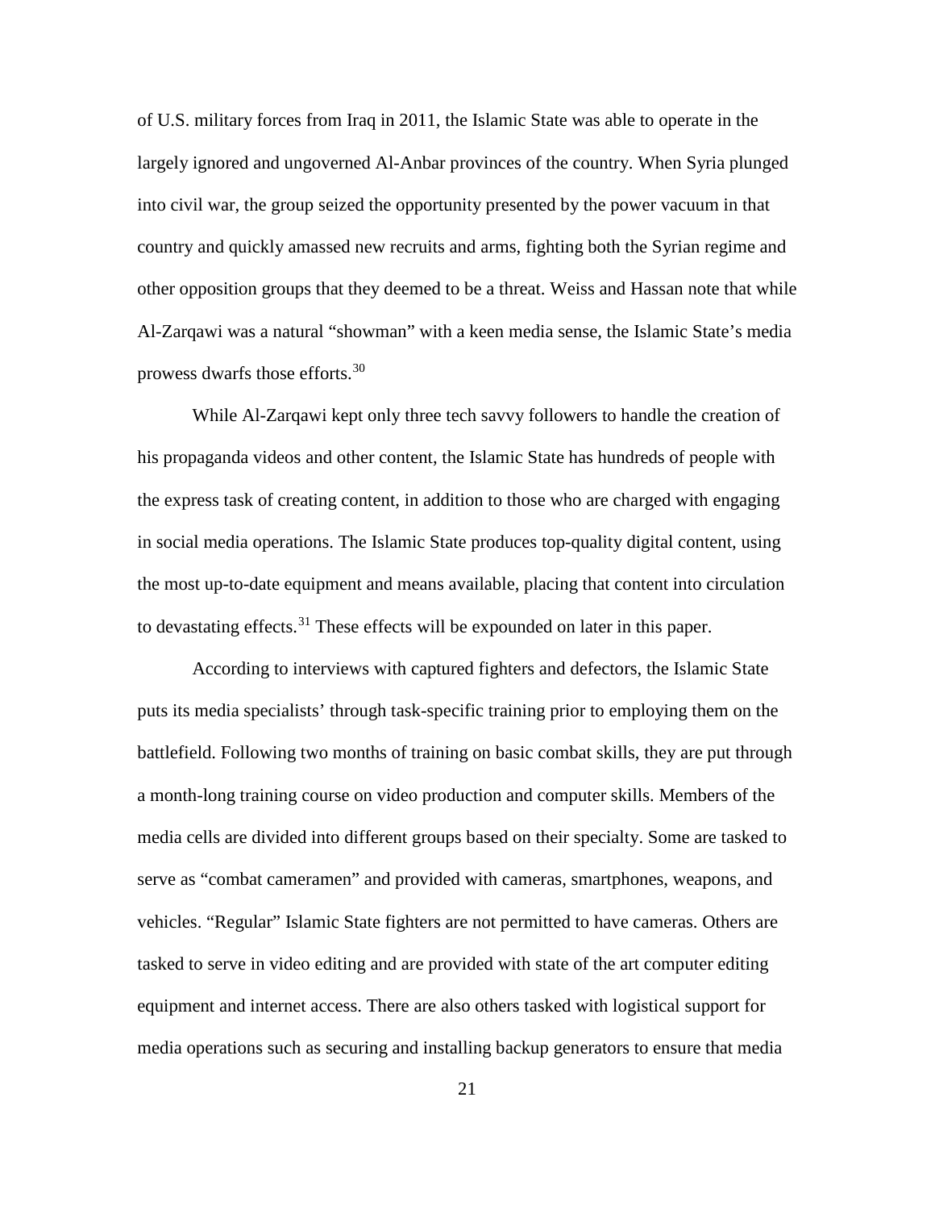of U.S. military forces from Iraq in 2011, the Islamic State was able to operate in the largely ignored and ungoverned Al-Anbar provinces of the country. When Syria plunged into civil war, the group seized the opportunity presented by the power vacuum in that country and quickly amassed new recruits and arms, fighting both the Syrian regime and other opposition groups that they deemed to be a threat. Weiss and Hassan note that while Al-Zarqawi was a natural "showman" with a keen media sense, the Islamic State's media prowess dwarfs those efforts.[30]

While Al-Zarqawi kept only three tech savvy followers to handle the creation of his propaganda videos and other content, the Islamic State has hundreds of people with the express task of creating content, in addition to those who are charged with engaging in social media operations. The Islamic State produces top-quality digital content, using the most up-to-date equipment and means available, placing that content into circulation to devastating effects.[31] These effects will be expounded on later in this paper.

According to interviews with captured fighters and defectors, the Islamic State puts its media specialists' through task-specific training prior to employing them on the battlefield. Following two months of training on basic combat skills, they are put through a month-long training course on video production and computer skills. Members of the media cells are divided into different groups based on their specialty. Some are tasked to serve as "combat cameramen" and provided with cameras, smartphones, weapons, and vehicles. "Regular" Islamic State fighters are not permitted to have cameras. Others are tasked to serve in video editing and are provided with state of the art computer editing equipment and internet access. There are also others tasked with logistical support for media operations such as securing and installing backup generators to ensure that media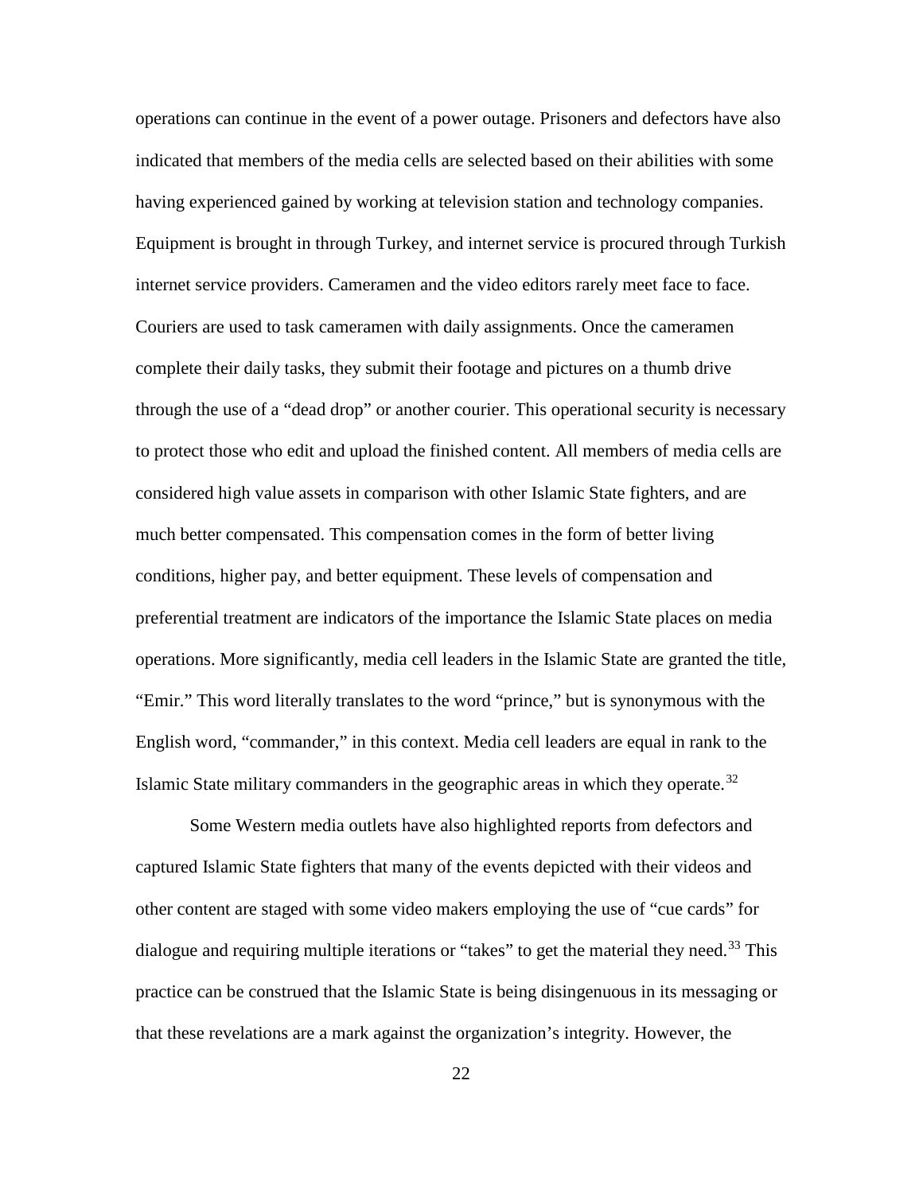operations can continue in the event of a power outage. Prisoners and defectors have also indicated that members of the media cells are selected based on their abilities with some having experienced gained by working at television station and technology companies. Equipment is brought in through Turkey, and internet service is procured through Turkish internet service providers. Cameramen and the video editors rarely meet face to face. Couriers are used to task cameramen with daily assignments. Once the cameramen complete their daily tasks, they submit their footage and pictures on a thumb drive through the use of a "dead drop" or another courier. This operational security is necessary to protect those who edit and upload the finished content. All members of media cells are considered high value assets in comparison with other Islamic State fighters, and are much better compensated. This compensation comes in the form of better living conditions, higher pay, and better equipment. These levels of compensation and preferential treatment are indicators of the importance the Islamic State places on media operations. More significantly, media cell leaders in the Islamic State are granted the title, "Emir." This word literally translates to the word "prince," but is synonymous with the English word, "commander," in this context. Media cell leaders are equal in rank to the Islamic State military commanders in the geographic areas in which they operate.[32]

Some Western media outlets have also highlighted reports from defectors and captured Islamic State fighters that many of the events depicted with their videos and other content are staged with some video makers employing the use of "cue cards" for dialogue and requiring multiple iterations or "takes" to get the material they need.[33] This practice can be construed that the Islamic State is being disingenuous in its messaging or that these revelations are a mark against the organization's integrity. However, the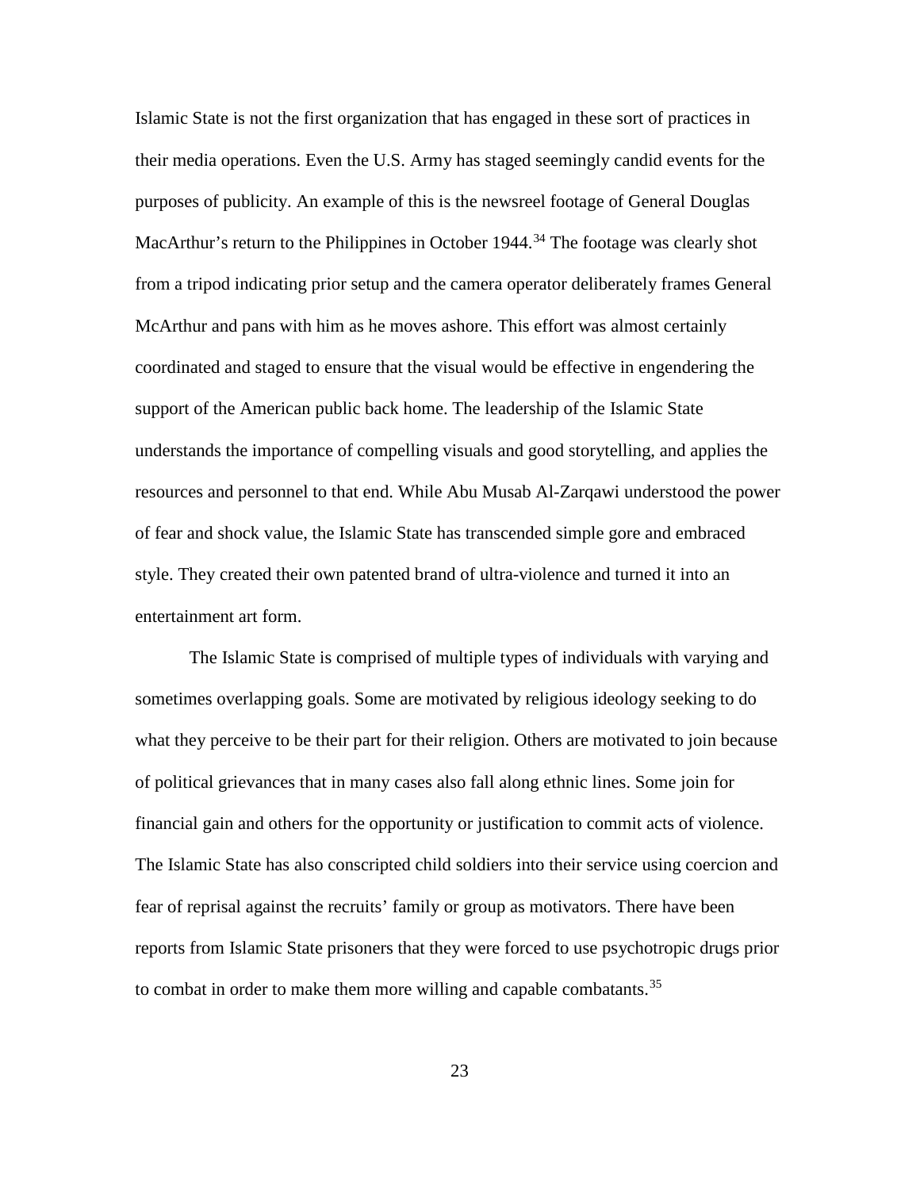Islamic State is not the first organization that has engaged in these sort of practices in their media operations. Even the U.S. Army has staged seemingly candid events for the purposes of publicity. An example of this is the newsreel footage of General Douglas MacArthur's return to the Philippines in October 1944.[34] The footage was clearly shot from a tripod indicating prior setup and the camera operator deliberately frames General McArthur and pans with him as he moves ashore. This effort was almost certainly coordinated and staged to ensure that the visual would be effective in engendering the support of the American public back home. The leadership of the Islamic State understands the importance of compelling visuals and good storytelling, and applies the resources and personnel to that end. While Abu Musab Al-Zarqawi understood the power of fear and shock value, the Islamic State has transcended simple gore and embraced style. They created their own patented brand of ultra-violence and turned it into an entertainment art form.

The Islamic State is comprised of multiple types of individuals with varying and sometimes overlapping goals. Some are motivated by religious ideology seeking to do what they perceive to be their part for their religion. Others are motivated to join because of political grievances that in many cases also fall along ethnic lines. Some join for financial gain and others for the opportunity or justification to commit acts of violence. The Islamic State has also conscripted child soldiers into their service using coercion and fear of reprisal against the recruits' family or group as motivators. There have been reports from Islamic State prisoners that they were forced to use psychotropic drugs prior to combat in order to make them more willing and capable combatants.[35]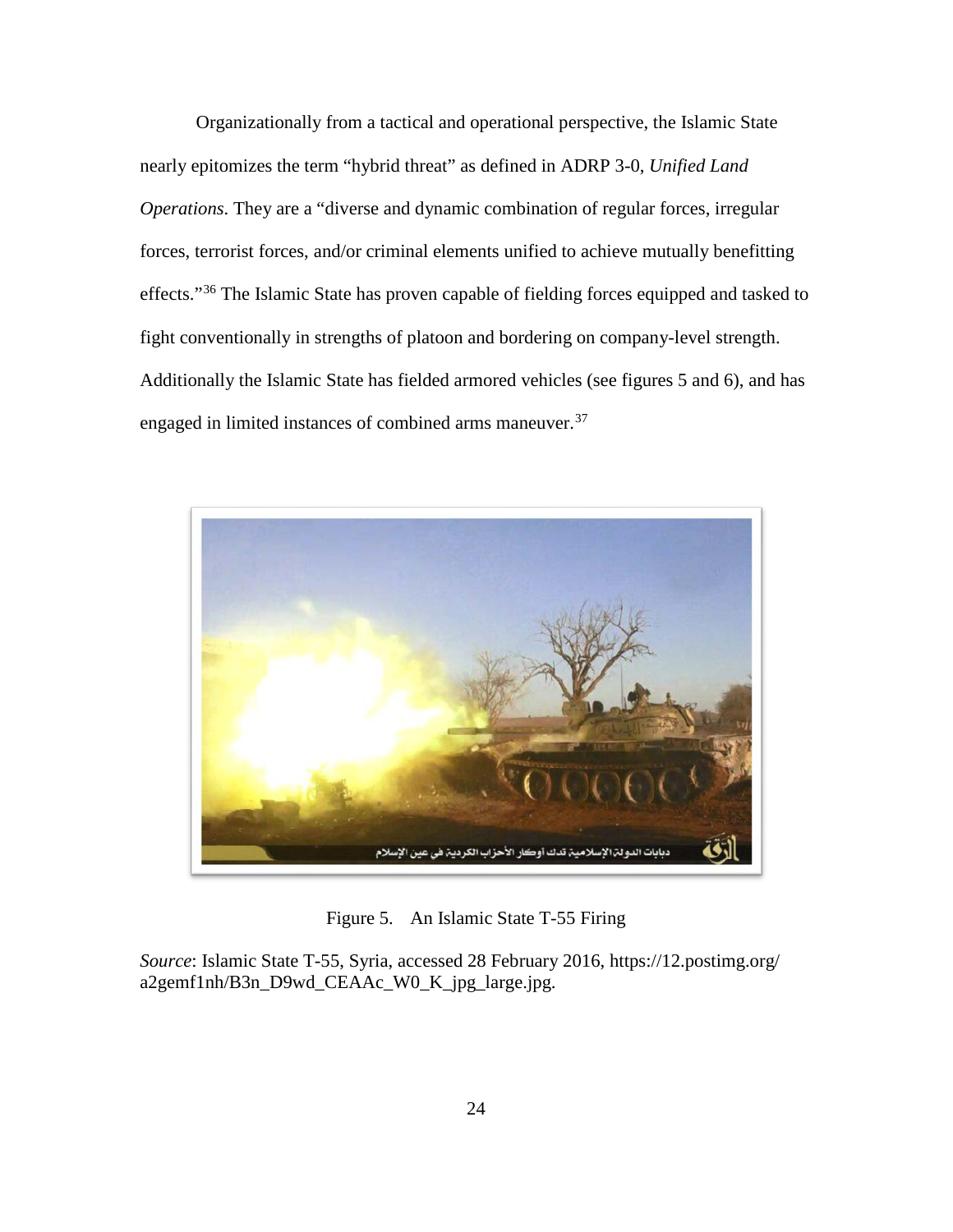Organizationally from a tactical and operational perspective, the Islamic State nearly epitomizes the term "hybrid threat" as defined in ADRP 3-0, *Unified Land Operations*. They are a "diverse and dynamic combination of regular forces, irregular forces, terrorist forces, and/or criminal elements unified to achieve mutually benefitting effects."[36] The Islamic State has proven capable of fielding forces equipped and tasked to fight conventionally in strengths of platoon and bordering on company-level strength. Additionally the Islamic State has fielded armored vehicles (see figures 5 and 6), and has engaged in limited instances of combined arms maneuver.[37]

Figure 5. An Islamic State T-55 Firing

*Source*: Islamic State T-55, Syria, accessed 28 February 2016, https://i2.postimg.org/a2gemf1nh/B3n_D9wd_CEAAc_W0_K_jpg_large.jpg.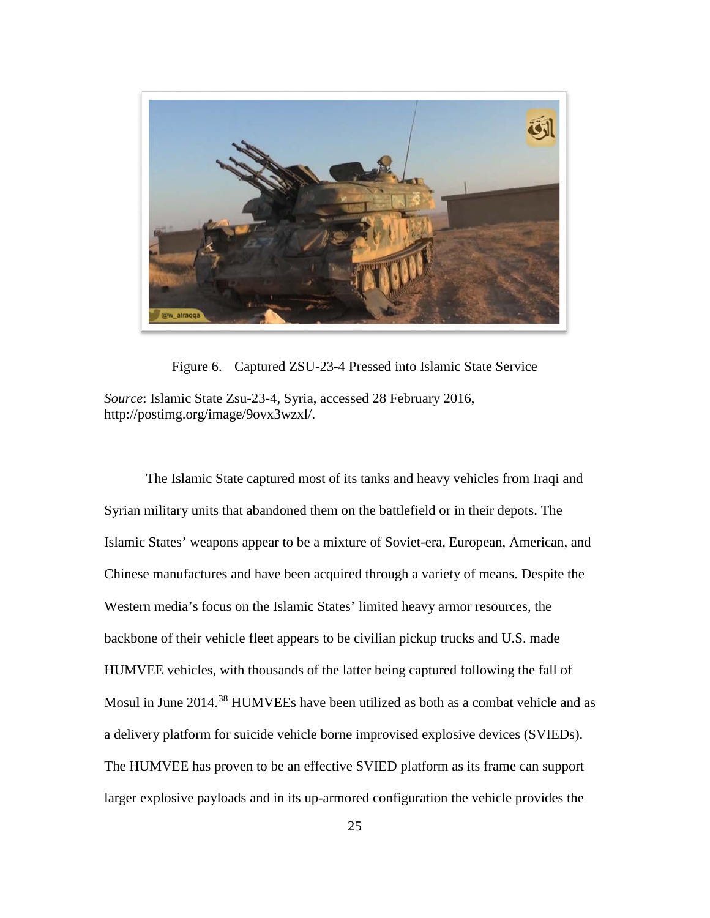Figure 6. Captured ZSU-23-4 Pressed into Islamic State Service

*Source*: Islamic State Zsu-23-4, Syria, accessed 28 February 2016, http://postimg.org/image/9ovx3wzxl/.

The Islamic State captured most of its tanks and heavy vehicles from Iraqi and Syrian military units that abandoned them on the battlefield or in their depots. The Islamic States' weapons appear to be a mixture of Soviet-era, European, American, and Chinese manufactures and have been acquired through a variety of means. Despite the Western media's focus on the Islamic States' limited heavy armor resources, the backbone of their vehicle fleet appears to be civilian pickup trucks and U.S. made HUMVEE vehicles, with thousands of the latter being captured following the fall of Mosul in June 2014.[38] HUMVEEs have been utilized as both as a combat vehicle and as a delivery platform for suicide vehicle borne improvised explosive devices (SVIEDs). The HUMVEE has proven to be an effective SVIED platform as its frame can support larger explosive payloads and in its up-armored configuration the vehicle provides the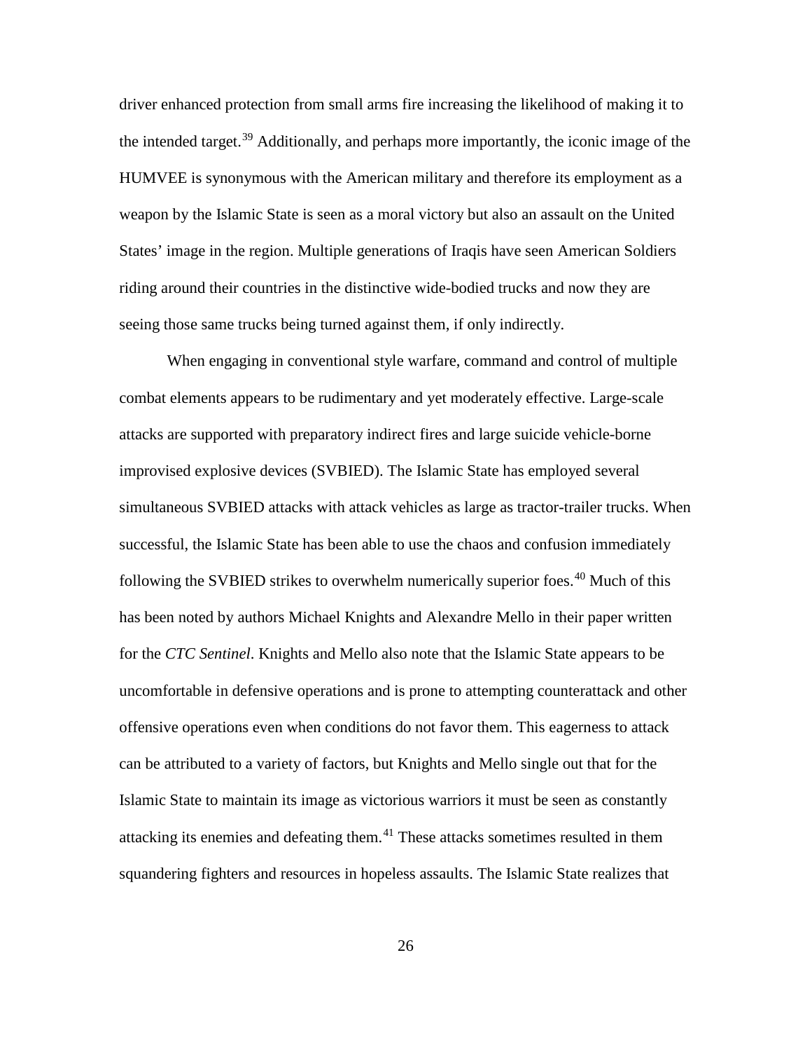driver enhanced protection from small arms fire increasing the likelihood of making it to the intended target.[39] Additionally, and perhaps more importantly, the iconic image of the HUMVEE is synonymous with the American military and therefore its employment as a weapon by the Islamic State is seen as a moral victory but also an assault on the United States' image in the region. Multiple generations of Iraqis have seen American Soldiers riding around their countries in the distinctive wide-bodied trucks and now they are seeing those same trucks being turned against them, if only indirectly.

When engaging in conventional style warfare, command and control of multiple combat elements appears to be rudimentary and yet moderately effective. Large-scale attacks are supported with preparatory indirect fires and large suicide vehicle-borne improvised explosive devices (SVBIED). The Islamic State has employed several simultaneous SVBIED attacks with attack vehicles as large as tractor-trailer trucks. When successful, the Islamic State has been able to use the chaos and confusion immediately following the SVBIED strikes to overwhelm numerically superior foes.[40] Much of this has been noted by authors Michael Knights and Alexandre Mello in their paper written for the *CTC Sentinel*. Knights and Mello also note that the Islamic State appears to be uncomfortable in defensive operations and is prone to attempting counterattack and other offensive operations even when conditions do not favor them. This eagerness to attack can be attributed to a variety of factors, but Knights and Mello single out that for the Islamic State to maintain its image as victorious warriors it must be seen as constantly attacking its enemies and defeating them.[41] These attacks sometimes resulted in them squandering fighters and resources in hopeless assaults. The Islamic State realizes that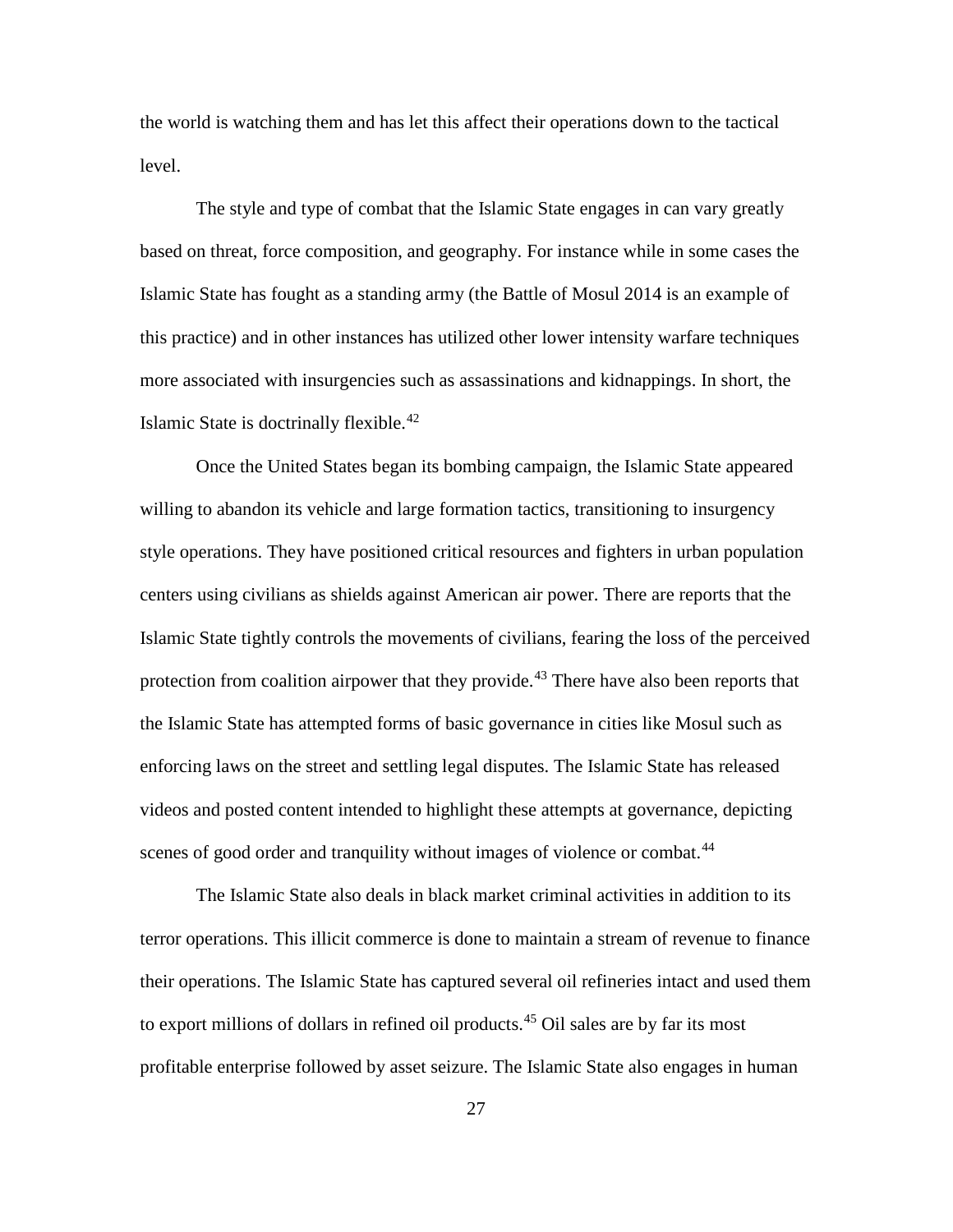the world is watching them and has let this affect their operations down to the tactical level.

The style and type of combat that the Islamic State engages in can vary greatly based on threat, force composition, and geography. For instance while in some cases the Islamic State has fought as a standing army (the Battle of Mosul 2014 is an example of this practice) and in other instances has utilized other lower intensity warfare techniques more associated with insurgencies such as assassinations and kidnappings. In short, the Islamic State is doctrinally flexible.[42]

Once the United States began its bombing campaign, the Islamic State appeared willing to abandon its vehicle and large formation tactics, transitioning to insurgency style operations. They have positioned critical resources and fighters in urban population centers using civilians as shields against American air power. There are reports that the Islamic State tightly controls the movements of civilians, fearing the loss of the perceived protection from coalition airpower that they provide.[43] There have also been reports that the Islamic State has attempted forms of basic governance in cities like Mosul such as enforcing laws on the street and settling legal disputes. The Islamic State has released videos and posted content intended to highlight these attempts at governance, depicting scenes of good order and tranquility without images of violence or combat.[44]

The Islamic State also deals in black market criminal activities in addition to its terror operations. This illicit commerce is done to maintain a stream of revenue to finance their operations. The Islamic State has captured several oil refineries intact and used them to export millions of dollars in refined oil products.[45] Oil sales are by far its most profitable enterprise followed by asset seizure. The Islamic State also engages in human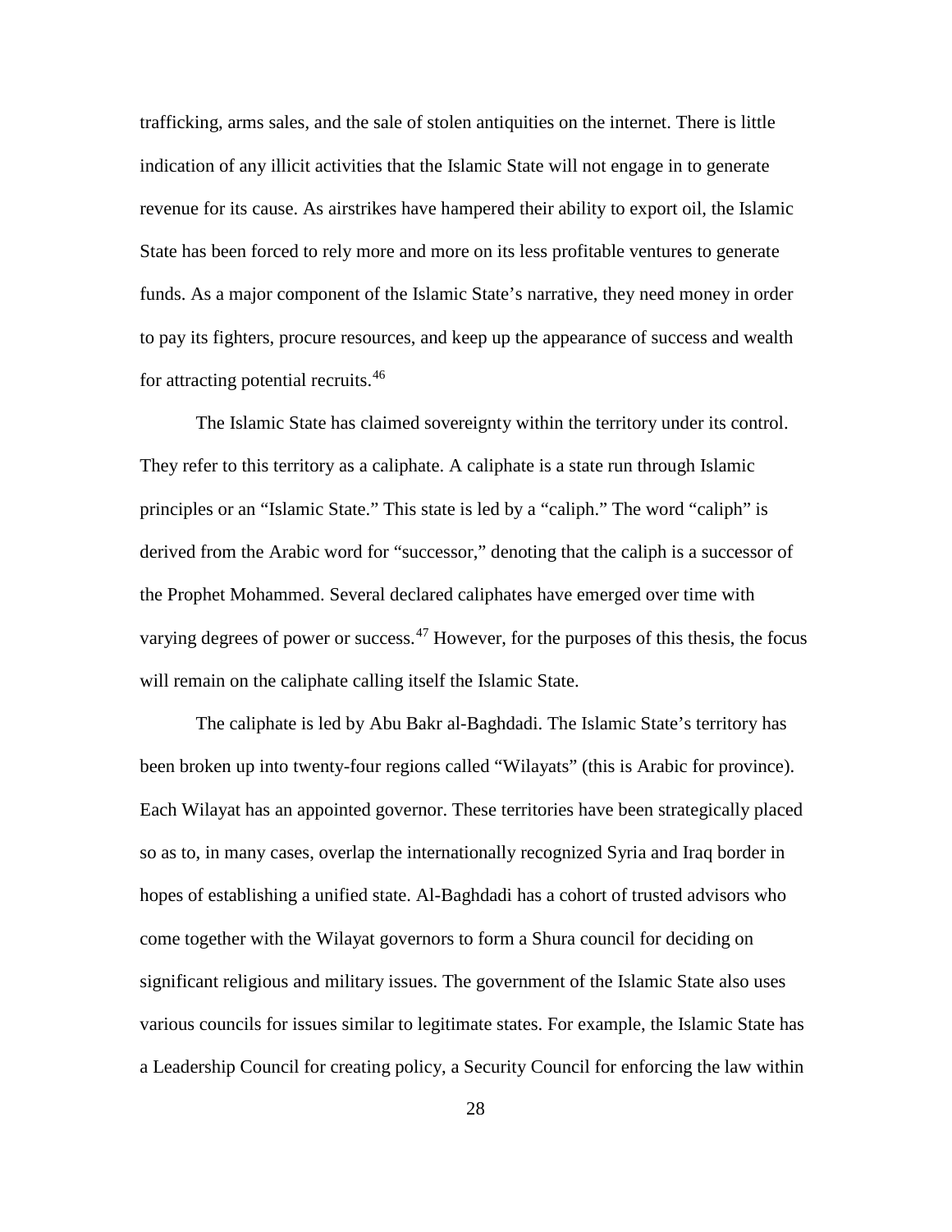trafficking, arms sales, and the sale of stolen antiquities on the internet. There is little indication of any illicit activities that the Islamic State will not engage in to generate revenue for its cause. As airstrikes have hampered their ability to export oil, the Islamic State has been forced to rely more and more on its less profitable ventures to generate funds. As a major component of the Islamic State's narrative, they need money in order to pay its fighters, procure resources, and keep up the appearance of success and wealth for attracting potential recruits.[46]

The Islamic State has claimed sovereignty within the territory under its control. They refer to this territory as a caliphate. A caliphate is a state run through Islamic principles or an "Islamic State." This state is led by a "caliph." The word "caliph" is derived from the Arabic word for "successor," denoting that the caliph is a successor of the Prophet Mohammed. Several declared caliphates have emerged over time with varying degrees of power or success.[47] However, for the purposes of this thesis, the focus will remain on the caliphate calling itself the Islamic State.

The caliphate is led by Abu Bakr al-Baghdadi. The Islamic State's territory has been broken up into twenty-four regions called "Wilayats" (this is Arabic for province). Each Wilayat has an appointed governor. These territories have been strategically placed so as to, in many cases, overlap the internationally recognized Syria and Iraq border in hopes of establishing a unified state. Al-Baghdadi has a cohort of trusted advisors who come together with the Wilayat governors to form a Shura council for deciding on significant religious and military issues. The government of the Islamic State also uses various councils for issues similar to legitimate states. For example, the Islamic State has a Leadership Council for creating policy, a Security Council for enforcing the law within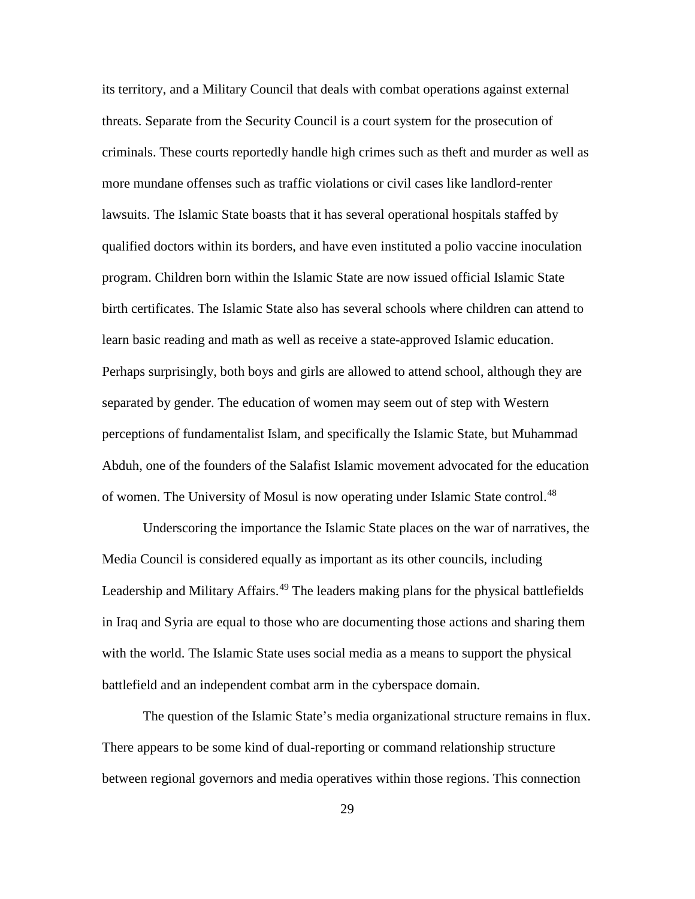its territory, and a Military Council that deals with combat operations against external threats. Separate from the Security Council is a court system for the prosecution of criminals. These courts reportedly handle high crimes such as theft and murder as well as more mundane offenses such as traffic violations or civil cases like landlord-renter lawsuits. The Islamic State boasts that it has several operational hospitals staffed by qualified doctors within its borders, and have even instituted a polio vaccine inoculation program. Children born within the Islamic State are now issued official Islamic State birth certificates. The Islamic State also has several schools where children can attend to learn basic reading and math as well as receive a state-approved Islamic education. Perhaps surprisingly, both boys and girls are allowed to attend school, although they are separated by gender. The education of women may seem out of step with Western perceptions of fundamentalist Islam, and specifically the Islamic State, but Muhammad Abduh, one of the founders of the Salafist Islamic movement advocated for the education of women. The University of Mosul is now operating under Islamic State control.[48]

Underscoring the importance the Islamic State places on the war of narratives, the Media Council is considered equally as important as its other councils, including Leadership and Military Affairs.[49] The leaders making plans for the physical battlefields in Iraq and Syria are equal to those who are documenting those actions and sharing them with the world. The Islamic State uses social media as a means to support the physical battlefield and an independent combat arm in the cyberspace domain.

The question of the Islamic State's media organizational structure remains in flux. There appears to be some kind of dual-reporting or command relationship structure between regional governors and media operatives within those regions. This connection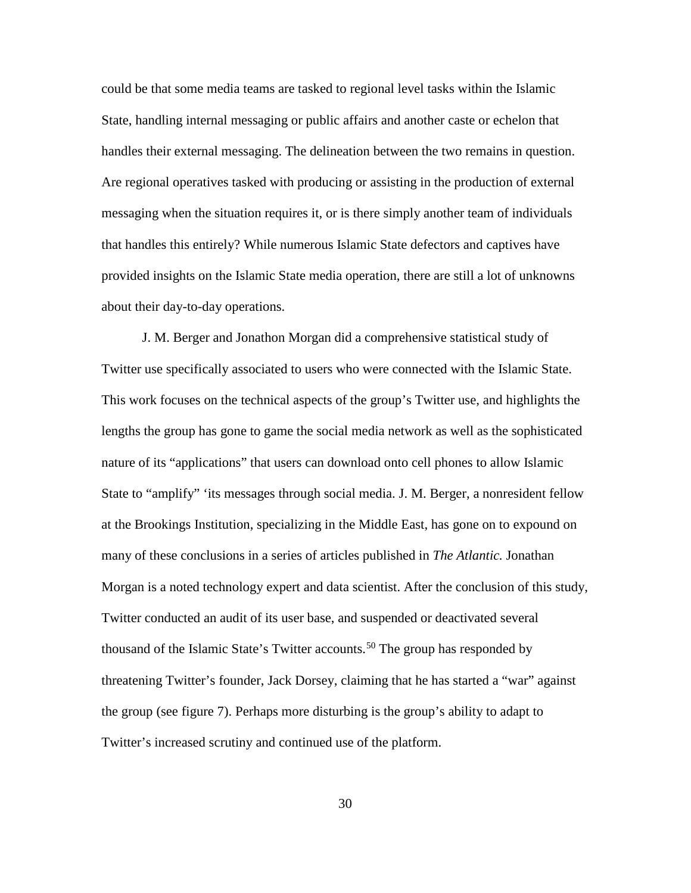could be that some media teams are tasked to regional level tasks within the Islamic State, handling internal messaging or public affairs and another caste or echelon that handles their external messaging. The delineation between the two remains in question. Are regional operatives tasked with producing or assisting in the production of external messaging when the situation requires it, or is there simply another team of individuals that handles this entirely? While numerous Islamic State defectors and captives have provided insights on the Islamic State media operation, there are still a lot of unknowns about their day-to-day operations.

J. M. Berger and Jonathon Morgan did a comprehensive statistical study of Twitter use specifically associated to users who were connected with the Islamic State. This work focuses on the technical aspects of the group's Twitter use, and highlights the lengths the group has gone to game the social media network as well as the sophisticated nature of its "applications" that users can download onto cell phones to allow Islamic State to "amplify" 'its messages through social media. J. M. Berger, a nonresident fellow at the Brookings Institution, specializing in the Middle East, has gone on to expound on many of these conclusions in a series of articles published in *The Atlantic.* Jonathan Morgan is a noted technology expert and data scientist. After the conclusion of this study, Twitter conducted an audit of its user base, and suspended or deactivated several thousand of the Islamic State's Twitter accounts.[50] The group has responded by threatening Twitter's founder, Jack Dorsey, claiming that he has started a "war" against the group (see figure 7). Perhaps more disturbing is the group's ability to adapt to Twitter's increased scrutiny and continued use of the platform.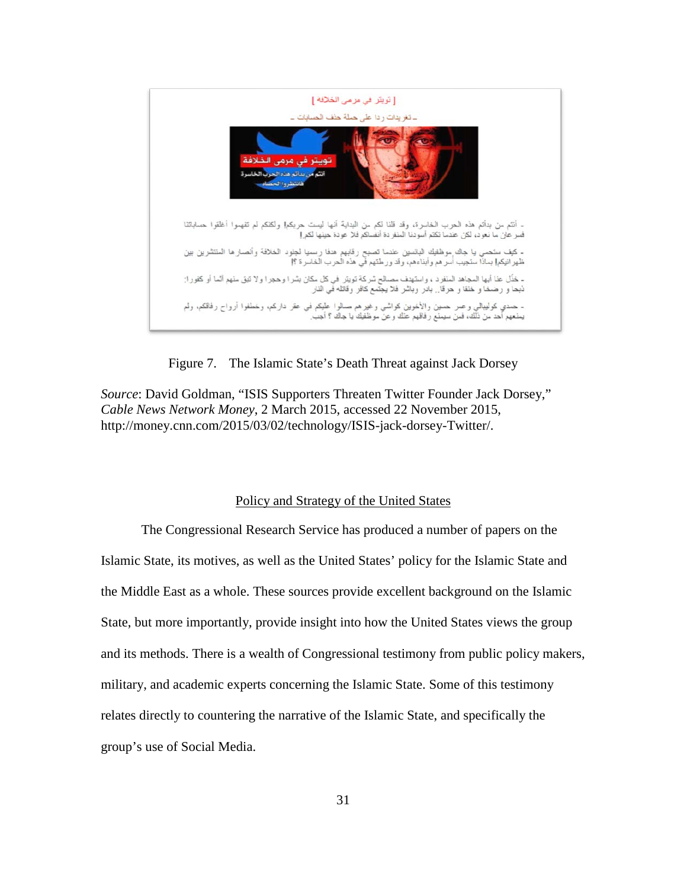Figure 7. The Islamic State's Death Threat against Jack Dorsey

*Source*: David Goldman, "ISIS Supporters Threaten Twitter Founder Jack Dorsey," *Cable News Network Money*, 2 March 2015, accessed 22 November 2015, http://money.cnn.com/2015/03/02/technology/ISIS-jack-dorsey-Twitter/.

## Policy and Strategy of the United States

The Congressional Research Service has produced a number of papers on the Islamic State, its motives, as well as the United States' policy for the Islamic State and the Middle East as a whole. These sources provide excellent background on the Islamic State, but more importantly, provide insight into how the United States views the group and its methods. There is a wealth of Congressional testimony from public policy makers, military, and academic experts concerning the Islamic State. Some of this testimony relates directly to countering the narrative of the Islamic State, and specifically the group's use of Social Media.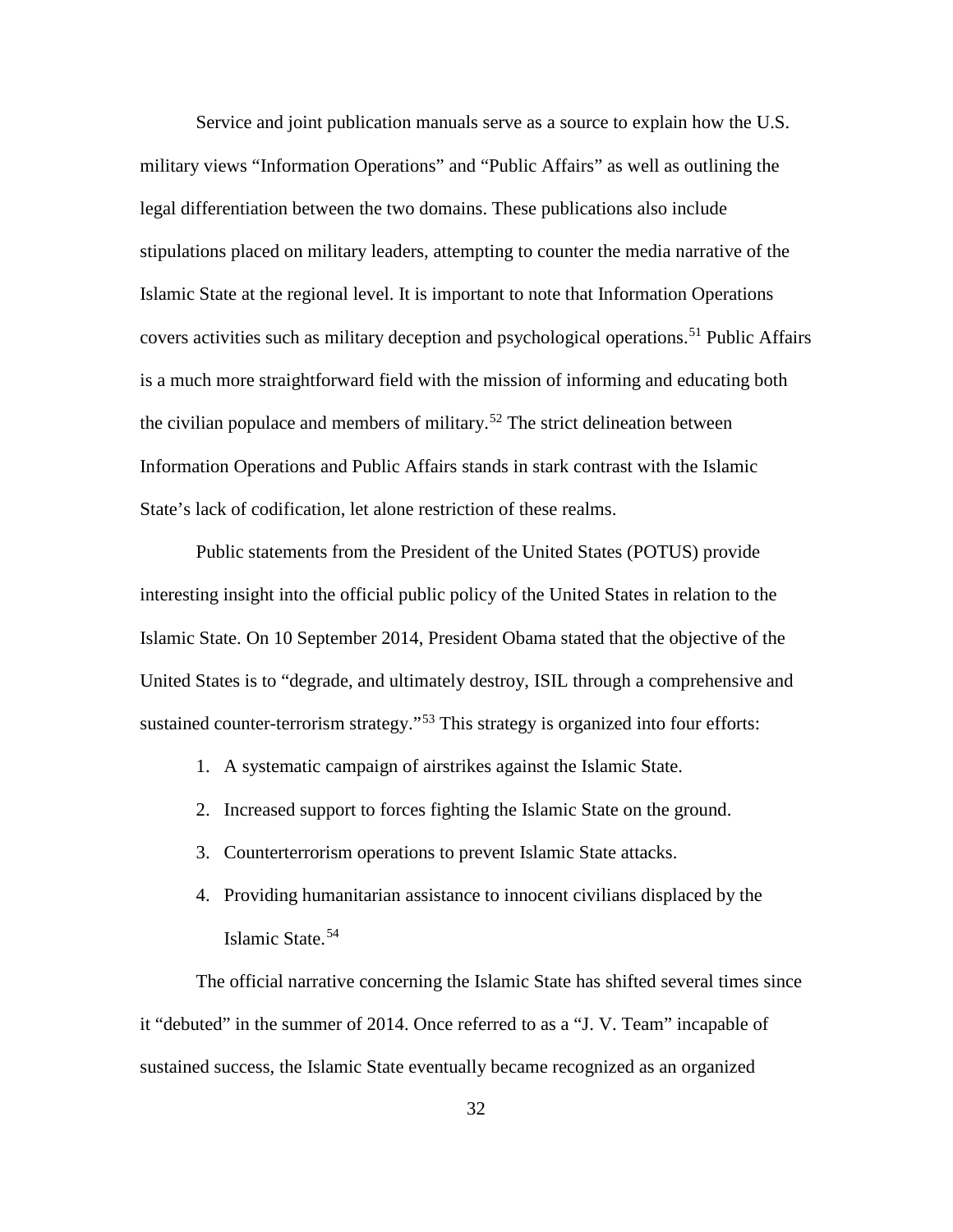Service and joint publication manuals serve as a source to explain how the U.S. military views "Information Operations" and "Public Affairs" as well as outlining the legal differentiation between the two domains. These publications also include stipulations placed on military leaders, attempting to counter the media narrative of the Islamic State at the regional level. It is important to note that Information Operations covers activities such as military deception and psychological operations.[51] Public Affairs is a much more straightforward field with the mission of informing and educating both the civilian populace and members of military.[52] The strict delineation between Information Operations and Public Affairs stands in stark contrast with the Islamic State's lack of codification, let alone restriction of these realms.

Public statements from the President of the United States (POTUS) provide interesting insight into the official public policy of the United States in relation to the Islamic State. On 10 September 2014, President Obama stated that the objective of the United States is to "degrade, and ultimately destroy, ISIL through a comprehensive and sustained counter-terrorism strategy."[53] This strategy is organized into four efforts:

1. A systematic campaign of airstrikes against the Islamic State.
2. Increased support to forces fighting the Islamic State on the ground.
3. Counterterrorism operations to prevent Islamic State attacks.
4. Providing humanitarian assistance to innocent civilians displaced by the Islamic State.[54]

The official narrative concerning the Islamic State has shifted several times since it "debuted" in the summer of 2014. Once referred to as a "J. V. Team" incapable of sustained success, the Islamic State eventually became recognized as an organized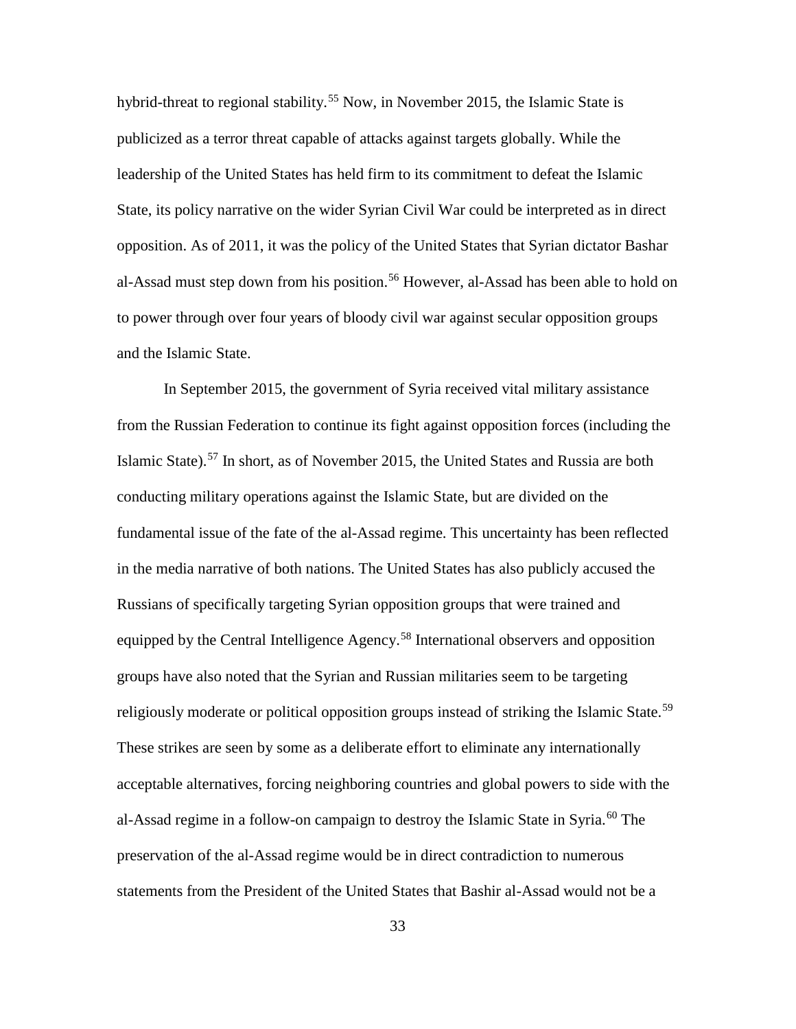hybrid-threat to regional stability.[55] Now, in November 2015, the Islamic State is publicized as a terror threat capable of attacks against targets globally. While the leadership of the United States has held firm to its commitment to defeat the Islamic State, its policy narrative on the wider Syrian Civil War could be interpreted as in direct opposition. As of 2011, it was the policy of the United States that Syrian dictator Bashar al-Assad must step down from his position.[56] However, al-Assad has been able to hold on to power through over four years of bloody civil war against secular opposition groups and the Islamic State.

In September 2015, the government of Syria received vital military assistance from the Russian Federation to continue its fight against opposition forces (including the Islamic State).[57] In short, as of November 2015, the United States and Russia are both conducting military operations against the Islamic State, but are divided on the fundamental issue of the fate of the al-Assad regime. This uncertainty has been reflected in the media narrative of both nations. The United States has also publicly accused the Russians of specifically targeting Syrian opposition groups that were trained and equipped by the Central Intelligence Agency.[58] International observers and opposition groups have also noted that the Syrian and Russian militaries seem to be targeting religiously moderate or political opposition groups instead of striking the Islamic State.[59] These strikes are seen by some as a deliberate effort to eliminate any internationally acceptable alternatives, forcing neighboring countries and global powers to side with the al-Assad regime in a follow-on campaign to destroy the Islamic State in Syria.[60] The preservation of the al-Assad regime would be in direct contradiction to numerous statements from the President of the United States that Bashir al-Assad would not be a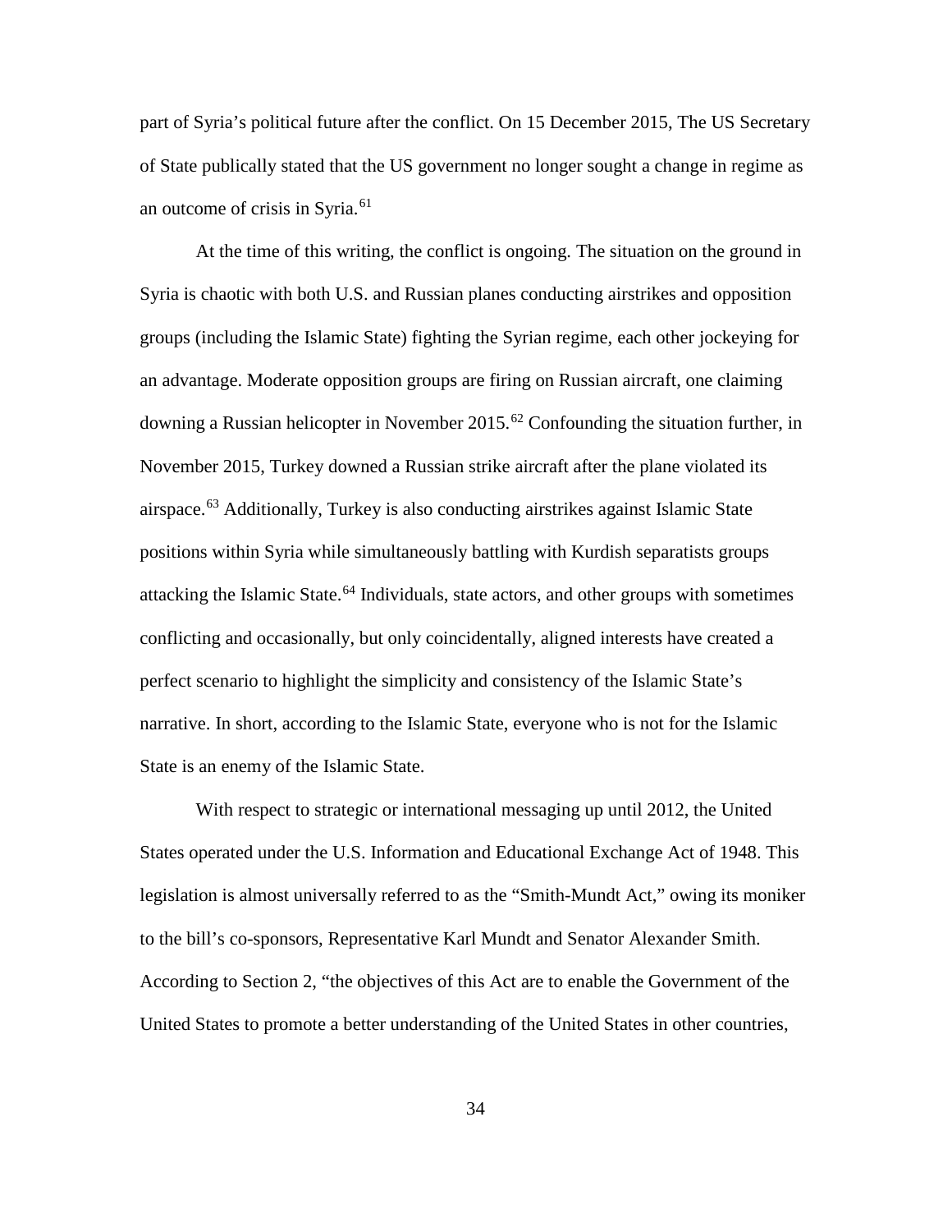part of Syria's political future after the conflict. On 15 December 2015, The US Secretary of State publically stated that the US government no longer sought a change in regime as an outcome of crisis in Syria.[61]

At the time of this writing, the conflict is ongoing. The situation on the ground in Syria is chaotic with both U.S. and Russian planes conducting airstrikes and opposition groups (including the Islamic State) fighting the Syrian regime, each other jockeying for an advantage. Moderate opposition groups are firing on Russian aircraft, one claiming downing a Russian helicopter in November 2015.[62] Confounding the situation further, in November 2015, Turkey downed a Russian strike aircraft after the plane violated its airspace.[63] Additionally, Turkey is also conducting airstrikes against Islamic State positions within Syria while simultaneously battling with Kurdish separatists groups attacking the Islamic State.[64] Individuals, state actors, and other groups with sometimes conflicting and occasionally, but only coincidentally, aligned interests have created a perfect scenario to highlight the simplicity and consistency of the Islamic State's narrative. In short, according to the Islamic State, everyone who is not for the Islamic State is an enemy of the Islamic State.

With respect to strategic or international messaging up until 2012, the United States operated under the U.S. Information and Educational Exchange Act of 1948. This legislation is almost universally referred to as the "Smith-Mundt Act," owing its moniker to the bill's co-sponsors, Representative Karl Mundt and Senator Alexander Smith. According to Section 2, "the objectives of this Act are to enable the Government of the United States to promote a better understanding of the United States in other countries,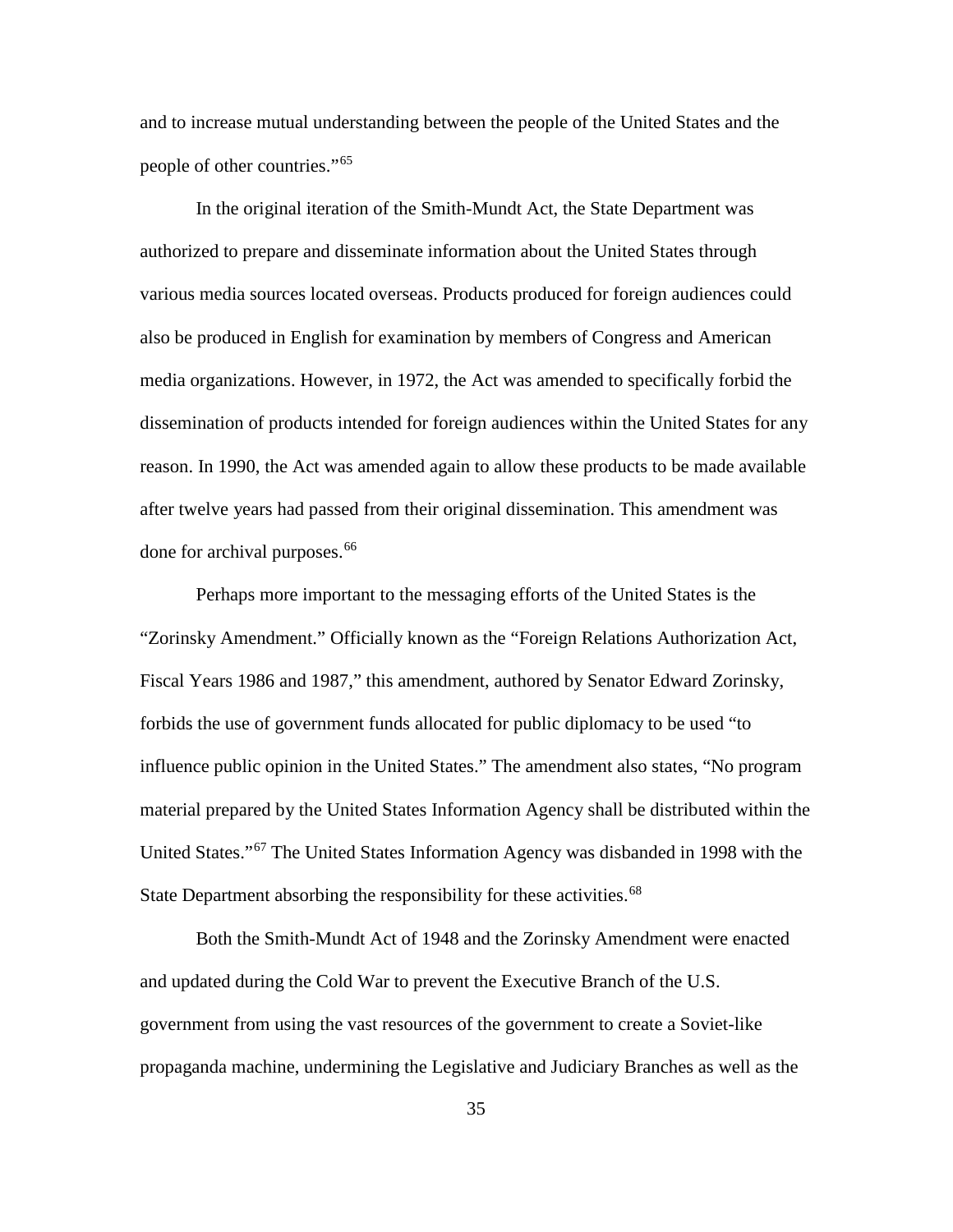and to increase mutual understanding between the people of the United States and the people of other countries."[65]

In the original iteration of the Smith-Mundt Act, the State Department was authorized to prepare and disseminate information about the United States through various media sources located overseas. Products produced for foreign audiences could also be produced in English for examination by members of Congress and American media organizations. However, in 1972, the Act was amended to specifically forbid the dissemination of products intended for foreign audiences within the United States for any reason. In 1990, the Act was amended again to allow these products to be made available after twelve years had passed from their original dissemination. This amendment was done for archival purposes.[66]

Perhaps more important to the messaging efforts of the United States is the "Zorinsky Amendment." Officially known as the "Foreign Relations Authorization Act, Fiscal Years 1986 and 1987," this amendment, authored by Senator Edward Zorinsky, forbids the use of government funds allocated for public diplomacy to be used "to influence public opinion in the United States." The amendment also states, "No program material prepared by the United States Information Agency shall be distributed within the United States."[67] The United States Information Agency was disbanded in 1998 with the State Department absorbing the responsibility for these activities.[68]

Both the Smith-Mundt Act of 1948 and the Zorinsky Amendment were enacted and updated during the Cold War to prevent the Executive Branch of the U.S. government from using the vast resources of the government to create a Soviet-like propaganda machine, undermining the Legislative and Judiciary Branches as well as the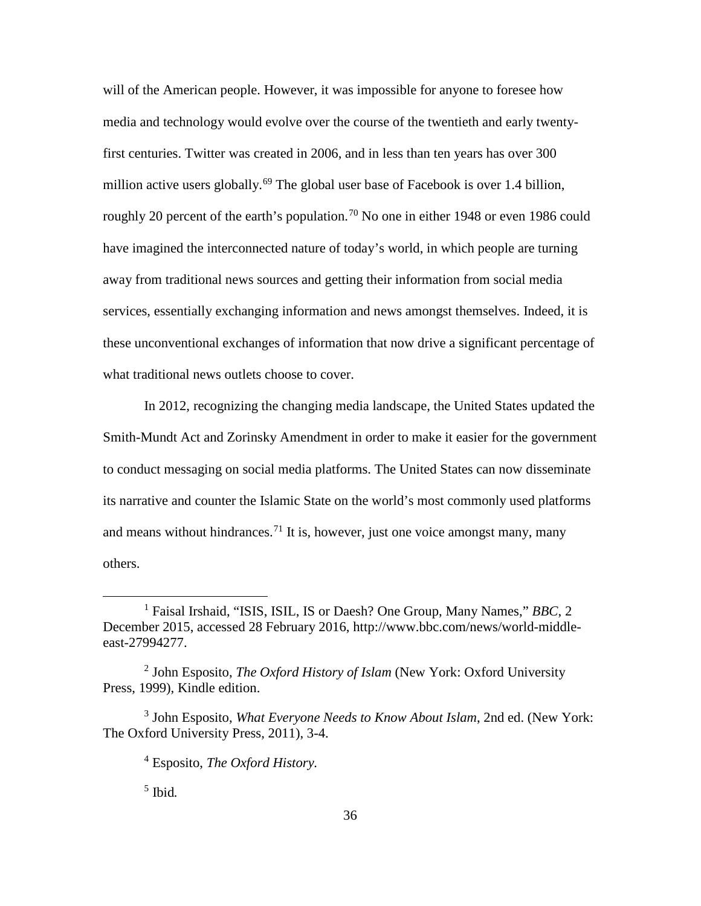will of the American people. However, it was impossible for anyone to foresee how media and technology would evolve over the course of the twentieth and early twenty-first centuries. Twitter was created in 2006, and in less than ten years has over 300 million active users globally.[69] The global user base of Facebook is over 1.4 billion, roughly 20 percent of the earth's population.[70] No one in either 1948 or even 1986 could have imagined the interconnected nature of today's world, in which people are turning away from traditional news sources and getting their information from social media services, essentially exchanging information and news amongst themselves. Indeed, it is these unconventional exchanges of information that now drive a significant percentage of what traditional news outlets choose to cover.

In 2012, recognizing the changing media landscape, the United States updated the Smith-Mundt Act and Zorinsky Amendment in order to make it easier for the government to conduct messaging on social media platforms. The United States can now disseminate its narrative and counter the Islamic State on the world's most commonly used platforms and means without hindrances.[71] It is, however, just one voice amongst many, many others.

---

[1] Faisal Irshaid, "ISIS, ISIL, IS or Daesh? One Group, Many Names," *BBC*, 2 December 2015, accessed 28 February 2016, http://www.bbc.com/news/world-middle-east-27994277.

[2] John Esposito, *The Oxford History of Islam* (New York: Oxford University Press, 1999), Kindle edition.

[3] John Esposito, *What Everyone Needs to Know About Islam*, 2nd ed. (New York: The Oxford University Press, 2011), 3-4.

[4] Esposito, *The Oxford History.*

[5] Ibid*.*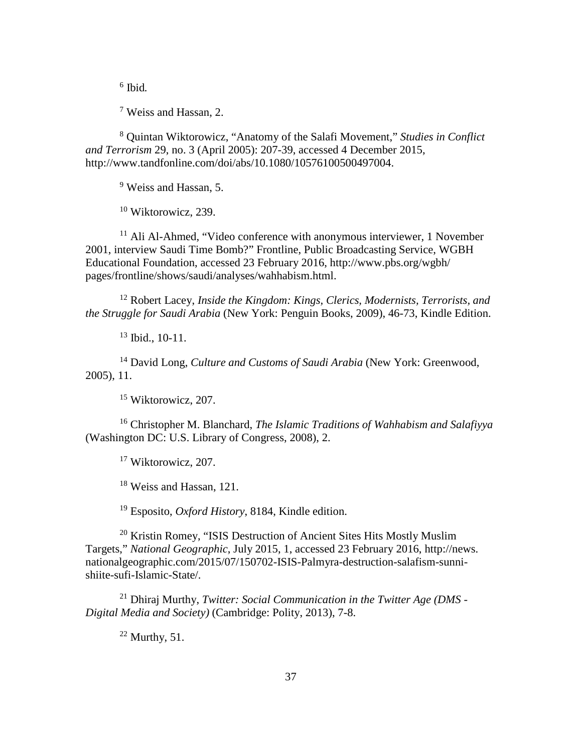[6] Ibid.

[7] Weiss and Hassan, 2.

[8] Quintan Wiktorowicz, "Anatomy of the Salafi Movement," *Studies in Conflict and Terrorism* 29, no. 3 (April 2005): 207-39, accessed 4 December 2015, http://www.tandfonline.com/doi/abs/10.1080/10576100500497004.

[9] Weiss and Hassan, 5.

[10] Wiktorowicz, 239.

[11] Ali Al-Ahmed, "Video conference with anonymous interviewer, 1 November 2001, interview Saudi Time Bomb?" Frontline, Public Broadcasting Service, WGBH Educational Foundation, accessed 23 February 2016, http://www.pbs.org/wgbh/pages/frontline/shows/saudi/analyses/wahhabism.html.

[12] Robert Lacey, *Inside the Kingdom: Kings, Clerics, Modernists, Terrorists, and the Struggle for Saudi Arabia* (New York: Penguin Books, 2009), 46-73, Kindle Edition.

[13] Ibid., 10-11.

[14] David Long, *Culture and Customs of Saudi Arabia* (New York: Greenwood, 2005), 11.

[15] Wiktorowicz, 207.

[16] Christopher M. Blanchard, *The Islamic Traditions of Wahhabism and Salafiyya* (Washington DC: U.S. Library of Congress, 2008), 2.

[17] Wiktorowicz, 207.

[18] Weiss and Hassan, 121.

[19] Esposito, *Oxford History*, 8184, Kindle edition.

[20] Kristin Romey, "ISIS Destruction of Ancient Sites Hits Mostly Muslim Targets," *National Geographic*, July 2015, 1, accessed 23 February 2016, http://news.nationalgeographic.com/2015/07/150702-ISIS-Palmyra-destruction-salafism-sunni-shiite-sufi-Islamic-State/.

[21] Dhiraj Murthy, *Twitter: Social Communication in the Twitter Age (DMS - Digital Media and Society)* (Cambridge: Polity, 2013), 7-8.

[22] Murthy, 51.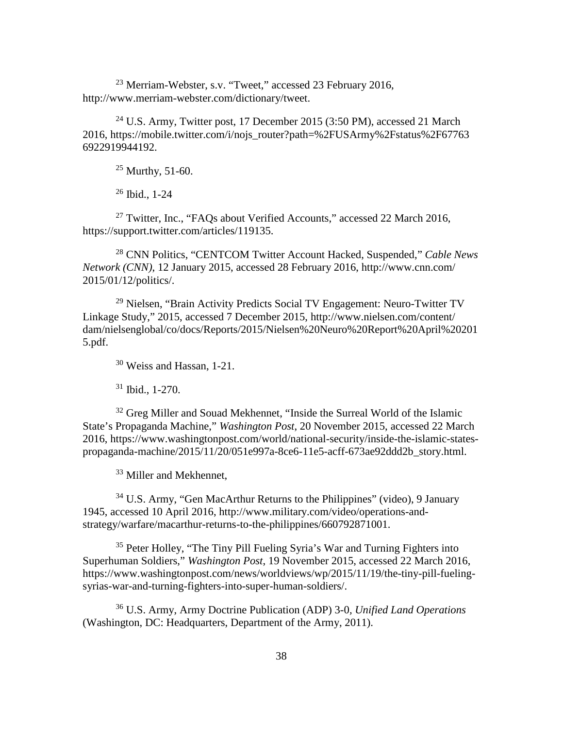[23] Merriam-Webster, s.v. "Tweet," accessed 23 February 2016, http://www.merriam-webster.com/dictionary/tweet.

[24] U.S. Army, Twitter post, 17 December 2015 (3:50 PM), accessed 21 March 2016, https://mobile.twitter.com/i/nojs_router?path=%2FUSArmy%2Fstatus%2F677636922919944192.

[25] Murthy, 51-60.

[26] Ibid., 1-24

[27] Twitter, Inc., "FAQs about Verified Accounts," accessed 22 March 2016, https://support.twitter.com/articles/119135.

[28] CNN Politics, "CENTCOM Twitter Account Hacked, Suspended," *Cable News Network (CNN)*, 12 January 2015, accessed 28 February 2016, http://www.cnn.com/2015/01/12/politics/.

[29] Nielsen, "Brain Activity Predicts Social TV Engagement: Neuro-Twitter TV Linkage Study," 2015, accessed 7 December 2015, http://www.nielsen.com/content/dam/nielsenglobal/co/docs/Reports/2015/Nielsen%20Neuro%20Report%20April%202015.pdf.

[30] Weiss and Hassan, 1-21.

[31] Ibid., 1-270.

[32] Greg Miller and Souad Mekhennet, "Inside the Surreal World of the Islamic State's Propaganda Machine," *Washington Post*, 20 November 2015, accessed 22 March 2016, https://www.washingtonpost.com/world/national-security/inside-the-islamic-states-propaganda-machine/2015/11/20/051e997a-8ce6-11e5-acff-673ae92ddd2b_story.html.

[33] Miller and Mekhennet,

[34] U.S. Army, "Gen MacArthur Returns to the Philippines" (video), 9 January 1945, accessed 10 April 2016, http://www.military.com/video/operations-and-strategy/warfare/macarthur-returns-to-the-philippines/660792871001.

[35] Peter Holley, "The Tiny Pill Fueling Syria's War and Turning Fighters into Superhuman Soldiers," *Washington Post*, 19 November 2015, accessed 22 March 2016, https://www.washingtonpost.com/news/worldviews/wp/2015/11/19/the-tiny-pill-fueling-syrias-war-and-turning-fighters-into-super-human-soldiers/.

[36] U.S. Army, Army Doctrine Publication (ADP) 3-0, *Unified Land Operations* (Washington, DC: Headquarters, Department of the Army, 2011).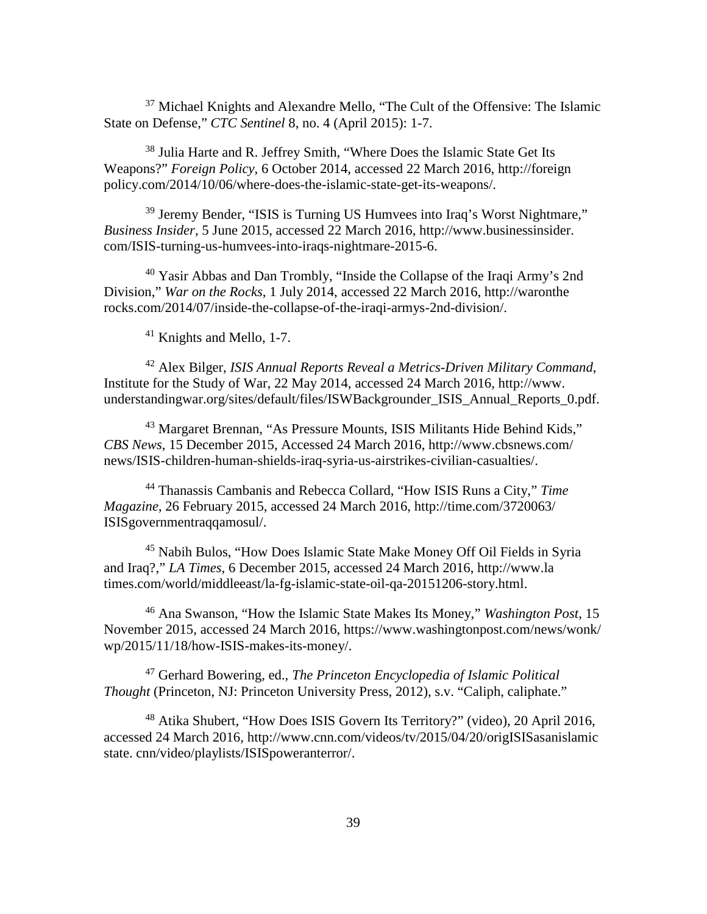[37] Michael Knights and Alexandre Mello, "The Cult of the Offensive: The Islamic State on Defense," *CTC Sentinel* 8, no. 4 (April 2015): 1-7.

[38] Julia Harte and R. Jeffrey Smith, "Where Does the Islamic State Get Its Weapons?" *Foreign Policy*, 6 October 2014, accessed 22 March 2016, http://foreign policy.com/2014/10/06/where-does-the-islamic-state-get-its-weapons/.

[39] Jeremy Bender, "ISIS is Turning US Humvees into Iraq's Worst Nightmare," *Business Insider*, 5 June 2015, accessed 22 March 2016, http://www.businessinsider. com/ISIS-turning-us-humvees-into-iraqs-nightmare-2015-6.

[40] Yasir Abbas and Dan Trombly, "Inside the Collapse of the Iraqi Army's 2nd Division," *War on the Rocks*, 1 July 2014, accessed 22 March 2016, http://waronthe rocks.com/2014/07/inside-the-collapse-of-the-iraqi-armys-2nd-division/.

[41] Knights and Mello, 1-7.

[42] Alex Bilger, *ISIS Annual Reports Reveal a Metrics-Driven Military Command*, Institute for the Study of War, 22 May 2014, accessed 24 March 2016, http://www. understandingwar.org/sites/default/files/ISWBackgrounder_ISIS_Annual_Reports_0.pdf.

[43] Margaret Brennan, "As Pressure Mounts, ISIS Militants Hide Behind Kids," *CBS News*, 15 December 2015, Accessed 24 March 2016, http://www.cbsnews.com/ news/ISIS-children-human-shields-iraq-syria-us-airstrikes-civilian-casualties/.

[44] Thanassis Cambanis and Rebecca Collard, "How ISIS Runs a City," *Time Magazine*, 26 February 2015, accessed 24 March 2016, http://time.com/3720063/ ISISgovernmentraqqamosul/.

[45] Nabih Bulos, "How Does Islamic State Make Money Off Oil Fields in Syria and Iraq?," *LA Times*, 6 December 2015, accessed 24 March 2016, http://www.la times.com/world/middleeast/la-fg-islamic-state-oil-qa-20151206-story.html.

[46] Ana Swanson, "How the Islamic State Makes Its Money," *Washington Post*, 15 November 2015, accessed 24 March 2016, https://www.washingtonpost.com/news/wonk/ wp/2015/11/18/how-ISIS-makes-its-money/.

[47] Gerhard Bowering, ed., *The Princeton Encyclopedia of Islamic Political Thought* (Princeton, NJ: Princeton University Press, 2012), s.v. "Caliph, caliphate."

[48] Atika Shubert, "How Does ISIS Govern Its Territory?" (video), 20 April 2016, accessed 24 March 2016, http://www.cnn.com/videos/tv/2015/04/20/origISISasanislamic state. cnn/video/playlists/ISISpoweranterror/.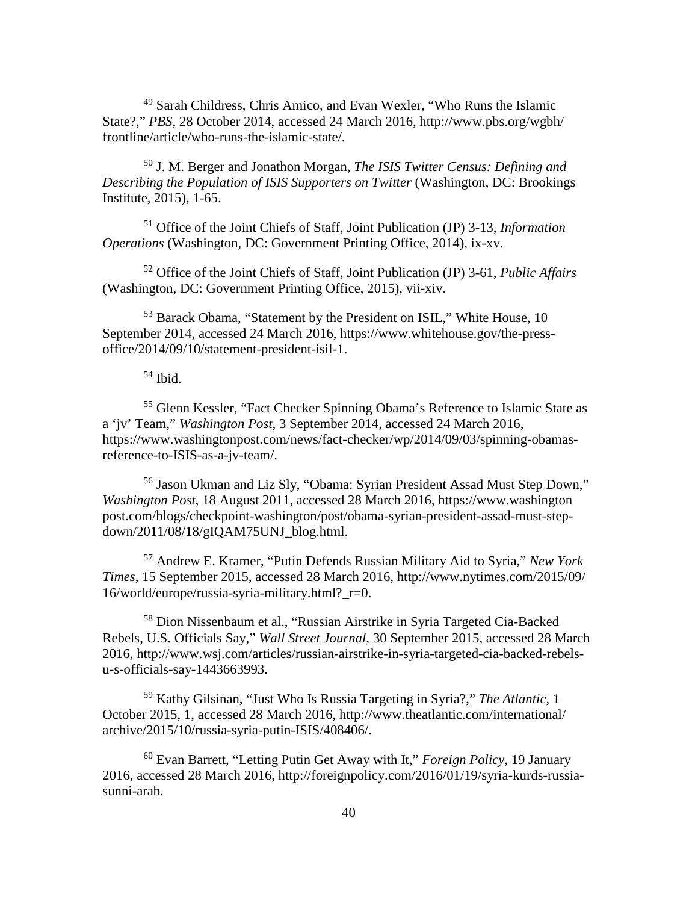[49] Sarah Childress, Chris Amico, and Evan Wexler, "Who Runs the Islamic State?," *PBS*, 28 October 2014, accessed 24 March 2016, http://www.pbs.org/wgbh/frontline/article/who-runs-the-islamic-state/.

[50] J. M. Berger and Jonathon Morgan, *The ISIS Twitter Census: Defining and Describing the Population of ISIS Supporters on Twitter* (Washington, DC: Brookings Institute, 2015), 1-65.

[51] Office of the Joint Chiefs of Staff, Joint Publication (JP) 3-13, *Information Operations* (Washington, DC: Government Printing Office, 2014), ix-xv.

[52] Office of the Joint Chiefs of Staff, Joint Publication (JP) 3-61, *Public Affairs* (Washington, DC: Government Printing Office, 2015), vii-xiv.

[53] Barack Obama, "Statement by the President on ISIL," White House, 10 September 2014, accessed 24 March 2016, https://www.whitehouse.gov/the-press-office/2014/09/10/statement-president-isil-1.

[54] Ibid.

[55] Glenn Kessler, "Fact Checker Spinning Obama's Reference to Islamic State as a 'jv' Team," *Washington Post*, 3 September 2014, accessed 24 March 2016, https://www.washingtonpost.com/news/fact-checker/wp/2014/09/03/spinning-obamas-reference-to-ISIS-as-a-jv-team/.

[56] Jason Ukman and Liz Sly, "Obama: Syrian President Assad Must Step Down," *Washington Post*, 18 August 2011, accessed 28 March 2016, https://www.washingtonpost.com/blogs/checkpoint-washington/post/obama-syrian-president-assad-must-step-down/2011/08/18/gIQAM75UNJ_blog.html.

[57] Andrew E. Kramer, "Putin Defends Russian Military Aid to Syria," *New York Times*, 15 September 2015, accessed 28 March 2016, http://www.nytimes.com/2015/09/16/world/europe/russia-syria-military.html?_r=0.

[58] Dion Nissenbaum et al., "Russian Airstrike in Syria Targeted Cia-Backed Rebels, U.S. Officials Say," *Wall Street Journal*, 30 September 2015, accessed 28 March 2016, http://www.wsj.com/articles/russian-airstrike-in-syria-targeted-cia-backed-rebels-u-s-officials-say-1443663993.

[59] Kathy Gilsinan, "Just Who Is Russia Targeting in Syria?," *The Atlantic*, 1 October 2015, 1, accessed 28 March 2016, http://www.theatlantic.com/international/archive/2015/10/russia-syria-putin-ISIS/408406/.

[60] Evan Barrett, "Letting Putin Get Away with It," *Foreign Policy*, 19 January 2016, accessed 28 March 2016, http://foreignpolicy.com/2016/01/19/syria-kurds-russia-sunni-arab.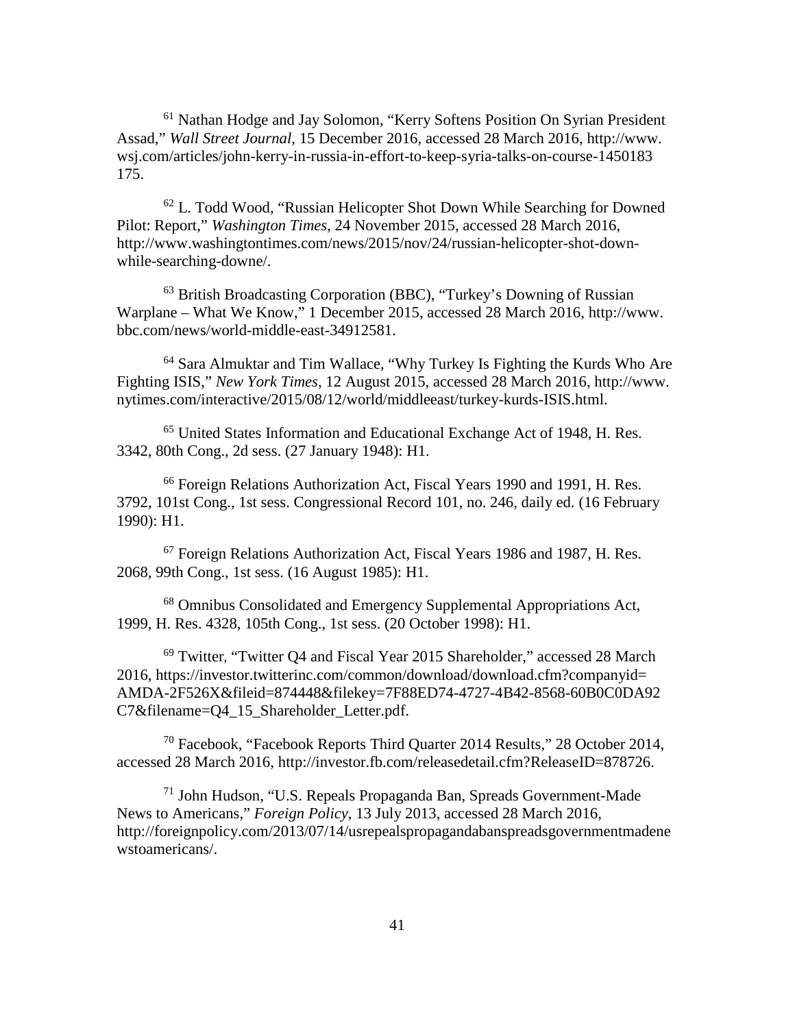[61] Nathan Hodge and Jay Solomon, "Kerry Softens Position On Syrian President Assad," *Wall Street Journal*, 15 December 2016, accessed 28 March 2016, http://www.wsj.com/articles/john-kerry-in-russia-in-effort-to-keep-syria-talks-on-course-1450183175.

[62] L. Todd Wood, "Russian Helicopter Shot Down While Searching for Downed Pilot: Report," *Washington Times*, 24 November 2015, accessed 28 March 2016, http://www.washingtontimes.com/news/2015/nov/24/russian-helicopter-shot-down-while-searching-downe/.

[63] British Broadcasting Corporation (BBC), "Turkey's Downing of Russian Warplane – What We Know," 1 December 2015, accessed 28 March 2016, http://www.bbc.com/news/world-middle-east-34912581.

[64] Sara Almuktar and Tim Wallace, "Why Turkey Is Fighting the Kurds Who Are Fighting ISIS," *New York Times*, 12 August 2015, accessed 28 March 2016, http://www.nytimes.com/interactive/2015/08/12/world/middleeast/turkey-kurds-ISIS.html.

[65] United States Information and Educational Exchange Act of 1948, H. Res. 3342, 80th Cong., 2d sess. (27 January 1948): H1.

[66] Foreign Relations Authorization Act, Fiscal Years 1990 and 1991, H. Res. 3792, 101st Cong., 1st sess. Congressional Record 101, no. 246, daily ed. (16 February 1990): H1.

[67] Foreign Relations Authorization Act, Fiscal Years 1986 and 1987, H. Res. 2068, 99th Cong., 1st sess. (16 August 1985): H1.

[68] Omnibus Consolidated and Emergency Supplemental Appropriations Act, 1999, H. Res. 4328, 105th Cong., 1st sess. (20 October 1998): H1.

[69] Twitter, "Twitter Q4 and Fiscal Year 2015 Shareholder," accessed 28 March 2016, https://investor.twitterinc.com/common/download/download.cfm?companyid=AMDA-2F526X&fileid=874448&filekey=7F88ED74-4727-4B42-8568-60B0C0DA92C7&filename=Q4_15_Shareholder_Letter.pdf.

[70] Facebook, "Facebook Reports Third Quarter 2014 Results," 28 October 2014, accessed 28 March 2016, http://investor.fb.com/releasedetail.cfm?ReleaseID=878726.

[71] John Hudson, "U.S. Repeals Propaganda Ban, Spreads Government-Made News to Americans," *Foreign Policy*, 13 July 2013, accessed 28 March 2016, http://foreignpolicy.com/2013/07/14/usrepealspropagandabanspreadsgovernmentmadenewstoamericans/.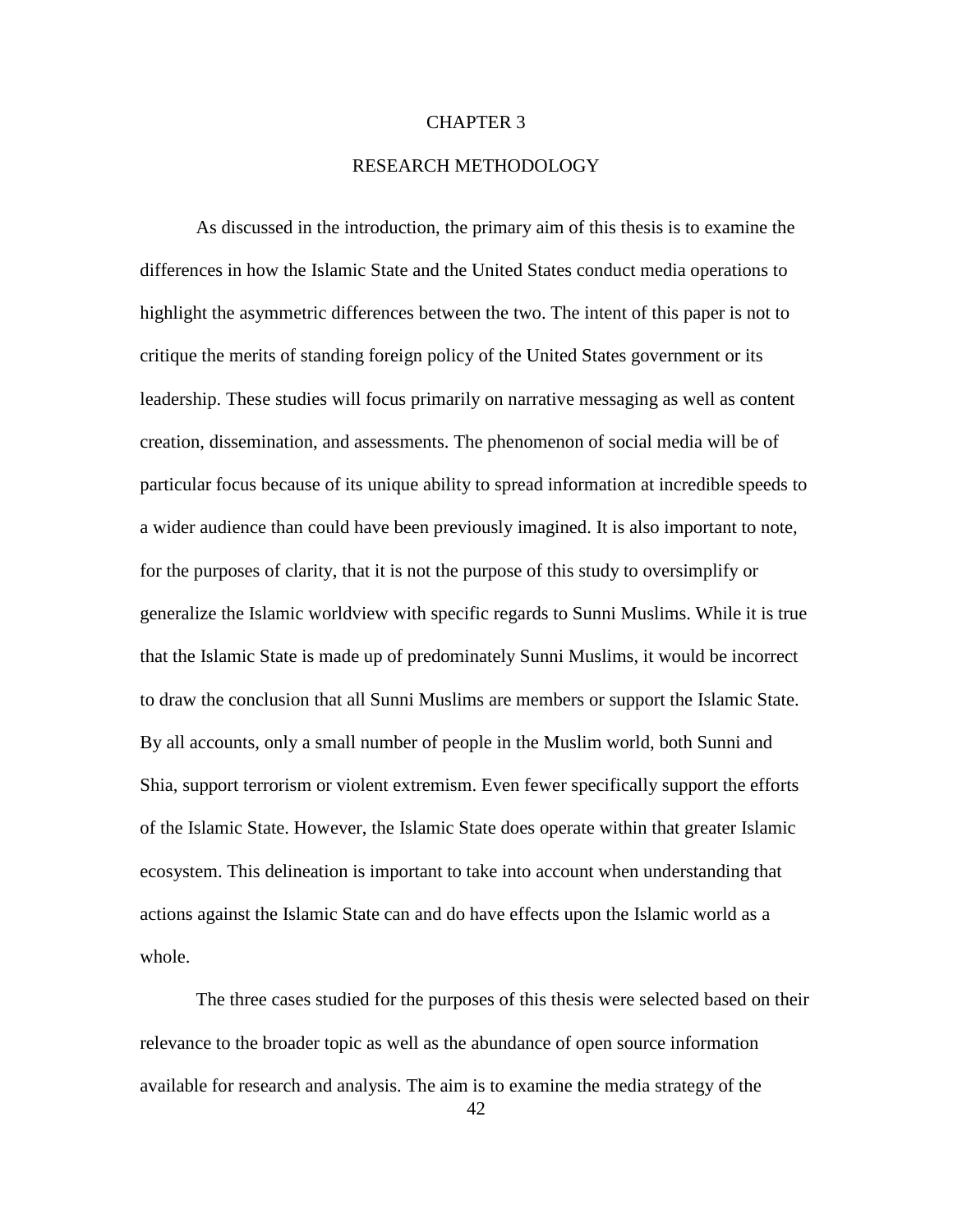# CHAPTER 3

# RESEARCH METHODOLOGY

As discussed in the introduction, the primary aim of this thesis is to examine the differences in how the Islamic State and the United States conduct media operations to highlight the asymmetric differences between the two. The intent of this paper is not to critique the merits of standing foreign policy of the United States government or its leadership. These studies will focus primarily on narrative messaging as well as content creation, dissemination, and assessments. The phenomenon of social media will be of particular focus because of its unique ability to spread information at incredible speeds to a wider audience than could have been previously imagined. It is also important to note, for the purposes of clarity, that it is not the purpose of this study to oversimplify or generalize the Islamic worldview with specific regards to Sunni Muslims. While it is true that the Islamic State is made up of predominately Sunni Muslims, it would be incorrect to draw the conclusion that all Sunni Muslims are members or support the Islamic State. By all accounts, only a small number of people in the Muslim world, both Sunni and Shia, support terrorism or violent extremism. Even fewer specifically support the efforts of the Islamic State. However, the Islamic State does operate within that greater Islamic ecosystem. This delineation is important to take into account when understanding that actions against the Islamic State can and do have effects upon the Islamic world as a whole.

The three cases studied for the purposes of this thesis were selected based on their relevance to the broader topic as well as the abundance of open source information available for research and analysis. The aim is to examine the media strategy of the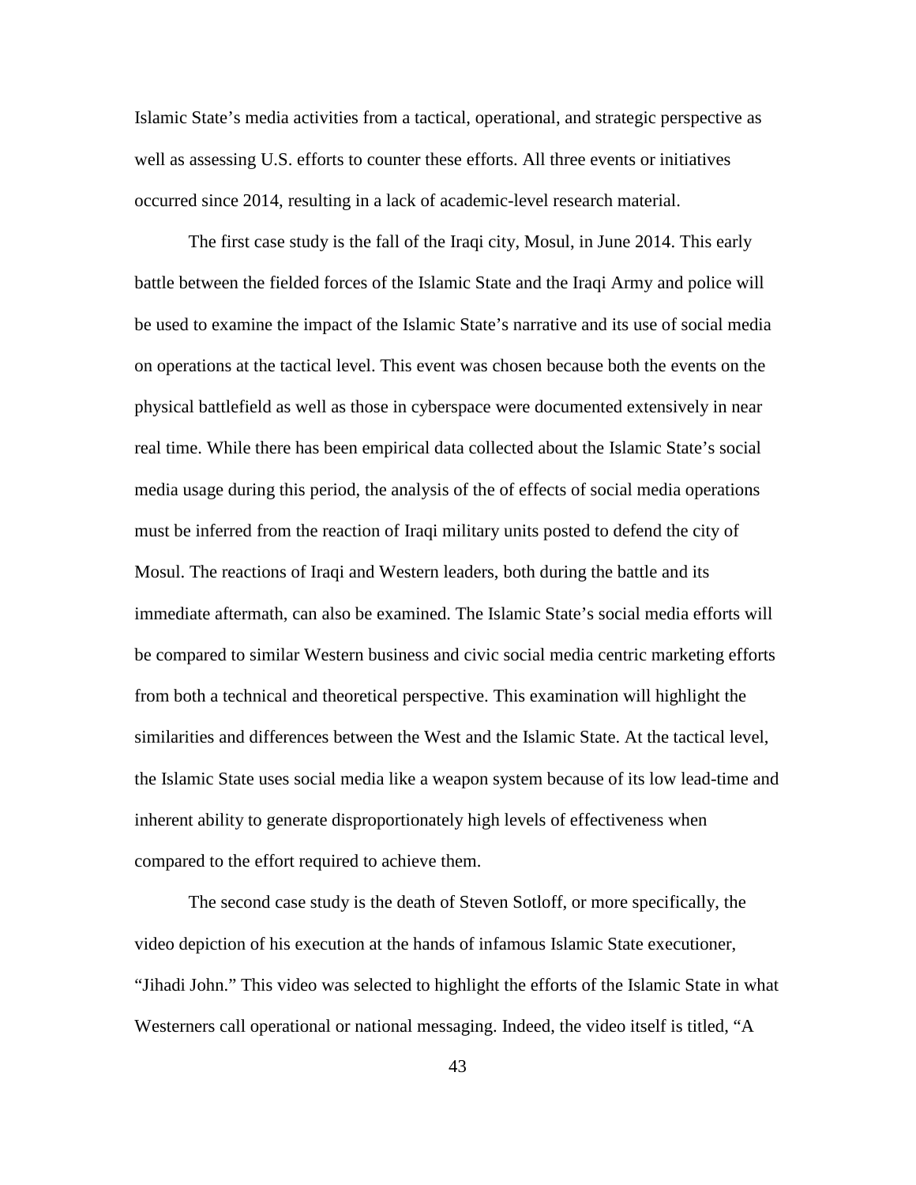Islamic State's media activities from a tactical, operational, and strategic perspective as well as assessing U.S. efforts to counter these efforts. All three events or initiatives occurred since 2014, resulting in a lack of academic-level research material.

The first case study is the fall of the Iraqi city, Mosul, in June 2014. This early battle between the fielded forces of the Islamic State and the Iraqi Army and police will be used to examine the impact of the Islamic State's narrative and its use of social media on operations at the tactical level. This event was chosen because both the events on the physical battlefield as well as those in cyberspace were documented extensively in near real time. While there has been empirical data collected about the Islamic State's social media usage during this period, the analysis of the of effects of social media operations must be inferred from the reaction of Iraqi military units posted to defend the city of Mosul. The reactions of Iraqi and Western leaders, both during the battle and its immediate aftermath, can also be examined. The Islamic State's social media efforts will be compared to similar Western business and civic social media centric marketing efforts from both a technical and theoretical perspective. This examination will highlight the similarities and differences between the West and the Islamic State. At the tactical level, the Islamic State uses social media like a weapon system because of its low lead-time and inherent ability to generate disproportionately high levels of effectiveness when compared to the effort required to achieve them.

The second case study is the death of Steven Sotloff, or more specifically, the video depiction of his execution at the hands of infamous Islamic State executioner, "Jihadi John." This video was selected to highlight the efforts of the Islamic State in what Westerners call operational or national messaging. Indeed, the video itself is titled, "A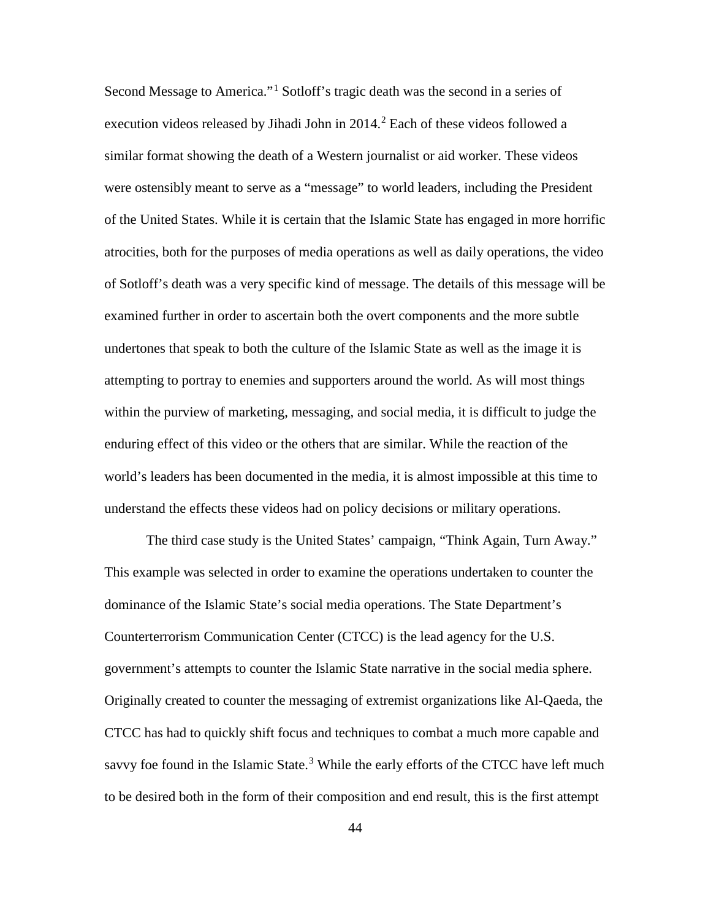Second Message to America."[1] Sotloff's tragic death was the second in a series of execution videos released by Jihadi John in 2014.[2] Each of these videos followed a similar format showing the death of a Western journalist or aid worker. These videos were ostensibly meant to serve as a "message" to world leaders, including the President of the United States. While it is certain that the Islamic State has engaged in more horrific atrocities, both for the purposes of media operations as well as daily operations, the video of Sotloff's death was a very specific kind of message. The details of this message will be examined further in order to ascertain both the overt components and the more subtle undertones that speak to both the culture of the Islamic State as well as the image it is attempting to portray to enemies and supporters around the world. As will most things within the purview of marketing, messaging, and social media, it is difficult to judge the enduring effect of this video or the others that are similar. While the reaction of the world's leaders has been documented in the media, it is almost impossible at this time to understand the effects these videos had on policy decisions or military operations.

The third case study is the United States' campaign, "Think Again, Turn Away." This example was selected in order to examine the operations undertaken to counter the dominance of the Islamic State's social media operations. The State Department's Counterterrorism Communication Center (CTCC) is the lead agency for the U.S. government's attempts to counter the Islamic State narrative in the social media sphere. Originally created to counter the messaging of extremist organizations like Al-Qaeda, the CTCC has had to quickly shift focus and techniques to combat a much more capable and savvy foe found in the Islamic State.[3] While the early efforts of the CTCC have left much to be desired both in the form of their composition and end result, this is the first attempt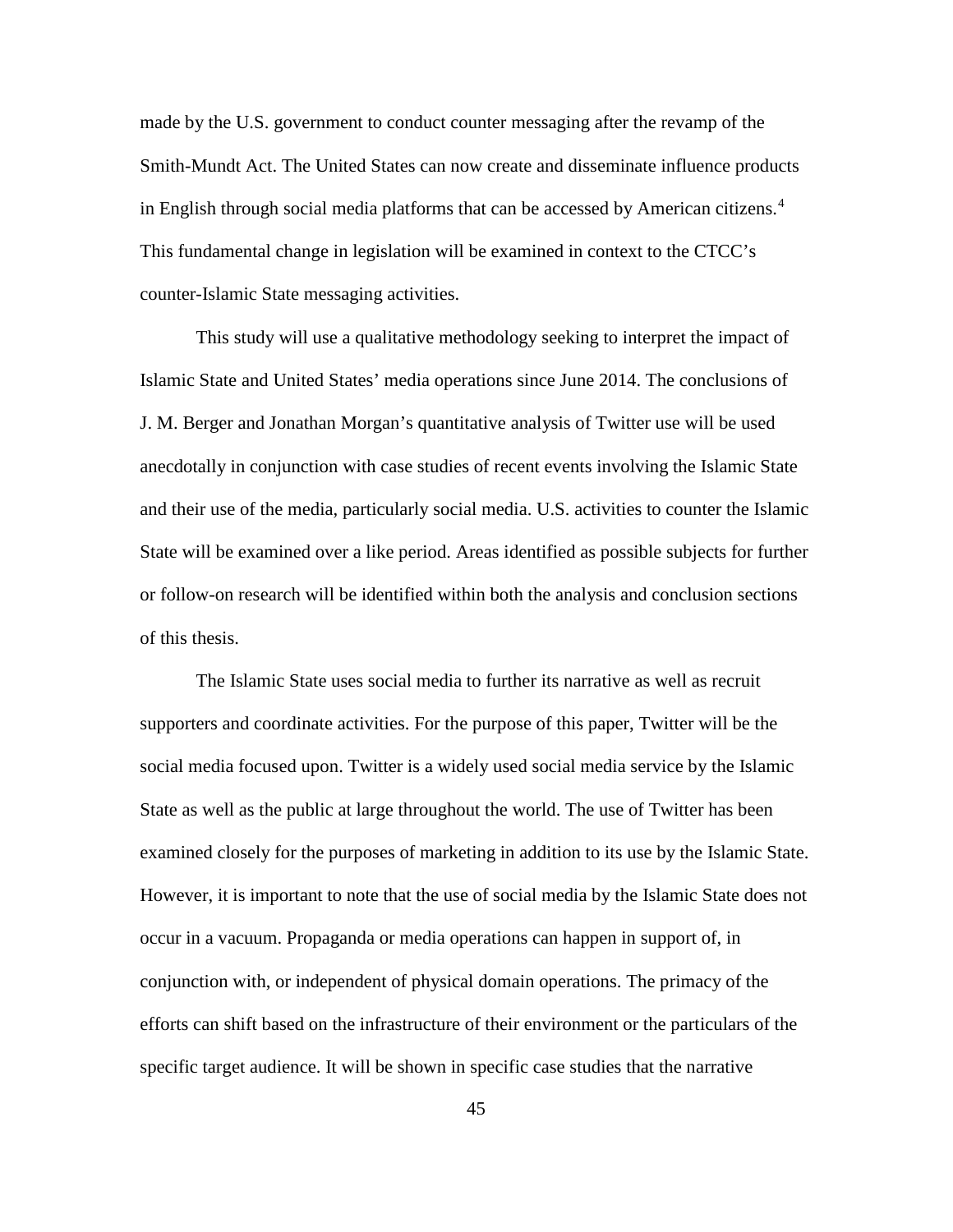made by the U.S. government to conduct counter messaging after the revamp of the Smith-Mundt Act. The United States can now create and disseminate influence products in English through social media platforms that can be accessed by American citizens.[4] This fundamental change in legislation will be examined in context to the CTCC's counter-Islamic State messaging activities.

This study will use a qualitative methodology seeking to interpret the impact of Islamic State and United States' media operations since June 2014. The conclusions of J. M. Berger and Jonathan Morgan's quantitative analysis of Twitter use will be used anecdotally in conjunction with case studies of recent events involving the Islamic State and their use of the media, particularly social media. U.S. activities to counter the Islamic State will be examined over a like period. Areas identified as possible subjects for further or follow-on research will be identified within both the analysis and conclusion sections of this thesis.

The Islamic State uses social media to further its narrative as well as recruit supporters and coordinate activities. For the purpose of this paper, Twitter will be the social media focused upon. Twitter is a widely used social media service by the Islamic State as well as the public at large throughout the world. The use of Twitter has been examined closely for the purposes of marketing in addition to its use by the Islamic State. However, it is important to note that the use of social media by the Islamic State does not occur in a vacuum. Propaganda or media operations can happen in support of, in conjunction with, or independent of physical domain operations. The primacy of the efforts can shift based on the infrastructure of their environment or the particulars of the specific target audience. It will be shown in specific case studies that the narrative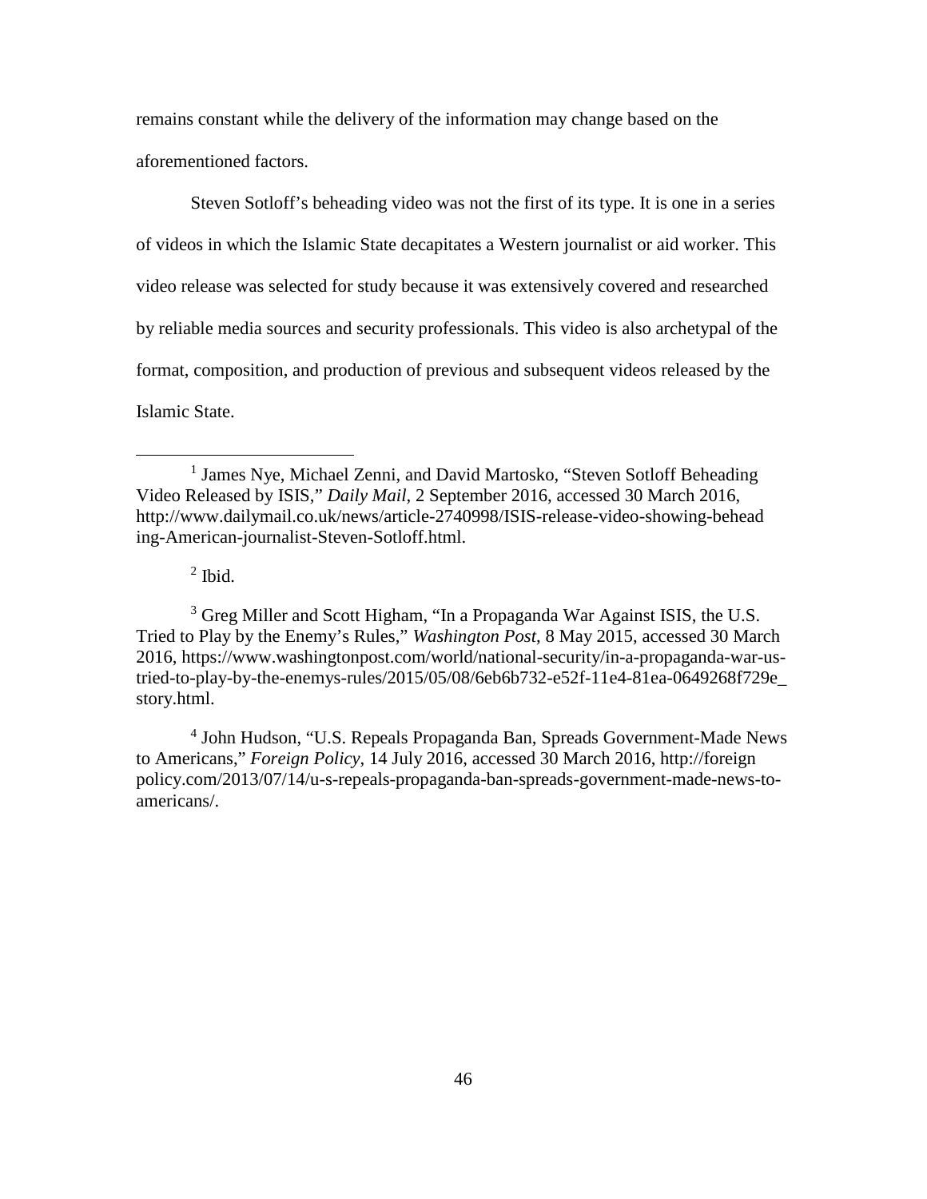remains constant while the delivery of the information may change based on the aforementioned factors.

Steven Sotloff's beheading video was not the first of its type. It is one in a series of videos in which the Islamic State decapitates a Western journalist or aid worker. This video release was selected for study because it was extensively covered and researched by reliable media sources and security professionals. This video is also archetypal of the format, composition, and production of previous and subsequent videos released by the Islamic State.

---

[1] James Nye, Michael Zenni, and David Martosko, "Steven Sotloff Beheading Video Released by ISIS," *Daily Mail*, 2 September 2016, accessed 30 March 2016, http://www.dailymail.co.uk/news/article-2740998/ISIS-release-video-showing-beheading-American-journalist-Steven-Sotloff.html.

[2] Ibid.

[3] Greg Miller and Scott Higham, "In a Propaganda War Against ISIS, the U.S. Tried to Play by the Enemy's Rules," *Washington Post*, 8 May 2015, accessed 30 March 2016, https://www.washingtonpost.com/world/national-security/in-a-propaganda-war-us-tried-to-play-by-the-enemys-rules/2015/05/08/6eb6b732-e52f-11e4-81ea-0649268f729e_story.html.

[4] John Hudson, "U.S. Repeals Propaganda Ban, Spreads Government-Made News to Americans," *Foreign Policy*, 14 July 2016, accessed 30 March 2016, http://foreignpolicy.com/2013/07/14/u-s-repeals-propaganda-ban-spreads-government-made-news-to-americans/.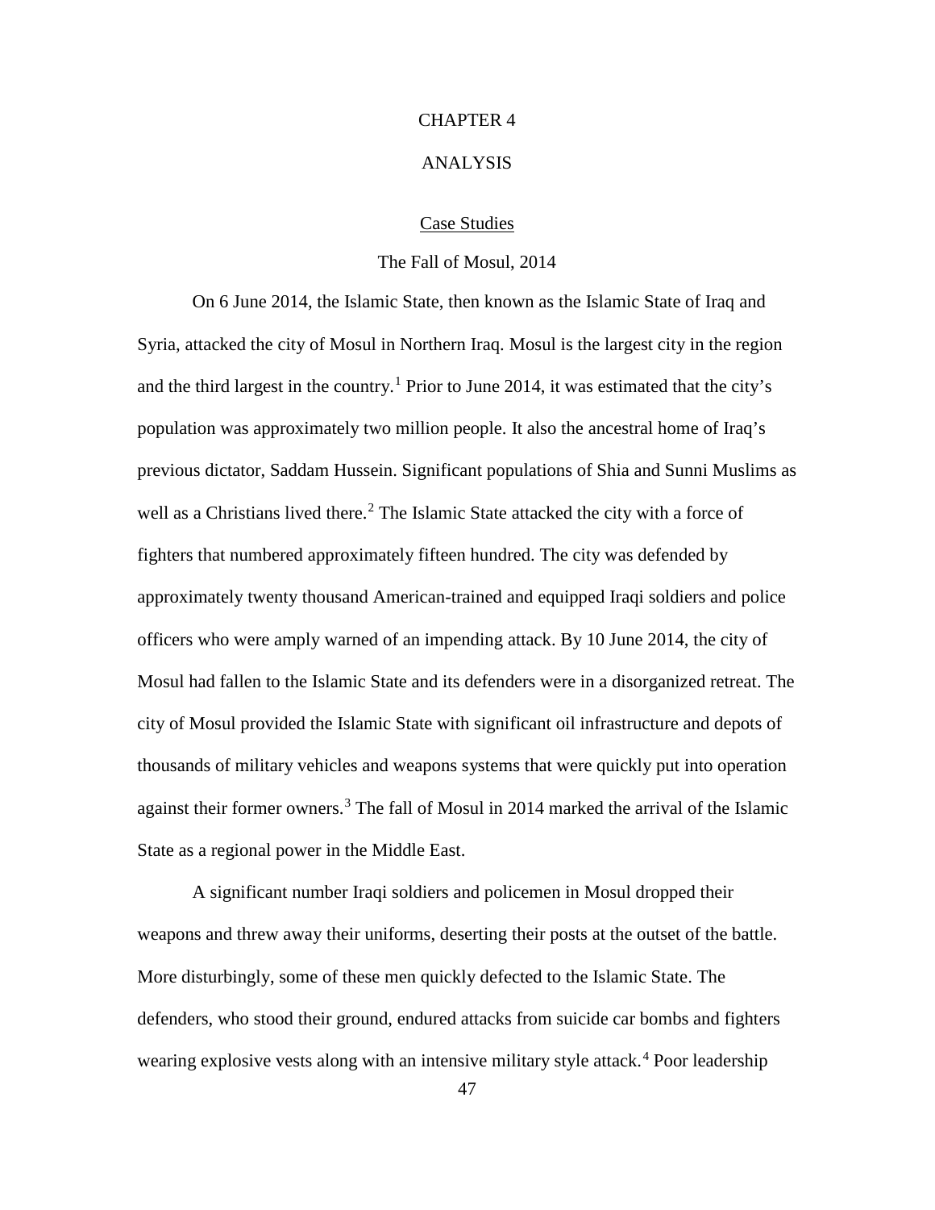# CHAPTER 4

# ANALYSIS

## Case Studies

### The Fall of Mosul, 2014

On 6 June 2014, the Islamic State, then known as the Islamic State of Iraq and Syria, attacked the city of Mosul in Northern Iraq. Mosul is the largest city in the region and the third largest in the country.[1] Prior to June 2014, it was estimated that the city's population was approximately two million people. It also the ancestral home of Iraq's previous dictator, Saddam Hussein. Significant populations of Shia and Sunni Muslims as well as a Christians lived there.[2] The Islamic State attacked the city with a force of fighters that numbered approximately fifteen hundred. The city was defended by approximately twenty thousand American-trained and equipped Iraqi soldiers and police officers who were amply warned of an impending attack. By 10 June 2014, the city of Mosul had fallen to the Islamic State and its defenders were in a disorganized retreat. The city of Mosul provided the Islamic State with significant oil infrastructure and depots of thousands of military vehicles and weapons systems that were quickly put into operation against their former owners.[3] The fall of Mosul in 2014 marked the arrival of the Islamic State as a regional power in the Middle East.

A significant number Iraqi soldiers and policemen in Mosul dropped their weapons and threw away their uniforms, deserting their posts at the outset of the battle. More disturbingly, some of these men quickly defected to the Islamic State. The defenders, who stood their ground, endured attacks from suicide car bombs and fighters wearing explosive vests along with an intensive military style attack.[4] Poor leadership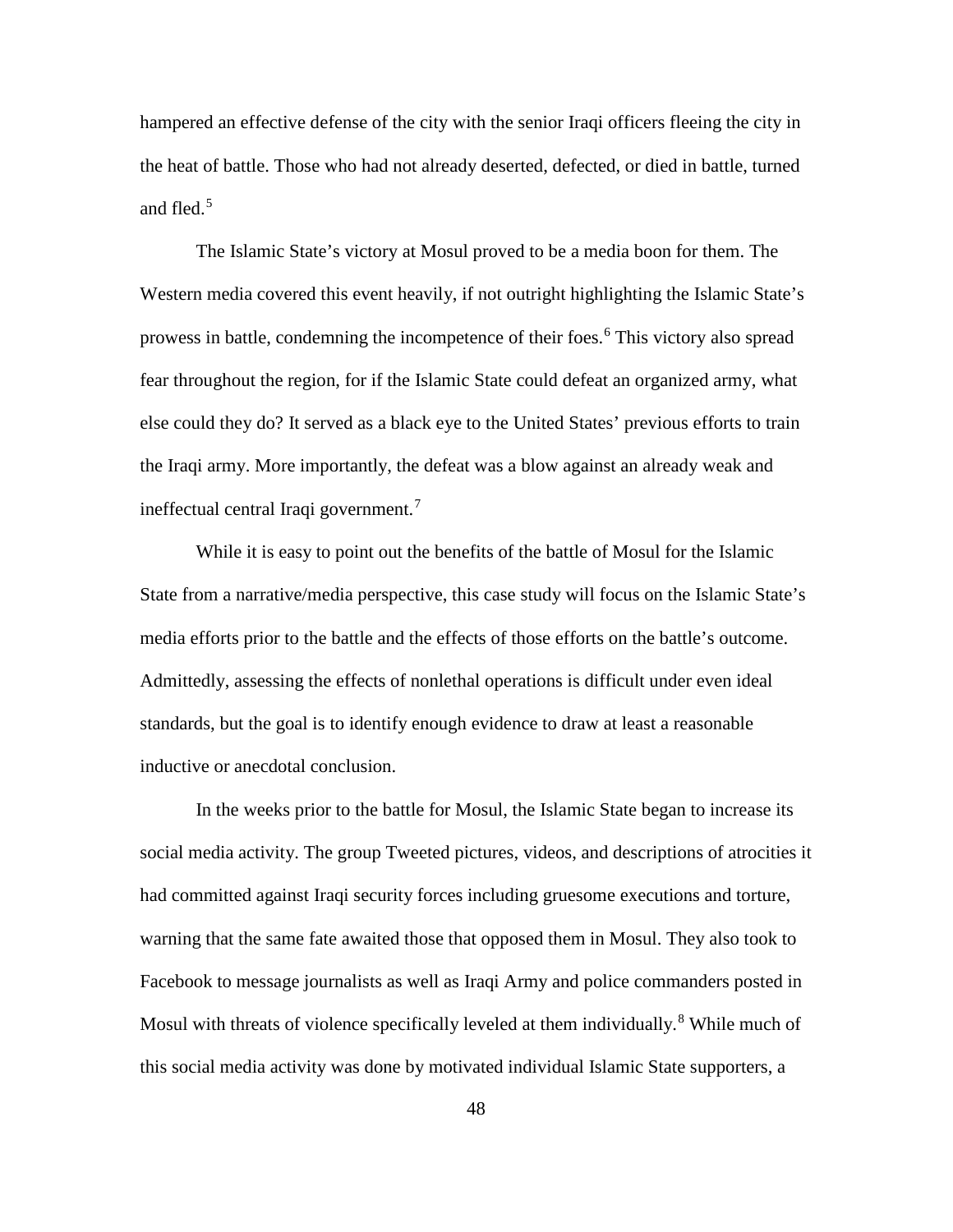hampered an effective defense of the city with the senior Iraqi officers fleeing the city in the heat of battle. Those who had not already deserted, defected, or died in battle, turned and fled.[5]

The Islamic State's victory at Mosul proved to be a media boon for them. The Western media covered this event heavily, if not outright highlighting the Islamic State's prowess in battle, condemning the incompetence of their foes.[6] This victory also spread fear throughout the region, for if the Islamic State could defeat an organized army, what else could they do? It served as a black eye to the United States' previous efforts to train the Iraqi army. More importantly, the defeat was a blow against an already weak and ineffectual central Iraqi government.[7]

While it is easy to point out the benefits of the battle of Mosul for the Islamic State from a narrative/media perspective, this case study will focus on the Islamic State's media efforts prior to the battle and the effects of those efforts on the battle's outcome. Admittedly, assessing the effects of nonlethal operations is difficult under even ideal standards, but the goal is to identify enough evidence to draw at least a reasonable inductive or anecdotal conclusion.

In the weeks prior to the battle for Mosul, the Islamic State began to increase its social media activity. The group Tweeted pictures, videos, and descriptions of atrocities it had committed against Iraqi security forces including gruesome executions and torture, warning that the same fate awaited those that opposed them in Mosul. They also took to Facebook to message journalists as well as Iraqi Army and police commanders posted in Mosul with threats of violence specifically leveled at them individually.[8] While much of this social media activity was done by motivated individual Islamic State supporters, a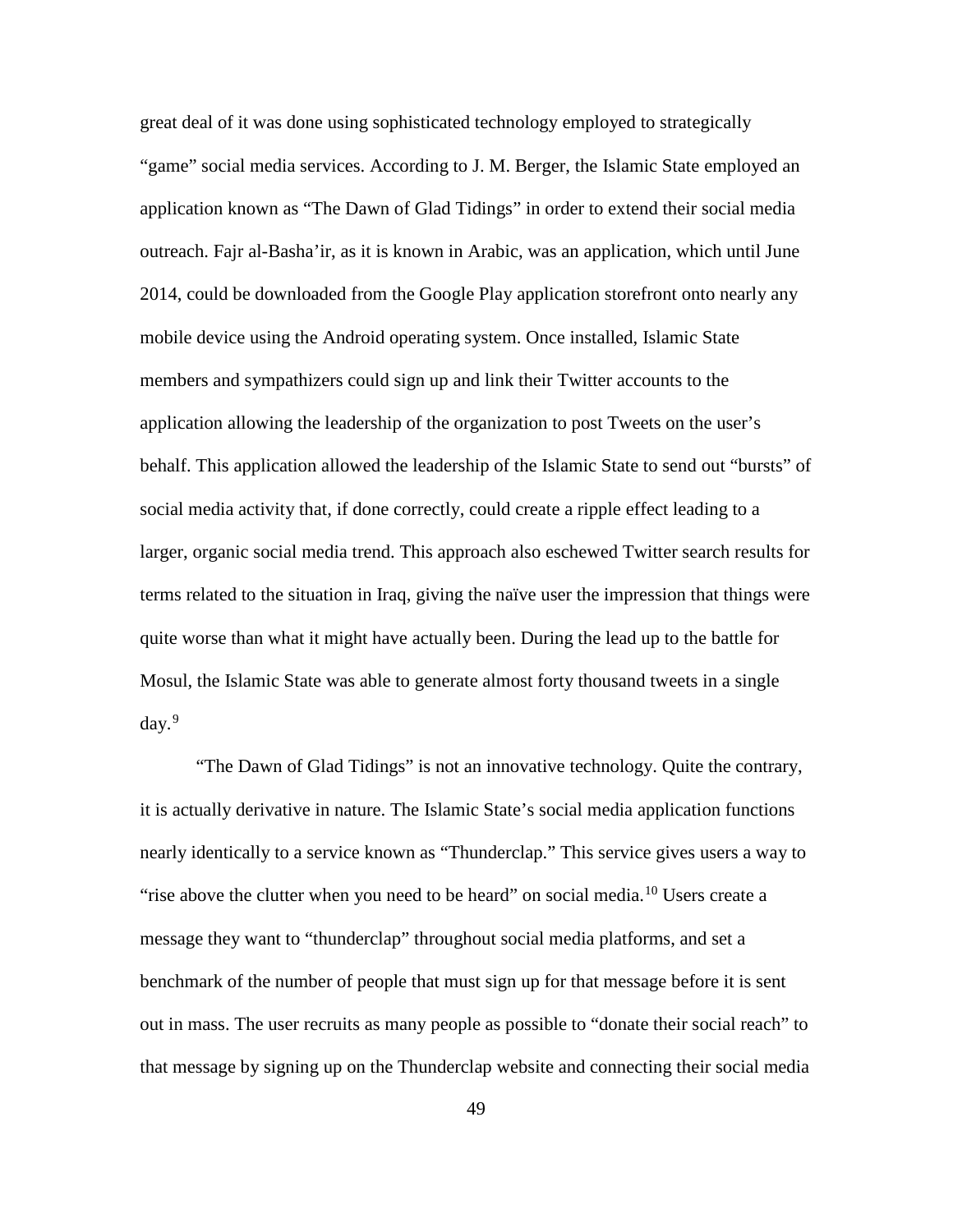great deal of it was done using sophisticated technology employed to strategically "game" social media services. According to J. M. Berger, the Islamic State employed an application known as "The Dawn of Glad Tidings" in order to extend their social media outreach. Fajr al-Basha'ir, as it is known in Arabic, was an application, which until June 2014, could be downloaded from the Google Play application storefront onto nearly any mobile device using the Android operating system. Once installed, Islamic State members and sympathizers could sign up and link their Twitter accounts to the application allowing the leadership of the organization to post Tweets on the user's behalf. This application allowed the leadership of the Islamic State to send out "bursts" of social media activity that, if done correctly, could create a ripple effect leading to a larger, organic social media trend. This approach also eschewed Twitter search results for terms related to the situation in Iraq, giving the naïve user the impression that things were quite worse than what it might have actually been. During the lead up to the battle for Mosul, the Islamic State was able to generate almost forty thousand tweets in a single day.[9]

"The Dawn of Glad Tidings" is not an innovative technology. Quite the contrary, it is actually derivative in nature. The Islamic State's social media application functions nearly identically to a service known as "Thunderclap." This service gives users a way to "rise above the clutter when you need to be heard" on social media.[10] Users create a message they want to "thunderclap" throughout social media platforms, and set a benchmark of the number of people that must sign up for that message before it is sent out in mass. The user recruits as many people as possible to "donate their social reach" to that message by signing up on the Thunderclap website and connecting their social media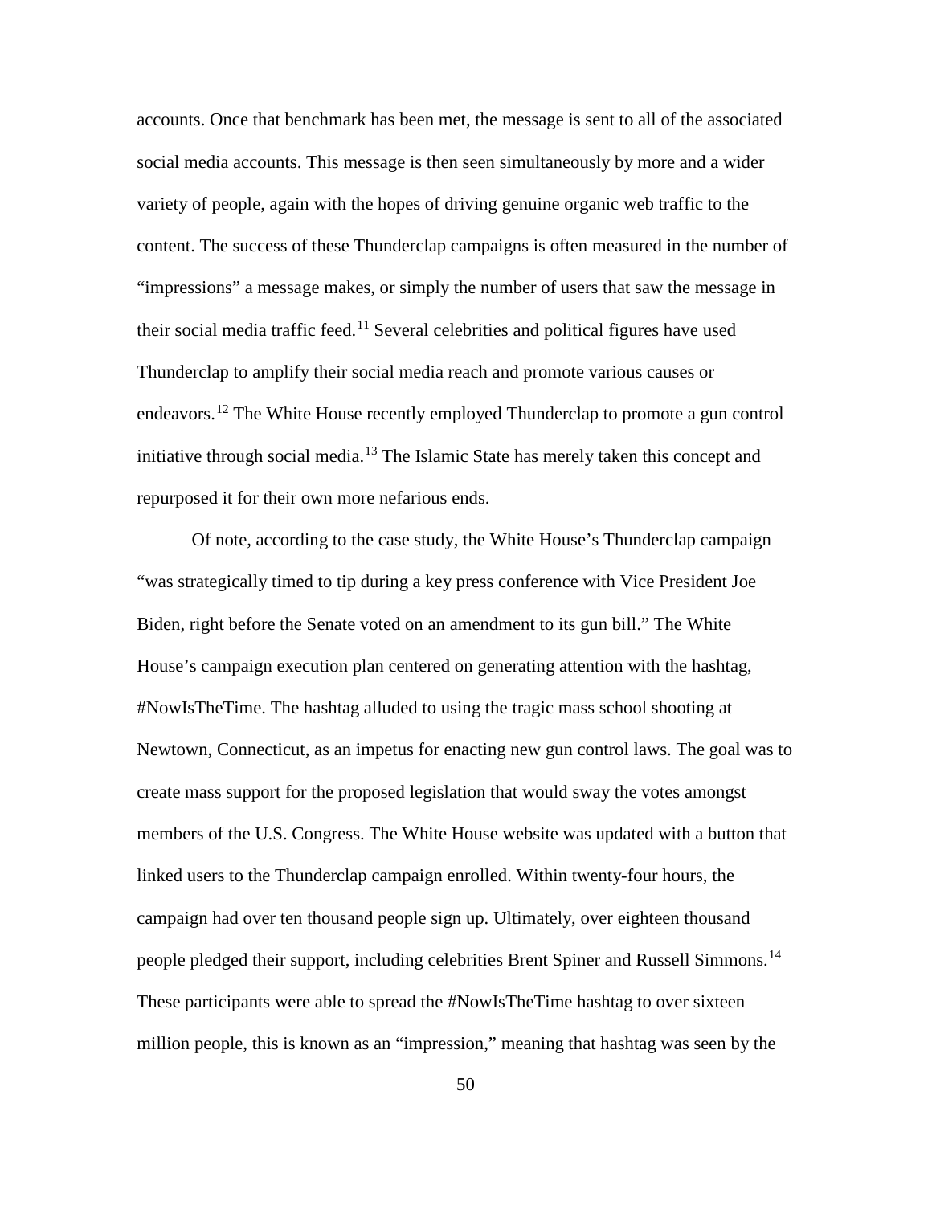accounts. Once that benchmark has been met, the message is sent to all of the associated social media accounts. This message is then seen simultaneously by more and a wider variety of people, again with the hopes of driving genuine organic web traffic to the content. The success of these Thunderclap campaigns is often measured in the number of "impressions" a message makes, or simply the number of users that saw the message in their social media traffic feed.[11] Several celebrities and political figures have used Thunderclap to amplify their social media reach and promote various causes or endeavors.[12] The White House recently employed Thunderclap to promote a gun control initiative through social media.[13] The Islamic State has merely taken this concept and repurposed it for their own more nefarious ends.

Of note, according to the case study, the White House's Thunderclap campaign "was strategically timed to tip during a key press conference with Vice President Joe Biden, right before the Senate voted on an amendment to its gun bill." The White House's campaign execution plan centered on generating attention with the hashtag, #NowIsTheTime. The hashtag alluded to using the tragic mass school shooting at Newtown, Connecticut, as an impetus for enacting new gun control laws. The goal was to create mass support for the proposed legislation that would sway the votes amongst members of the U.S. Congress. The White House website was updated with a button that linked users to the Thunderclap campaign enrolled. Within twenty-four hours, the campaign had over ten thousand people sign up. Ultimately, over eighteen thousand people pledged their support, including celebrities Brent Spiner and Russell Simmons.[14] These participants were able to spread the #NowIsTheTime hashtag to over sixteen million people, this is known as an "impression," meaning that hashtag was seen by the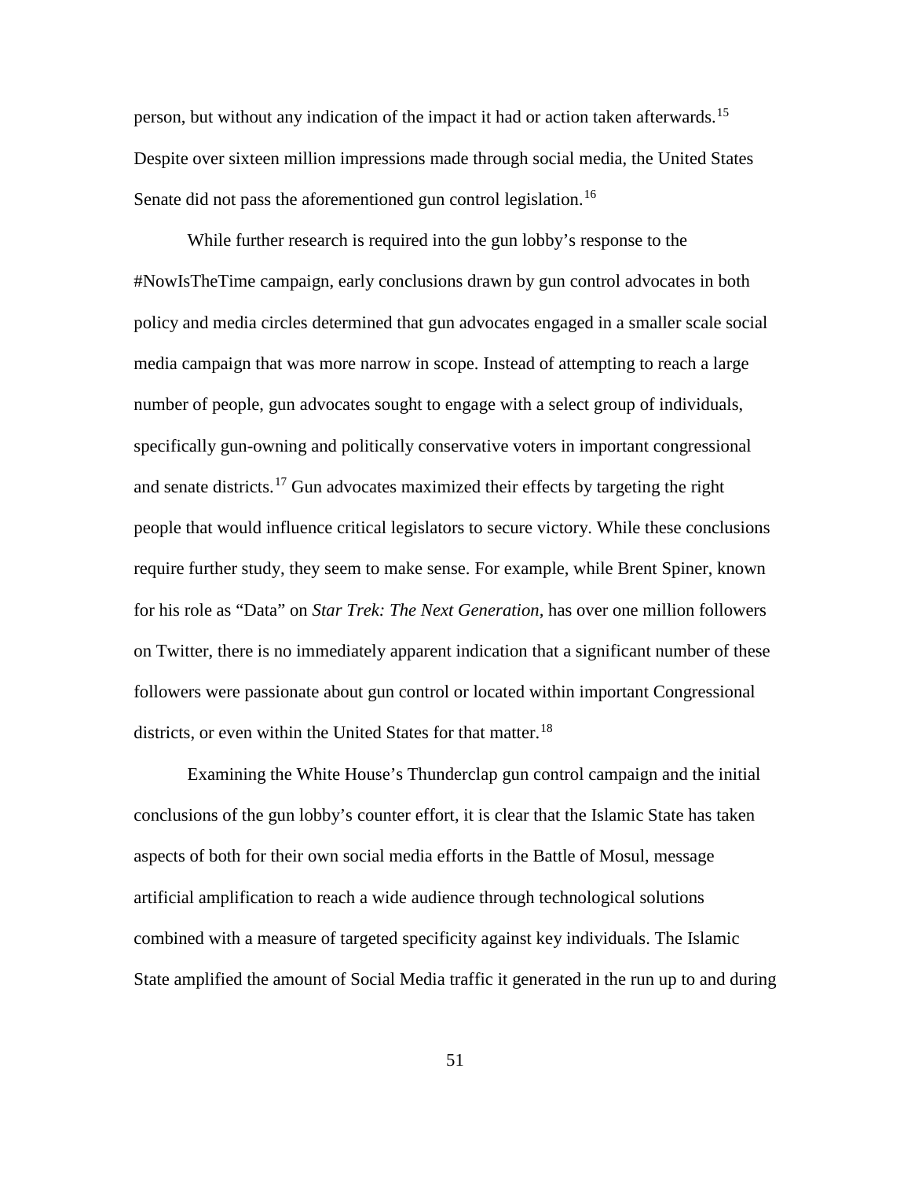person, but without any indication of the impact it had or action taken afterwards.[15] Despite over sixteen million impressions made through social media, the United States Senate did not pass the aforementioned gun control legislation.[16]

While further research is required into the gun lobby's response to the #NowIsTheTime campaign, early conclusions drawn by gun control advocates in both policy and media circles determined that gun advocates engaged in a smaller scale social media campaign that was more narrow in scope. Instead of attempting to reach a large number of people, gun advocates sought to engage with a select group of individuals, specifically gun-owning and politically conservative voters in important congressional and senate districts.[17] Gun advocates maximized their effects by targeting the right people that would influence critical legislators to secure victory. While these conclusions require further study, they seem to make sense. For example, while Brent Spiner, known for his role as "Data" on *Star Trek: The Next Generation*, has over one million followers on Twitter, there is no immediately apparent indication that a significant number of these followers were passionate about gun control or located within important Congressional districts, or even within the United States for that matter.[18]

Examining the White House's Thunderclap gun control campaign and the initial conclusions of the gun lobby's counter effort, it is clear that the Islamic State has taken aspects of both for their own social media efforts in the Battle of Mosul, message artificial amplification to reach a wide audience through technological solutions combined with a measure of targeted specificity against key individuals. The Islamic State amplified the amount of Social Media traffic it generated in the run up to and during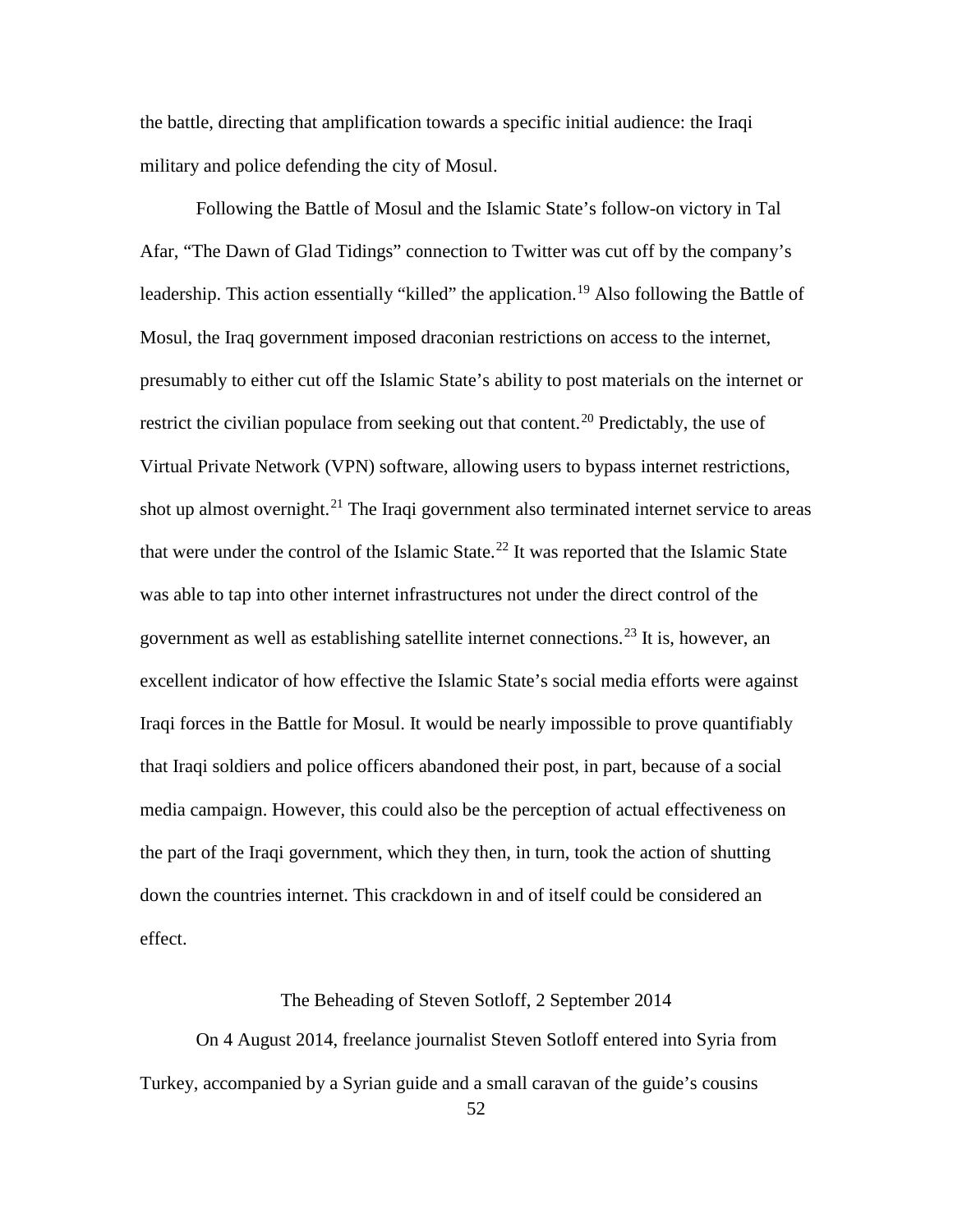the battle, directing that amplification towards a specific initial audience: the Iraqi military and police defending the city of Mosul.

Following the Battle of Mosul and the Islamic State's follow-on victory in Tal Afar, "The Dawn of Glad Tidings" connection to Twitter was cut off by the company's leadership. This action essentially "killed" the application.[19] Also following the Battle of Mosul, the Iraq government imposed draconian restrictions on access to the internet, presumably to either cut off the Islamic State's ability to post materials on the internet or restrict the civilian populace from seeking out that content.[20] Predictably, the use of Virtual Private Network (VPN) software, allowing users to bypass internet restrictions, shot up almost overnight.[21] The Iraqi government also terminated internet service to areas that were under the control of the Islamic State.[22] It was reported that the Islamic State was able to tap into other internet infrastructures not under the direct control of the government as well as establishing satellite internet connections.[23] It is, however, an excellent indicator of how effective the Islamic State's social media efforts were against Iraqi forces in the Battle for Mosul. It would be nearly impossible to prove quantifiably that Iraqi soldiers and police officers abandoned their post, in part, because of a social media campaign. However, this could also be the perception of actual effectiveness on the part of the Iraqi government, which they then, in turn, took the action of shutting down the countries internet. This crackdown in and of itself could be considered an effect.

## The Beheading of Steven Sotloff, 2 September 2014

On 4 August 2014, freelance journalist Steven Sotloff entered into Syria from Turkey, accompanied by a Syrian guide and a small caravan of the guide's cousins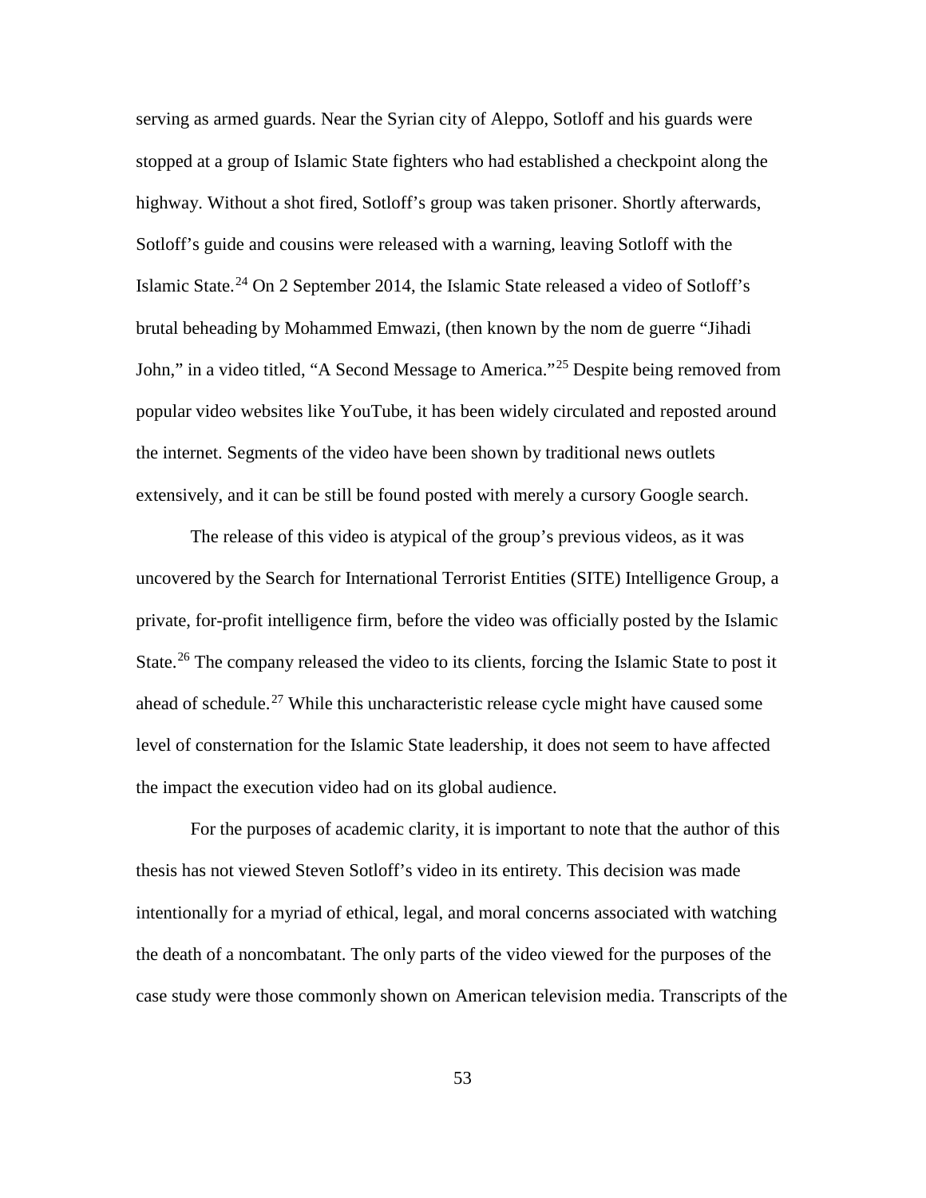serving as armed guards. Near the Syrian city of Aleppo, Sotloff and his guards were stopped at a group of Islamic State fighters who had established a checkpoint along the highway. Without a shot fired, Sotloff's group was taken prisoner. Shortly afterwards, Sotloff's guide and cousins were released with a warning, leaving Sotloff with the Islamic State.[24] On 2 September 2014, the Islamic State released a video of Sotloff's brutal beheading by Mohammed Emwazi, (then known by the nom de guerre "Jihadi John," in a video titled, "A Second Message to America."[25] Despite being removed from popular video websites like YouTube, it has been widely circulated and reposted around the internet. Segments of the video have been shown by traditional news outlets extensively, and it can be still be found posted with merely a cursory Google search.

The release of this video is atypical of the group's previous videos, as it was uncovered by the Search for International Terrorist Entities (SITE) Intelligence Group, a private, for-profit intelligence firm, before the video was officially posted by the Islamic State.[26] The company released the video to its clients, forcing the Islamic State to post it ahead of schedule.[27] While this uncharacteristic release cycle might have caused some level of consternation for the Islamic State leadership, it does not seem to have affected the impact the execution video had on its global audience.

For the purposes of academic clarity, it is important to note that the author of this thesis has not viewed Steven Sotloff's video in its entirety. This decision was made intentionally for a myriad of ethical, legal, and moral concerns associated with watching the death of a noncombatant. The only parts of the video viewed for the purposes of the case study were those commonly shown on American television media. Transcripts of the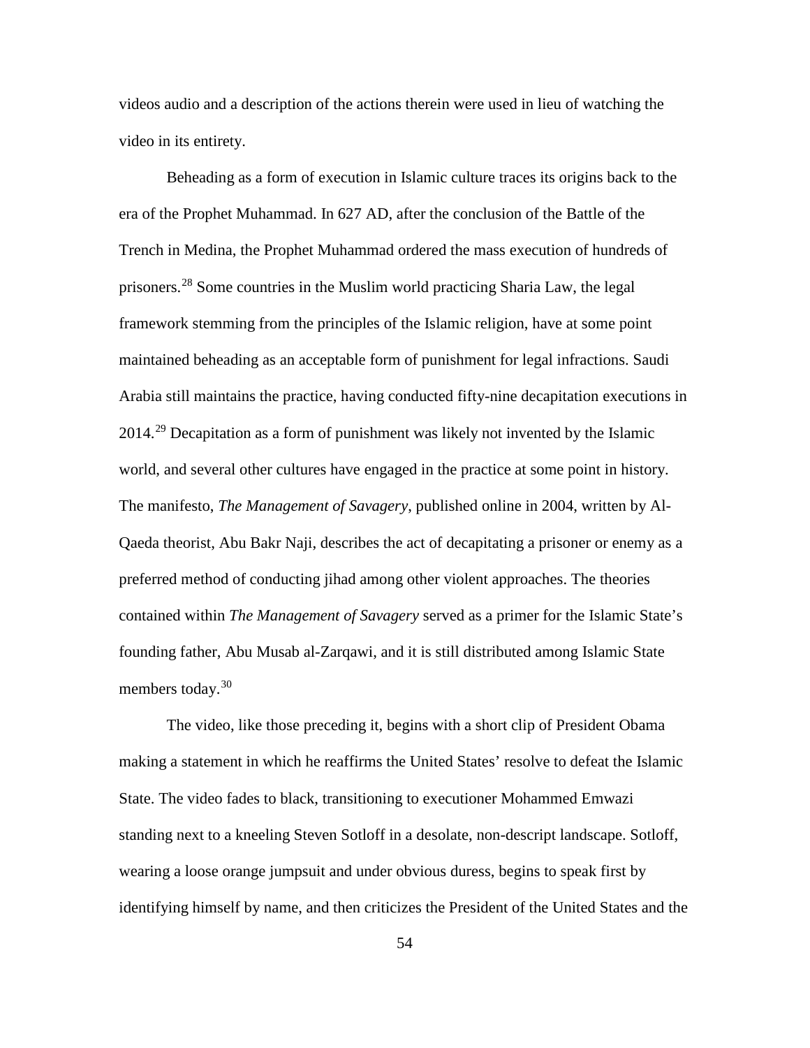videos audio and a description of the actions therein were used in lieu of watching the video in its entirety.

Beheading as a form of execution in Islamic culture traces its origins back to the era of the Prophet Muhammad. In 627 AD, after the conclusion of the Battle of the Trench in Medina, the Prophet Muhammad ordered the mass execution of hundreds of prisoners.[28] Some countries in the Muslim world practicing Sharia Law, the legal framework stemming from the principles of the Islamic religion, have at some point maintained beheading as an acceptable form of punishment for legal infractions. Saudi Arabia still maintains the practice, having conducted fifty-nine decapitation executions in 2014.[29] Decapitation as a form of punishment was likely not invented by the Islamic world, and several other cultures have engaged in the practice at some point in history. The manifesto, *The Management of Savagery*, published online in 2004, written by Al-Qaeda theorist, Abu Bakr Naji, describes the act of decapitating a prisoner or enemy as a preferred method of conducting jihad among other violent approaches. The theories contained within *The Management of Savagery* served as a primer for the Islamic State's founding father, Abu Musab al-Zarqawi, and it is still distributed among Islamic State members today.[30]

The video, like those preceding it, begins with a short clip of President Obama making a statement in which he reaffirms the United States' resolve to defeat the Islamic State. The video fades to black, transitioning to executioner Mohammed Emwazi standing next to a kneeling Steven Sotloff in a desolate, non-descript landscape. Sotloff, wearing a loose orange jumpsuit and under obvious duress, begins to speak first by identifying himself by name, and then criticizes the President of the United States and the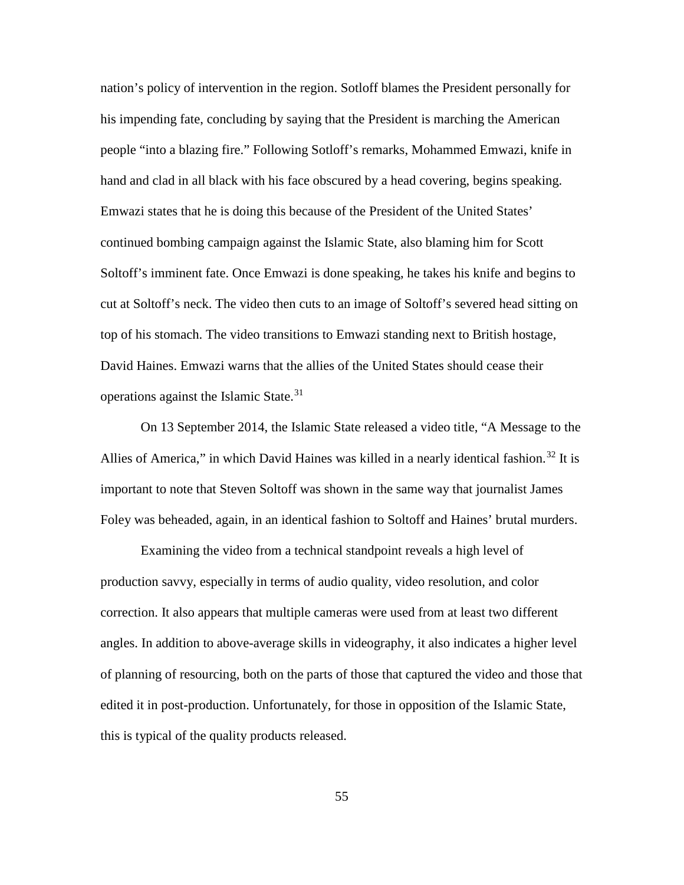nation's policy of intervention in the region. Sotloff blames the President personally for his impending fate, concluding by saying that the President is marching the American people "into a blazing fire." Following Sotloff's remarks, Mohammed Emwazi, knife in hand and clad in all black with his face obscured by a head covering, begins speaking. Emwazi states that he is doing this because of the President of the United States' continued bombing campaign against the Islamic State, also blaming him for Scott Soltoff's imminent fate. Once Emwazi is done speaking, he takes his knife and begins to cut at Soltoff's neck. The video then cuts to an image of Soltoff's severed head sitting on top of his stomach. The video transitions to Emwazi standing next to British hostage, David Haines. Emwazi warns that the allies of the United States should cease their operations against the Islamic State.[31]

On 13 September 2014, the Islamic State released a video title, "A Message to the Allies of America," in which David Haines was killed in a nearly identical fashion.[32] It is important to note that Steven Soltoff was shown in the same way that journalist James Foley was beheaded, again, in an identical fashion to Soltoff and Haines' brutal murders.

Examining the video from a technical standpoint reveals a high level of production savvy, especially in terms of audio quality, video resolution, and color correction. It also appears that multiple cameras were used from at least two different angles. In addition to above-average skills in videography, it also indicates a higher level of planning of resourcing, both on the parts of those that captured the video and those that edited it in post-production. Unfortunately, for those in opposition of the Islamic State, this is typical of the quality products released.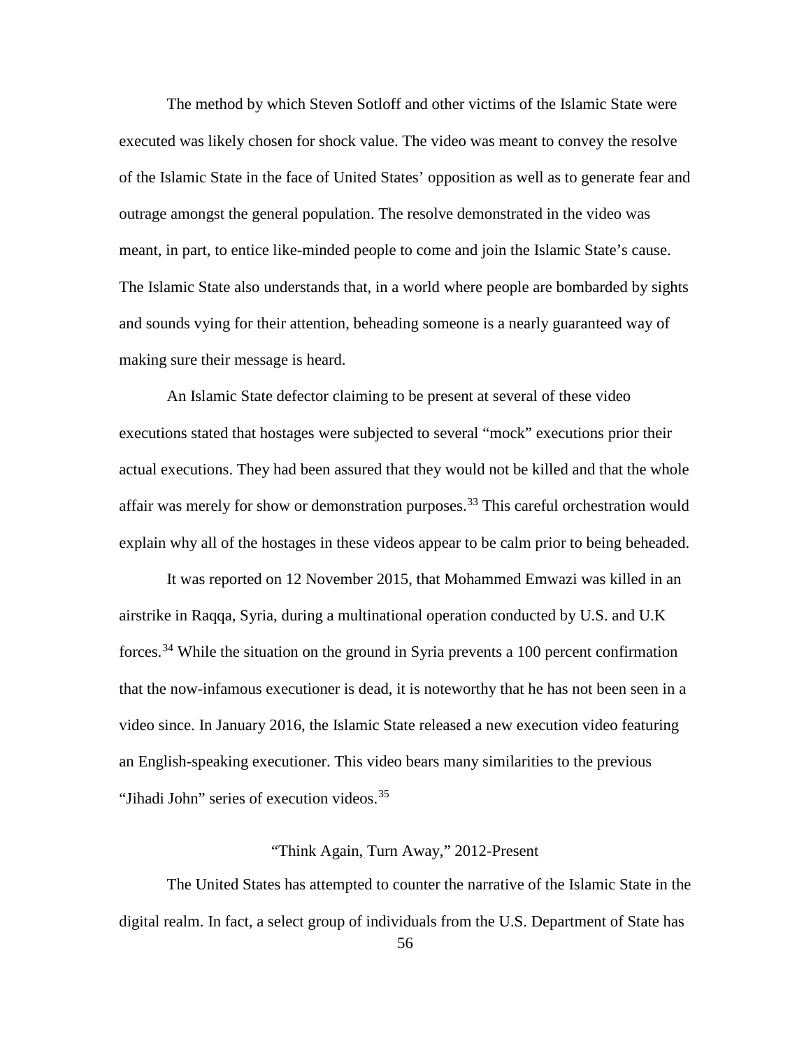The method by which Steven Sotloff and other victims of the Islamic State were executed was likely chosen for shock value. The video was meant to convey the resolve of the Islamic State in the face of United States' opposition as well as to generate fear and outrage amongst the general population. The resolve demonstrated in the video was meant, in part, to entice like-minded people to come and join the Islamic State's cause. The Islamic State also understands that, in a world where people are bombarded by sights and sounds vying for their attention, beheading someone is a nearly guaranteed way of making sure their message is heard.

An Islamic State defector claiming to be present at several of these video executions stated that hostages were subjected to several "mock" executions prior their actual executions. They had been assured that they would not be killed and that the whole affair was merely for show or demonstration purposes.[33] This careful orchestration would explain why all of the hostages in these videos appear to be calm prior to being beheaded.

It was reported on 12 November 2015, that Mohammed Emwazi was killed in an airstrike in Raqqa, Syria, during a multinational operation conducted by U.S. and U.K forces.[34] While the situation on the ground in Syria prevents a 100 percent confirmation that the now-infamous executioner is dead, it is noteworthy that he has not been seen in a video since. In January 2016, the Islamic State released a new execution video featuring an English-speaking executioner. This video bears many similarities to the previous "Jihadi John" series of execution videos.[35]

## "Think Again, Turn Away," 2012-Present

The United States has attempted to counter the narrative of the Islamic State in the digital realm. In fact, a select group of individuals from the U.S. Department of State has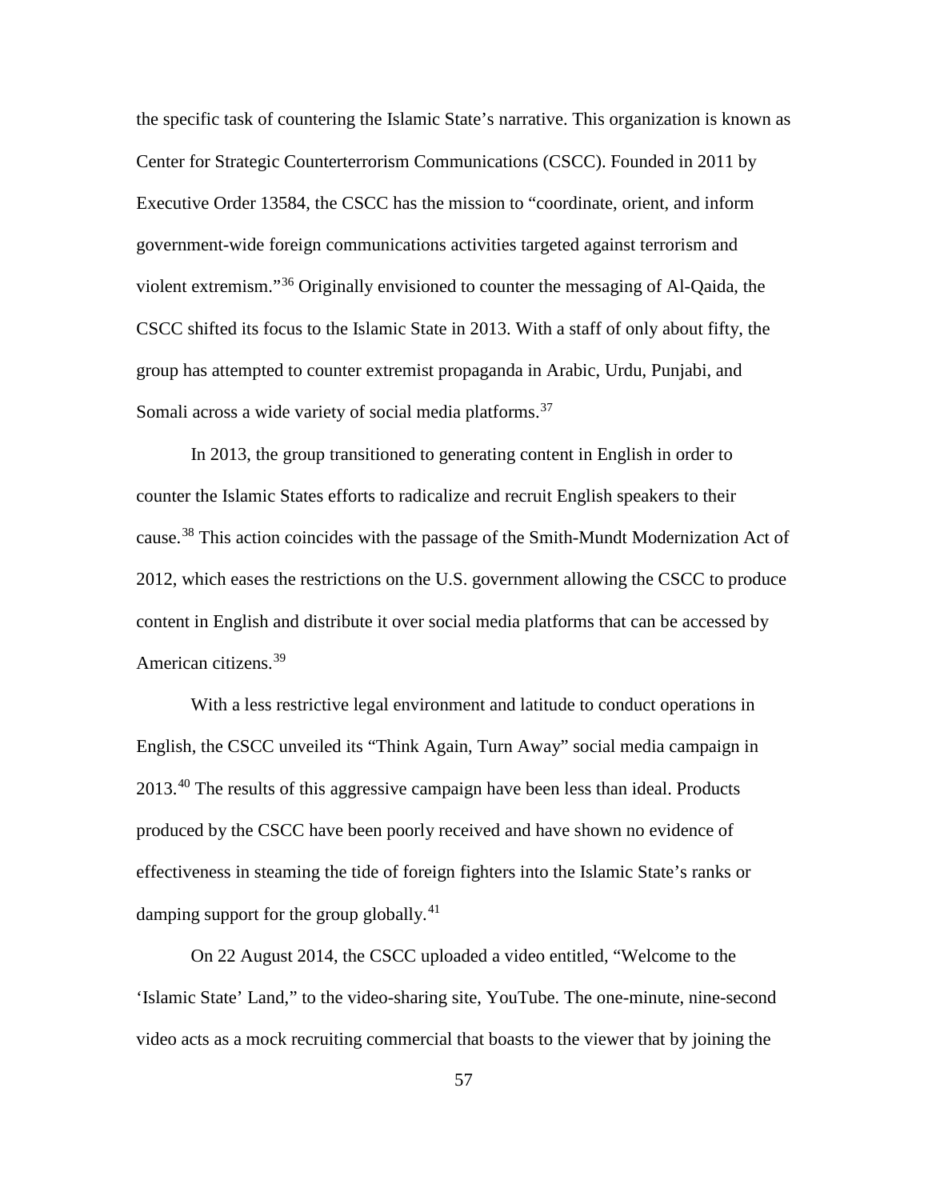the specific task of countering the Islamic State's narrative. This organization is known as Center for Strategic Counterterrorism Communications (CSCC). Founded in 2011 by Executive Order 13584, the CSCC has the mission to "coordinate, orient, and inform government-wide foreign communications activities targeted against terrorism and violent extremism."[36] Originally envisioned to counter the messaging of Al-Qaida, the CSCC shifted its focus to the Islamic State in 2013. With a staff of only about fifty, the group has attempted to counter extremist propaganda in Arabic, Urdu, Punjabi, and Somali across a wide variety of social media platforms.[37]

In 2013, the group transitioned to generating content in English in order to counter the Islamic States efforts to radicalize and recruit English speakers to their cause.[38] This action coincides with the passage of the Smith-Mundt Modernization Act of 2012, which eases the restrictions on the U.S. government allowing the CSCC to produce content in English and distribute it over social media platforms that can be accessed by American citizens.[39]

With a less restrictive legal environment and latitude to conduct operations in English, the CSCC unveiled its "Think Again, Turn Away" social media campaign in 2013.[40] The results of this aggressive campaign have been less than ideal. Products produced by the CSCC have been poorly received and have shown no evidence of effectiveness in steaming the tide of foreign fighters into the Islamic State's ranks or damping support for the group globally.[41]

On 22 August 2014, the CSCC uploaded a video entitled, "Welcome to the 'Islamic State' Land," to the video-sharing site, YouTube. The one-minute, nine-second video acts as a mock recruiting commercial that boasts to the viewer that by joining the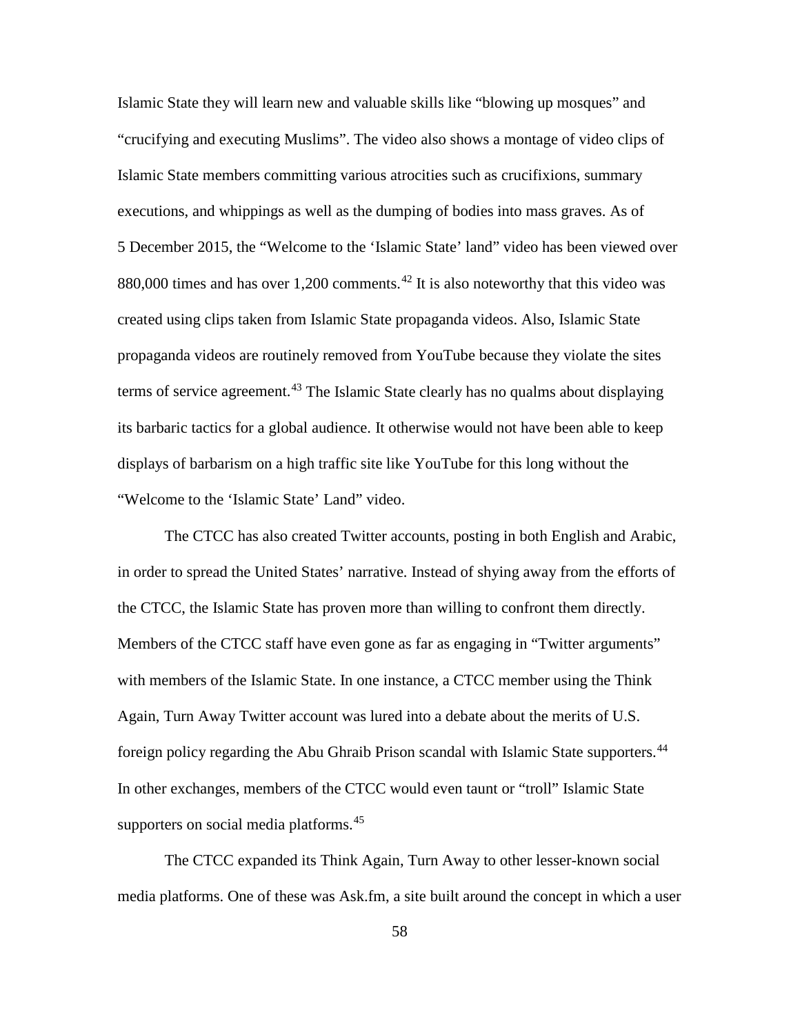Islamic State they will learn new and valuable skills like “blowing up mosques” and “crucifying and executing Muslims”. The video also shows a montage of video clips of Islamic State members committing various atrocities such as crucifixions, summary executions, and whippings as well as the dumping of bodies into mass graves. As of 5 December 2015, the “Welcome to the ‘Islamic State’ land” video has been viewed over 880,000 times and has over 1,200 comments.[42] It is also noteworthy that this video was created using clips taken from Islamic State propaganda videos. Also, Islamic State propaganda videos are routinely removed from YouTube because they violate the sites terms of service agreement.[43] The Islamic State clearly has no qualms about displaying its barbaric tactics for a global audience. It otherwise would not have been able to keep displays of barbarism on a high traffic site like YouTube for this long without the “Welcome to the ‘Islamic State’ Land” video.

The CTCC has also created Twitter accounts, posting in both English and Arabic, in order to spread the United States’ narrative. Instead of shying away from the efforts of the CTCC, the Islamic State has proven more than willing to confront them directly. Members of the CTCC staff have even gone as far as engaging in “Twitter arguments” with members of the Islamic State. In one instance, a CTCC member using the Think Again, Turn Away Twitter account was lured into a debate about the merits of U.S. foreign policy regarding the Abu Ghraib Prison scandal with Islamic State supporters.[44] In other exchanges, members of the CTCC would even taunt or “troll” Islamic State supporters on social media platforms.[45]

The CTCC expanded its Think Again, Turn Away to other lesser-known social media platforms. One of these was Ask.fm, a site built around the concept in which a user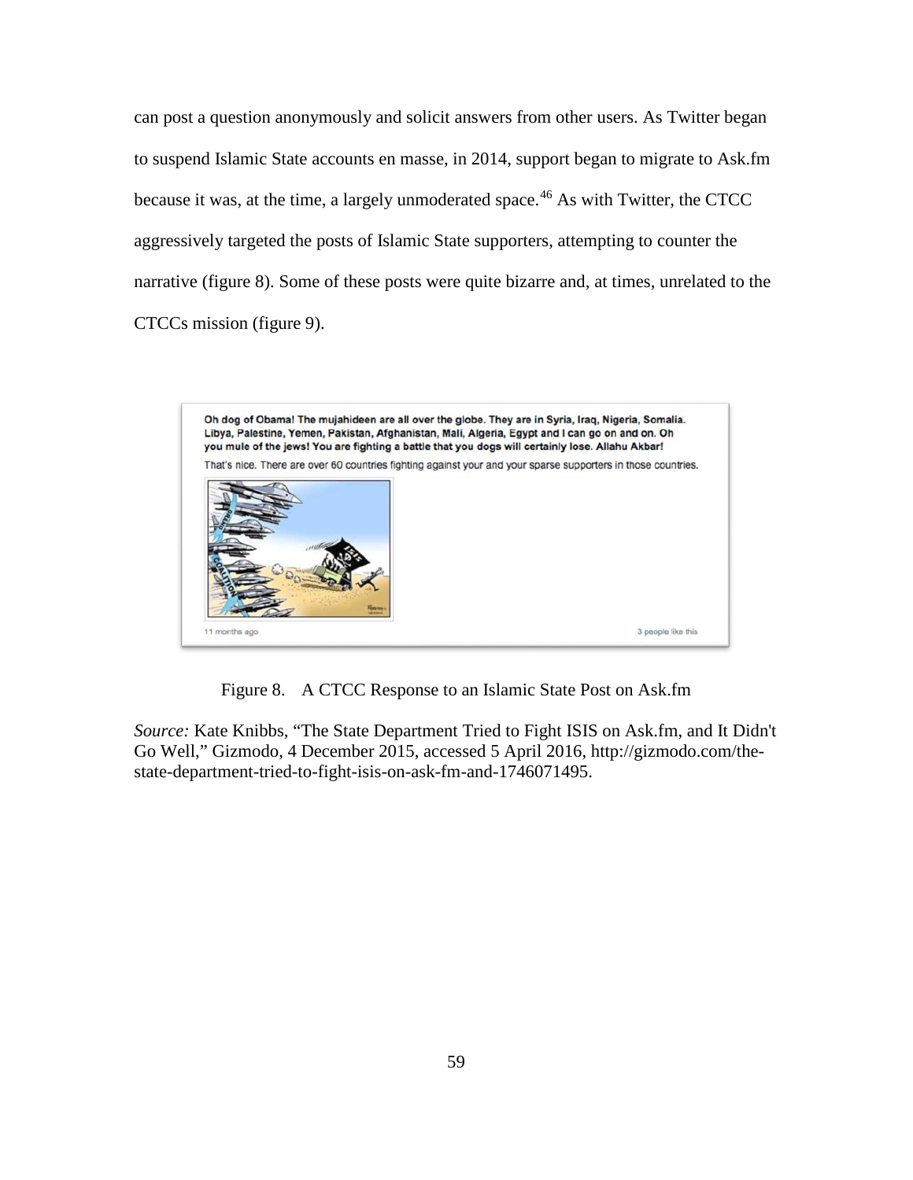can post a question anonymously and solicit answers from other users. As Twitter began to suspend Islamic State accounts en masse, in 2014, support began to migrate to Ask.fm because it was, at the time, a largely unmoderated space.[46] As with Twitter, the CTCC aggressively targeted the posts of Islamic State supporters, attempting to counter the narrative (figure 8). Some of these posts were quite bizarre and, at times, unrelated to the CTCCs mission (figure 9).

> **Oh dog of Obama! The mujahideen are all over the globe. They are in Syria, Iraq, Nigeria, Somalia. Libya, Palestine, Yemen, Pakistan, Afghanistan, Mali, Algeria, Egypt and I can go on and on. Oh you mule of the jews! You are fighting a battle that you dogs will certainly lose. Allahu Akbar!**
>
> That's nice. There are over 60 countries fighting against your and your sparse supporters in those countries.
>
> 11 months ago | 3 people like this

Figure 8. A CTCC Response to an Islamic State Post on Ask.fm

*Source:* Kate Knibbs, "The State Department Tried to Fight ISIS on Ask.fm, and It Didn't Go Well," Gizmodo, 4 December 2015, accessed 5 April 2016, http://gizmodo.com/the-state-department-tried-to-fight-isis-on-ask-fm-and-1746071495.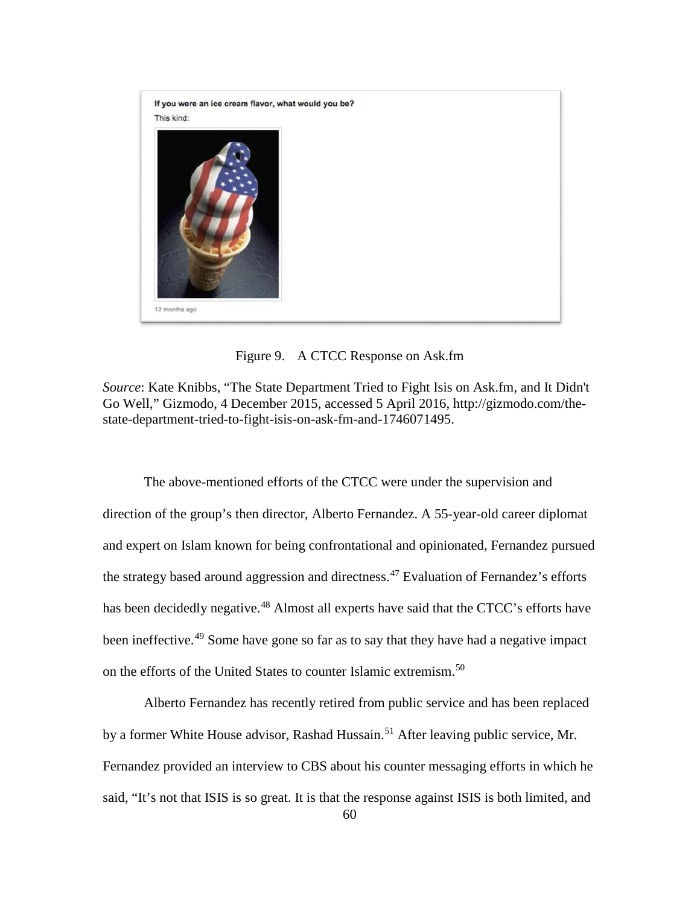Figure 9. A CTCC Response on Ask.fm

*Source*: Kate Knibbs, "The State Department Tried to Fight Isis on Ask.fm, and It Didn't Go Well," Gizmodo, 4 December 2015, accessed 5 April 2016, http://gizmodo.com/the-state-department-tried-to-fight-isis-on-ask-fm-and-1746071495.

The above-mentioned efforts of the CTCC were under the supervision and direction of the group's then director, Alberto Fernandez. A 55-year-old career diplomat and expert on Islam known for being confrontational and opinionated, Fernandez pursued the strategy based around aggression and directness.[47] Evaluation of Fernandez's efforts has been decidedly negative.[48] Almost all experts have said that the CTCC's efforts have been ineffective.[49] Some have gone so far as to say that they have had a negative impact on the efforts of the United States to counter Islamic extremism.[50]

Alberto Fernandez has recently retired from public service and has been replaced by a former White House advisor, Rashad Hussain.[51] After leaving public service, Mr. Fernandez provided an interview to CBS about his counter messaging efforts in which he said, "It's not that ISIS is so great. It is that the response against ISIS is both limited, and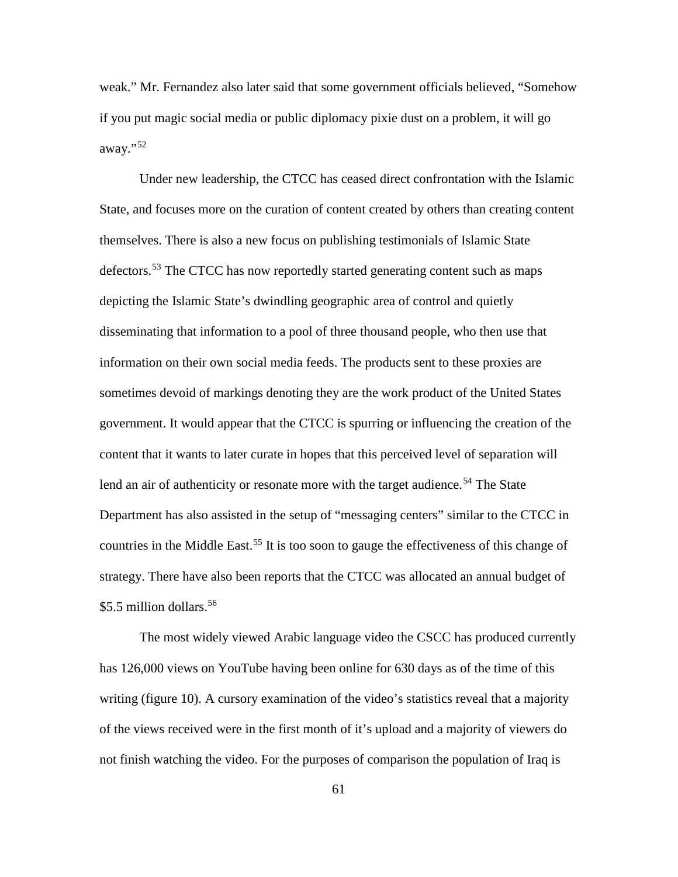weak." Mr. Fernandez also later said that some government officials believed, "Somehow if you put magic social media or public diplomacy pixie dust on a problem, it will go away."[52]

Under new leadership, the CTCC has ceased direct confrontation with the Islamic State, and focuses more on the curation of content created by others than creating content themselves. There is also a new focus on publishing testimonials of Islamic State defectors.[53] The CTCC has now reportedly started generating content such as maps depicting the Islamic State's dwindling geographic area of control and quietly disseminating that information to a pool of three thousand people, who then use that information on their own social media feeds. The products sent to these proxies are sometimes devoid of markings denoting they are the work product of the United States government. It would appear that the CTCC is spurring or influencing the creation of the content that it wants to later curate in hopes that this perceived level of separation will lend an air of authenticity or resonate more with the target audience.[54] The State Department has also assisted in the setup of "messaging centers" similar to the CTCC in countries in the Middle East.[55] It is too soon to gauge the effectiveness of this change of strategy. There have also been reports that the CTCC was allocated an annual budget of $5.5 million dollars.[56]

The most widely viewed Arabic language video the CSCC has produced currently has 126,000 views on YouTube having been online for 630 days as of the time of this writing (figure 10). A cursory examination of the video's statistics reveal that a majority of the views received were in the first month of it's upload and a majority of viewers do not finish watching the video. For the purposes of comparison the population of Iraq is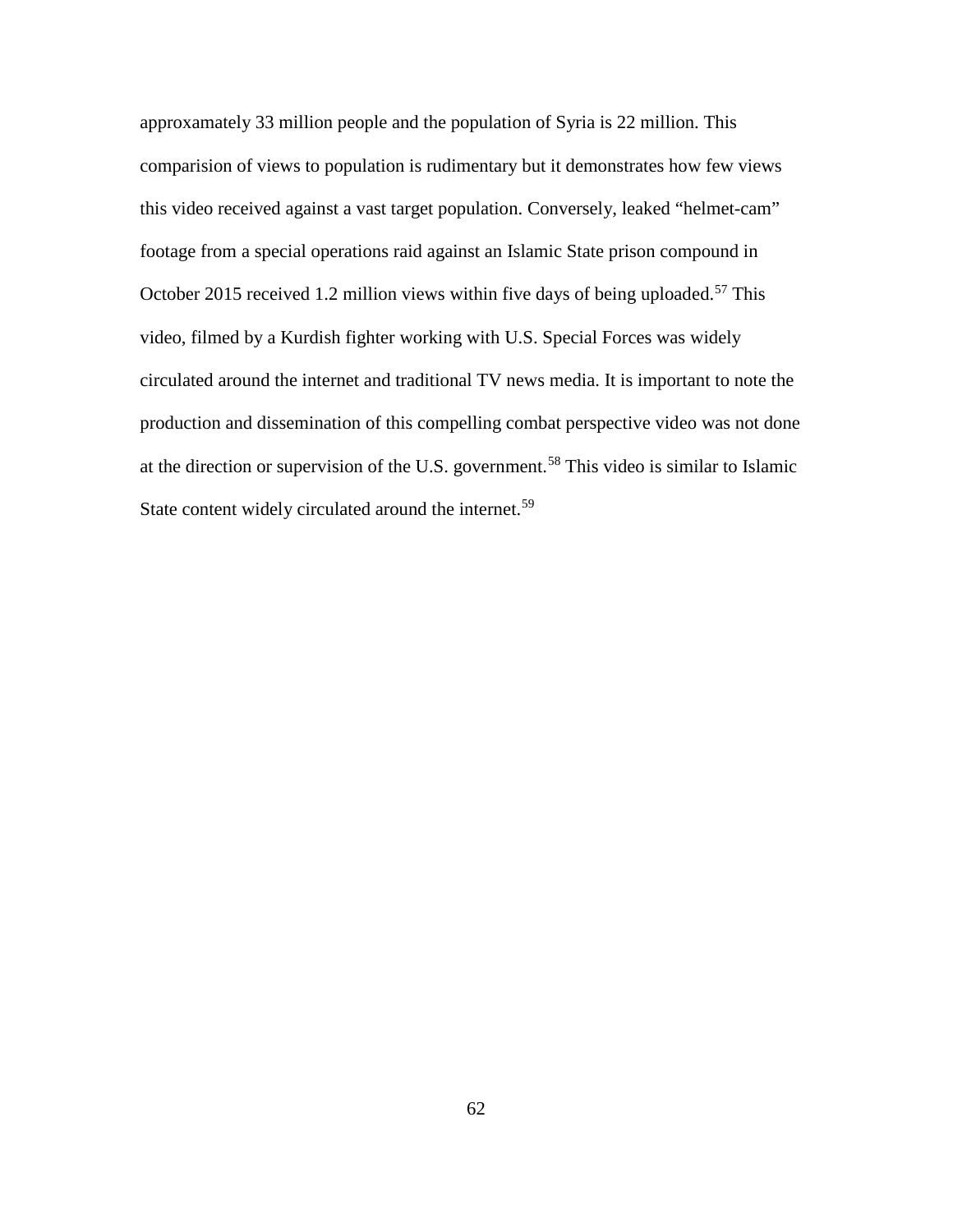approxamately 33 million people and the population of Syria is 22 million. This comparision of views to population is rudimentary but it demonstrates how few views this video received against a vast target population. Conversely, leaked "helmet-cam" footage from a special operations raid against an Islamic State prison compound in October 2015 received 1.2 million views within five days of being uploaded.[57] This video, filmed by a Kurdish fighter working with U.S. Special Forces was widely circulated around the internet and traditional TV news media. It is important to note the production and dissemination of this compelling combat perspective video was not done at the direction or supervision of the U.S. government.[58] This video is similar to Islamic State content widely circulated around the internet.[59]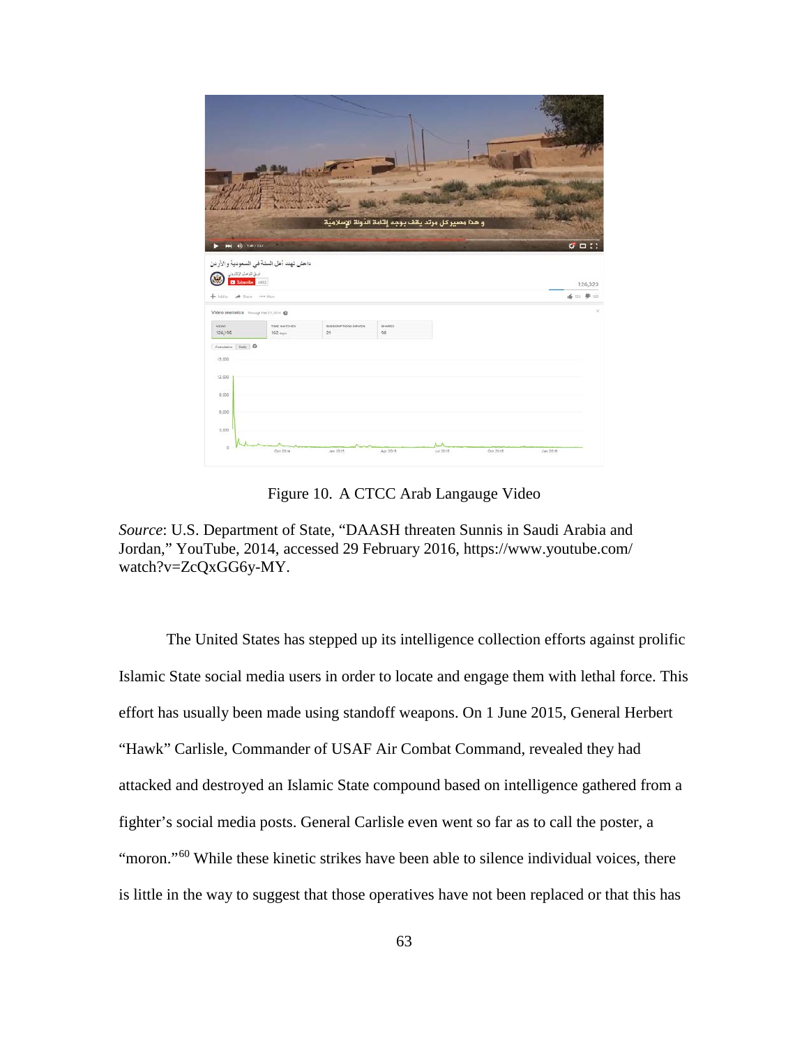Figure 10. A CTCC Arab Langauge Video

*Source*: U.S. Department of State, "DAASH threaten Sunnis in Saudi Arabia and Jordan," YouTube, 2014, accessed 29 February 2016, https://www.youtube.com/watch?v=ZcQxGG6y-MY.

The United States has stepped up its intelligence collection efforts against prolific Islamic State social media users in order to locate and engage them with lethal force. This effort has usually been made using standoff weapons. On 1 June 2015, General Herbert "Hawk" Carlisle, Commander of USAF Air Combat Command, revealed they had attacked and destroyed an Islamic State compound based on intelligence gathered from a fighter's social media posts. General Carlisle even went so far as to call the poster, a "moron."[60] While these kinetic strikes have been able to silence individual voices, there is little in the way to suggest that those operatives have not been replaced or that this has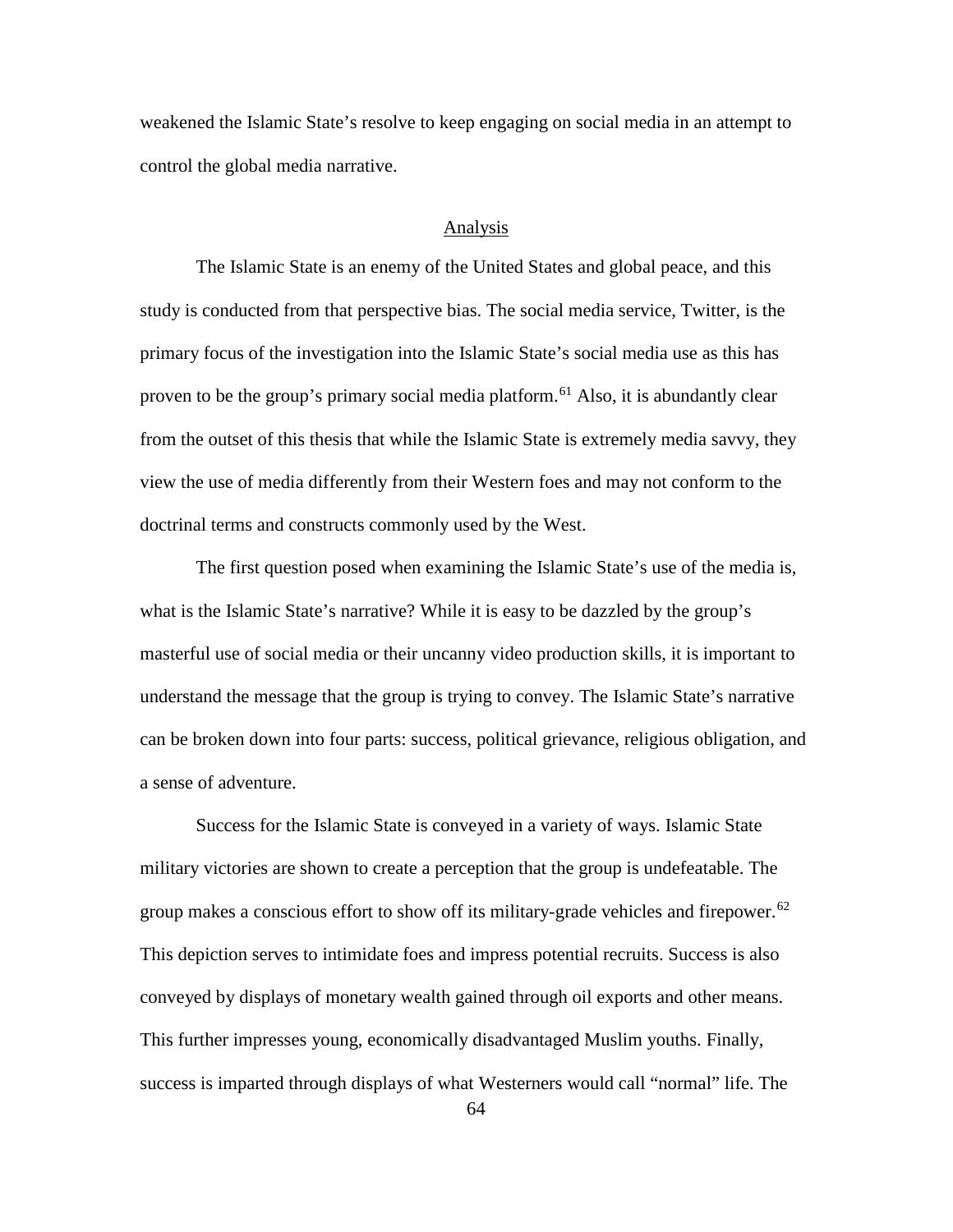weakened the Islamic State's resolve to keep engaging on social media in an attempt to control the global media narrative.

## Analysis

The Islamic State is an enemy of the United States and global peace, and this study is conducted from that perspective bias. The social media service, Twitter, is the primary focus of the investigation into the Islamic State's social media use as this has proven to be the group's primary social media platform.[61] Also, it is abundantly clear from the outset of this thesis that while the Islamic State is extremely media savvy, they view the use of media differently from their Western foes and may not conform to the doctrinal terms and constructs commonly used by the West.

The first question posed when examining the Islamic State's use of the media is, what is the Islamic State's narrative? While it is easy to be dazzled by the group's masterful use of social media or their uncanny video production skills, it is important to understand the message that the group is trying to convey. The Islamic State's narrative can be broken down into four parts: success, political grievance, religious obligation, and a sense of adventure.

Success for the Islamic State is conveyed in a variety of ways. Islamic State military victories are shown to create a perception that the group is undefeatable. The group makes a conscious effort to show off its military-grade vehicles and firepower.[62] This depiction serves to intimidate foes and impress potential recruits. Success is also conveyed by displays of monetary wealth gained through oil exports and other means. This further impresses young, economically disadvantaged Muslim youths. Finally, success is imparted through displays of what Westerners would call "normal" life. The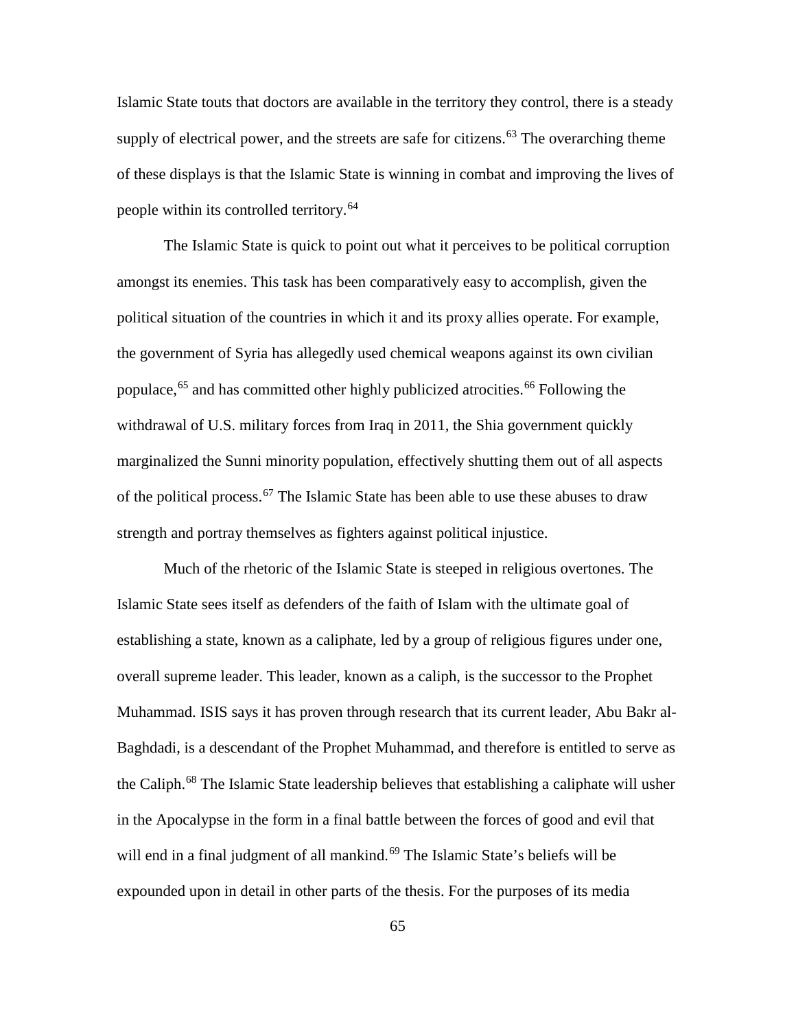Islamic State touts that doctors are available in the territory they control, there is a steady supply of electrical power, and the streets are safe for citizens.[63] The overarching theme of these displays is that the Islamic State is winning in combat and improving the lives of people within its controlled territory.[64]

The Islamic State is quick to point out what it perceives to be political corruption amongst its enemies. This task has been comparatively easy to accomplish, given the political situation of the countries in which it and its proxy allies operate. For example, the government of Syria has allegedly used chemical weapons against its own civilian populace,[65] and has committed other highly publicized atrocities.[66] Following the withdrawal of U.S. military forces from Iraq in 2011, the Shia government quickly marginalized the Sunni minority population, effectively shutting them out of all aspects of the political process.[67] The Islamic State has been able to use these abuses to draw strength and portray themselves as fighters against political injustice.

Much of the rhetoric of the Islamic State is steeped in religious overtones. The Islamic State sees itself as defenders of the faith of Islam with the ultimate goal of establishing a state, known as a caliphate, led by a group of religious figures under one, overall supreme leader. This leader, known as a caliph, is the successor to the Prophet Muhammad. ISIS says it has proven through research that its current leader, Abu Bakr al-Baghdadi, is a descendant of the Prophet Muhammad, and therefore is entitled to serve as the Caliph.[68] The Islamic State leadership believes that establishing a caliphate will usher in the Apocalypse in the form in a final battle between the forces of good and evil that will end in a final judgment of all mankind.[69] The Islamic State's beliefs will be expounded upon in detail in other parts of the thesis. For the purposes of its media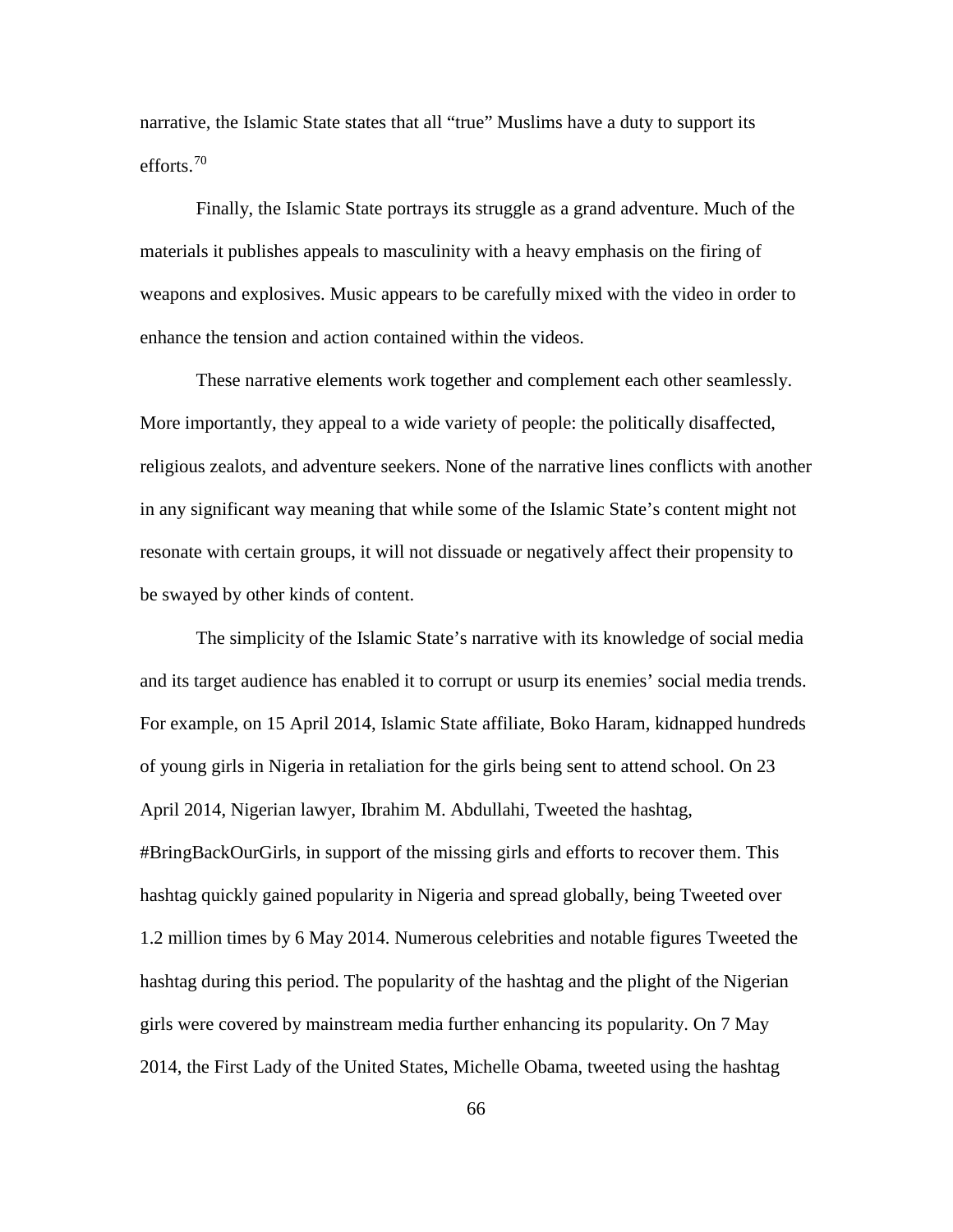narrative, the Islamic State states that all "true" Muslims have a duty to support its efforts.[70]

Finally, the Islamic State portrays its struggle as a grand adventure. Much of the materials it publishes appeals to masculinity with a heavy emphasis on the firing of weapons and explosives. Music appears to be carefully mixed with the video in order to enhance the tension and action contained within the videos.

These narrative elements work together and complement each other seamlessly. More importantly, they appeal to a wide variety of people: the politically disaffected, religious zealots, and adventure seekers. None of the narrative lines conflicts with another in any significant way meaning that while some of the Islamic State's content might not resonate with certain groups, it will not dissuade or negatively affect their propensity to be swayed by other kinds of content.

The simplicity of the Islamic State's narrative with its knowledge of social media and its target audience has enabled it to corrupt or usurp its enemies' social media trends. For example, on 15 April 2014, Islamic State affiliate, Boko Haram, kidnapped hundreds of young girls in Nigeria in retaliation for the girls being sent to attend school. On 23 April 2014, Nigerian lawyer, Ibrahim M. Abdullahi, Tweeted the hashtag, #BringBackOurGirls, in support of the missing girls and efforts to recover them. This hashtag quickly gained popularity in Nigeria and spread globally, being Tweeted over 1.2 million times by 6 May 2014. Numerous celebrities and notable figures Tweeted the hashtag during this period. The popularity of the hashtag and the plight of the Nigerian girls were covered by mainstream media further enhancing its popularity. On 7 May 2014, the First Lady of the United States, Michelle Obama, tweeted using the hashtag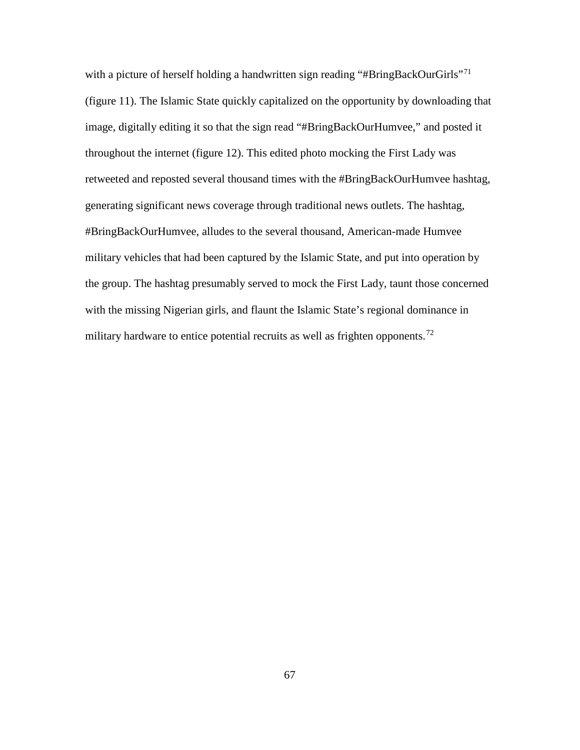with a picture of herself holding a handwritten sign reading "#BringBackOurGirls"[71] (figure 11). The Islamic State quickly capitalized on the opportunity by downloading that image, digitally editing it so that the sign read "#BringBackOurHumvee," and posted it throughout the internet (figure 12). This edited photo mocking the First Lady was retweeted and reposted several thousand times with the #BringBackOurHumvee hashtag, generating significant news coverage through traditional news outlets. The hashtag, #BringBackOurHumvee, alludes to the several thousand, American-made Humvee military vehicles that had been captured by the Islamic State, and put into operation by the group. The hashtag presumably served to mock the First Lady, taunt those concerned with the missing Nigerian girls, and flaunt the Islamic State's regional dominance in military hardware to entice potential recruits as well as frighten opponents.[72]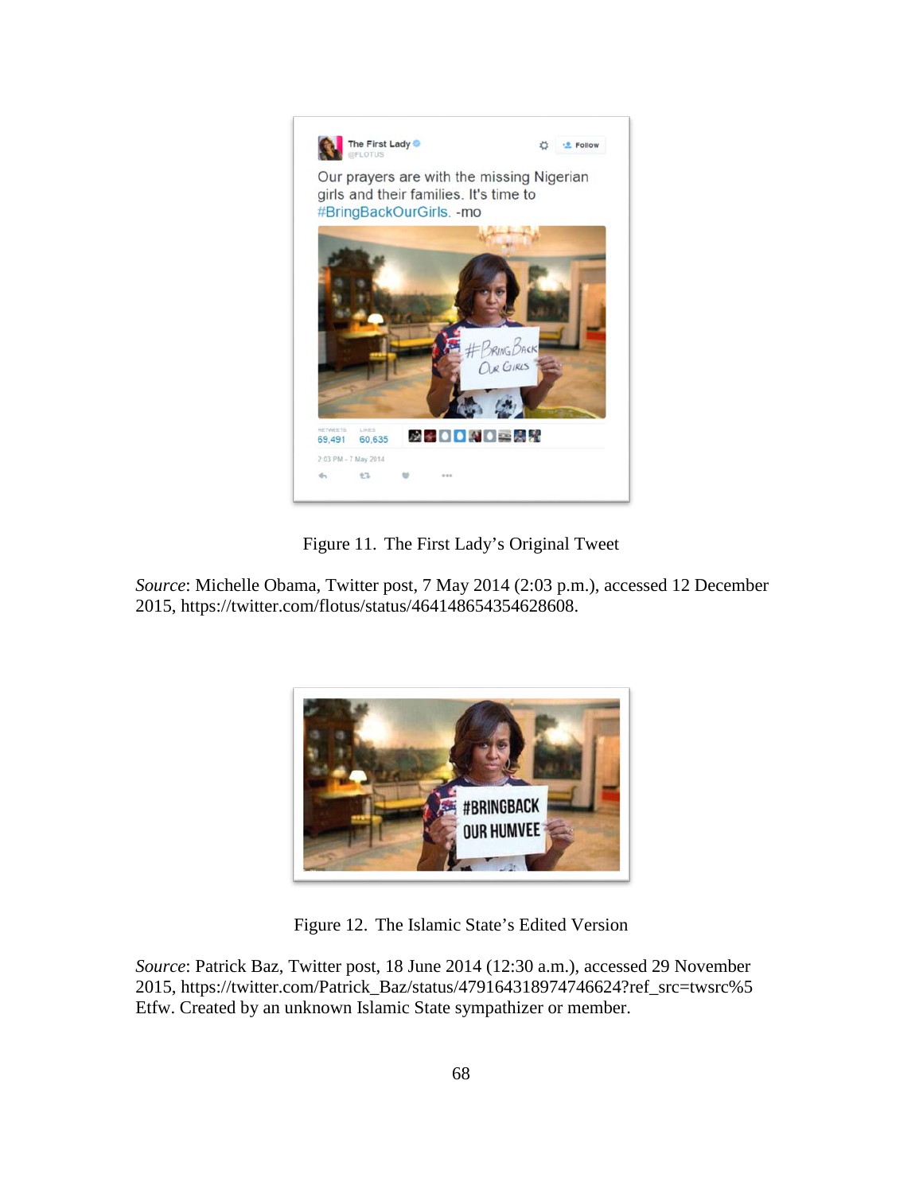Figure 11. The First Lady's Original Tweet

*Source*: Michelle Obama, Twitter post, 7 May 2014 (2:03 p.m.), accessed 12 December 2015, https://twitter.com/flotus/status/464148654354628608.

Figure 12. The Islamic State's Edited Version

*Source*: Patrick Baz, Twitter post, 18 June 2014 (12:30 a.m.), accessed 29 November 2015, https://twitter.com/Patrick_Baz/status/479164318974746624?ref_src=twsrc%5Etfw. Created by an unknown Islamic State sympathizer or member.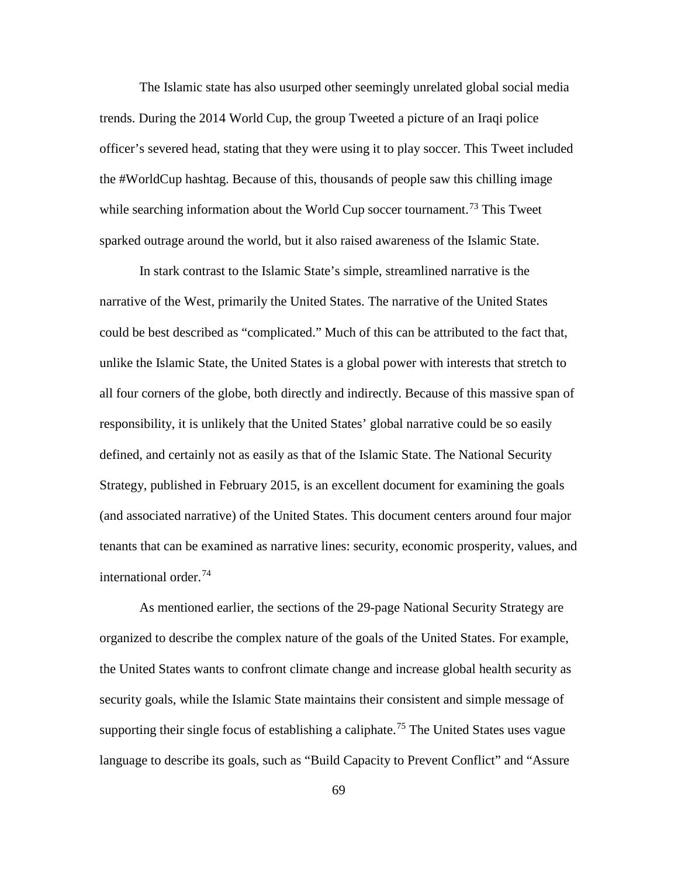The Islamic state has also usurped other seemingly unrelated global social media trends. During the 2014 World Cup, the group Tweeted a picture of an Iraqi police officer's severed head, stating that they were using it to play soccer. This Tweet included the #WorldCup hashtag. Because of this, thousands of people saw this chilling image while searching information about the World Cup soccer tournament.[73] This Tweet sparked outrage around the world, but it also raised awareness of the Islamic State.

In stark contrast to the Islamic State's simple, streamlined narrative is the narrative of the West, primarily the United States. The narrative of the United States could be best described as "complicated." Much of this can be attributed to the fact that, unlike the Islamic State, the United States is a global power with interests that stretch to all four corners of the globe, both directly and indirectly. Because of this massive span of responsibility, it is unlikely that the United States' global narrative could be so easily defined, and certainly not as easily as that of the Islamic State. The National Security Strategy, published in February 2015, is an excellent document for examining the goals (and associated narrative) of the United States. This document centers around four major tenants that can be examined as narrative lines: security, economic prosperity, values, and international order.[74]

As mentioned earlier, the sections of the 29-page National Security Strategy are organized to describe the complex nature of the goals of the United States. For example, the United States wants to confront climate change and increase global health security as security goals, while the Islamic State maintains their consistent and simple message of supporting their single focus of establishing a caliphate.[75] The United States uses vague language to describe its goals, such as "Build Capacity to Prevent Conflict" and "Assure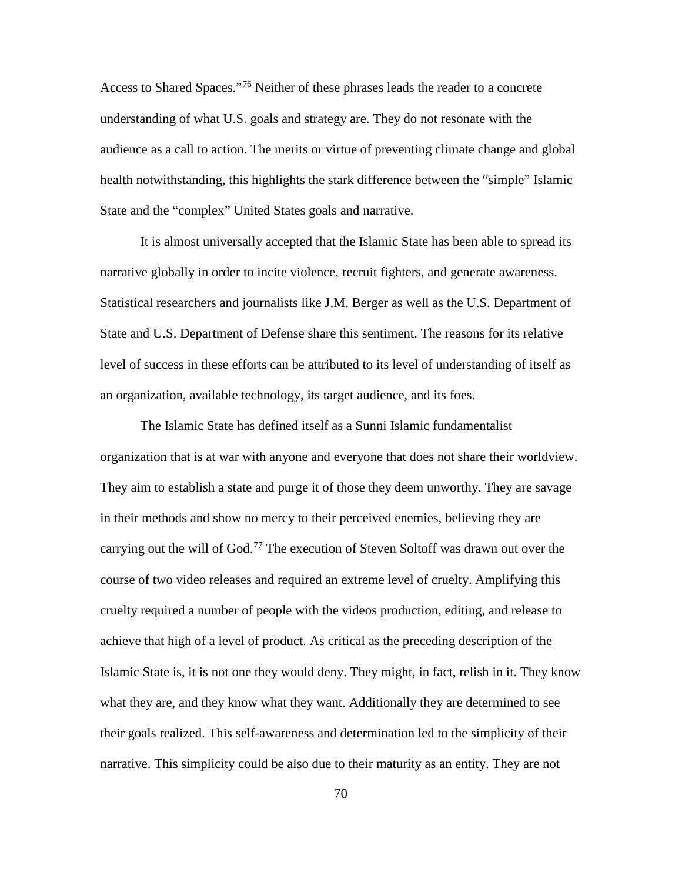Access to Shared Spaces."[76] Neither of these phrases leads the reader to a concrete understanding of what U.S. goals and strategy are. They do not resonate with the audience as a call to action. The merits or virtue of preventing climate change and global health notwithstanding, this highlights the stark difference between the "simple" Islamic State and the "complex" United States goals and narrative.

It is almost universally accepted that the Islamic State has been able to spread its narrative globally in order to incite violence, recruit fighters, and generate awareness. Statistical researchers and journalists like J.M. Berger as well as the U.S. Department of State and U.S. Department of Defense share this sentiment. The reasons for its relative level of success in these efforts can be attributed to its level of understanding of itself as an organization, available technology, its target audience, and its foes.

The Islamic State has defined itself as a Sunni Islamic fundamentalist organization that is at war with anyone and everyone that does not share their worldview. They aim to establish a state and purge it of those they deem unworthy. They are savage in their methods and show no mercy to their perceived enemies, believing they are carrying out the will of God.[77] The execution of Steven Soltoff was drawn out over the course of two video releases and required an extreme level of cruelty. Amplifying this cruelty required a number of people with the videos production, editing, and release to achieve that high of a level of product. As critical as the preceding description of the Islamic State is, it is not one they would deny. They might, in fact, relish in it. They know what they are, and they know what they want. Additionally they are determined to see their goals realized. This self-awareness and determination led to the simplicity of their narrative. This simplicity could be also due to their maturity as an entity. They are not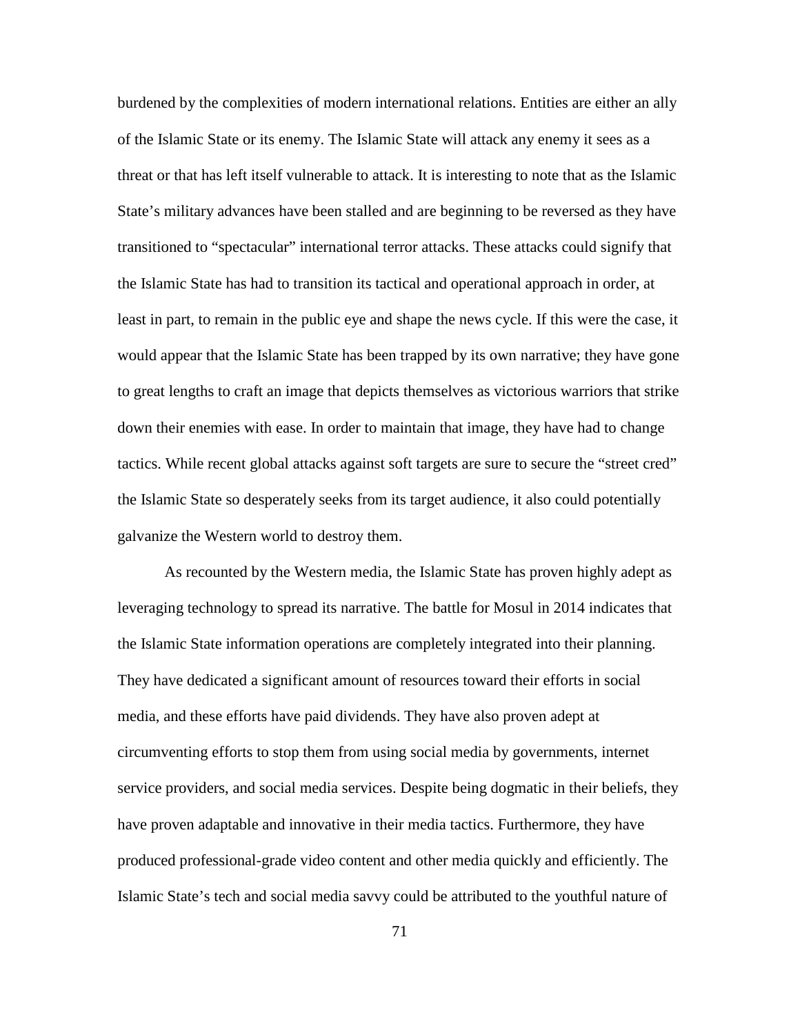burdened by the complexities of modern international relations. Entities are either an ally of the Islamic State or its enemy. The Islamic State will attack any enemy it sees as a threat or that has left itself vulnerable to attack. It is interesting to note that as the Islamic State's military advances have been stalled and are beginning to be reversed as they have transitioned to "spectacular" international terror attacks. These attacks could signify that the Islamic State has had to transition its tactical and operational approach in order, at least in part, to remain in the public eye and shape the news cycle. If this were the case, it would appear that the Islamic State has been trapped by its own narrative; they have gone to great lengths to craft an image that depicts themselves as victorious warriors that strike down their enemies with ease. In order to maintain that image, they have had to change tactics. While recent global attacks against soft targets are sure to secure the "street cred" the Islamic State so desperately seeks from its target audience, it also could potentially galvanize the Western world to destroy them.

As recounted by the Western media, the Islamic State has proven highly adept as leveraging technology to spread its narrative. The battle for Mosul in 2014 indicates that the Islamic State information operations are completely integrated into their planning. They have dedicated a significant amount of resources toward their efforts in social media, and these efforts have paid dividends. They have also proven adept at circumventing efforts to stop them from using social media by governments, internet service providers, and social media services. Despite being dogmatic in their beliefs, they have proven adaptable and innovative in their media tactics. Furthermore, they have produced professional-grade video content and other media quickly and efficiently. The Islamic State's tech and social media savvy could be attributed to the youthful nature of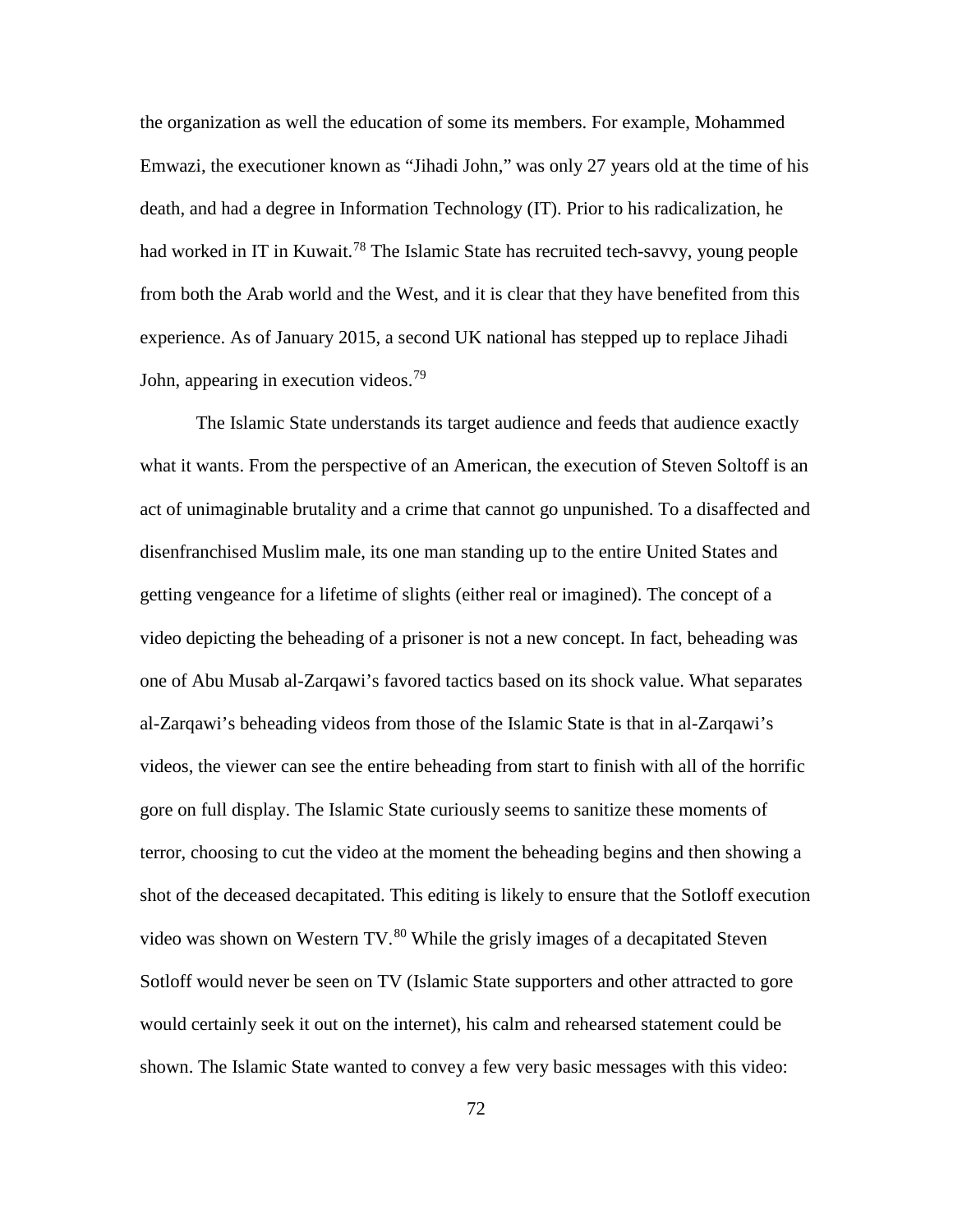the organization as well the education of some its members. For example, Mohammed Emwazi, the executioner known as “Jihadi John,” was only 27 years old at the time of his death, and had a degree in Information Technology (IT). Prior to his radicalization, he had worked in IT in Kuwait.[78] The Islamic State has recruited tech-savvy, young people from both the Arab world and the West, and it is clear that they have benefited from this experience. As of January 2015, a second UK national has stepped up to replace Jihadi John, appearing in execution videos.[79]

The Islamic State understands its target audience and feeds that audience exactly what it wants. From the perspective of an American, the execution of Steven Soltoff is an act of unimaginable brutality and a crime that cannot go unpunished. To a disaffected and disenfranchised Muslim male, its one man standing up to the entire United States and getting vengeance for a lifetime of slights (either real or imagined). The concept of a video depicting the beheading of a prisoner is not a new concept. In fact, beheading was one of Abu Musab al-Zarqawi’s favored tactics based on its shock value. What separates al-Zarqawi’s beheading videos from those of the Islamic State is that in al-Zarqawi’s videos, the viewer can see the entire beheading from start to finish with all of the horrific gore on full display. The Islamic State curiously seems to sanitize these moments of terror, choosing to cut the video at the moment the beheading begins and then showing a shot of the deceased decapitated. This editing is likely to ensure that the Sotloff execution video was shown on Western TV.[80] While the grisly images of a decapitated Steven Sotloff would never be seen on TV (Islamic State supporters and other attracted to gore would certainly seek it out on the internet), his calm and rehearsed statement could be shown. The Islamic State wanted to convey a few very basic messages with this video: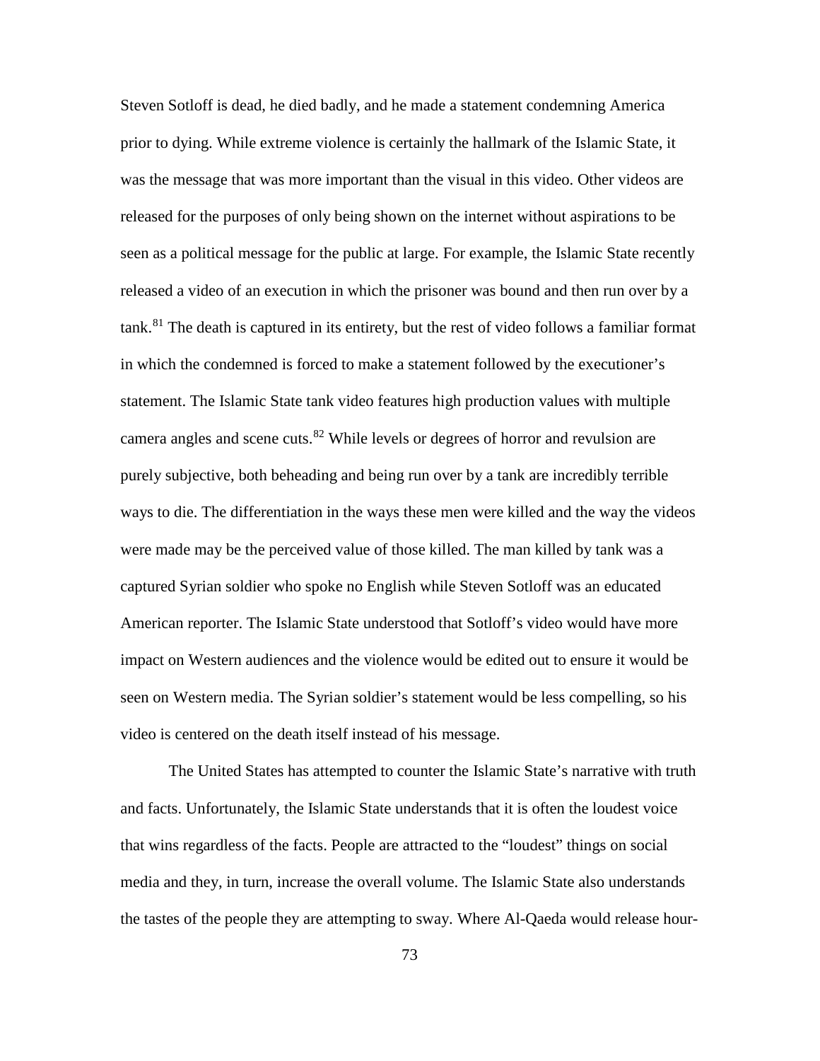Steven Sotloff is dead, he died badly, and he made a statement condemning America prior to dying. While extreme violence is certainly the hallmark of the Islamic State, it was the message that was more important than the visual in this video. Other videos are released for the purposes of only being shown on the internet without aspirations to be seen as a political message for the public at large. For example, the Islamic State recently released a video of an execution in which the prisoner was bound and then run over by a tank.[81] The death is captured in its entirety, but the rest of video follows a familiar format in which the condemned is forced to make a statement followed by the executioner's statement. The Islamic State tank video features high production values with multiple camera angles and scene cuts.[82] While levels or degrees of horror and revulsion are purely subjective, both beheading and being run over by a tank are incredibly terrible ways to die. The differentiation in the ways these men were killed and the way the videos were made may be the perceived value of those killed. The man killed by tank was a captured Syrian soldier who spoke no English while Steven Sotloff was an educated American reporter. The Islamic State understood that Sotloff's video would have more impact on Western audiences and the violence would be edited out to ensure it would be seen on Western media. The Syrian soldier's statement would be less compelling, so his video is centered on the death itself instead of his message.

The United States has attempted to counter the Islamic State's narrative with truth and facts. Unfortunately, the Islamic State understands that it is often the loudest voice that wins regardless of the facts. People are attracted to the "loudest" things on social media and they, in turn, increase the overall volume. The Islamic State also understands the tastes of the people they are attempting to sway. Where Al-Qaeda would release hour-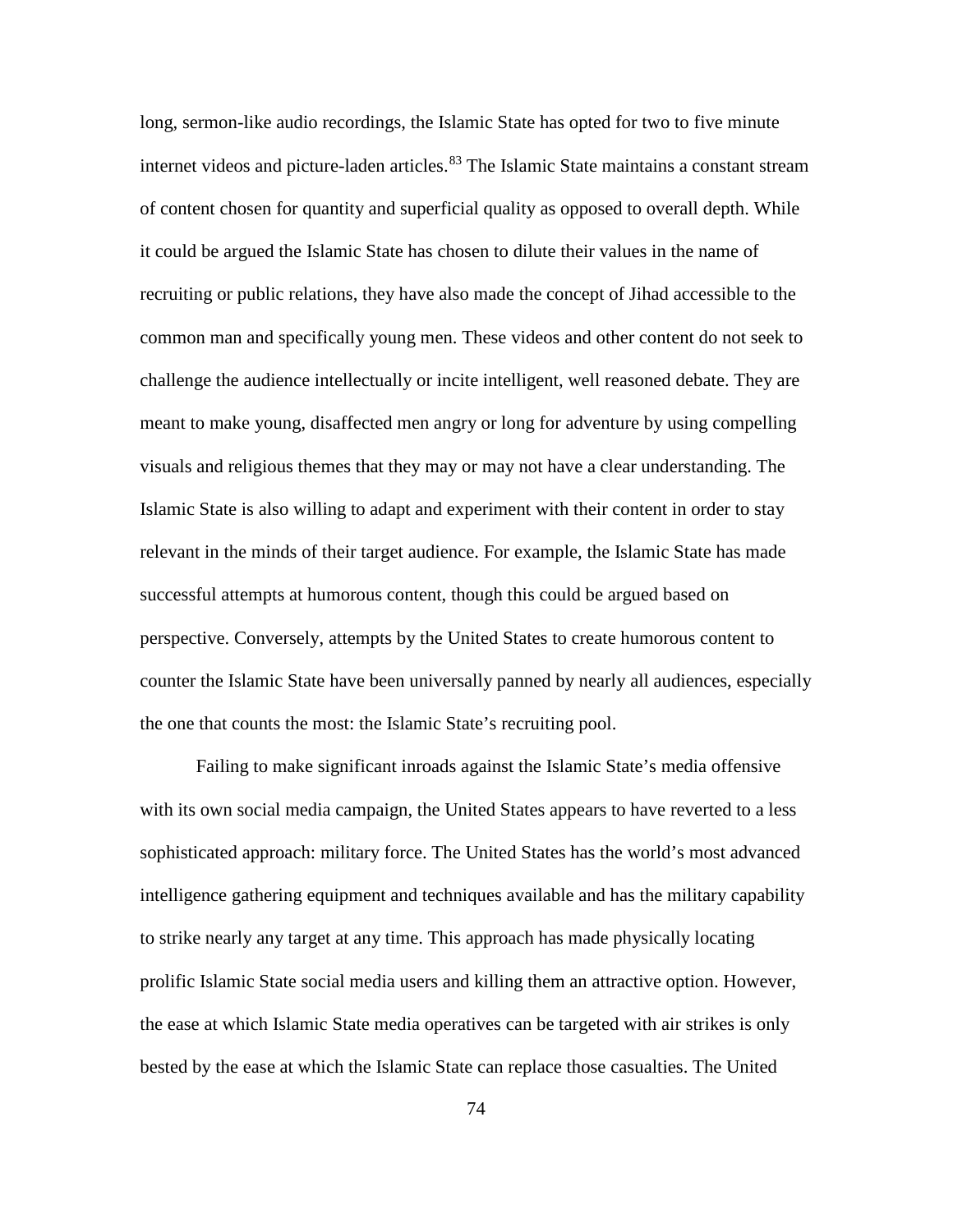long, sermon-like audio recordings, the Islamic State has opted for two to five minute internet videos and picture-laden articles.[83] The Islamic State maintains a constant stream of content chosen for quantity and superficial quality as opposed to overall depth. While it could be argued the Islamic State has chosen to dilute their values in the name of recruiting or public relations, they have also made the concept of Jihad accessible to the common man and specifically young men. These videos and other content do not seek to challenge the audience intellectually or incite intelligent, well reasoned debate. They are meant to make young, disaffected men angry or long for adventure by using compelling visuals and religious themes that they may or may not have a clear understanding. The Islamic State is also willing to adapt and experiment with their content in order to stay relevant in the minds of their target audience. For example, the Islamic State has made successful attempts at humorous content, though this could be argued based on perspective. Conversely, attempts by the United States to create humorous content to counter the Islamic State have been universally panned by nearly all audiences, especially the one that counts the most: the Islamic State's recruiting pool.

Failing to make significant inroads against the Islamic State's media offensive with its own social media campaign, the United States appears to have reverted to a less sophisticated approach: military force. The United States has the world's most advanced intelligence gathering equipment and techniques available and has the military capability to strike nearly any target at any time. This approach has made physically locating prolific Islamic State social media users and killing them an attractive option. However, the ease at which Islamic State media operatives can be targeted with air strikes is only bested by the ease at which the Islamic State can replace those casualties. The United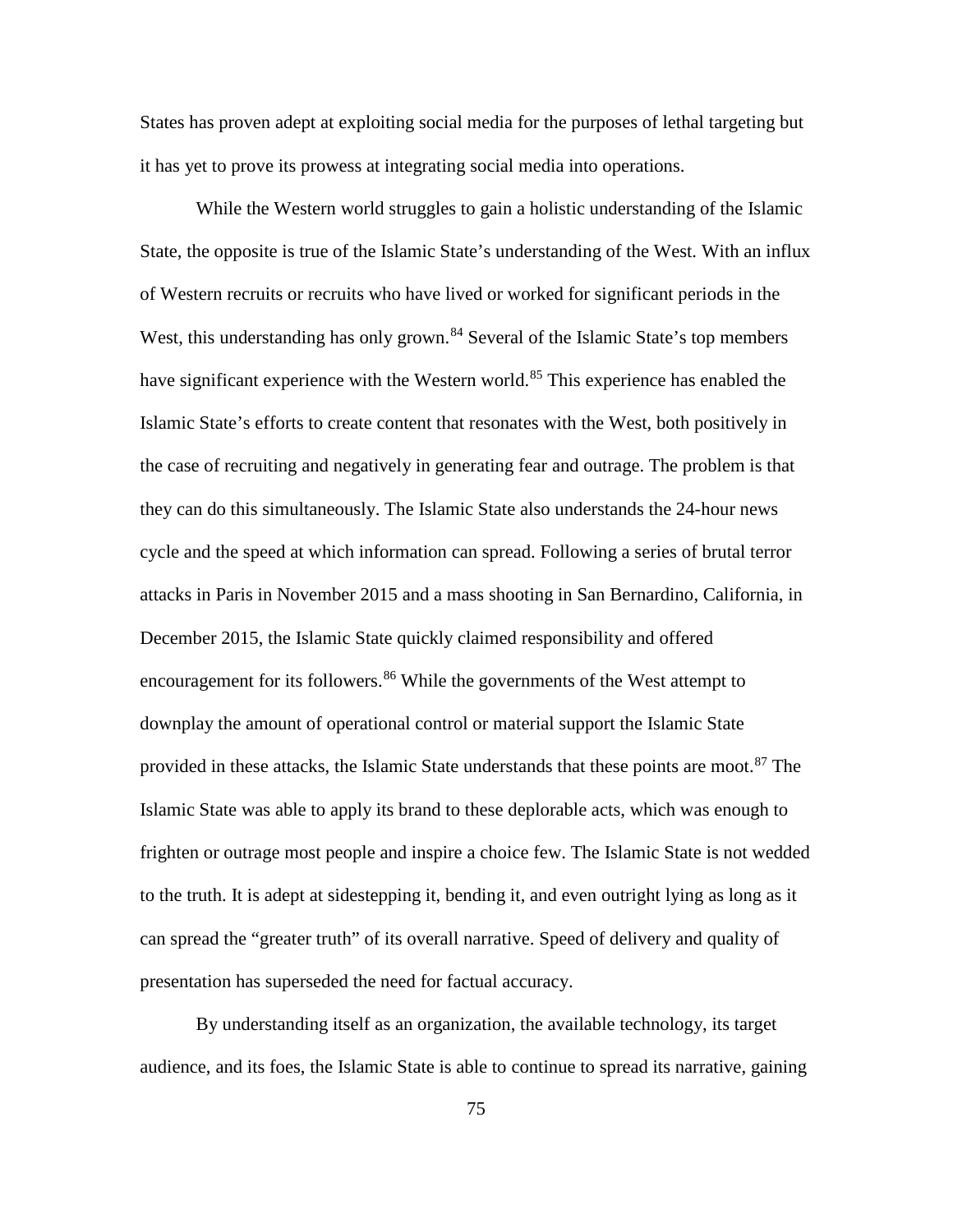States has proven adept at exploiting social media for the purposes of lethal targeting but it has yet to prove its prowess at integrating social media into operations.

While the Western world struggles to gain a holistic understanding of the Islamic State, the opposite is true of the Islamic State's understanding of the West. With an influx of Western recruits or recruits who have lived or worked for significant periods in the West, this understanding has only grown.[84] Several of the Islamic State's top members have significant experience with the Western world.[85] This experience has enabled the Islamic State's efforts to create content that resonates with the West, both positively in the case of recruiting and negatively in generating fear and outrage. The problem is that they can do this simultaneously. The Islamic State also understands the 24-hour news cycle and the speed at which information can spread. Following a series of brutal terror attacks in Paris in November 2015 and a mass shooting in San Bernardino, California, in December 2015, the Islamic State quickly claimed responsibility and offered encouragement for its followers.[86] While the governments of the West attempt to downplay the amount of operational control or material support the Islamic State provided in these attacks, the Islamic State understands that these points are moot.[87] The Islamic State was able to apply its brand to these deplorable acts, which was enough to frighten or outrage most people and inspire a choice few. The Islamic State is not wedded to the truth. It is adept at sidestepping it, bending it, and even outright lying as long as it can spread the "greater truth" of its overall narrative. Speed of delivery and quality of presentation has superseded the need for factual accuracy.

By understanding itself as an organization, the available technology, its target audience, and its foes, the Islamic State is able to continue to spread its narrative, gaining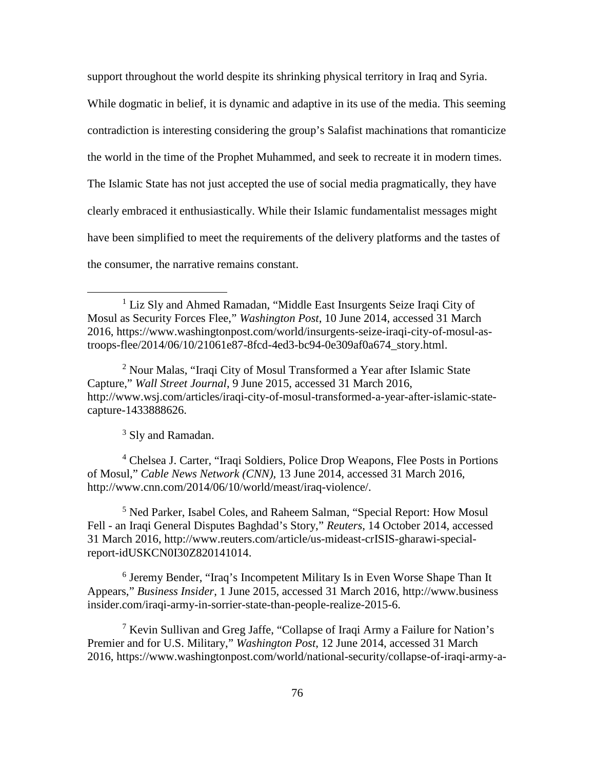support throughout the world despite its shrinking physical territory in Iraq and Syria. While dogmatic in belief, it is dynamic and adaptive in its use of the media. This seeming contradiction is interesting considering the group's Salafist machinations that romanticize the world in the time of the Prophet Muhammed, and seek to recreate it in modern times. The Islamic State has not just accepted the use of social media pragmatically, they have clearly embraced it enthusiastically. While their Islamic fundamentalist messages might have been simplified to meet the requirements of the delivery platforms and the tastes of the consumer, the narrative remains constant.

---

[1] Liz Sly and Ahmed Ramadan, "Middle East Insurgents Seize Iraqi City of Mosul as Security Forces Flee," *Washington Post*, 10 June 2014, accessed 31 March 2016, https://www.washingtonpost.com/world/insurgents-seize-iraqi-city-of-mosul-as-troops-flee/2014/06/10/21061e87-8fcd-4ed3-bc94-0e309af0a674_story.html.

[2] Nour Malas, "Iraqi City of Mosul Transformed a Year after Islamic State Capture," *Wall Street Journal*, 9 June 2015, accessed 31 March 2016, http://www.wsj.com/articles/iraqi-city-of-mosul-transformed-a-year-after-islamic-state-capture-1433888626.

[3] Sly and Ramadan.

[4] Chelsea J. Carter, "Iraqi Soldiers, Police Drop Weapons, Flee Posts in Portions of Mosul," *Cable News Network (CNN)*, 13 June 2014, accessed 31 March 2016, http://www.cnn.com/2014/06/10/world/meast/iraq-violence/.

[5] Ned Parker, Isabel Coles, and Raheem Salman, "Special Report: How Mosul Fell - an Iraqi General Disputes Baghdad's Story," *Reuters*, 14 October 2014, accessed 31 March 2016, http://www.reuters.com/article/us-mideast-crISIS-gharawi-special-report-idUSKCN0I30Z820141014.

[6] Jeremy Bender, "Iraq's Incompetent Military Is in Even Worse Shape Than It Appears," *Business Insider*, 1 June 2015, accessed 31 March 2016, http://www.business insider.com/iraqi-army-in-sorrier-state-than-people-realize-2015-6.

[7] Kevin Sullivan and Greg Jaffe, "Collapse of Iraqi Army a Failure for Nation's Premier and for U.S. Military," *Washington Post*, 12 June 2014, accessed 31 March 2016, https://www.washingtonpost.com/world/national-security/collapse-of-iraqi-army-a-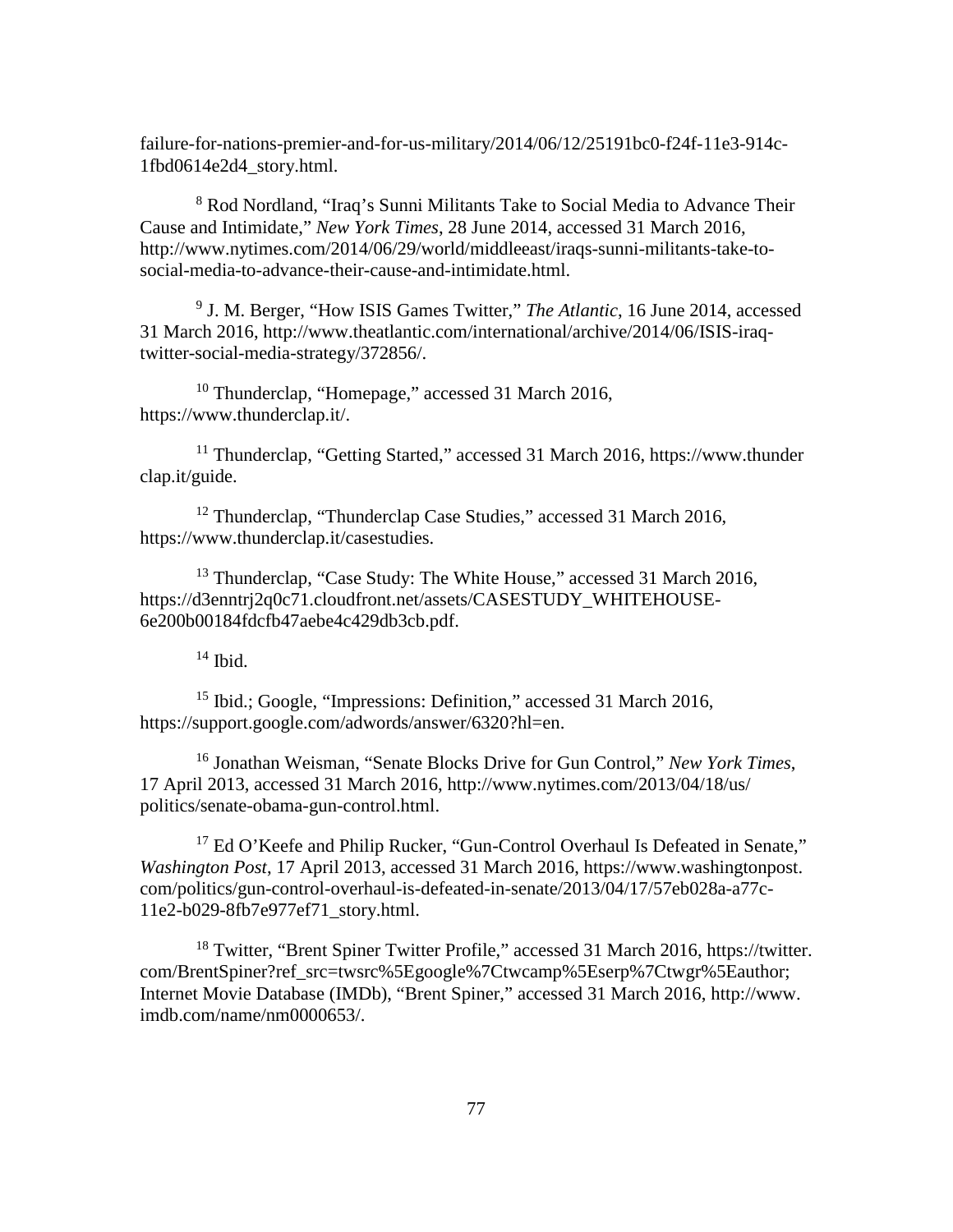failure-for-nations-premier-and-for-us-military/2014/06/12/25191bc0-f24f-11e3-914c-1fbd0614e2d4_story.html.

[8] Rod Nordland, "Iraq's Sunni Militants Take to Social Media to Advance Their Cause and Intimidate," *New York Times*, 28 June 2014, accessed 31 March 2016, http://www.nytimes.com/2014/06/29/world/middleeast/iraqs-sunni-militants-take-to-social-media-to-advance-their-cause-and-intimidate.html.

[9] J. M. Berger, "How ISIS Games Twitter," *The Atlantic*, 16 June 2014, accessed 31 March 2016, http://www.theatlantic.com/international/archive/2014/06/ISIS-iraq-twitter-social-media-strategy/372856/.

[10] Thunderclap, "Homepage," accessed 31 March 2016, https://www.thunderclap.it/.

[11] Thunderclap, "Getting Started," accessed 31 March 2016, https://www.thunder clap.it/guide.

[12] Thunderclap, "Thunderclap Case Studies," accessed 31 March 2016, https://www.thunderclap.it/casestudies.

[13] Thunderclap, "Case Study: The White House," accessed 31 March 2016, https://d3enntrj2q0c71.cloudfront.net/assets/CASESTUDY_WHITEHOUSE-6e200b00184fdcfb47aebe4c429db3cb.pdf.

[14] Ibid.

[15] Ibid.; Google, "Impressions: Definition," accessed 31 March 2016, https://support.google.com/adwords/answer/6320?hl=en.

[16] Jonathan Weisman, "Senate Blocks Drive for Gun Control," *New York Times*, 17 April 2013, accessed 31 March 2016, http://www.nytimes.com/2013/04/18/us/politics/senate-obama-gun-control.html.

[17] Ed O'Keefe and Philip Rucker, "Gun-Control Overhaul Is Defeated in Senate," *Washington Post*, 17 April 2013, accessed 31 March 2016, https://www.washingtonpost.com/politics/gun-control-overhaul-is-defeated-in-senate/2013/04/17/57eb028a-a77c-11e2-b029-8fb7e977ef71_story.html.

[18] Twitter, "Brent Spiner Twitter Profile," accessed 31 March 2016, https://twitter.com/BrentSpiner?ref_src=twsrc%5Egoogle%7Ctwcamp%5Eserp%7Ctwgr%5Eauthor; Internet Movie Database (IMDb), "Brent Spiner," accessed 31 March 2016, http://www.imdb.com/name/nm0000653/.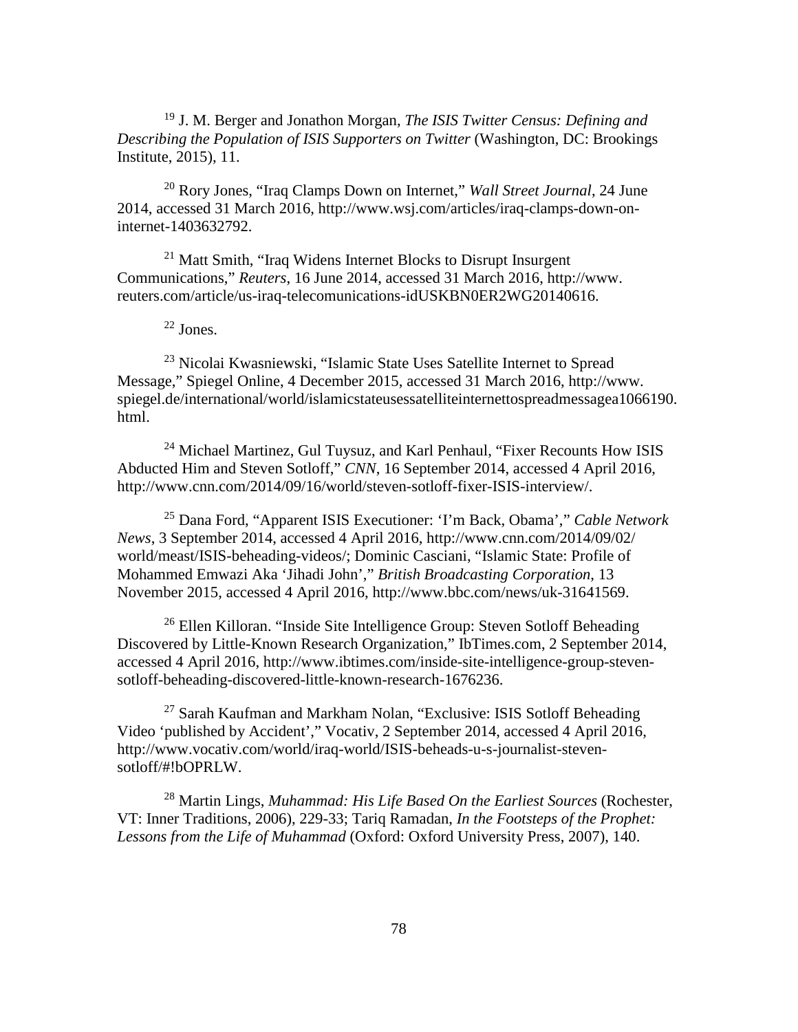[19] J. M. Berger and Jonathon Morgan, *The ISIS Twitter Census: Defining and Describing the Population of ISIS Supporters on Twitter* (Washington, DC: Brookings Institute, 2015), 11.

[20] Rory Jones, "Iraq Clamps Down on Internet," *Wall Street Journal*, 24 June 2014, accessed 31 March 2016, http://www.wsj.com/articles/iraq-clamps-down-on-internet-1403632792.

[21] Matt Smith, "Iraq Widens Internet Blocks to Disrupt Insurgent Communications," *Reuters*, 16 June 2014, accessed 31 March 2016, http://www.reuters.com/article/us-iraq-telecomunications-idUSKBN0ER2WG20140616.

[22] Jones.

[23] Nicolai Kwasniewski, "Islamic State Uses Satellite Internet to Spread Message," Spiegel Online, 4 December 2015, accessed 31 March 2016, http://www.spiegel.de/international/world/islamicstateusessatelliteinternettospreadmessagea1066190.html.

[24] Michael Martinez, Gul Tuysuz, and Karl Penhaul, "Fixer Recounts How ISIS Abducted Him and Steven Sotloff," *CNN*, 16 September 2014, accessed 4 April 2016, http://www.cnn.com/2014/09/16/world/steven-sotloff-fixer-ISIS-interview/.

[25] Dana Ford, "Apparent ISIS Executioner: 'I'm Back, Obama'," *Cable Network News*, 3 September 2014, accessed 4 April 2016, http://www.cnn.com/2014/09/02/world/meast/ISIS-beheading-videos/; Dominic Casciani, "Islamic State: Profile of Mohammed Emwazi Aka 'Jihadi John'," *British Broadcasting Corporation*, 13 November 2015, accessed 4 April 2016, http://www.bbc.com/news/uk-31641569.

[26] Ellen Killoran. "Inside Site Intelligence Group: Steven Sotloff Beheading Discovered by Little-Known Research Organization," IbTimes.com, 2 September 2014, accessed 4 April 2016, http://www.ibtimes.com/inside-site-intelligence-group-steven-sotloff-beheading-discovered-little-known-research-1676236.

[27] Sarah Kaufman and Markham Nolan, "Exclusive: ISIS Sotloff Beheading Video 'published by Accident'," Vocativ, 2 September 2014, accessed 4 April 2016, http://www.vocativ.com/world/iraq-world/ISIS-beheads-u-s-journalist-steven-sotloff/#!bOPRLW.

[28] Martin Lings, *Muhammad: His Life Based On the Earliest Sources* (Rochester, VT: Inner Traditions, 2006), 229-33; Tariq Ramadan, *In the Footsteps of the Prophet: Lessons from the Life of Muhammad* (Oxford: Oxford University Press, 2007), 140.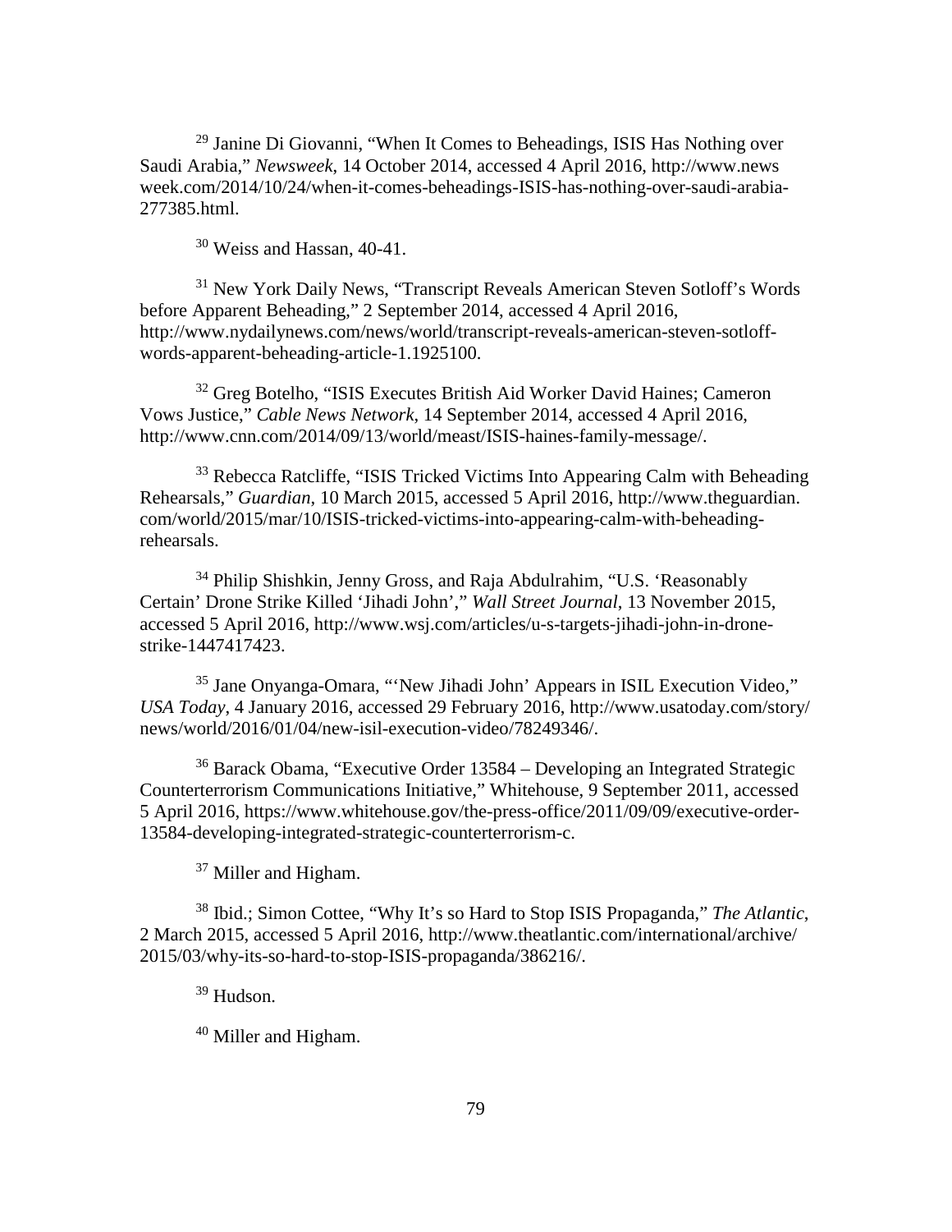[29] Janine Di Giovanni, "When It Comes to Beheadings, ISIS Has Nothing over Saudi Arabia," *Newsweek*, 14 October 2014, accessed 4 April 2016, http://www.news week.com/2014/10/24/when-it-comes-beheadings-ISIS-has-nothing-over-saudi-arabia-277385.html.

[30] Weiss and Hassan, 40-41.

[31] New York Daily News, "Transcript Reveals American Steven Sotloff's Words before Apparent Beheading," 2 September 2014, accessed 4 April 2016, http://www.nydailynews.com/news/world/transcript-reveals-american-steven-sotloff-words-apparent-beheading-article-1.1925100.

[32] Greg Botelho, "ISIS Executes British Aid Worker David Haines; Cameron Vows Justice," *Cable News Network*, 14 September 2014, accessed 4 April 2016, http://www.cnn.com/2014/09/13/world/meast/ISIS-haines-family-message/.

[33] Rebecca Ratcliffe, "ISIS Tricked Victims Into Appearing Calm with Beheading Rehearsals," *Guardian*, 10 March 2015, accessed 5 April 2016, http://www.theguardian. com/world/2015/mar/10/ISIS-tricked-victims-into-appearing-calm-with-beheading-rehearsals.

[34] Philip Shishkin, Jenny Gross, and Raja Abdulrahim, "U.S. 'Reasonably Certain' Drone Strike Killed 'Jihadi John'," *Wall Street Journal*, 13 November 2015, accessed 5 April 2016, http://www.wsj.com/articles/u-s-targets-jihadi-john-in-drone-strike-1447417423.

[35] Jane Onyanga-Omara, "'New Jihadi John' Appears in ISIL Execution Video," *USA Today*, 4 January 2016, accessed 29 February 2016, http://www.usatoday.com/story/ news/world/2016/01/04/new-isil-execution-video/78249346/.

[36] Barack Obama, "Executive Order 13584 – Developing an Integrated Strategic Counterterrorism Communications Initiative," Whitehouse, 9 September 2011, accessed 5 April 2016, https://www.whitehouse.gov/the-press-office/2011/09/09/executive-order-13584-developing-integrated-strategic-counterterrorism-c.

[37] Miller and Higham.

[38] Ibid.; Simon Cottee, "Why It's so Hard to Stop ISIS Propaganda," *The Atlantic*, 2 March 2015, accessed 5 April 2016, http://www.theatlantic.com/international/archive/ 2015/03/why-its-so-hard-to-stop-ISIS-propaganda/386216/.

[39] Hudson.

[40] Miller and Higham.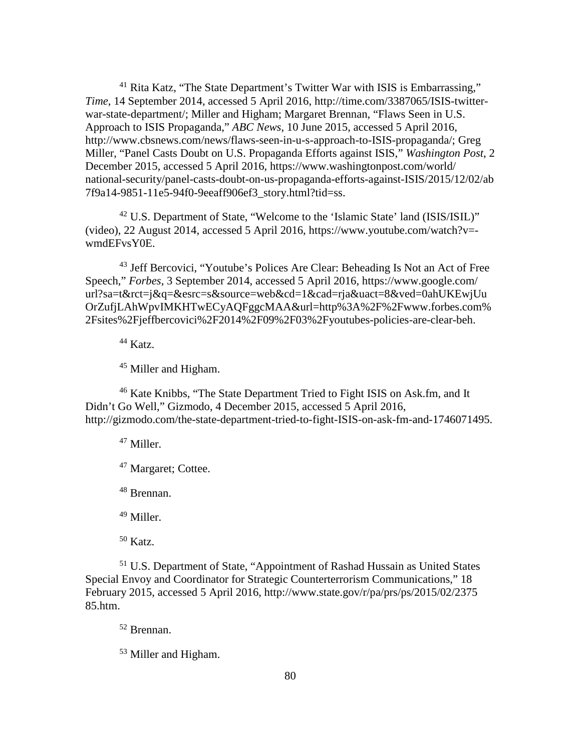[41] Rita Katz, “The State Department’s Twitter War with ISIS is Embarrassing,” *Time*, 14 September 2014, accessed 5 April 2016, http://time.com/3387065/ISIS-twitter-war-state-department/; Miller and Higham; Margaret Brennan, “Flaws Seen in U.S. Approach to ISIS Propaganda,” *ABC News*, 10 June 2015, accessed 5 April 2016, http://www.cbsnews.com/news/flaws-seen-in-u-s-approach-to-ISIS-propaganda/; Greg Miller, “Panel Casts Doubt on U.S. Propaganda Efforts against ISIS,” *Washington Post*, 2 December 2015, accessed 5 April 2016, https://www.washingtonpost.com/world/national-security/panel-casts-doubt-on-us-propaganda-efforts-against-ISIS/2015/12/02/ab7f9a14-9851-11e5-94f0-9eeaff906ef3_story.html?tid=ss.

[42] U.S. Department of State, “Welcome to the ‘Islamic State’ land (ISIS/ISIL)” (video), 22 August 2014, accessed 5 April 2016, https://www.youtube.com/watch?v=-wmdEFvsY0E.

[43] Jeff Bercovici, “Youtube’s Polices Are Clear: Beheading Is Not an Act of Free Speech,” *Forbes*, 3 September 2014, accessed 5 April 2016, https://www.google.com/url?sa=t&rct=j&q=&esrc=s&source=web&cd=1&cad=rja&uact=8&ved=0ahUKEwjUuOrZufjLAhWpvIMKHTwECyAQFggcMAA&url=http%3A%2F%2Fwww.forbes.com%2Fsites%2Fjeffbercovici%2F2014%2F09%2F03%2Fyoutubes-policies-are-clear-beh.

[44] Katz.

[45] Miller and Higham.

[46] Kate Knibbs, “The State Department Tried to Fight ISIS on Ask.fm, and It Didn’t Go Well,” Gizmodo, 4 December 2015, accessed 5 April 2016, http://gizmodo.com/the-state-department-tried-to-fight-ISIS-on-ask-fm-and-1746071495.

[47] Miller.

[47] Margaret; Cottee.

[48] Brennan.

[49] Miller.

[50] Katz.

[51] U.S. Department of State, “Appointment of Rashad Hussain as United States Special Envoy and Coordinator for Strategic Counterterrorism Communications,” 18 February 2015, accessed 5 April 2016, http://www.state.gov/r/pa/prs/ps/2015/02/237585.htm.

[52] Brennan.

[53] Miller and Higham.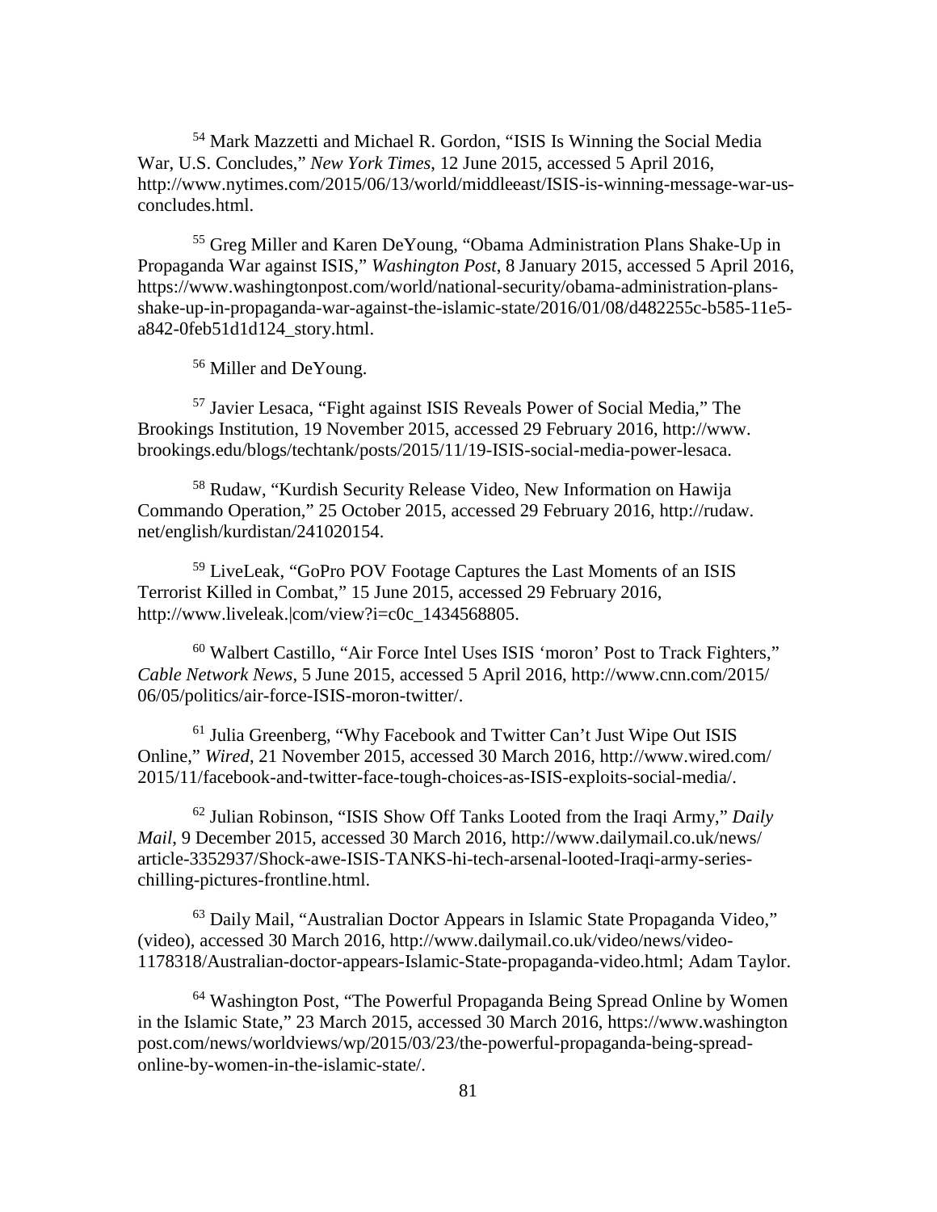[54] Mark Mazzetti and Michael R. Gordon, "ISIS Is Winning the Social Media War, U.S. Concludes," *New York Times*, 12 June 2015, accessed 5 April 2016, http://www.nytimes.com/2015/06/13/world/middleeast/ISIS-is-winning-message-war-us-concludes.html.

[55] Greg Miller and Karen DeYoung, "Obama Administration Plans Shake-Up in Propaganda War against ISIS," *Washington Post*, 8 January 2015, accessed 5 April 2016, https://www.washingtonpost.com/world/national-security/obama-administration-plans-shake-up-in-propaganda-war-against-the-islamic-state/2016/01/08/d482255c-b585-11e5-a842-0feb51d1d124_story.html.

[56] Miller and DeYoung.

[57] Javier Lesaca, "Fight against ISIS Reveals Power of Social Media," The Brookings Institution, 19 November 2015, accessed 29 February 2016, http://www.brookings.edu/blogs/techtank/posts/2015/11/19-ISIS-social-media-power-lesaca.

[58] Rudaw, "Kurdish Security Release Video, New Information on Hawija Commando Operation," 25 October 2015, accessed 29 February 2016, http://rudaw.net/english/kurdistan/241020154.

[59] LiveLeak, "GoPro POV Footage Captures the Last Moments of an ISIS Terrorist Killed in Combat," 15 June 2015, accessed 29 February 2016, http://www.liveleak.|com/view?i=c0c_1434568805.

[60] Walbert Castillo, "Air Force Intel Uses ISIS 'moron' Post to Track Fighters," *Cable Network News*, 5 June 2015, accessed 5 April 2016, http://www.cnn.com/2015/06/05/politics/air-force-ISIS-moron-twitter/.

[61] Julia Greenberg, "Why Facebook and Twitter Can't Just Wipe Out ISIS Online," *Wired*, 21 November 2015, accessed 30 March 2016, http://www.wired.com/2015/11/facebook-and-twitter-face-tough-choices-as-ISIS-exploits-social-media/.

[62] Julian Robinson, "ISIS Show Off Tanks Looted from the Iraqi Army," *Daily Mail*, 9 December 2015, accessed 30 March 2016, http://www.dailymail.co.uk/news/article-3352937/Shock-awe-ISIS-TANKS-hi-tech-arsenal-looted-Iraqi-army-series-chilling-pictures-frontline.html.

[63] Daily Mail, "Australian Doctor Appears in Islamic State Propaganda Video," (video), accessed 30 March 2016, http://www.dailymail.co.uk/video/news/video-1178318/Australian-doctor-appears-Islamic-State-propaganda-video.html; Adam Taylor.

[64] Washington Post, "The Powerful Propaganda Being Spread Online by Women in the Islamic State," 23 March 2015, accessed 30 March 2016, https://www.washingtonpost.com/news/worldviews/wp/2015/03/23/the-powerful-propaganda-being-spread-online-by-women-in-the-islamic-state/.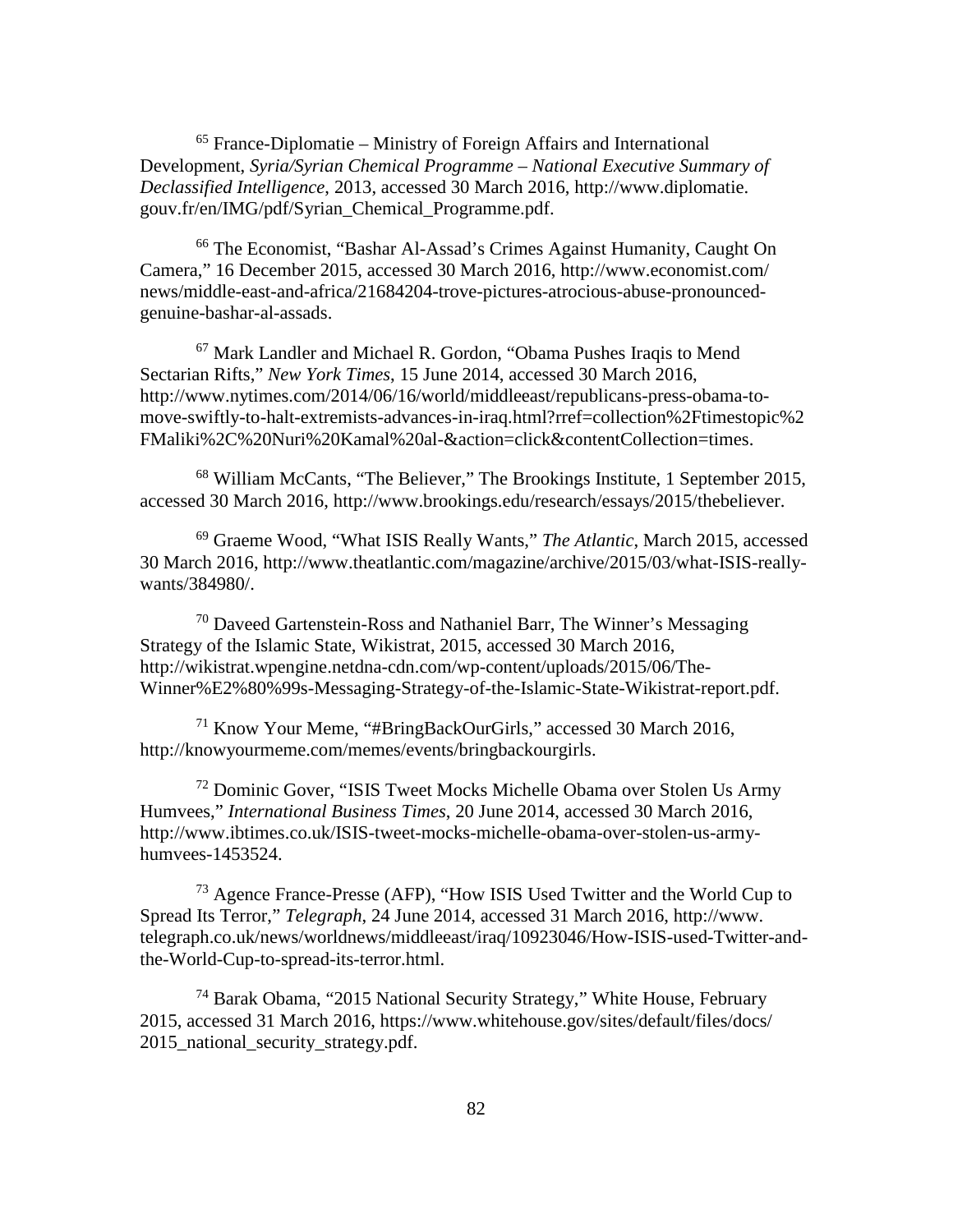[65] France-Diplomatie – Ministry of Foreign Affairs and International Development, *Syria/Syrian Chemical Programme – National Executive Summary of Declassified Intelligence*, 2013, accessed 30 March 2016, http://www.diplomatie.gouv.fr/en/IMG/pdf/Syrian_Chemical_Programme.pdf.

[66] The Economist, "Bashar Al-Assad's Crimes Against Humanity, Caught On Camera," 16 December 2015, accessed 30 March 2016, http://www.economist.com/news/middle-east-and-africa/21684204-trove-pictures-atrocious-abuse-pronounced-genuine-bashar-al-assads.

[67] Mark Landler and Michael R. Gordon, "Obama Pushes Iraqis to Mend Sectarian Rifts," *New York Times*, 15 June 2014, accessed 30 March 2016, http://www.nytimes.com/2014/06/16/world/middleeast/republicans-press-obama-to-move-swiftly-to-halt-extremists-advances-in-iraq.html?rref=collection%2Ftimestopic%2FMaliki%2C%20Nuri%20Kamal%20al-&action=click&contentCollection=times.

[68] William McCants, "The Believer," The Brookings Institute, 1 September 2015, accessed 30 March 2016, http://www.brookings.edu/research/essays/2015/thebeliever.

[69] Graeme Wood, "What ISIS Really Wants," *The Atlantic*, March 2015, accessed 30 March 2016, http://www.theatlantic.com/magazine/archive/2015/03/what-ISIS-really-wants/384980/.

[70] Daveed Gartenstein-Ross and Nathaniel Barr, The Winner's Messaging Strategy of the Islamic State, Wikistrat, 2015, accessed 30 March 2016, http://wikistrat.wpengine.netdna-cdn.com/wp-content/uploads/2015/06/The-Winner%E2%80%99s-Messaging-Strategy-of-the-Islamic-State-Wikistrat-report.pdf.

[71] Know Your Meme, "#BringBackOurGirls," accessed 30 March 2016, http://knowyourmeme.com/memes/events/bringbackourgirls.

[72] Dominic Gover, "ISIS Tweet Mocks Michelle Obama over Stolen Us Army Humvees," *International Business Times*, 20 June 2014, accessed 30 March 2016, http://www.ibtimes.co.uk/ISIS-tweet-mocks-michelle-obama-over-stolen-us-army-humvees-1453524.

[73] Agence France-Presse (AFP), "How ISIS Used Twitter and the World Cup to Spread Its Terror," *Telegraph*, 24 June 2014, accessed 31 March 2016, http://www.telegraph.co.uk/news/worldnews/middleeast/iraq/10923046/How-ISIS-used-Twitter-and-the-World-Cup-to-spread-its-terror.html.

[74] Barak Obama, "2015 National Security Strategy," White House, February 2015, accessed 31 March 2016, https://www.whitehouse.gov/sites/default/files/docs/2015_national_security_strategy.pdf.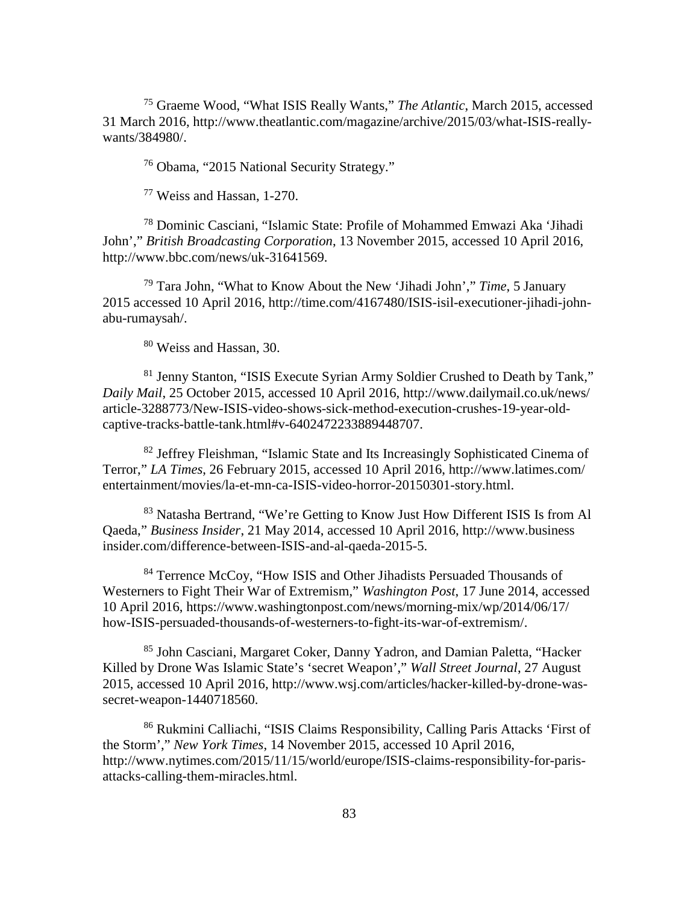[75] Graeme Wood, "What ISIS Really Wants," *The Atlantic*, March 2015, accessed 31 March 2016, http://www.theatlantic.com/magazine/archive/2015/03/what-ISIS-really-wants/384980/.

[76] Obama, "2015 National Security Strategy."

[77] Weiss and Hassan, 1-270.

[78] Dominic Casciani, "Islamic State: Profile of Mohammed Emwazi Aka 'Jihadi John'," *British Broadcasting Corporation*, 13 November 2015, accessed 10 April 2016, http://www.bbc.com/news/uk-31641569.

[79] Tara John, "What to Know About the New 'Jihadi John'," *Time*, 5 January 2015 accessed 10 April 2016, http://time.com/4167480/ISIS-isil-executioner-jihadi-john-abu-rumaysah/.

[80] Weiss and Hassan, 30.

[81] Jenny Stanton, "ISIS Execute Syrian Army Soldier Crushed to Death by Tank," *Daily Mail*, 25 October 2015, accessed 10 April 2016, http://www.dailymail.co.uk/news/article-3288773/New-ISIS-video-shows-sick-method-execution-crushes-19-year-old-captive-tracks-battle-tank.html#v-6402472233889448707.

[82] Jeffrey Fleishman, "Islamic State and Its Increasingly Sophisticated Cinema of Terror," *LA Times*, 26 February 2015, accessed 10 April 2016, http://www.latimes.com/entertainment/movies/la-et-mn-ca-ISIS-video-horror-20150301-story.html.

[83] Natasha Bertrand, "We're Getting to Know Just How Different ISIS Is from Al Qaeda," *Business Insider*, 21 May 2014, accessed 10 April 2016, http://www.businessinsider.com/difference-between-ISIS-and-al-qaeda-2015-5.

[84] Terrence McCoy, "How ISIS and Other Jihadists Persuaded Thousands of Westerners to Fight Their War of Extremism," *Washington Post*, 17 June 2014, accessed 10 April 2016, https://www.washingtonpost.com/news/morning-mix/wp/2014/06/17/how-ISIS-persuaded-thousands-of-westerners-to-fight-its-war-of-extremism/.

[85] John Casciani, Margaret Coker, Danny Yadron, and Damian Paletta, "Hacker Killed by Drone Was Islamic State's 'secret Weapon'," *Wall Street Journal*, 27 August 2015, accessed 10 April 2016, http://www.wsj.com/articles/hacker-killed-by-drone-was-secret-weapon-1440718560.

[86] Rukmini Calliachi, "ISIS Claims Responsibility, Calling Paris Attacks 'First of the Storm'," *New York Times*, 14 November 2015, accessed 10 April 2016, http://www.nytimes.com/2015/11/15/world/europe/ISIS-claims-responsibility-for-paris-attacks-calling-them-miracles.html.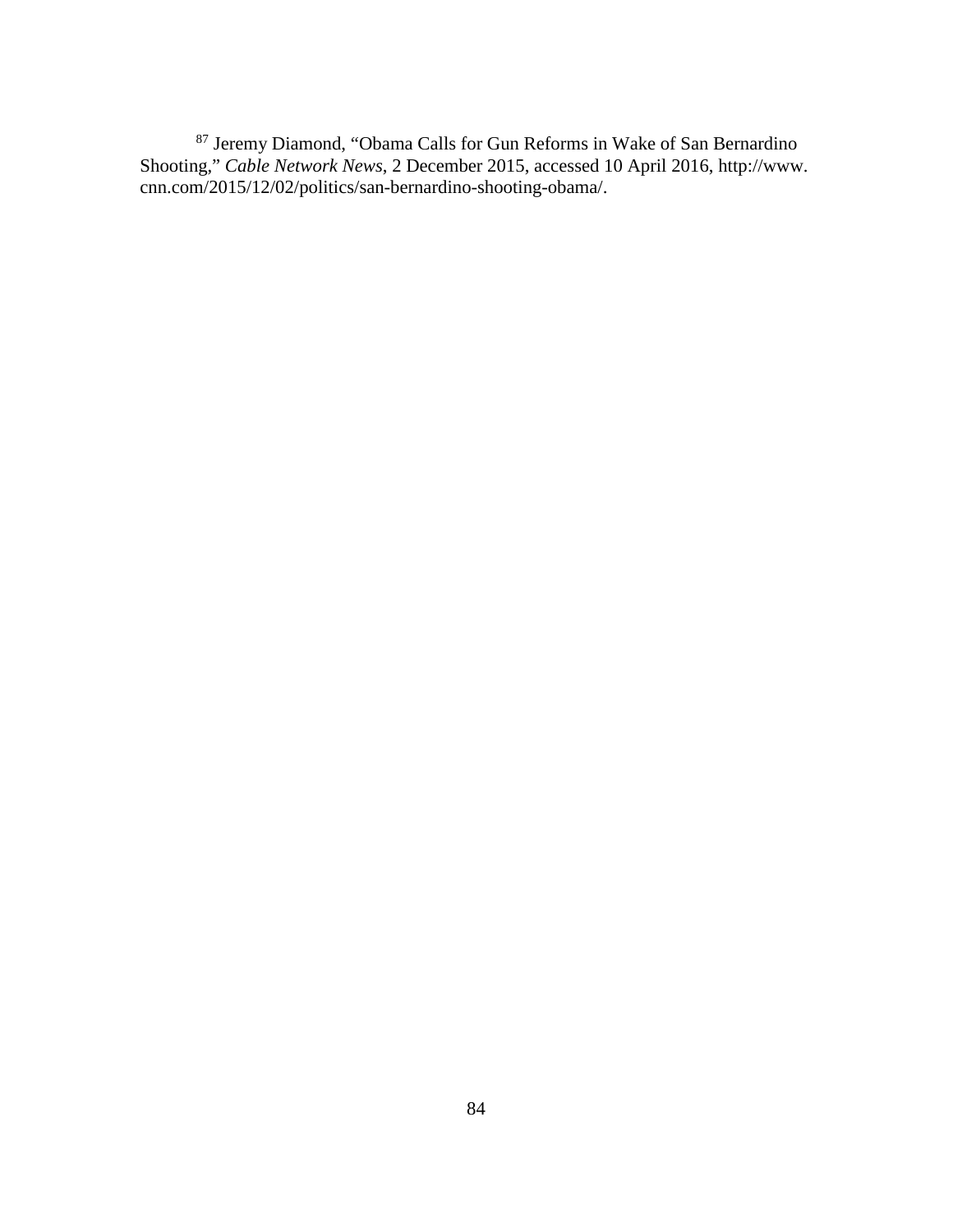[87] Jeremy Diamond, "Obama Calls for Gun Reforms in Wake of San Bernardino Shooting," *Cable Network News*, 2 December 2015, accessed 10 April 2016, http://www.cnn.com/2015/12/02/politics/san-bernardino-shooting-obama/.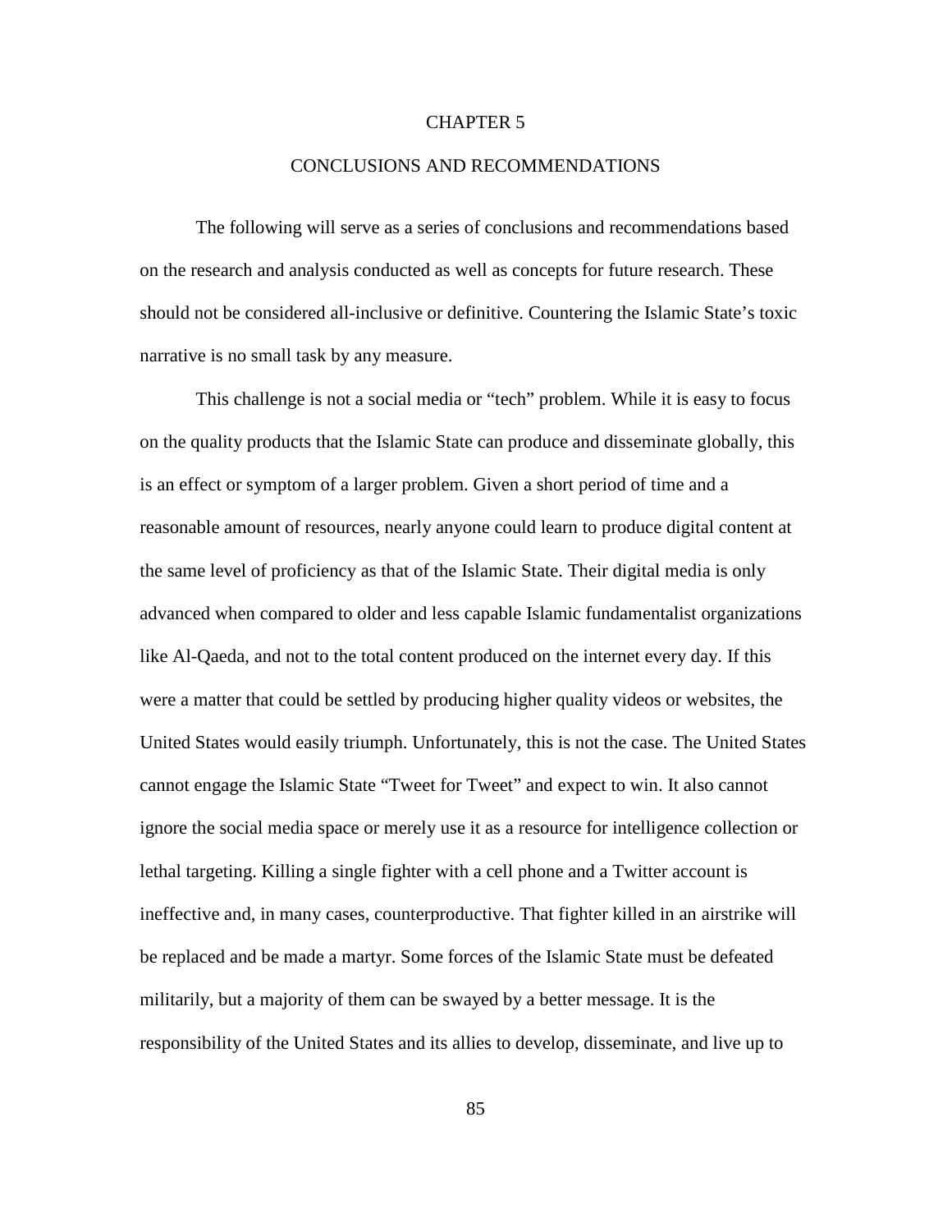# CHAPTER 5

## CONCLUSIONS AND RECOMMENDATIONS

The following will serve as a series of conclusions and recommendations based on the research and analysis conducted as well as concepts for future research. These should not be considered all-inclusive or definitive. Countering the Islamic State's toxic narrative is no small task by any measure.

This challenge is not a social media or "tech" problem. While it is easy to focus on the quality products that the Islamic State can produce and disseminate globally, this is an effect or symptom of a larger problem. Given a short period of time and a reasonable amount of resources, nearly anyone could learn to produce digital content at the same level of proficiency as that of the Islamic State. Their digital media is only advanced when compared to older and less capable Islamic fundamentalist organizations like Al-Qaeda, and not to the total content produced on the internet every day. If this were a matter that could be settled by producing higher quality videos or websites, the United States would easily triumph. Unfortunately, this is not the case. The United States cannot engage the Islamic State "Tweet for Tweet" and expect to win. It also cannot ignore the social media space or merely use it as a resource for intelligence collection or lethal targeting. Killing a single fighter with a cell phone and a Twitter account is ineffective and, in many cases, counterproductive. That fighter killed in an airstrike will be replaced and be made a martyr. Some forces of the Islamic State must be defeated militarily, but a majority of them can be swayed by a better message. It is the responsibility of the United States and its allies to develop, disseminate, and live up to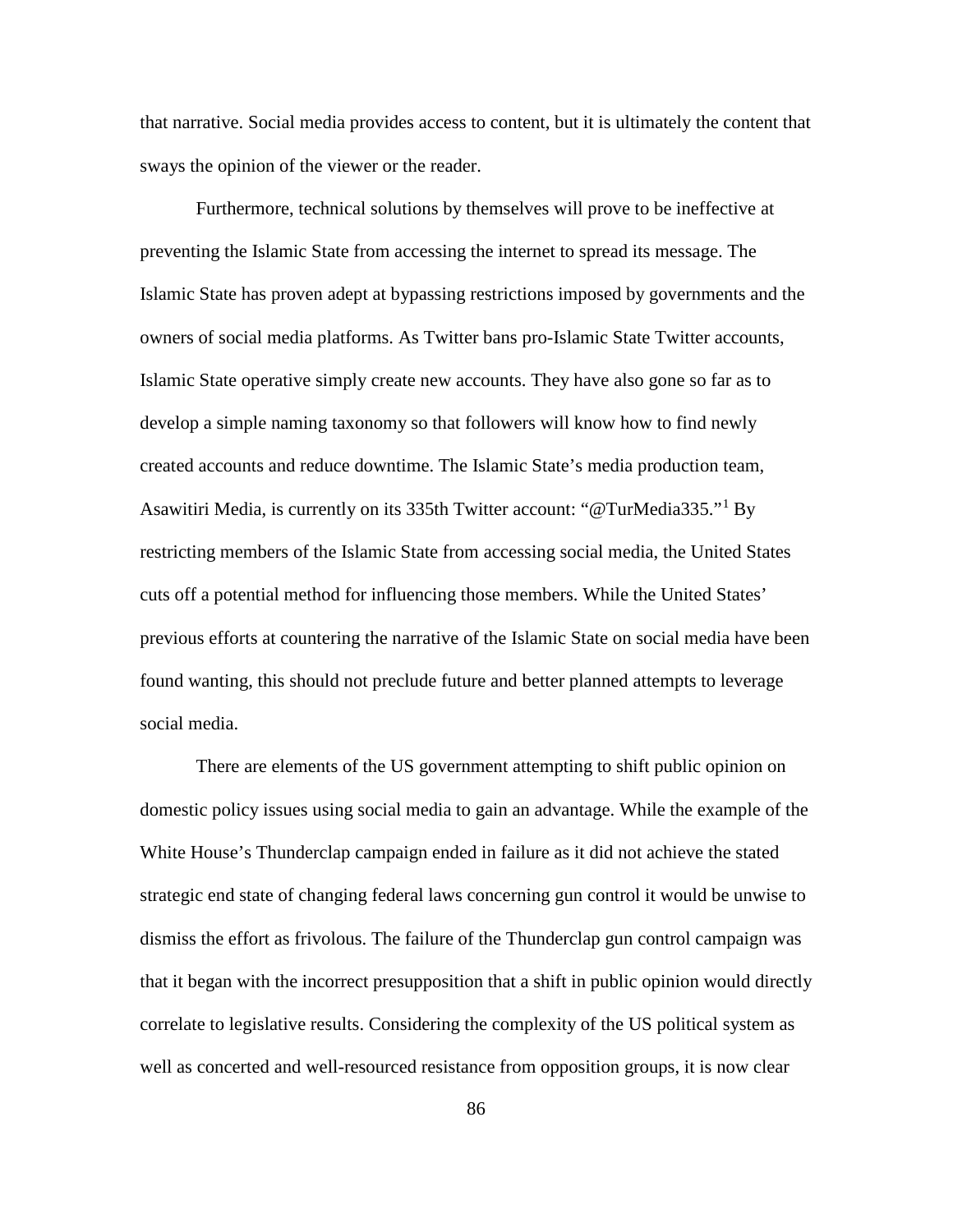that narrative. Social media provides access to content, but it is ultimately the content that sways the opinion of the viewer or the reader.

Furthermore, technical solutions by themselves will prove to be ineffective at preventing the Islamic State from accessing the internet to spread its message. The Islamic State has proven adept at bypassing restrictions imposed by governments and the owners of social media platforms. As Twitter bans pro-Islamic State Twitter accounts, Islamic State operative simply create new accounts. They have also gone so far as to develop a simple naming taxonomy so that followers will know how to find newly created accounts and reduce downtime. The Islamic State's media production team, Asawitiri Media, is currently on its 335th Twitter account: "@TurMedia335."[1] By restricting members of the Islamic State from accessing social media, the United States cuts off a potential method for influencing those members. While the United States' previous efforts at countering the narrative of the Islamic State on social media have been found wanting, this should not preclude future and better planned attempts to leverage social media.

There are elements of the US government attempting to shift public opinion on domestic policy issues using social media to gain an advantage. While the example of the White House's Thunderclap campaign ended in failure as it did not achieve the stated strategic end state of changing federal laws concerning gun control it would be unwise to dismiss the effort as frivolous. The failure of the Thunderclap gun control campaign was that it began with the incorrect presupposition that a shift in public opinion would directly correlate to legislative results. Considering the complexity of the US political system as well as concerted and well-resourced resistance from opposition groups, it is now clear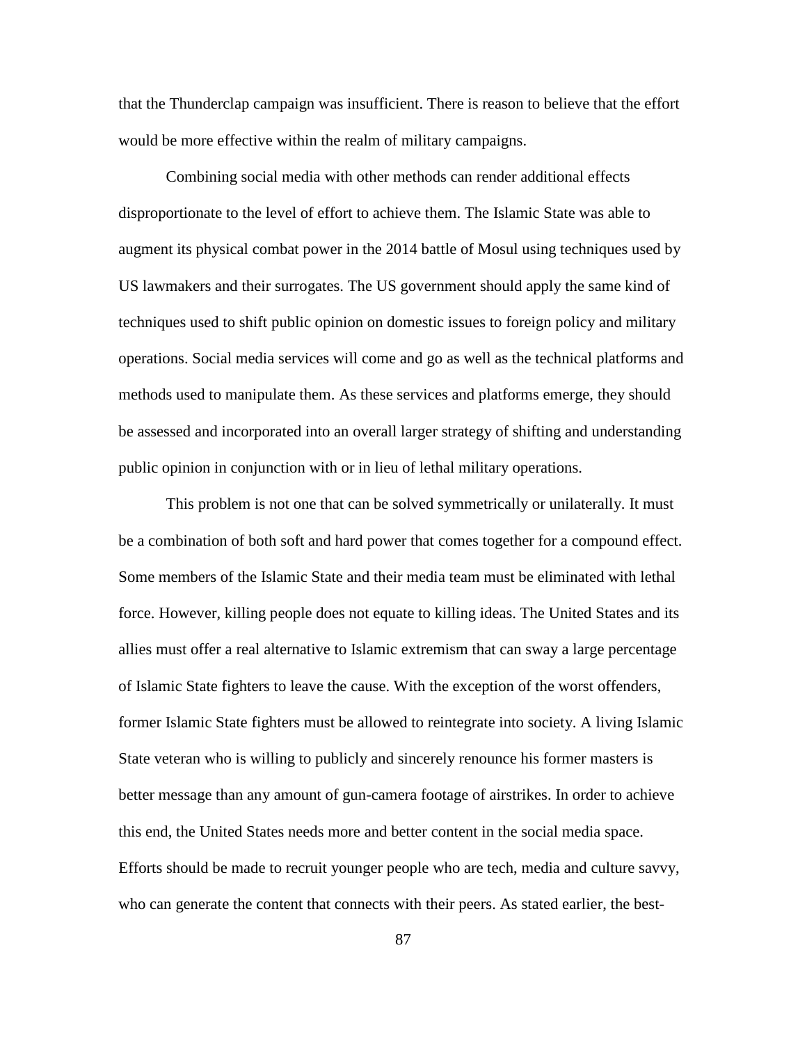that the Thunderclap campaign was insufficient. There is reason to believe that the effort would be more effective within the realm of military campaigns.

Combining social media with other methods can render additional effects disproportionate to the level of effort to achieve them. The Islamic State was able to augment its physical combat power in the 2014 battle of Mosul using techniques used by US lawmakers and their surrogates. The US government should apply the same kind of techniques used to shift public opinion on domestic issues to foreign policy and military operations. Social media services will come and go as well as the technical platforms and methods used to manipulate them. As these services and platforms emerge, they should be assessed and incorporated into an overall larger strategy of shifting and understanding public opinion in conjunction with or in lieu of lethal military operations.

This problem is not one that can be solved symmetrically or unilaterally. It must be a combination of both soft and hard power that comes together for a compound effect. Some members of the Islamic State and their media team must be eliminated with lethal force. However, killing people does not equate to killing ideas. The United States and its allies must offer a real alternative to Islamic extremism that can sway a large percentage of Islamic State fighters to leave the cause. With the exception of the worst offenders, former Islamic State fighters must be allowed to reintegrate into society. A living Islamic State veteran who is willing to publicly and sincerely renounce his former masters is better message than any amount of gun-camera footage of airstrikes. In order to achieve this end, the United States needs more and better content in the social media space. Efforts should be made to recruit younger people who are tech, media and culture savvy, who can generate the content that connects with their peers. As stated earlier, the best-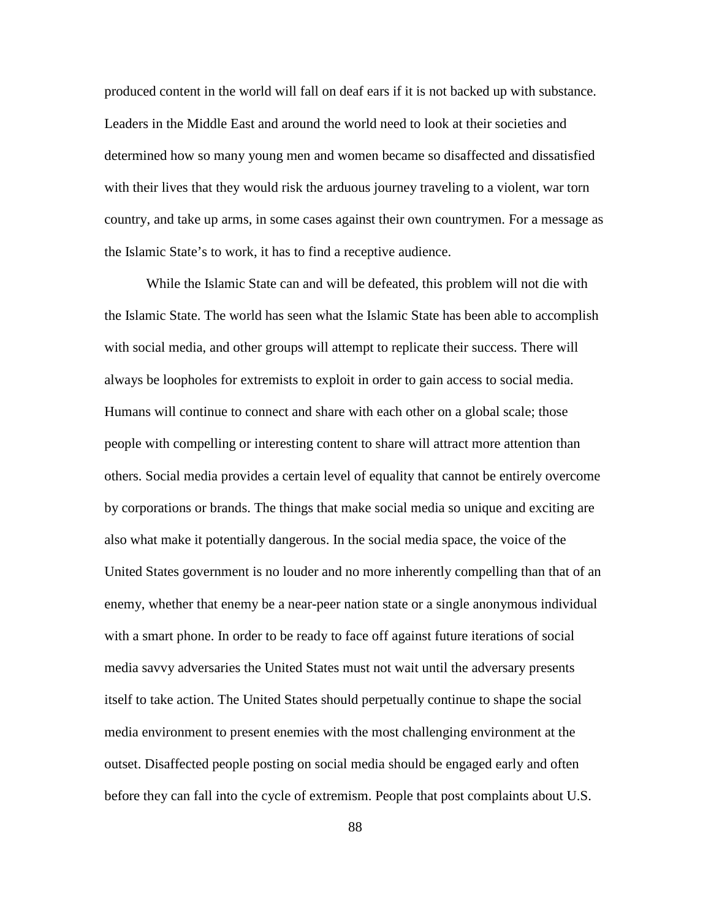produced content in the world will fall on deaf ears if it is not backed up with substance. Leaders in the Middle East and around the world need to look at their societies and determined how so many young men and women became so disaffected and dissatisfied with their lives that they would risk the arduous journey traveling to a violent, war torn country, and take up arms, in some cases against their own countrymen. For a message as the Islamic State's to work, it has to find a receptive audience.

While the Islamic State can and will be defeated, this problem will not die with the Islamic State. The world has seen what the Islamic State has been able to accomplish with social media, and other groups will attempt to replicate their success. There will always be loopholes for extremists to exploit in order to gain access to social media. Humans will continue to connect and share with each other on a global scale; those people with compelling or interesting content to share will attract more attention than others. Social media provides a certain level of equality that cannot be entirely overcome by corporations or brands. The things that make social media so unique and exciting are also what make it potentially dangerous. In the social media space, the voice of the United States government is no louder and no more inherently compelling than that of an enemy, whether that enemy be a near-peer nation state or a single anonymous individual with a smart phone. In order to be ready to face off against future iterations of social media savvy adversaries the United States must not wait until the adversary presents itself to take action. The United States should perpetually continue to shape the social media environment to present enemies with the most challenging environment at the outset. Disaffected people posting on social media should be engaged early and often before they can fall into the cycle of extremism. People that post complaints about U.S.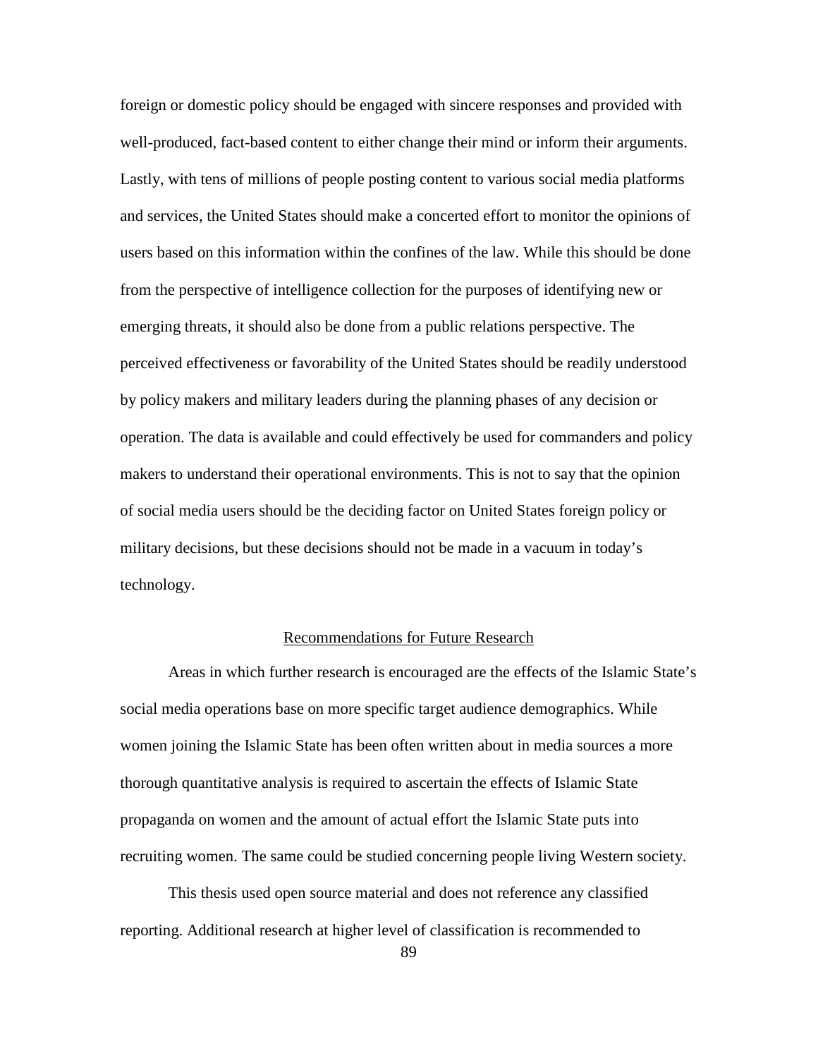foreign or domestic policy should be engaged with sincere responses and provided with well-produced, fact-based content to either change their mind or inform their arguments. Lastly, with tens of millions of people posting content to various social media platforms and services, the United States should make a concerted effort to monitor the opinions of users based on this information within the confines of the law. While this should be done from the perspective of intelligence collection for the purposes of identifying new or emerging threats, it should also be done from a public relations perspective. The perceived effectiveness or favorability of the United States should be readily understood by policy makers and military leaders during the planning phases of any decision or operation. The data is available and could effectively be used for commanders and policy makers to understand their operational environments. This is not to say that the opinion of social media users should be the deciding factor on United States foreign policy or military decisions, but these decisions should not be made in a vacuum in today's technology.

## Recommendations for Future Research

Areas in which further research is encouraged are the effects of the Islamic State's social media operations base on more specific target audience demographics. While women joining the Islamic State has been often written about in media sources a more thorough quantitative analysis is required to ascertain the effects of Islamic State propaganda on women and the amount of actual effort the Islamic State puts into recruiting women. The same could be studied concerning people living Western society.

This thesis used open source material and does not reference any classified reporting. Additional research at higher level of classification is recommended to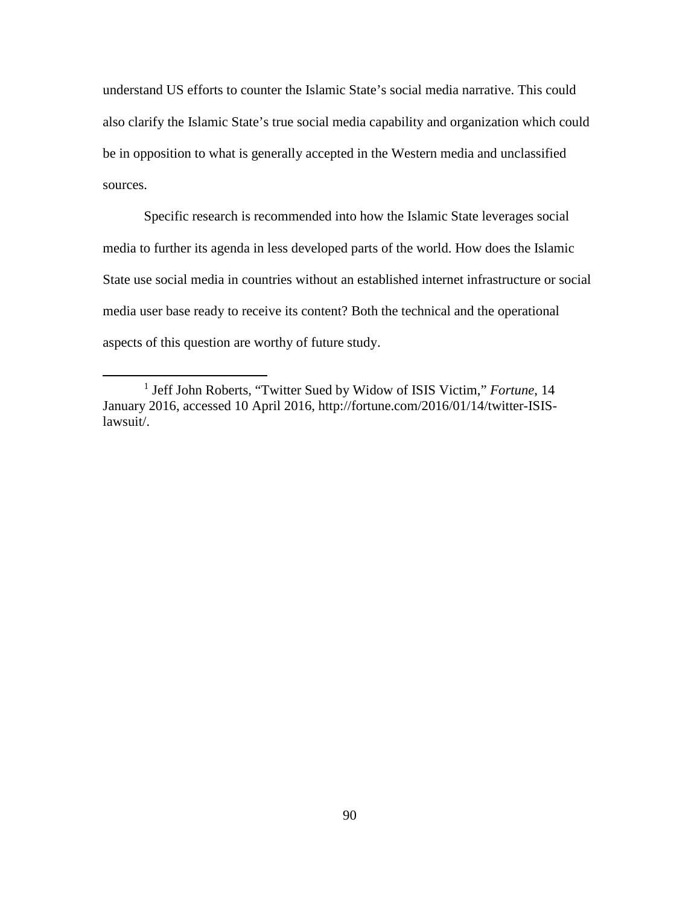understand US efforts to counter the Islamic State's social media narrative. This could also clarify the Islamic State's true social media capability and organization which could be in opposition to what is generally accepted in the Western media and unclassified sources.

Specific research is recommended into how the Islamic State leverages social media to further its agenda in less developed parts of the world. How does the Islamic State use social media in countries without an established internet infrastructure or social media user base ready to receive its content? Both the technical and the operational aspects of this question are worthy of future study.

---

[1] Jeff John Roberts, "Twitter Sued by Widow of ISIS Victim," *Fortune*, 14 January 2016, accessed 10 April 2016, http://fortune.com/2016/01/14/twitter-ISIS-lawsuit/.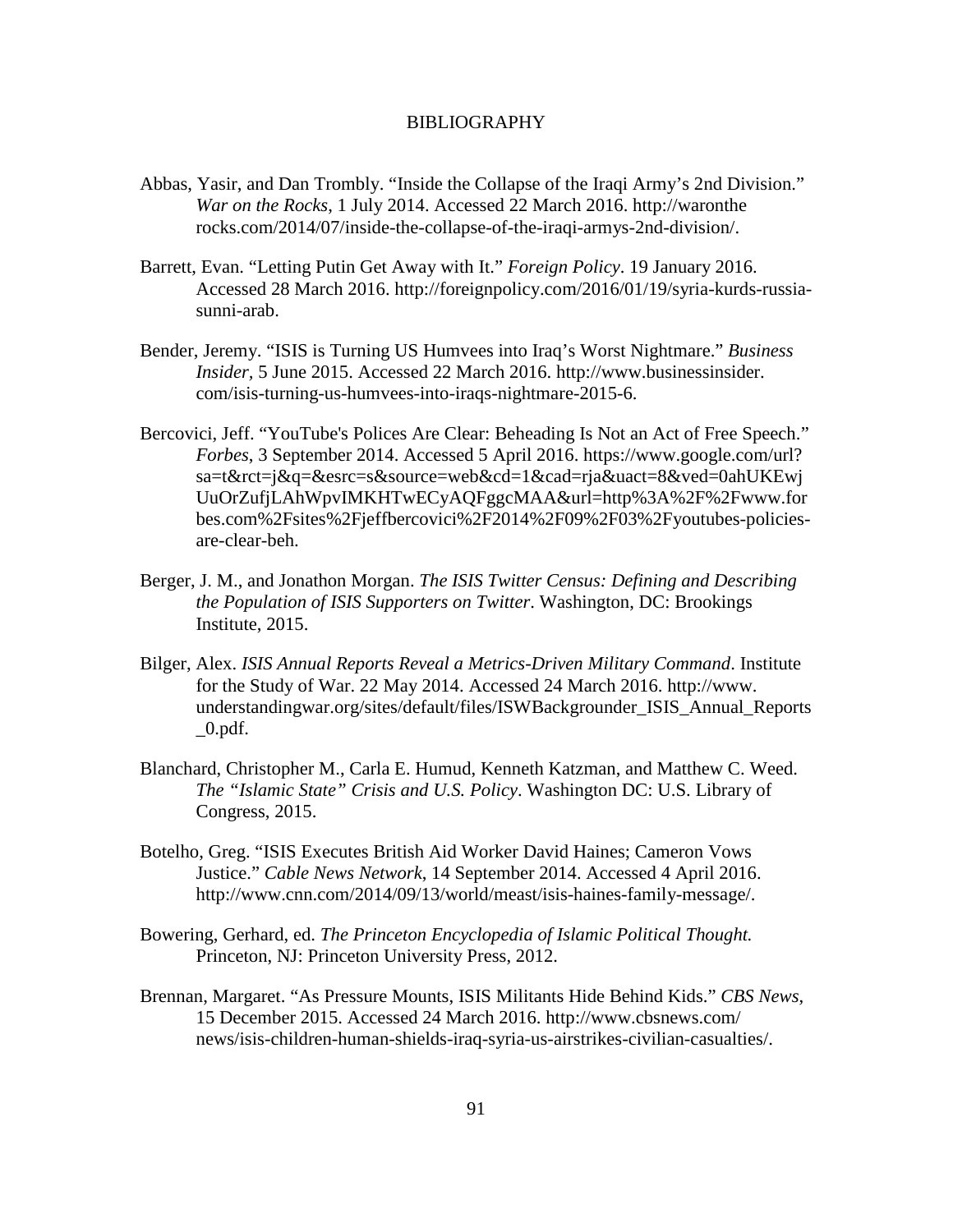# BIBLIOGRAPHY

Abbas, Yasir, and Dan Trombly. "Inside the Collapse of the Iraqi Army's 2nd Division." *War on the Rocks*, 1 July 2014. Accessed 22 March 2016. http://waronthe rocks.com/2014/07/inside-the-collapse-of-the-iraqi-armys-2nd-division/.

Barrett, Evan. "Letting Putin Get Away with It." *Foreign Policy*. 19 January 2016. Accessed 28 March 2016. http://foreignpolicy.com/2016/01/19/syria-kurds-russia-sunni-arab.

Bender, Jeremy. "ISIS is Turning US Humvees into Iraq's Worst Nightmare." *Business Insider*, 5 June 2015. Accessed 22 March 2016. http://www.businessinsider. com/isis-turning-us-humvees-into-iraqs-nightmare-2015-6.

Bercovici, Jeff. "YouTube's Polices Are Clear: Beheading Is Not an Act of Free Speech." *Forbes*, 3 September 2014. Accessed 5 April 2016. https://www.google.com/url?sa=t&rct=j&q=&esrc=s&source=web&cd=1&cad=rja&uact=8&ved=0ahUKEwjUuOrZufjLAhWpvIMKHTwECyAQFggcMAA&url=http%3A%2F%2Fwww.forbes.com%2Fsites%2Fjeffbercovici%2F2014%2F09%2F03%2Fyoutubes-policies-are-clear-beh.

Berger, J. M., and Jonathon Morgan. *The ISIS Twitter Census: Defining and Describing the Population of ISIS Supporters on Twitter*. Washington, DC: Brookings Institute, 2015.

Bilger, Alex. *ISIS Annual Reports Reveal a Metrics-Driven Military Command*. Institute for the Study of War. 22 May 2014. Accessed 24 March 2016. http://www. understandingwar.org/sites/default/files/ISWBackgrounder_ISIS_Annual_Reports_0.pdf.

Blanchard, Christopher M., Carla E. Humud, Kenneth Katzman, and Matthew C. Weed. *The "Islamic State" Crisis and U.S. Policy*. Washington DC: U.S. Library of Congress, 2015.

Botelho, Greg. "ISIS Executes British Aid Worker David Haines; Cameron Vows Justice." *Cable News Network*, 14 September 2014. Accessed 4 April 2016. http://www.cnn.com/2014/09/13/world/meast/isis-haines-family-message/.

Bowering, Gerhard, ed. *The Princeton Encyclopedia of Islamic Political Thought.* Princeton, NJ: Princeton University Press, 2012.

Brennan, Margaret. "As Pressure Mounts, ISIS Militants Hide Behind Kids." *CBS News*, 15 December 2015. Accessed 24 March 2016. http://www.cbsnews.com/ news/isis-children-human-shields-iraq-syria-us-airstrikes-civilian-casualties/.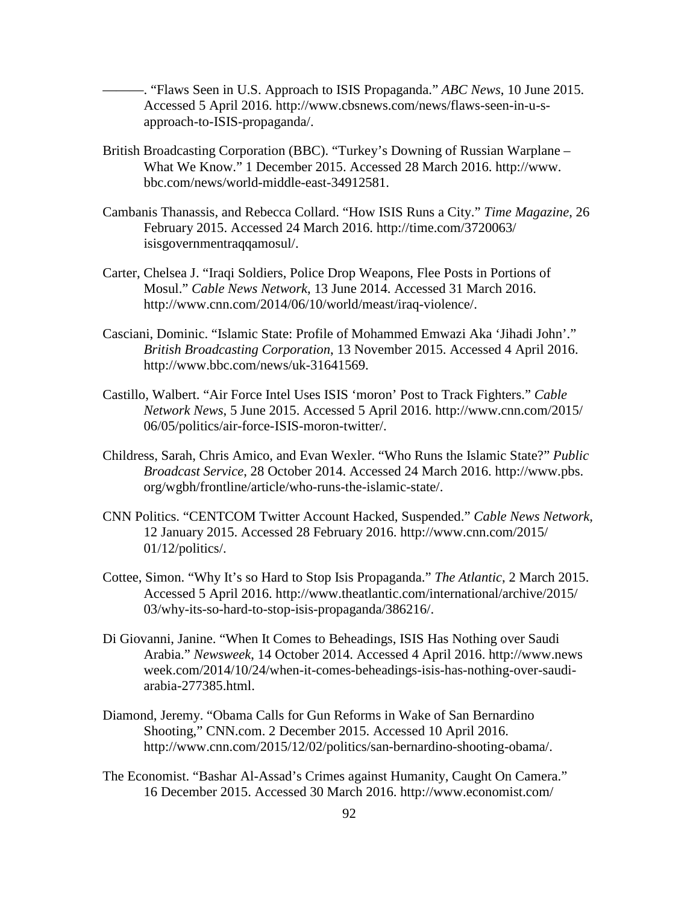———. "Flaws Seen in U.S. Approach to ISIS Propaganda." *ABC News*, 10 June 2015. Accessed 5 April 2016. http://www.cbsnews.com/news/flaws-seen-in-u-s-approach-to-ISIS-propaganda/.

British Broadcasting Corporation (BBC). "Turkey's Downing of Russian Warplane – What We Know." 1 December 2015. Accessed 28 March 2016. http://www.bbc.com/news/world-middle-east-34912581.

Cambanis Thanassis, and Rebecca Collard. "How ISIS Runs a City." *Time Magazine*, 26 February 2015. Accessed 24 March 2016. http://time.com/3720063/isisgovernmentraqqamosul/.

Carter, Chelsea J. "Iraqi Soldiers, Police Drop Weapons, Flee Posts in Portions of Mosul." *Cable News Network*, 13 June 2014. Accessed 31 March 2016. http://www.cnn.com/2014/06/10/world/meast/iraq-violence/.

Casciani, Dominic. "Islamic State: Profile of Mohammed Emwazi Aka 'Jihadi John'." *British Broadcasting Corporation*, 13 November 2015. Accessed 4 April 2016. http://www.bbc.com/news/uk-31641569.

Castillo, Walbert. "Air Force Intel Uses ISIS 'moron' Post to Track Fighters." *Cable Network News*, 5 June 2015. Accessed 5 April 2016. http://www.cnn.com/2015/06/05/politics/air-force-ISIS-moron-twitter/.

Childress, Sarah, Chris Amico, and Evan Wexler. "Who Runs the Islamic State?" *Public Broadcast Service*, 28 October 2014. Accessed 24 March 2016. http://www.pbs.org/wgbh/frontline/article/who-runs-the-islamic-state/.

CNN Politics. "CENTCOM Twitter Account Hacked, Suspended." *Cable News Network*, 12 January 2015. Accessed 28 February 2016. http://www.cnn.com/2015/01/12/politics/.

Cottee, Simon. "Why It's so Hard to Stop Isis Propaganda." *The Atlantic*, 2 March 2015. Accessed 5 April 2016. http://www.theatlantic.com/international/archive/2015/03/why-its-so-hard-to-stop-isis-propaganda/386216/.

Di Giovanni, Janine. "When It Comes to Beheadings, ISIS Has Nothing over Saudi Arabia." *Newsweek*, 14 October 2014. Accessed 4 April 2016. http://www.newsweek.com/2014/10/24/when-it-comes-beheadings-isis-has-nothing-over-saudi-arabia-277385.html.

Diamond, Jeremy. "Obama Calls for Gun Reforms in Wake of San Bernardino Shooting," CNN.com. 2 December 2015. Accessed 10 April 2016. http://www.cnn.com/2015/12/02/politics/san-bernardino-shooting-obama/.

The Economist. "Bashar Al-Assad's Crimes against Humanity, Caught On Camera." 16 December 2015. Accessed 30 March 2016. http://www.economist.com/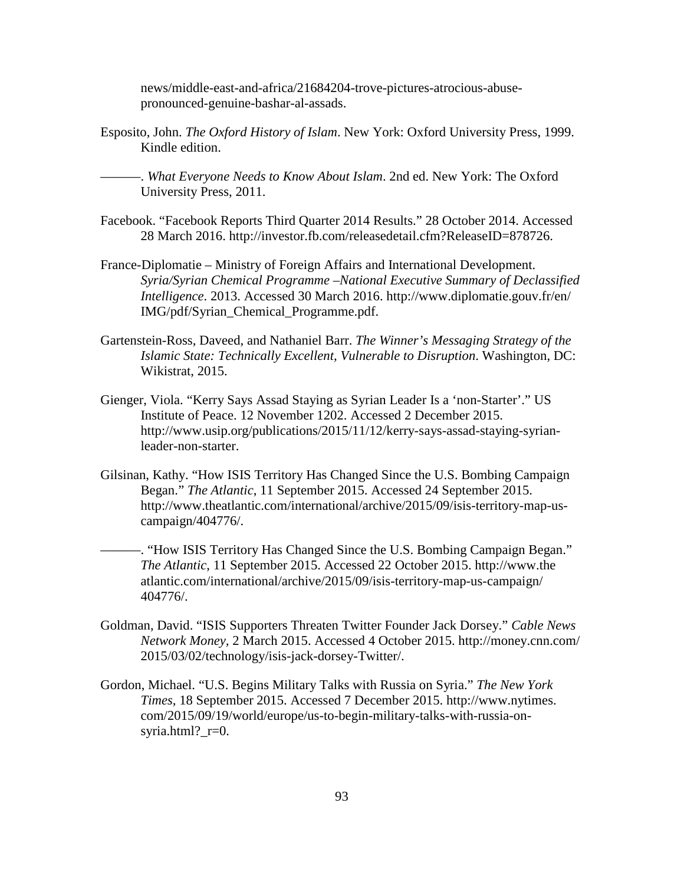news/middle-east-and-africa/21684204-trove-pictures-atrocious-abuse-pronounced-genuine-bashar-al-assads.

Esposito, John. *The Oxford History of Islam*. New York: Oxford University Press, 1999. Kindle edition.

———. *What Everyone Needs to Know About Islam*. 2nd ed. New York: The Oxford University Press, 2011.

Facebook. "Facebook Reports Third Quarter 2014 Results." 28 October 2014. Accessed 28 March 2016. http://investor.fb.com/releasedetail.cfm?ReleaseID=878726.

France-Diplomatie – Ministry of Foreign Affairs and International Development. *Syria/Syrian Chemical Programme –National Executive Summary of Declassified Intelligence*. 2013. Accessed 30 March 2016. http://www.diplomatie.gouv.fr/en/IMG/pdf/Syrian_Chemical_Programme.pdf.

Gartenstein-Ross, Daveed, and Nathaniel Barr. *The Winner's Messaging Strategy of the Islamic State: Technically Excellent, Vulnerable to Disruption*. Washington, DC: Wikistrat, 2015.

Gienger, Viola. "Kerry Says Assad Staying as Syrian Leader Is a 'non-Starter'." US Institute of Peace. 12 November 1202. Accessed 2 December 2015. http://www.usip.org/publications/2015/11/12/kerry-says-assad-staying-syrian-leader-non-starter.

Gilsinan, Kathy. "How ISIS Territory Has Changed Since the U.S. Bombing Campaign Began." *The Atlantic*, 11 September 2015. Accessed 24 September 2015. http://www.theatlantic.com/international/archive/2015/09/isis-territory-map-us-campaign/404776/.

———. "How ISIS Territory Has Changed Since the U.S. Bombing Campaign Began." *The Atlantic*, 11 September 2015. Accessed 22 October 2015. http://www.theatlantic.com/international/archive/2015/09/isis-territory-map-us-campaign/404776/.

Goldman, David. "ISIS Supporters Threaten Twitter Founder Jack Dorsey." *Cable News Network Money*, 2 March 2015. Accessed 4 October 2015. http://money.cnn.com/2015/03/02/technology/isis-jack-dorsey-Twitter/.

Gordon, Michael. "U.S. Begins Military Talks with Russia on Syria." *The New York Times*, 18 September 2015. Accessed 7 December 2015. http://www.nytimes.com/2015/09/19/world/europe/us-to-begin-military-talks-with-russia-on-syria.html?_r=0.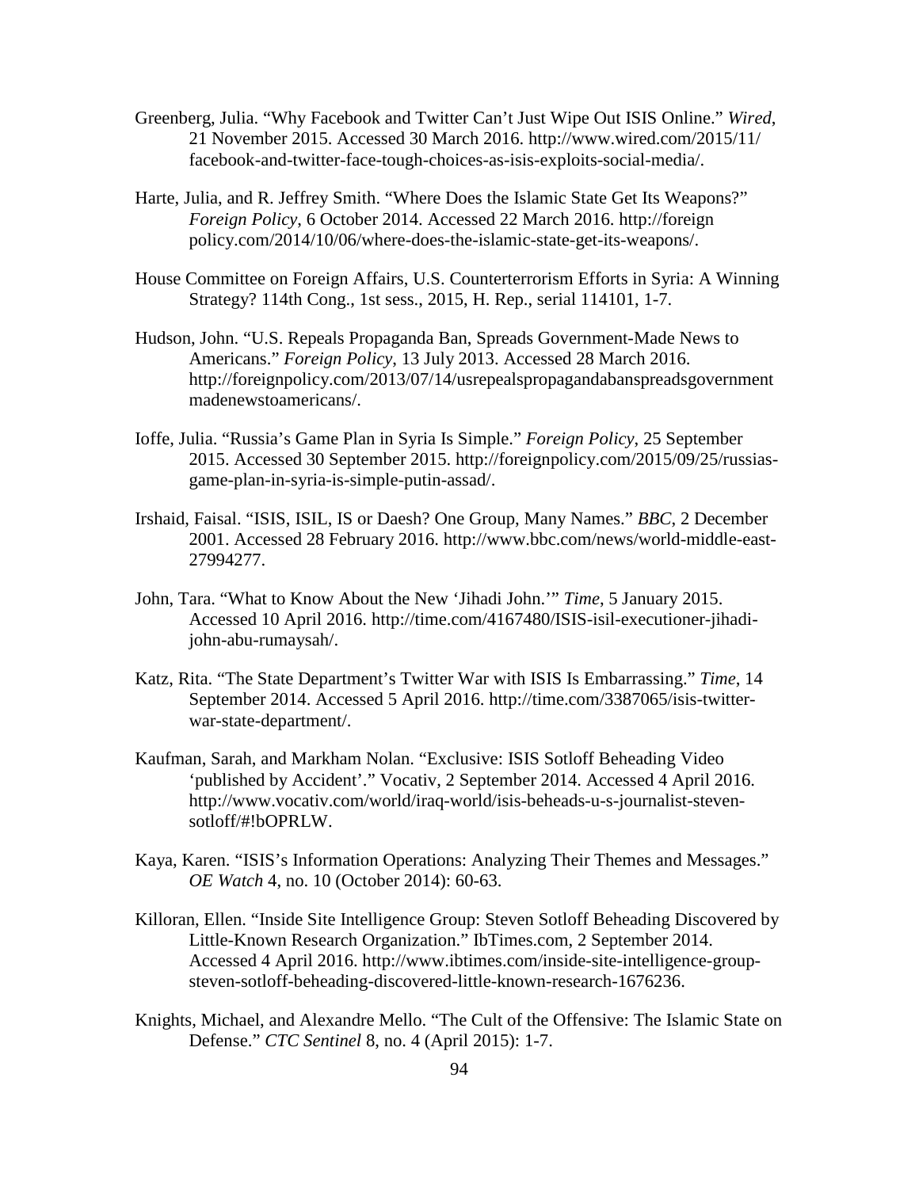Greenberg, Julia. "Why Facebook and Twitter Can't Just Wipe Out ISIS Online." *Wired*, 21 November 2015. Accessed 30 March 2016. http://www.wired.com/2015/11/ facebook-and-twitter-face-tough-choices-as-isis-exploits-social-media/.

Harte, Julia, and R. Jeffrey Smith. "Where Does the Islamic State Get Its Weapons?" *Foreign Policy*, 6 October 2014. Accessed 22 March 2016. http://foreign policy.com/2014/10/06/where-does-the-islamic-state-get-its-weapons/.

House Committee on Foreign Affairs, U.S. Counterterrorism Efforts in Syria: A Winning Strategy? 114th Cong., 1st sess., 2015, H. Rep., serial 114101, 1-7.

Hudson, John. "U.S. Repeals Propaganda Ban, Spreads Government-Made News to Americans." *Foreign Policy*, 13 July 2013. Accessed 28 March 2016. http://foreignpolicy.com/2013/07/14/usrepealspropagandabanspreadsgovernment madenewstoamericans/.

Ioffe, Julia. "Russia's Game Plan in Syria Is Simple." *Foreign Policy*, 25 September 2015. Accessed 30 September 2015. http://foreignpolicy.com/2015/09/25/russias-game-plan-in-syria-is-simple-putin-assad/.

Irshaid, Faisal. "ISIS, ISIL, IS or Daesh? One Group, Many Names." *BBC*, 2 December 2001. Accessed 28 February 2016. http://www.bbc.com/news/world-middle-east-27994277.

John, Tara. "What to Know About the New 'Jihadi John.'" *Time*, 5 January 2015. Accessed 10 April 2016. http://time.com/4167480/ISIS-isil-executioner-jihadi-john-abu-rumaysah/.

Katz, Rita. "The State Department's Twitter War with ISIS Is Embarrassing." *Time*, 14 September 2014. Accessed 5 April 2016. http://time.com/3387065/isis-twitter-war-state-department/.

Kaufman, Sarah, and Markham Nolan. "Exclusive: ISIS Sotloff Beheading Video 'published by Accident'." Vocativ, 2 September 2014. Accessed 4 April 2016. http://www.vocativ.com/world/iraq-world/isis-beheads-u-s-journalist-steven-sotloff/#!bOPRLW.

Kaya, Karen. "ISIS's Information Operations: Analyzing Their Themes and Messages." *OE Watch* 4, no. 10 (October 2014): 60-63.

Killoran, Ellen. "Inside Site Intelligence Group: Steven Sotloff Beheading Discovered by Little-Known Research Organization." IbTimes.com, 2 September 2014. Accessed 4 April 2016. http://www.ibtimes.com/inside-site-intelligence-group-steven-sotloff-beheading-discovered-little-known-research-1676236.

Knights, Michael, and Alexandre Mello. "The Cult of the Offensive: The Islamic State on Defense." *CTC Sentinel* 8, no. 4 (April 2015): 1-7.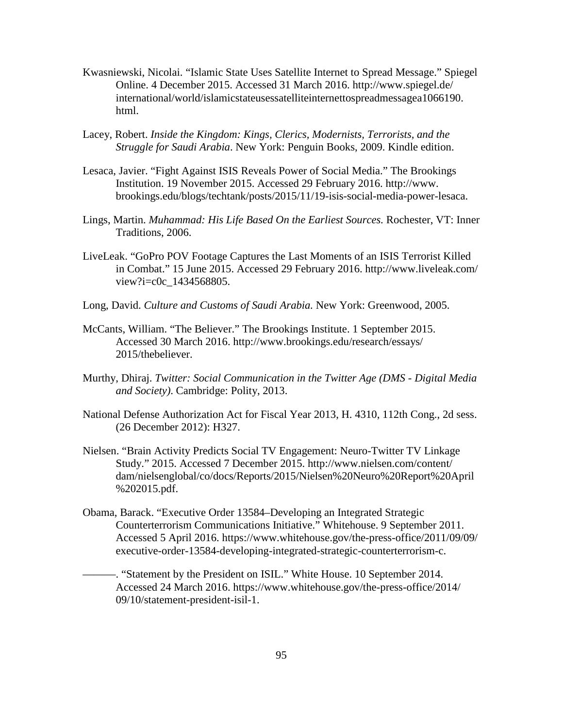Kwasniewski, Nicolai. “Islamic State Uses Satellite Internet to Spread Message.” Spiegel Online. 4 December 2015. Accessed 31 March 2016. http://www.spiegel.de/international/world/islamicstateusessatelliteinternettospreadmessagea1066190.html.

Lacey, Robert. *Inside the Kingdom: Kings, Clerics, Modernists, Terrorists, and the Struggle for Saudi Arabia*. New York: Penguin Books, 2009. Kindle edition.

Lesaca, Javier. “Fight Against ISIS Reveals Power of Social Media.” The Brookings Institution. 19 November 2015. Accessed 29 February 2016. http://www.brookings.edu/blogs/techtank/posts/2015/11/19-isis-social-media-power-lesaca.

Lings, Martin. *Muhammad: His Life Based On the Earliest Sources.* Rochester, VT: Inner Traditions, 2006.

LiveLeak. “GoPro POV Footage Captures the Last Moments of an ISIS Terrorist Killed in Combat.” 15 June 2015. Accessed 29 February 2016. http://www.liveleak.com/view?i=c0c_1434568805.

Long, David. *Culture and Customs of Saudi Arabia.* New York: Greenwood, 2005.

McCants, William. “The Believer.” The Brookings Institute. 1 September 2015. Accessed 30 March 2016. http://www.brookings.edu/research/essays/2015/thebeliever.

Murthy, Dhiraj. *Twitter: Social Communication in the Twitter Age (DMS - Digital Media and Society)*. Cambridge: Polity, 2013.

National Defense Authorization Act for Fiscal Year 2013, H. 4310, 112th Cong., 2d sess. (26 December 2012): H327.

Nielsen. “Brain Activity Predicts Social TV Engagement: Neuro-Twitter TV Linkage Study.” 2015. Accessed 7 December 2015. http://www.nielsen.com/content/dam/nielsenglobal/co/docs/Reports/2015/Nielsen%20Neuro%20Report%20April%202015.pdf.

Obama, Barack. “Executive Order 13584–Developing an Integrated Strategic Counterterrorism Communications Initiative.” Whitehouse. 9 September 2011. Accessed 5 April 2016. https://www.whitehouse.gov/the-press-office/2011/09/09/executive-order-13584-developing-integrated-strategic-counterterrorism-c.

———. “Statement by the President on ISIL.” White House. 10 September 2014. Accessed 24 March 2016. https://www.whitehouse.gov/the-press-office/2014/09/10/statement-president-isil-1.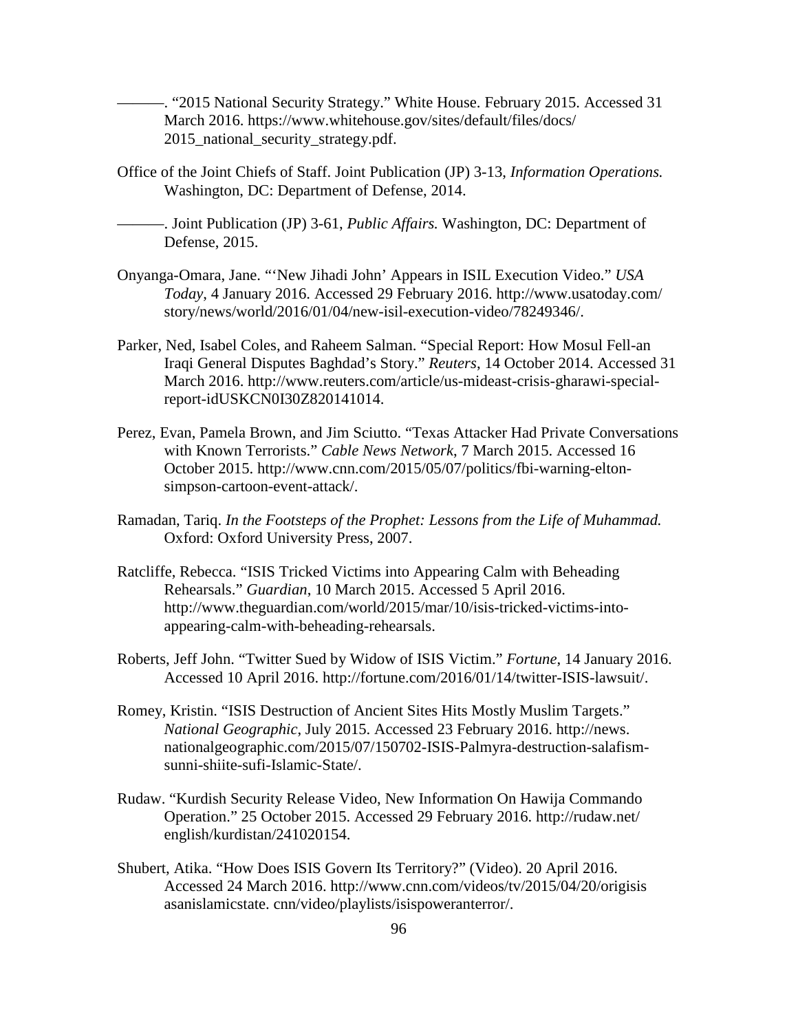———. "2015 National Security Strategy." White House. February 2015. Accessed 31 March 2016. https://www.whitehouse.gov/sites/default/files/docs/2015_national_security_strategy.pdf.

Office of the Joint Chiefs of Staff. Joint Publication (JP) 3-13, *Information Operations.* Washington, DC: Department of Defense, 2014.

———. Joint Publication (JP) 3-61, *Public Affairs.* Washington, DC: Department of Defense, 2015.

Onyanga-Omara, Jane. "'New Jihadi John' Appears in ISIL Execution Video." *USA Today*, 4 January 2016. Accessed 29 February 2016. http://www.usatoday.com/story/news/world/2016/01/04/new-isil-execution-video/78249346/.

Parker, Ned, Isabel Coles, and Raheem Salman. "Special Report: How Mosul Fell-an Iraqi General Disputes Baghdad's Story." *Reuters*, 14 October 2014. Accessed 31 March 2016. http://www.reuters.com/article/us-mideast-crisis-gharawi-special-report-idUSKCN0I30Z820141014.

Perez, Evan, Pamela Brown, and Jim Sciutto. "Texas Attacker Had Private Conversations with Known Terrorists." *Cable News Network*, 7 March 2015. Accessed 16 October 2015. http://www.cnn.com/2015/05/07/politics/fbi-warning-elton-simpson-cartoon-event-attack/.

Ramadan, Tariq. *In the Footsteps of the Prophet: Lessons from the Life of Muhammad.* Oxford: Oxford University Press, 2007.

Ratcliffe, Rebecca. "ISIS Tricked Victims into Appearing Calm with Beheading Rehearsals." *Guardian*, 10 March 2015. Accessed 5 April 2016. http://www.theguardian.com/world/2015/mar/10/isis-tricked-victims-into-appearing-calm-with-beheading-rehearsals.

Roberts, Jeff John. "Twitter Sued by Widow of ISIS Victim." *Fortune*, 14 January 2016. Accessed 10 April 2016. http://fortune.com/2016/01/14/twitter-ISIS-lawsuit/.

Romey, Kristin. "ISIS Destruction of Ancient Sites Hits Mostly Muslim Targets." *National Geographic*, July 2015. Accessed 23 February 2016. http://news.nationalgeographic.com/2015/07/150702-ISIS-Palmyra-destruction-salafism-sunni-shiite-sufi-Islamic-State/.

Rudaw. "Kurdish Security Release Video, New Information On Hawija Commando Operation." 25 October 2015. Accessed 29 February 2016. http://rudaw.net/english/kurdistan/241020154.

Shubert, Atika. "How Does ISIS Govern Its Territory?" (Video). 20 April 2016. Accessed 24 March 2016. http://www.cnn.com/videos/tv/2015/04/20/origisis asanislamicstate. cnn/video/playlists/isispoweranterror/.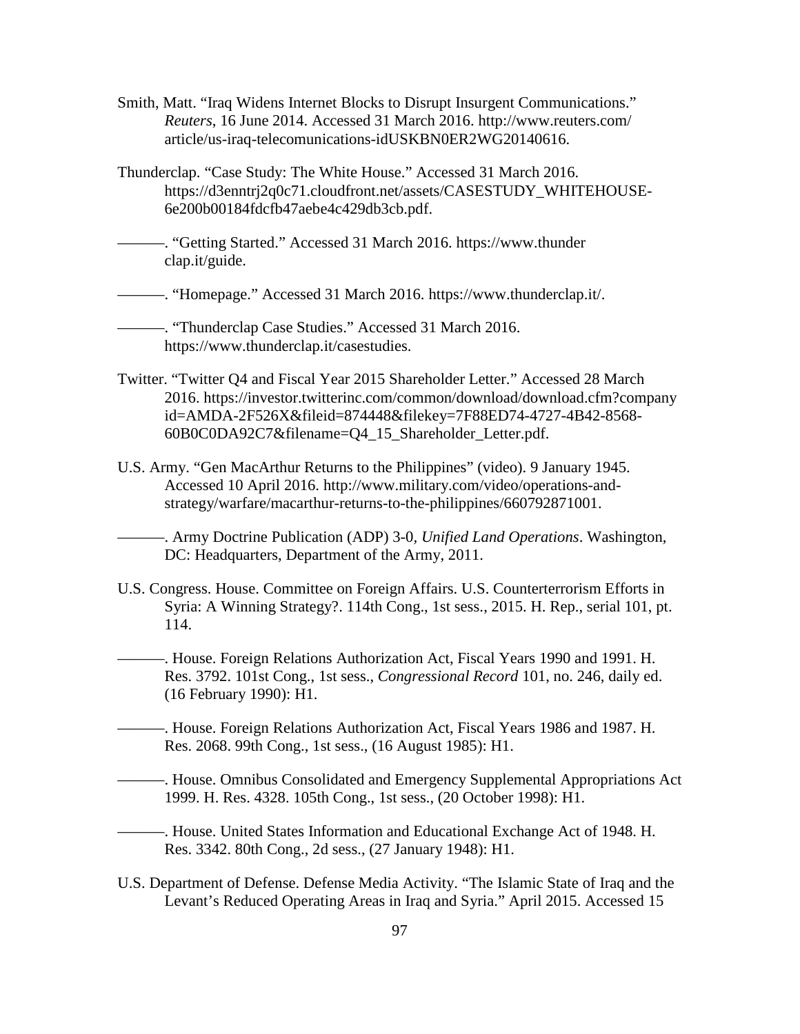Smith, Matt. "Iraq Widens Internet Blocks to Disrupt Insurgent Communications." *Reuters*, 16 June 2014. Accessed 31 March 2016. http://www.reuters.com/article/us-iraq-telecomunications-idUSKBN0ER2WG20140616.

Thunderclap. "Case Study: The White House." Accessed 31 March 2016. https://d3enntrj2q0c71.cloudfront.net/assets/CASESTUDY_WHITEHOUSE-6e200b00184fdcfb47aebe4c429db3cb.pdf.

———. "Getting Started." Accessed 31 March 2016. https://www.thunderclap.it/guide.

———. "Homepage." Accessed 31 March 2016. https://www.thunderclap.it/.

———. "Thunderclap Case Studies." Accessed 31 March 2016. https://www.thunderclap.it/casestudies.

Twitter. "Twitter Q4 and Fiscal Year 2015 Shareholder Letter." Accessed 28 March 2016. https://investor.twitterinc.com/common/download/download.cfm?companyid=AMDA-2F526X&fileid=874448&filekey=7F88ED74-4727-4B42-8568-60B0C0DA92C7&filename=Q4_15_Shareholder_Letter.pdf.

U.S. Army. "Gen MacArthur Returns to the Philippines" (video). 9 January 1945. Accessed 10 April 2016. http://www.military.com/video/operations-and-strategy/warfare/macarthur-returns-to-the-philippines/660792871001.

———. Army Doctrine Publication (ADP) 3-0, *Unified Land Operations*. Washington, DC: Headquarters, Department of the Army, 2011.

U.S. Congress. House. Committee on Foreign Affairs. U.S. Counterterrorism Efforts in Syria: A Winning Strategy?. 114th Cong., 1st sess., 2015. H. Rep., serial 101, pt. 114.

———. House. Foreign Relations Authorization Act, Fiscal Years 1990 and 1991. H. Res. 3792. 101st Cong., 1st sess., *Congressional Record* 101, no. 246, daily ed. (16 February 1990): H1.

———. House. Foreign Relations Authorization Act, Fiscal Years 1986 and 1987. H. Res. 2068. 99th Cong., 1st sess., (16 August 1985): H1.

———. House. Omnibus Consolidated and Emergency Supplemental Appropriations Act 1999. H. Res. 4328. 105th Cong., 1st sess., (20 October 1998): H1.

———. House. United States Information and Educational Exchange Act of 1948. H. Res. 3342. 80th Cong., 2d sess., (27 January 1948): H1.

U.S. Department of Defense. Defense Media Activity. "The Islamic State of Iraq and the Levant's Reduced Operating Areas in Iraq and Syria." April 2015. Accessed 15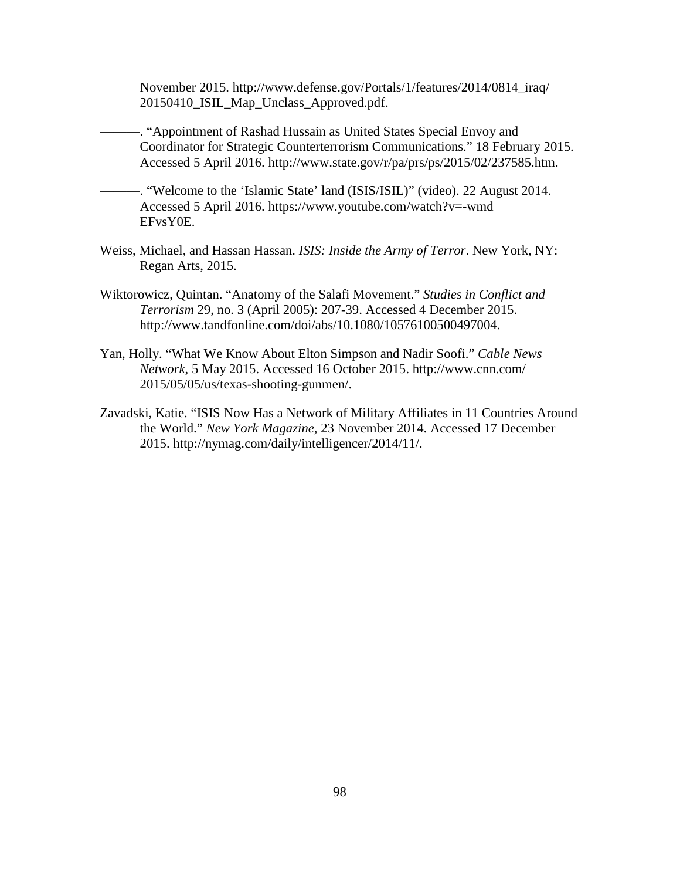November 2015. http://www.defense.gov/Portals/1/features/2014/0814_iraq/20150410_ISIL_Map_Unclass_Approved.pdf.

———. "Appointment of Rashad Hussain as United States Special Envoy and Coordinator for Strategic Counterterrorism Communications." 18 February 2015. Accessed 5 April 2016. http://www.state.gov/r/pa/prs/ps/2015/02/237585.htm.

———. "Welcome to the 'Islamic State' land (ISIS/ISIL)" (video). 22 August 2014. Accessed 5 April 2016. https://www.youtube.com/watch?v=-wmdEFvsY0E.

Weiss, Michael, and Hassan Hassan. *ISIS: Inside the Army of Terror*. New York, NY: Regan Arts, 2015.

Wiktorowicz, Quintan. "Anatomy of the Salafi Movement." *Studies in Conflict and Terrorism* 29, no. 3 (April 2005): 207-39. Accessed 4 December 2015. http://www.tandfonline.com/doi/abs/10.1080/10576100500497004.

Yan, Holly. "What We Know About Elton Simpson and Nadir Soofi." *Cable News Network*, 5 May 2015. Accessed 16 October 2015. http://www.cnn.com/2015/05/05/us/texas-shooting-gunmen/.

Zavadski, Katie. "ISIS Now Has a Network of Military Affiliates in 11 Countries Around the World." *New York Magazine*, 23 November 2014. Accessed 17 December 2015. http://nymag.com/daily/intelligencer/2014/11/.